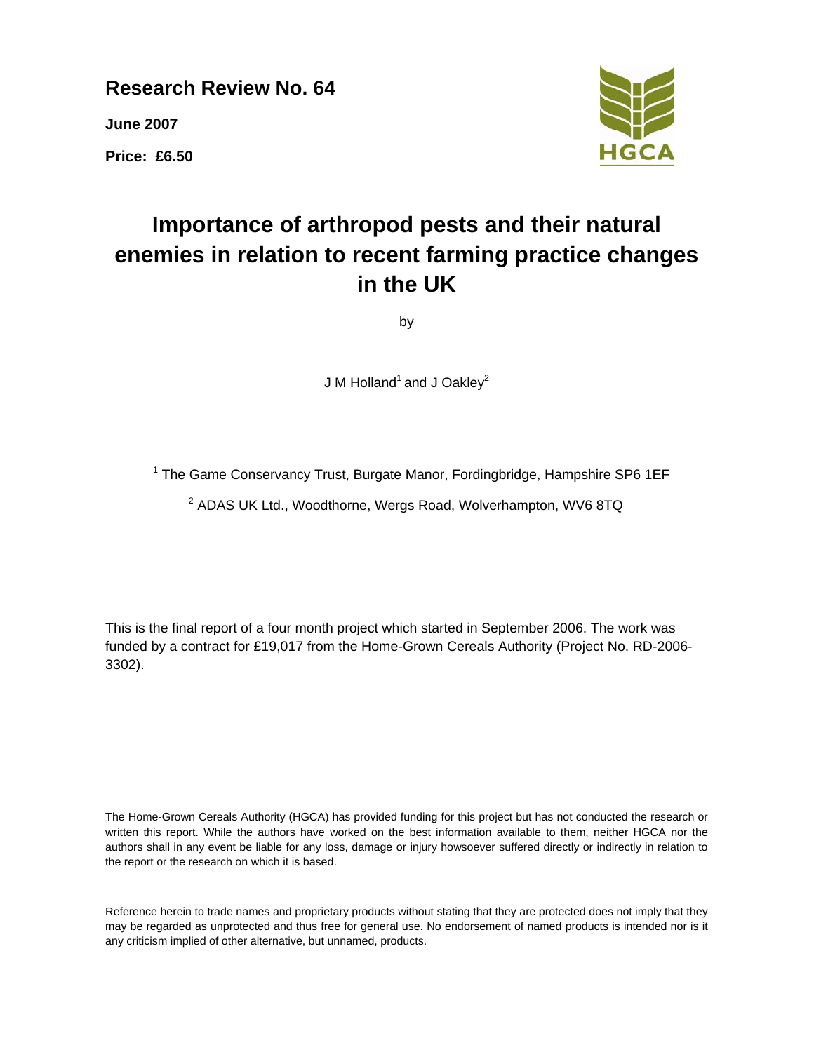**Research Review No. 64**

**June 2007**

**Price: £6.50**

HGCA

# Importance of arthropod pests and their natural enemies in relation to recent farming practice changes in the UK

by

J M Holland[1] and J Oakley[2]

[1] The Game Conservancy Trust, Burgate Manor, Fordingbridge, Hampshire SP6 1EF

[2] ADAS UK Ltd., Woodthorne, Wergs Road, Wolverhampton, WV6 8TQ

This is the final report of a four month project which started in September 2006. The work was funded by a contract for £19,017 from the Home-Grown Cereals Authority (Project No. RD-2006-3302).

The Home-Grown Cereals Authority (HGCA) has provided funding for this project but has not conducted the research or written this report. While the authors have worked on the best information available to them, neither HGCA nor the authors shall in any event be liable for any loss, damage or injury howsoever suffered directly or indirectly in relation to the report or the research on which it is based.

Reference herein to trade names and proprietary products without stating that they are protected does not imply that they may be regarded as unprotected and thus free for general use. No endorsement of named products is intended nor is it any criticism implied of other alternative, but unnamed, products.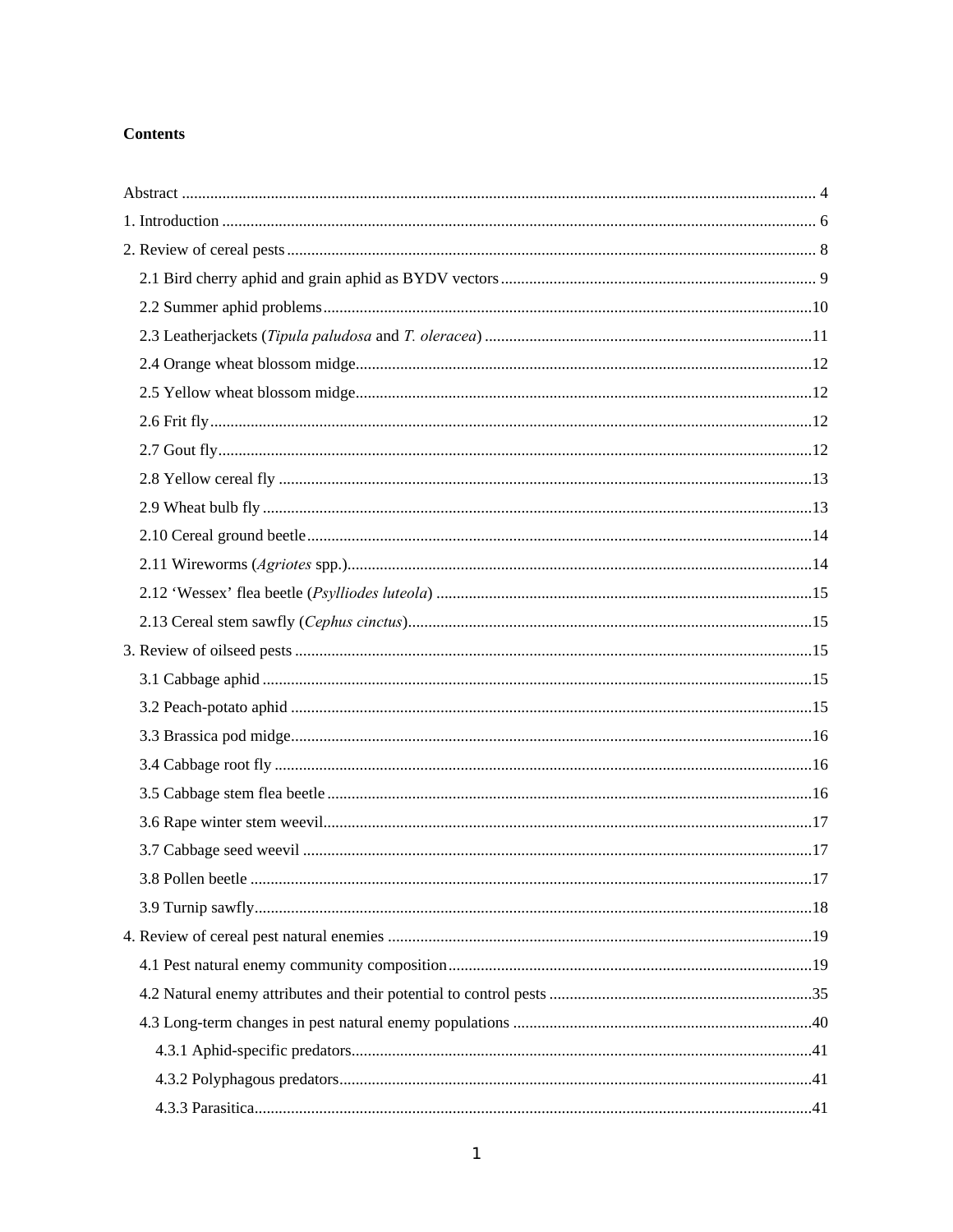**Contents**

Abstract ........................................................................................................................................... 4

1. Introduction ................................................................................................................................. 6

2. Review of cereal pests ................................................................................................................. 8

  2.1 Bird cherry aphid and grain aphid as BYDV vectors ............................................................................ 9

  2.2 Summer aphid problems .......................................................................................................10

  2.3 Leatherjackets (*Tipula paludosa* and *T. oleracea*) ...............................................................................11

  2.4 Orange wheat blossom midge...............................................................................................12

  2.5 Yellow wheat blossom midge...............................................................................................12

  2.6 Frit fly...................................................................................................................................12

  2.7 Gout fly.................................................................................................................................12

  2.8 Yellow cereal fly ..................................................................................................................13

  2.9 Wheat bulb fly ......................................................................................................................13

  2.10 Cereal ground beetle...........................................................................................................14

  2.11 Wireworms (*Agriotes* spp.).................................................................................................14

  2.12 'Wessex' flea beetle (*Psylliodes luteola*) ............................................................................15

  2.13 Cereal stem sawfly (*Cephus cinctus*)..................................................................................15

3. Review of oilseed pests ..............................................................................................................15

  3.1 Cabbage aphid ......................................................................................................................15

  3.2 Peach-potato aphid ...............................................................................................................15

  3.3 Brassica pod midge...............................................................................................................16

  3.4 Cabbage root fly ...................................................................................................................16

  3.5 Cabbage stem flea beetle ......................................................................................................16

  3.6 Rape winter stem weevil.......................................................................................................17

  3.7 Cabbage seed weevil ............................................................................................................17

  3.8 Pollen beetle .........................................................................................................................17

  3.9 Turnip sawfly........................................................................................................................18

4. Review of cereal pest natural enemies ........................................................................................19

  4.1 Pest natural enemy community composition.........................................................................19

  4.2 Natural enemy attributes and their potential to control pests ................................................35

  4.3 Long-term changes in pest natural enemy populations .........................................................40

    4.3.1 Aphid-specific predators.................................................................................................41

    4.3.2 Polyphagous predators...................................................................................................41

    4.3.3 Parasitica........................................................................................................................41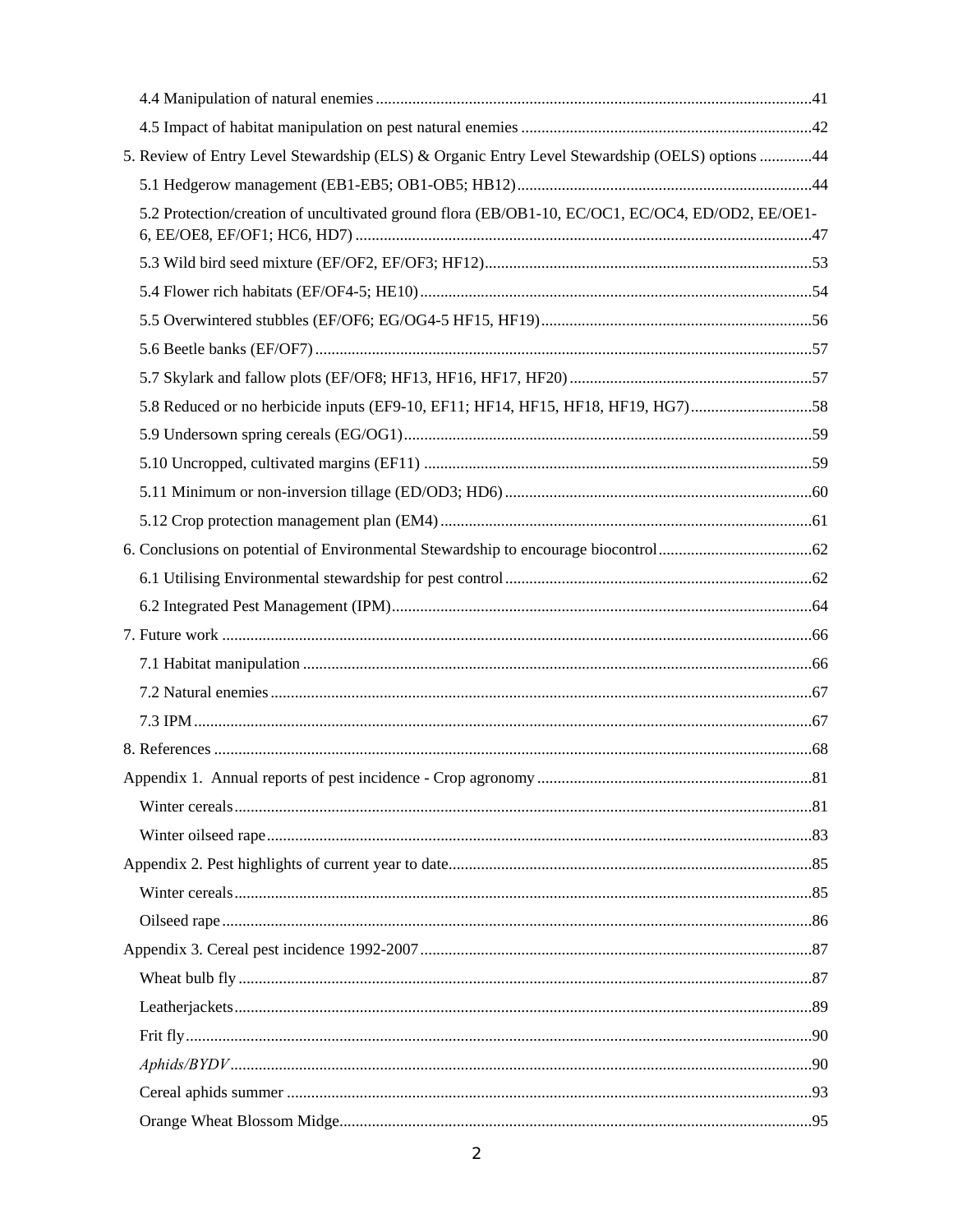4.4 Manipulation of natural enemies ....................................................................................................41

4.5 Impact of habitat manipulation on pest natural enemies ....................................................................42

5. Review of Entry Level Stewardship (ELS) & Organic Entry Level Stewardship (OELS) options .............44

5.1 Hedgerow management (EB1-EB5; OB1-OB5; HB12)...................................................................44

5.2 Protection/creation of uncultivated ground flora (EB/OB1-10, EC/OC1, EC/OC4, ED/OD2, EE/OE1-6, EE/OE8, EF/OF1; HC6, HD7) ..........................................................................................................47

5.3 Wild bird seed mixture (EF/OF2, EF/OF3; HF12)..........................................................................53

5.4 Flower rich habitats (EF/OF4-5; HE10)..........................................................................................54

5.5 Overwintered stubbles (EF/OF6; EG/OG4-5 HF15, HF19)...........................................................56

5.6 Beetle banks (EF/OF7).....................................................................................................................57

5.7 Skylark and fallow plots (EF/OF8; HF13, HF16, HF17, HF20) ......................................................57

5.8 Reduced or no herbicide inputs (EF9-10, EF11; HF14, HF15, HF18, HF19, HG7)..........................58

5.9 Undersown spring cereals (EG/OG1)..............................................................................................59

5.10 Uncropped, cultivated margins (EF11) ..........................................................................................59

5.11 Minimum or non-inversion tillage (ED/OD3; HD6)......................................................................60

5.12 Crop protection management plan (EM4).......................................................................................61

6. Conclusions on potential of Environmental Stewardship to encourage biocontrol..................................62

6.1 Utilising Environmental stewardship for pest control.......................................................................62

6.2 Integrated Pest Management (IPM)..................................................................................................64

7. Future work ..........................................................................................................................................66

7.1 Habitat manipulation .......................................................................................................................66

7.2 Natural enemies...............................................................................................................................67

7.3 IPM..................................................................................................................................................67

8. References ............................................................................................................................................68

Appendix 1. Annual reports of pest incidence - Crop agronomy ..............................................................81

Winter cereals........................................................................................................................................81

Winter oilseed rape................................................................................................................................83

Appendix 2. Pest highlights of current year to date...................................................................................85

Winter cereals........................................................................................................................................85

Oilseed rape ..........................................................................................................................................86

Appendix 3. Cereal pest incidence 1992-2007..........................................................................................87

Wheat bulb fly ......................................................................................................................................87

Leatherjackets.......................................................................................................................................89

Frit fly...................................................................................................................................................90

*Aphids/BYDV*.........................................................................................................................................90

Cereal aphids summer ..........................................................................................................................93

Orange Wheat Blossom Midge..............................................................................................................95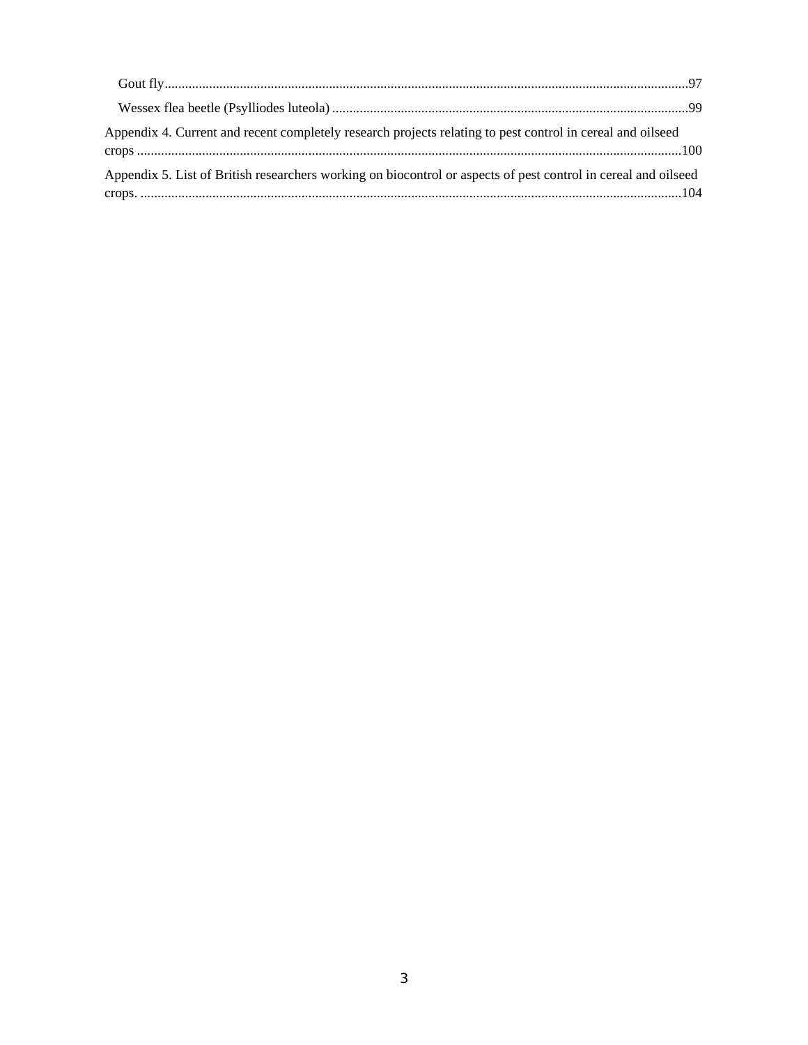Gout fly......................................................................................................................................................97

Wessex flea beetle (Psylliodes luteola) .......................................................................................................99

Appendix 4. Current and recent completely research projects relating to pest control in cereal and oilseed crops ..............................................................................................................................................................100

Appendix 5. List of British researchers working on biocontrol or aspects of pest control in cereal and oilseed crops. ............................................................................................................................................................104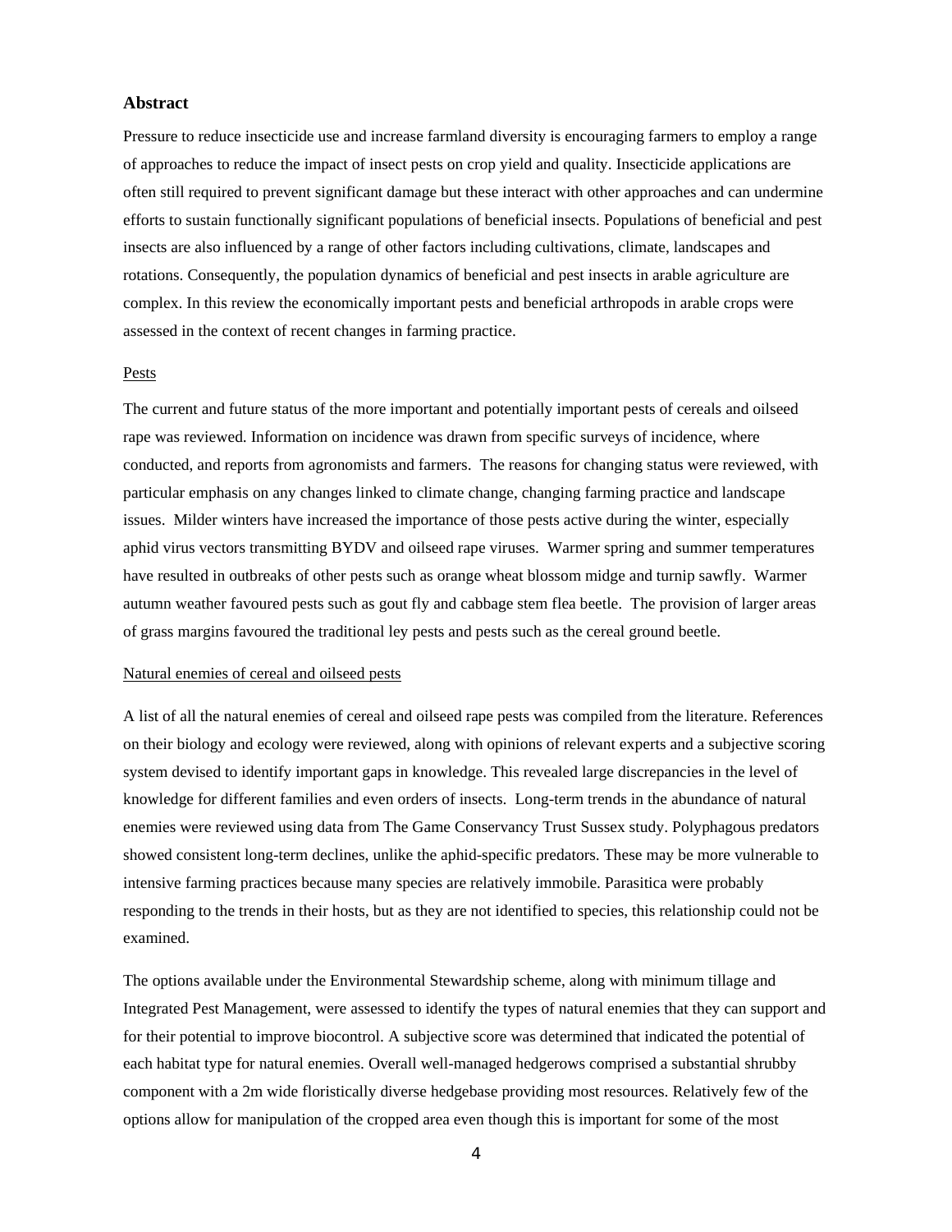## Abstract

Pressure to reduce insecticide use and increase farmland diversity is encouraging farmers to employ a range of approaches to reduce the impact of insect pests on crop yield and quality. Insecticide applications are often still required to prevent significant damage but these interact with other approaches and can undermine efforts to sustain functionally significant populations of beneficial insects. Populations of beneficial and pest insects are also influenced by a range of other factors including cultivations, climate, landscapes and rotations. Consequently, the population dynamics of beneficial and pest insects in arable agriculture are complex. In this review the economically important pests and beneficial arthropods in arable crops were assessed in the context of recent changes in farming practice.

### Pests

The current and future status of the more important and potentially important pests of cereals and oilseed rape was reviewed. Information on incidence was drawn from specific surveys of incidence, where conducted, and reports from agronomists and farmers. The reasons for changing status were reviewed, with particular emphasis on any changes linked to climate change, changing farming practice and landscape issues. Milder winters have increased the importance of those pests active during the winter, especially aphid virus vectors transmitting BYDV and oilseed rape viruses. Warmer spring and summer temperatures have resulted in outbreaks of other pests such as orange wheat blossom midge and turnip sawfly. Warmer autumn weather favoured pests such as gout fly and cabbage stem flea beetle. The provision of larger areas of grass margins favoured the traditional ley pests and pests such as the cereal ground beetle.

### Natural enemies of cereal and oilseed pests

A list of all the natural enemies of cereal and oilseed rape pests was compiled from the literature. References on their biology and ecology were reviewed, along with opinions of relevant experts and a subjective scoring system devised to identify important gaps in knowledge. This revealed large discrepancies in the level of knowledge for different families and even orders of insects. Long-term trends in the abundance of natural enemies were reviewed using data from The Game Conservancy Trust Sussex study. Polyphagous predators showed consistent long-term declines, unlike the aphid-specific predators. These may be more vulnerable to intensive farming practices because many species are relatively immobile. Parasitica were probably responding to the trends in their hosts, but as they are not identified to species, this relationship could not be examined.

The options available under the Environmental Stewardship scheme, along with minimum tillage and Integrated Pest Management, were assessed to identify the types of natural enemies that they can support and for their potential to improve biocontrol. A subjective score was determined that indicated the potential of each habitat type for natural enemies. Overall well-managed hedgerows comprised a substantial shrubby component with a 2m wide floristically diverse hedgebase providing most resources. Relatively few of the options allow for manipulation of the cropped area even though this is important for some of the most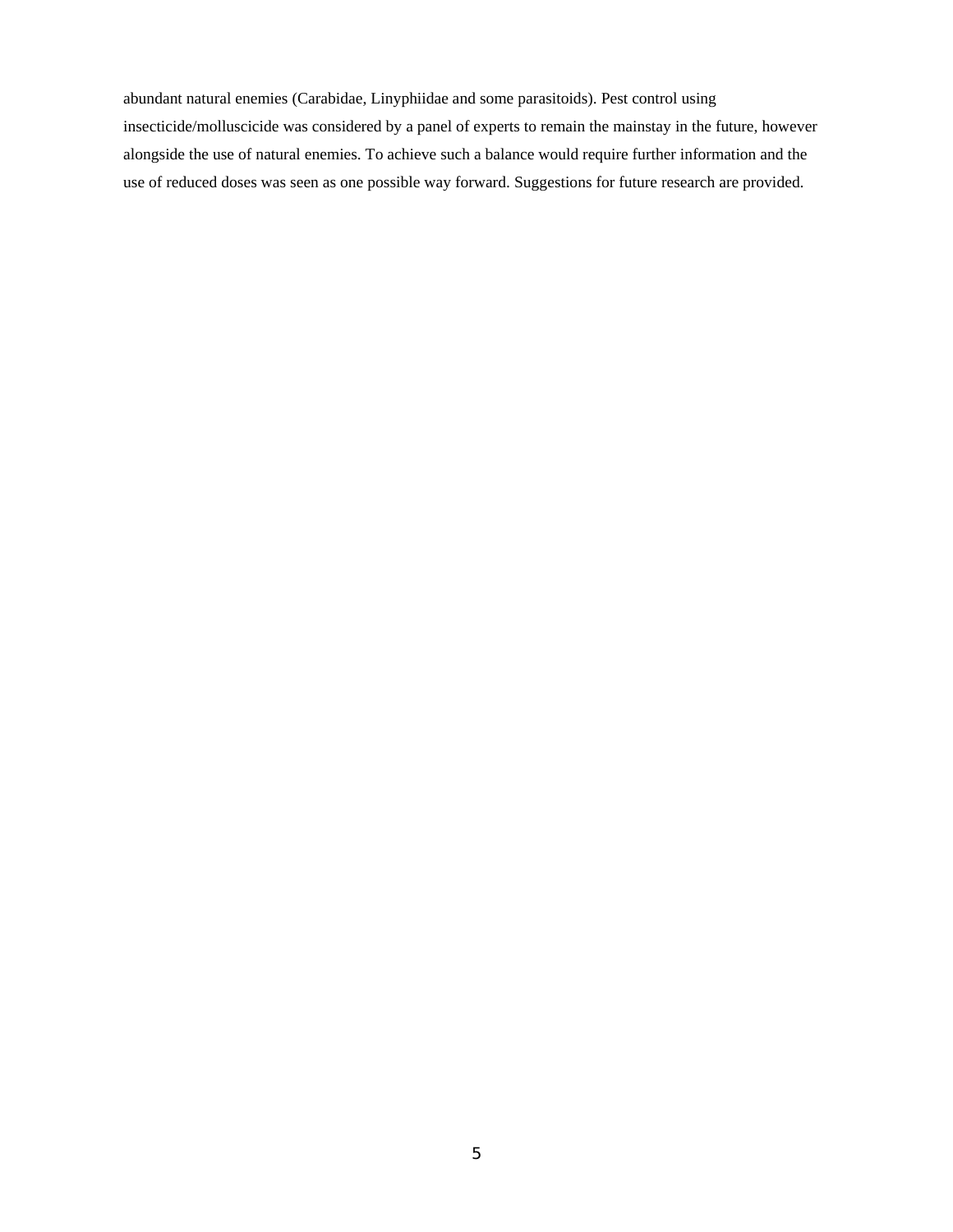abundant natural enemies (Carabidae, Linyphiidae and some parasitoids). Pest control using insecticide/molluscicide was considered by a panel of experts to remain the mainstay in the future, however alongside the use of natural enemies. To achieve such a balance would require further information and the use of reduced doses was seen as one possible way forward. Suggestions for future research are provided.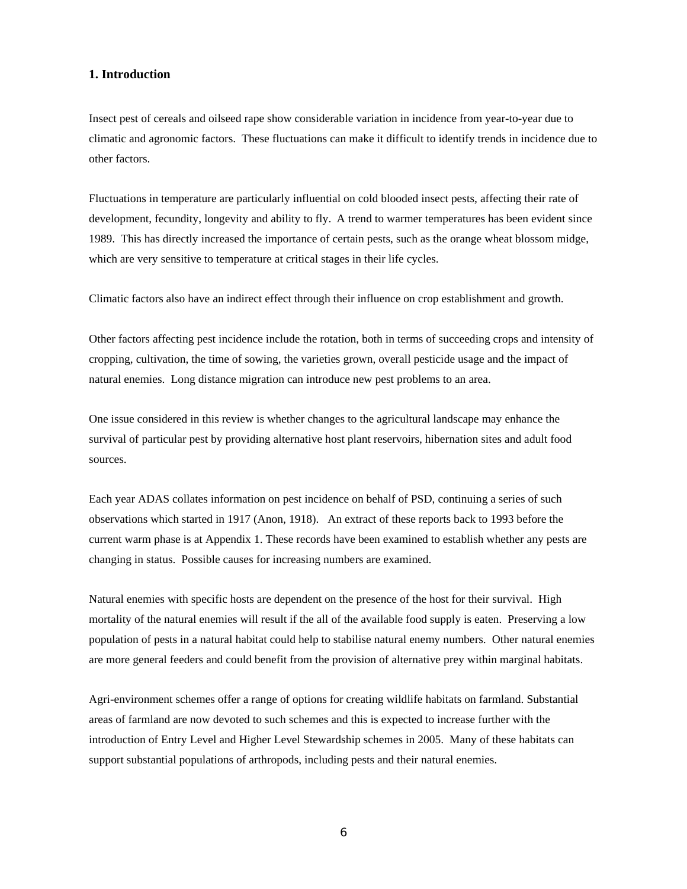## 1. Introduction

Insect pest of cereals and oilseed rape show considerable variation in incidence from year-to-year due to climatic and agronomic factors. These fluctuations can make it difficult to identify trends in incidence due to other factors.

Fluctuations in temperature are particularly influential on cold blooded insect pests, affecting their rate of development, fecundity, longevity and ability to fly. A trend to warmer temperatures has been evident since 1989. This has directly increased the importance of certain pests, such as the orange wheat blossom midge, which are very sensitive to temperature at critical stages in their life cycles.

Climatic factors also have an indirect effect through their influence on crop establishment and growth.

Other factors affecting pest incidence include the rotation, both in terms of succeeding crops and intensity of cropping, cultivation, the time of sowing, the varieties grown, overall pesticide usage and the impact of natural enemies. Long distance migration can introduce new pest problems to an area.

One issue considered in this review is whether changes to the agricultural landscape may enhance the survival of particular pest by providing alternative host plant reservoirs, hibernation sites and adult food sources.

Each year ADAS collates information on pest incidence on behalf of PSD, continuing a series of such observations which started in 1917 (Anon, 1918). An extract of these reports back to 1993 before the current warm phase is at Appendix 1. These records have been examined to establish whether any pests are changing in status. Possible causes for increasing numbers are examined.

Natural enemies with specific hosts are dependent on the presence of the host for their survival. High mortality of the natural enemies will result if the all of the available food supply is eaten. Preserving a low population of pests in a natural habitat could help to stabilise natural enemy numbers. Other natural enemies are more general feeders and could benefit from the provision of alternative prey within marginal habitats.

Agri-environment schemes offer a range of options for creating wildlife habitats on farmland. Substantial areas of farmland are now devoted to such schemes and this is expected to increase further with the introduction of Entry Level and Higher Level Stewardship schemes in 2005. Many of these habitats can support substantial populations of arthropods, including pests and their natural enemies.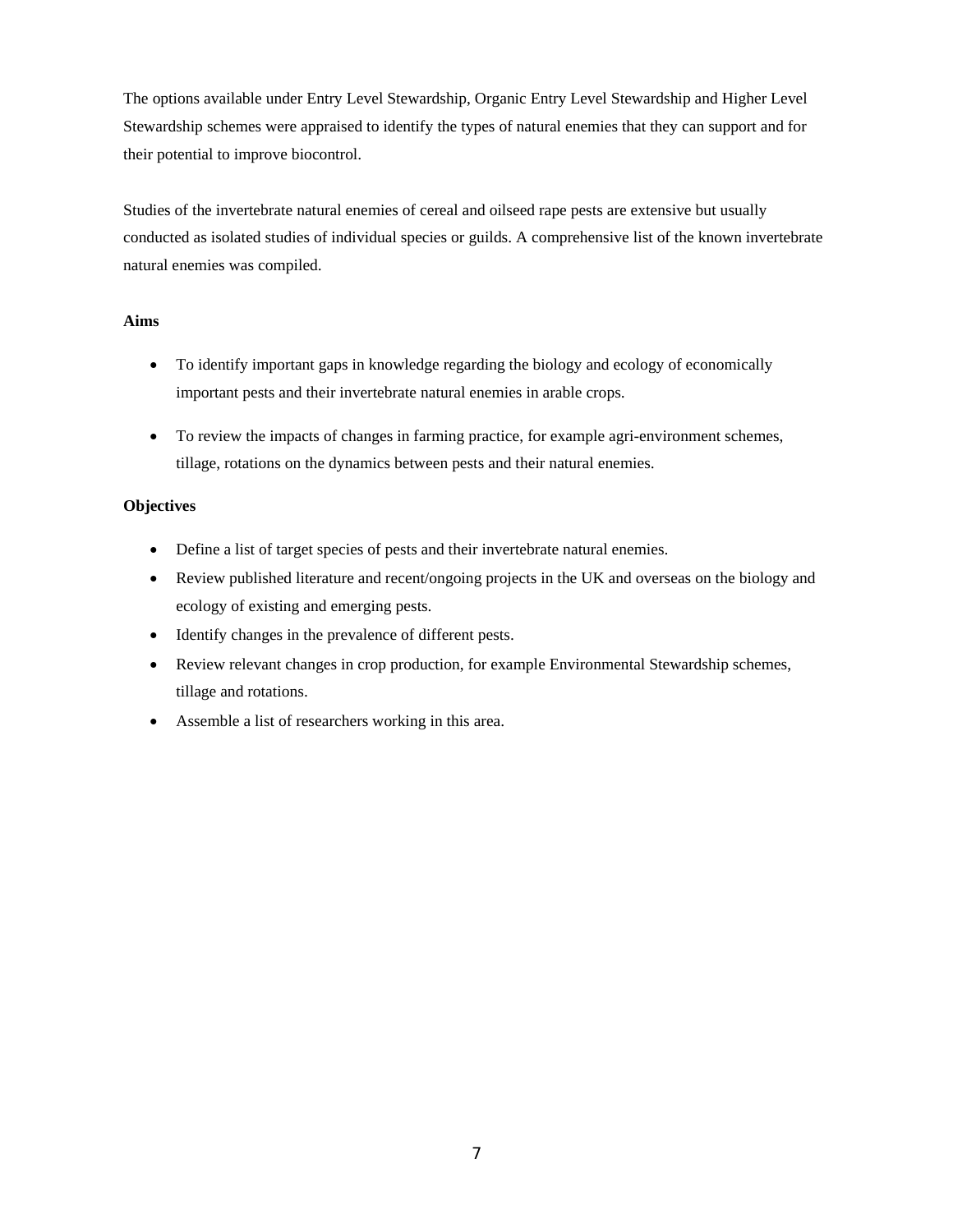The options available under Entry Level Stewardship, Organic Entry Level Stewardship and Higher Level Stewardship schemes were appraised to identify the types of natural enemies that they can support and for their potential to improve biocontrol.

Studies of the invertebrate natural enemies of cereal and oilseed rape pests are extensive but usually conducted as isolated studies of individual species or guilds. A comprehensive list of the known invertebrate natural enemies was compiled.

**Aims**

- To identify important gaps in knowledge regarding the biology and ecology of economically important pests and their invertebrate natural enemies in arable crops.
- To review the impacts of changes in farming practice, for example agri-environment schemes, tillage, rotations on the dynamics between pests and their natural enemies.

**Objectives**

- Define a list of target species of pests and their invertebrate natural enemies.
- Review published literature and recent/ongoing projects in the UK and overseas on the biology and ecology of existing and emerging pests.
- Identify changes in the prevalence of different pests.
- Review relevant changes in crop production, for example Environmental Stewardship schemes, tillage and rotations.
- Assemble a list of researchers working in this area.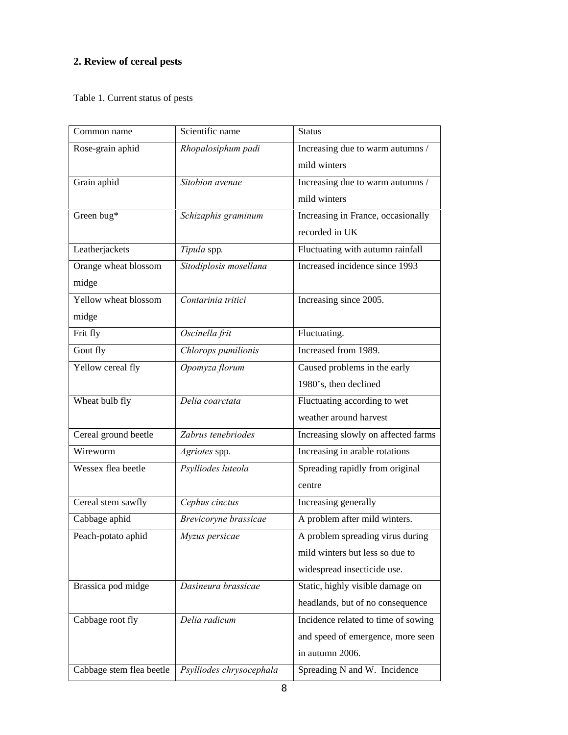## 2. Review of cereal pests

Table 1. Current status of pests

| Common name | Scientific name | Status |
|---|---|---|
| Rose-grain aphid | *Rhopalosiphum padi* | Increasing due to warm autumns / mild winters |
| Grain aphid | *Sitobion avenae* | Increasing due to warm autumns / mild winters |
| Green bug* | *Schizaphis graminum* | Increasing in France, occasionally recorded in UK |
| Leatherjackets | *Tipula* spp. | Fluctuating with autumn rainfall |
| Orange wheat blossom midge | *Sitodiplosis mosellana* | Increased incidence since 1993 |
| Yellow wheat blossom midge | *Contarinia tritici* | Increasing since 2005. |
| Frit fly | *Oscinella frit* | Fluctuating. |
| Gout fly | *Chlorops pumilionis* | Increased from 1989. |
| Yellow cereal fly | *Opomyza florum* | Caused problems in the early 1980's, then declined |
| Wheat bulb fly | *Delia coarctata* | Fluctuating according to wet weather around harvest |
| Cereal ground beetle | *Zabrus tenebriodes* | Increasing slowly on affected farms |
| Wireworm | *Agriotes* spp. | Increasing in arable rotations |
| Wessex flea beetle | *Psylliodes luteola* | Spreading rapidly from original centre |
| Cereal stem sawfly | *Cephus cinctus* | Increasing generally |
| Cabbage aphid | *Brevicoryne brassicae* | A problem after mild winters. |
| Peach-potato aphid | *Myzus persicae* | A problem spreading virus during mild winters but less so due to widespread insecticide use. |
| Brassica pod midge | *Dasineura brassicae* | Static, highly visible damage on headlands, but of no consequence |
| Cabbage root fly | *Delia radicum* | Incidence related to time of sowing and speed of emergence, more seen in autumn 2006. |
| Cabbage stem flea beetle | *Psylliodes chrysocephala* | Spreading N and W. Incidence |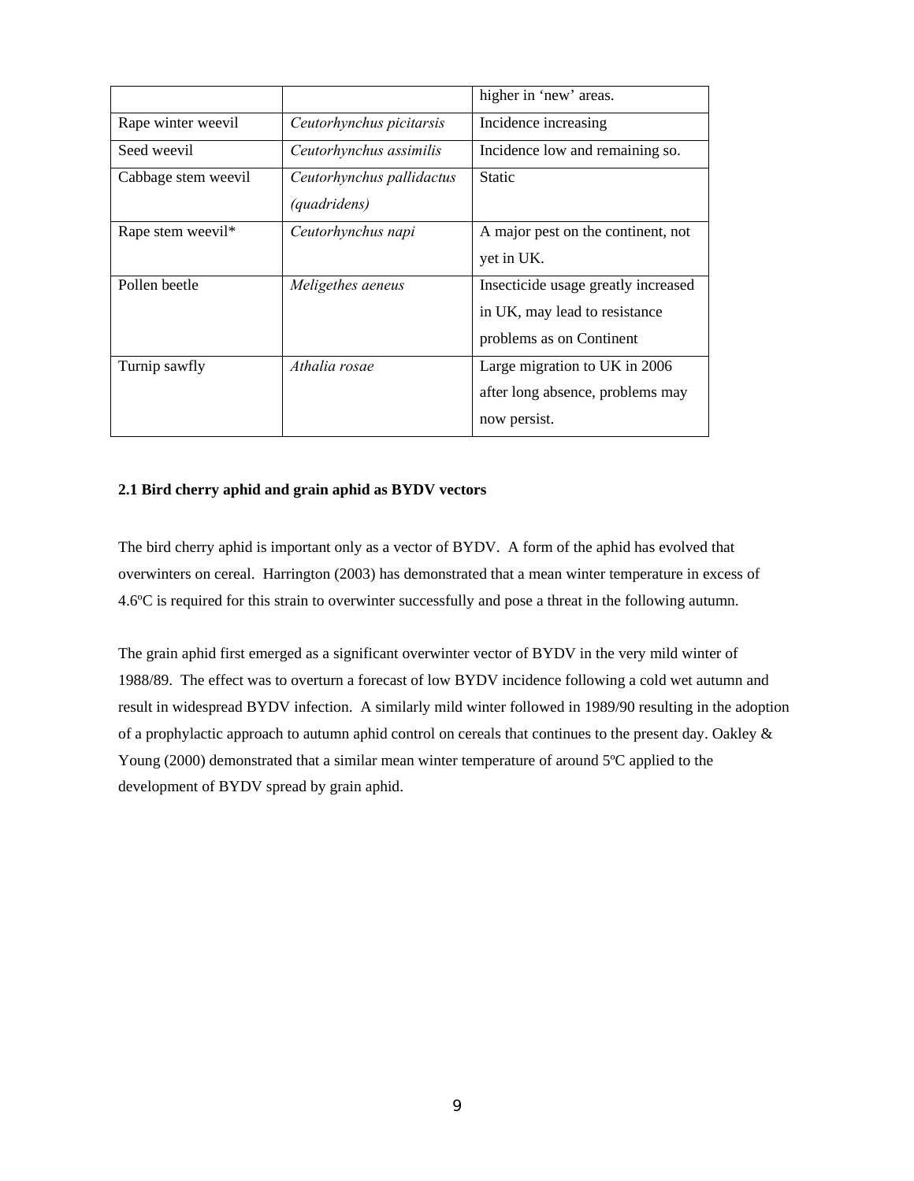| | | higher in 'new' areas. |
|---|---|---|
| Rape winter weevil | *Ceutorhynchus picitarsis* | Incidence increasing |
| Seed weevil | *Ceutorhynchus assimilis* | Incidence low and remaining so. |
| Cabbage stem weevil | *Ceutorhynchus pallidactus (quadridens)* | Static |
| Rape stem weevil* | *Ceutorhynchus napi* | A major pest on the continent, not yet in UK. |
| Pollen beetle | *Meligethes aeneus* | Insecticide usage greatly increased in UK, may lead to resistance problems as on Continent |
| Turnip sawfly | *Athalia rosae* | Large migration to UK in 2006 after long absence, problems may now persist. |

**2.1 Bird cherry aphid and grain aphid as BYDV vectors**

The bird cherry aphid is important only as a vector of BYDV. A form of the aphid has evolved that overwinters on cereal. Harrington (2003) has demonstrated that a mean winter temperature in excess of 4.6ºC is required for this strain to overwinter successfully and pose a threat in the following autumn.

The grain aphid first emerged as a significant overwinter vector of BYDV in the very mild winter of 1988/89. The effect was to overturn a forecast of low BYDV incidence following a cold wet autumn and result in widespread BYDV infection. A similarly mild winter followed in 1989/90 resulting in the adoption of a prophylactic approach to autumn aphid control on cereals that continues to the present day. Oakley & Young (2000) demonstrated that a similar mean winter temperature of around 5ºC applied to the development of BYDV spread by grain aphid.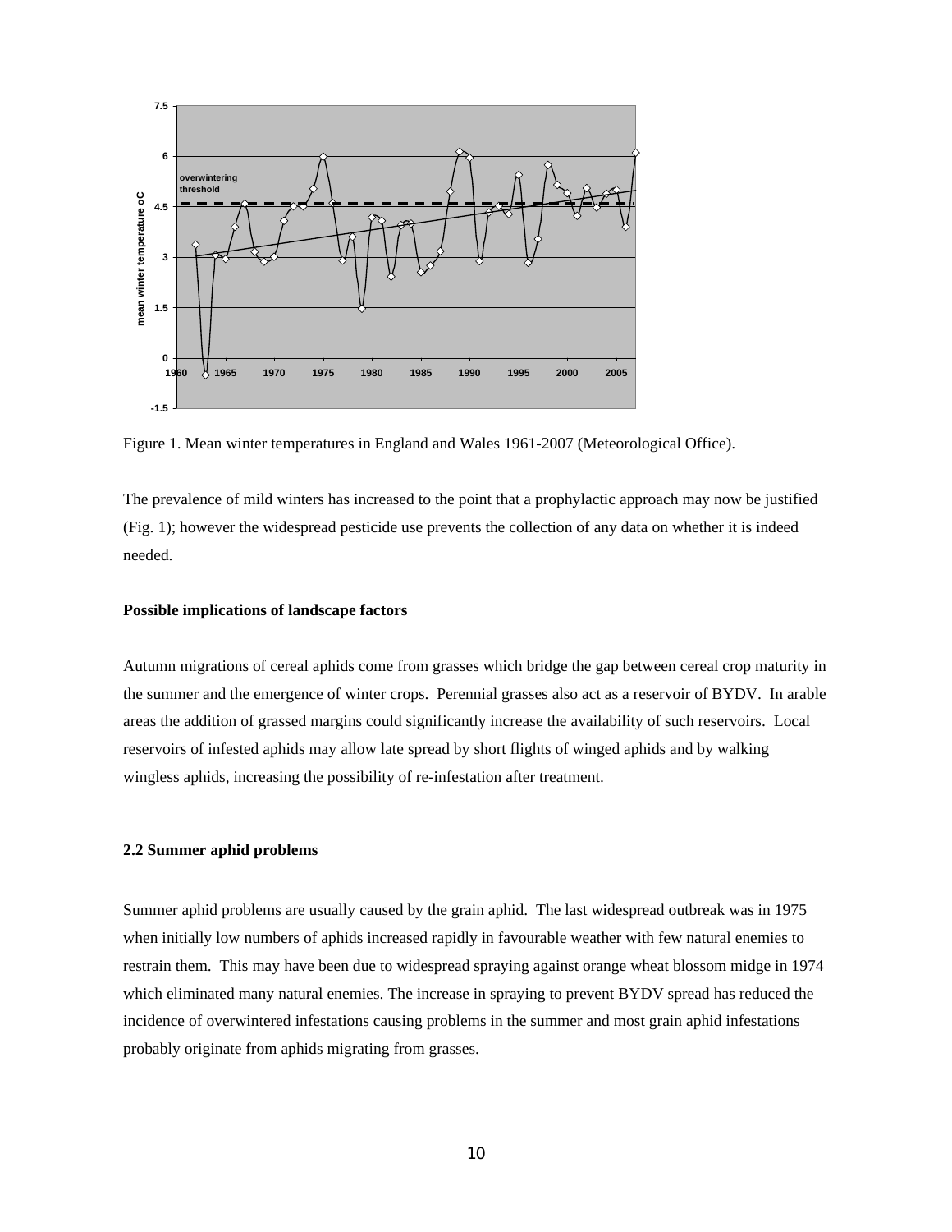Figure 1. Mean winter temperatures in England and Wales 1961-2007 (Meteorological Office).

The prevalence of mild winters has increased to the point that a prophylactic approach may now be justified (Fig. 1); however the widespread pesticide use prevents the collection of any data on whether it is indeed needed.

**Possible implications of landscape factors**

Autumn migrations of cereal aphids come from grasses which bridge the gap between cereal crop maturity in the summer and the emergence of winter crops. Perennial grasses also act as a reservoir of BYDV. In arable areas the addition of grassed margins could significantly increase the availability of such reservoirs. Local reservoirs of infested aphids may allow late spread by short flights of winged aphids and by walking wingless aphids, increasing the possibility of re-infestation after treatment.

### 2.2 Summer aphid problems

Summer aphid problems are usually caused by the grain aphid. The last widespread outbreak was in 1975 when initially low numbers of aphids increased rapidly in favourable weather with few natural enemies to restrain them. This may have been due to widespread spraying against orange wheat blossom midge in 1974 which eliminated many natural enemies. The increase in spraying to prevent BYDV spread has reduced the incidence of overwintered infestations causing problems in the summer and most grain aphid infestations probably originate from aphids migrating from grasses.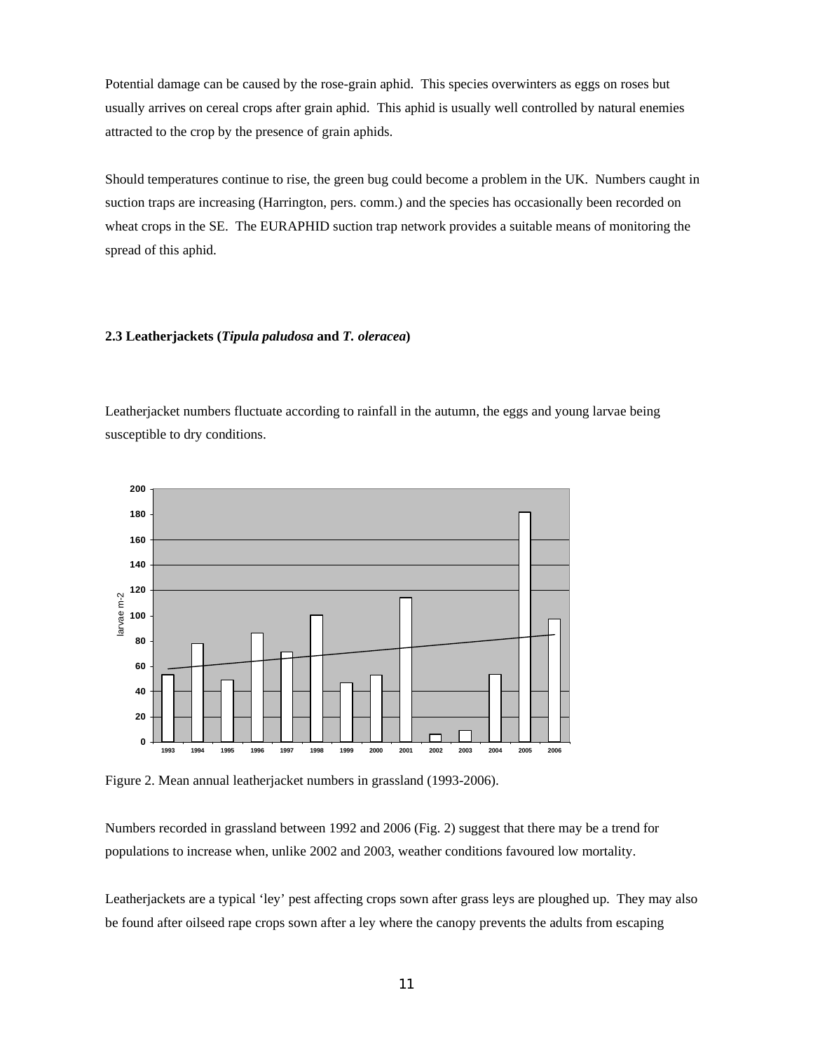Potential damage can be caused by the rose-grain aphid. This species overwinters as eggs on roses but usually arrives on cereal crops after grain aphid. This aphid is usually well controlled by natural enemies attracted to the crop by the presence of grain aphids.

Should temperatures continue to rise, the green bug could become a problem in the UK. Numbers caught in suction traps are increasing (Harrington, pers. comm.) and the species has occasionally been recorded on wheat crops in the SE. The EURAPHID suction trap network provides a suitable means of monitoring the spread of this aphid.

### 2.3 Leatherjackets (*Tipula paludosa* and *T. oleracea*)

Leatherjacket numbers fluctuate according to rainfall in the autumn, the eggs and young larvae being susceptible to dry conditions.

Figure 2. Mean annual leatherjacket numbers in grassland (1993-2006).

Numbers recorded in grassland between 1992 and 2006 (Fig. 2) suggest that there may be a trend for populations to increase when, unlike 2002 and 2003, weather conditions favoured low mortality.

Leatherjackets are a typical 'ley' pest affecting crops sown after grass leys are ploughed up. They may also be found after oilseed rape crops sown after a ley where the canopy prevents the adults from escaping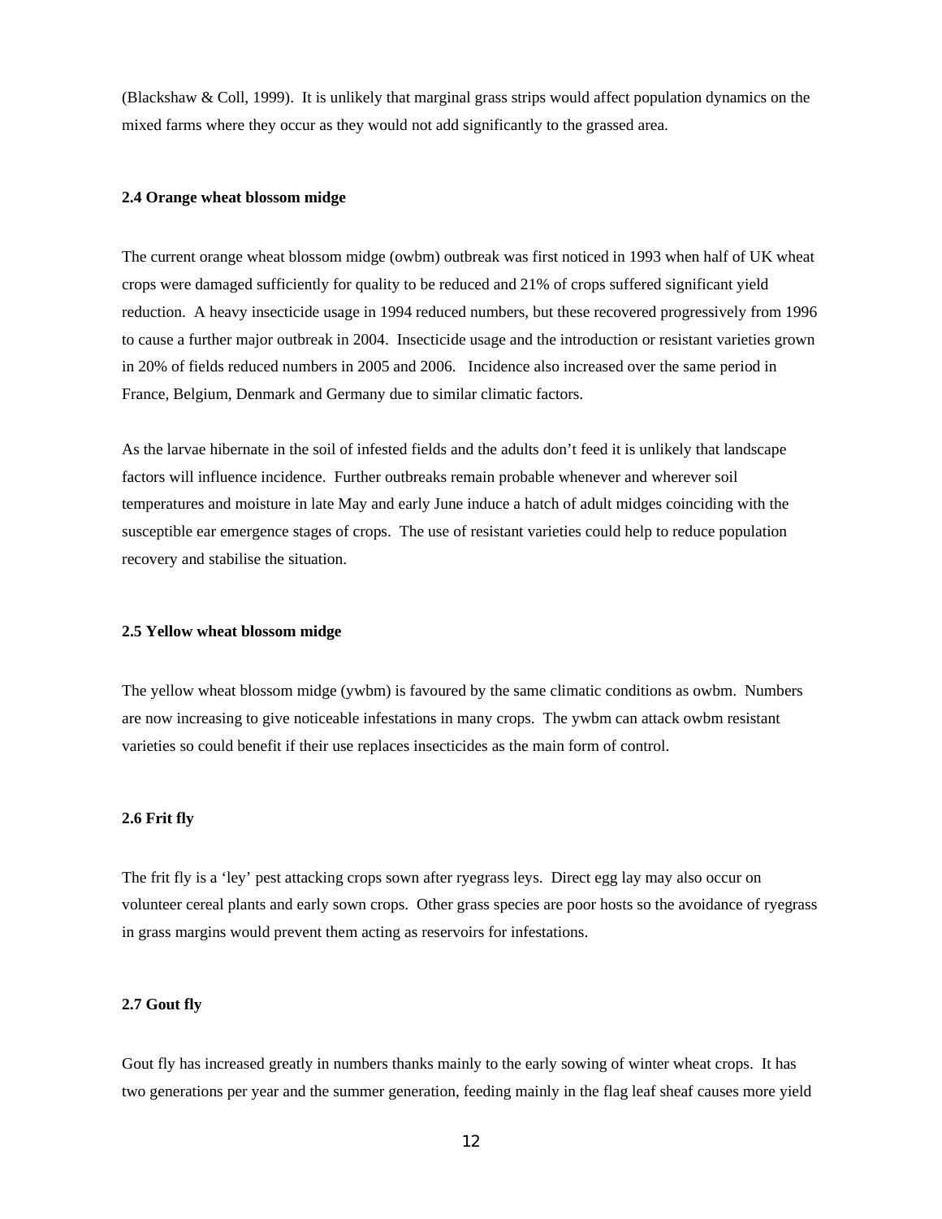(Blackshaw & Coll, 1999). It is unlikely that marginal grass strips would affect population dynamics on the mixed farms where they occur as they would not add significantly to the grassed area.

### 2.4 Orange wheat blossom midge

The current orange wheat blossom midge (owbm) outbreak was first noticed in 1993 when half of UK wheat crops were damaged sufficiently for quality to be reduced and 21% of crops suffered significant yield reduction. A heavy insecticide usage in 1994 reduced numbers, but these recovered progressively from 1996 to cause a further major outbreak in 2004. Insecticide usage and the introduction or resistant varieties grown in 20% of fields reduced numbers in 2005 and 2006. Incidence also increased over the same period in France, Belgium, Denmark and Germany due to similar climatic factors.

As the larvae hibernate in the soil of infested fields and the adults don't feed it is unlikely that landscape factors will influence incidence. Further outbreaks remain probable whenever and wherever soil temperatures and moisture in late May and early June induce a hatch of adult midges coinciding with the susceptible ear emergence stages of crops. The use of resistant varieties could help to reduce population recovery and stabilise the situation.

### 2.5 Yellow wheat blossom midge

The yellow wheat blossom midge (ywbm) is favoured by the same climatic conditions as owbm. Numbers are now increasing to give noticeable infestations in many crops. The ywbm can attack owbm resistant varieties so could benefit if their use replaces insecticides as the main form of control.

### 2.6 Frit fly

The frit fly is a 'ley' pest attacking crops sown after ryegrass leys. Direct egg lay may also occur on volunteer cereal plants and early sown crops. Other grass species are poor hosts so the avoidance of ryegrass in grass margins would prevent them acting as reservoirs for infestations.

### 2.7 Gout fly

Gout fly has increased greatly in numbers thanks mainly to the early sowing of winter wheat crops. It has two generations per year and the summer generation, feeding mainly in the flag leaf sheaf causes more yield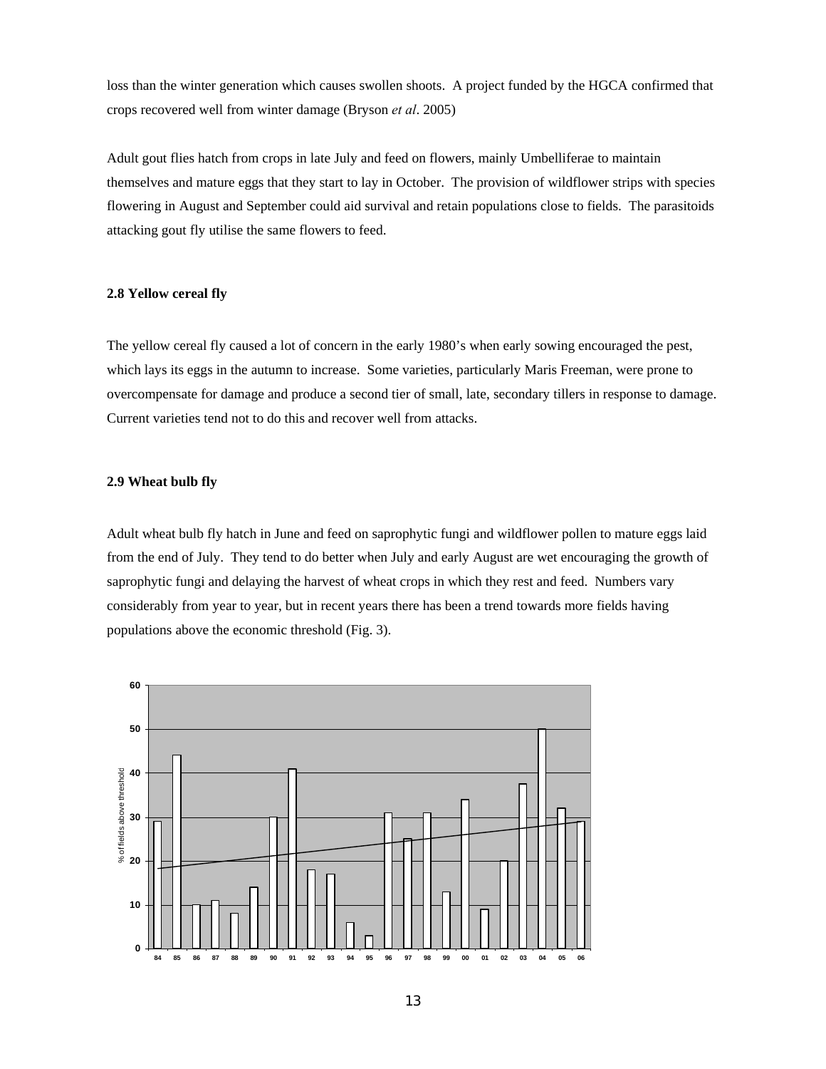loss than the winter generation which causes swollen shoots. A project funded by the HGCA confirmed that crops recovered well from winter damage (Bryson *et al*. 2005)

Adult gout flies hatch from crops in late July and feed on flowers, mainly Umbelliferae to maintain themselves and mature eggs that they start to lay in October. The provision of wildflower strips with species flowering in August and September could aid survival and retain populations close to fields. The parasitoids attacking gout fly utilise the same flowers to feed.

### 2.8 Yellow cereal fly

The yellow cereal fly caused a lot of concern in the early 1980's when early sowing encouraged the pest, which lays its eggs in the autumn to increase. Some varieties, particularly Maris Freeman, were prone to overcompensate for damage and produce a second tier of small, late, secondary tillers in response to damage. Current varieties tend not to do this and recover well from attacks.

### 2.9 Wheat bulb fly

Adult wheat bulb fly hatch in June and feed on saprophytic fungi and wildflower pollen to mature eggs laid from the end of July. They tend to do better when July and early August are wet encouraging the growth of saprophytic fungi and delaying the harvest of wheat crops in which they rest and feed. Numbers vary considerably from year to year, but in recent years there has been a trend towards more fields having populations above the economic threshold (Fig. 3).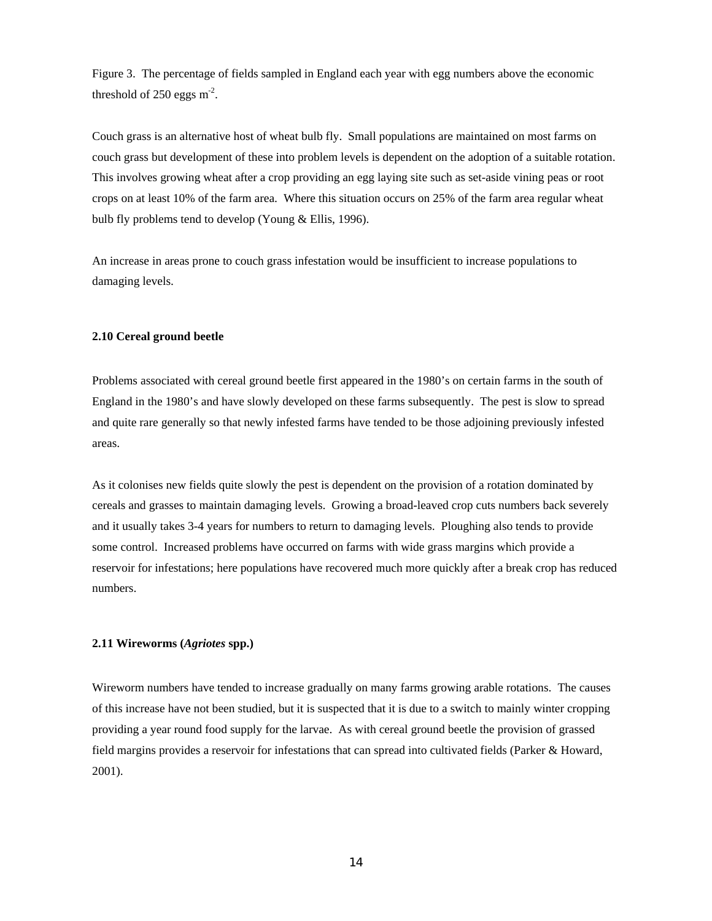Figure 3. The percentage of fields sampled in England each year with egg numbers above the economic threshold of 250 eggs $m^{-2}$.

Couch grass is an alternative host of wheat bulb fly. Small populations are maintained on most farms on couch grass but development of these into problem levels is dependent on the adoption of a suitable rotation. This involves growing wheat after a crop providing an egg laying site such as set-aside vining peas or root crops on at least 10% of the farm area. Where this situation occurs on 25% of the farm area regular wheat bulb fly problems tend to develop (Young & Ellis, 1996).

An increase in areas prone to couch grass infestation would be insufficient to increase populations to damaging levels.

### 2.10 Cereal ground beetle

Problems associated with cereal ground beetle first appeared in the 1980's on certain farms in the south of England in the 1980's and have slowly developed on these farms subsequently. The pest is slow to spread and quite rare generally so that newly infested farms have tended to be those adjoining previously infested areas.

As it colonises new fields quite slowly the pest is dependent on the provision of a rotation dominated by cereals and grasses to maintain damaging levels. Growing a broad-leaved crop cuts numbers back severely and it usually takes 3-4 years for numbers to return to damaging levels. Ploughing also tends to provide some control. Increased problems have occurred on farms with wide grass margins which provide a reservoir for infestations; here populations have recovered much more quickly after a break crop has reduced numbers.

### 2.11 Wireworms (*Agriotes* spp.)

Wireworm numbers have tended to increase gradually on many farms growing arable rotations. The causes of this increase have not been studied, but it is suspected that it is due to a switch to mainly winter cropping providing a year round food supply for the larvae. As with cereal ground beetle the provision of grassed field margins provides a reservoir for infestations that can spread into cultivated fields (Parker & Howard, 2001).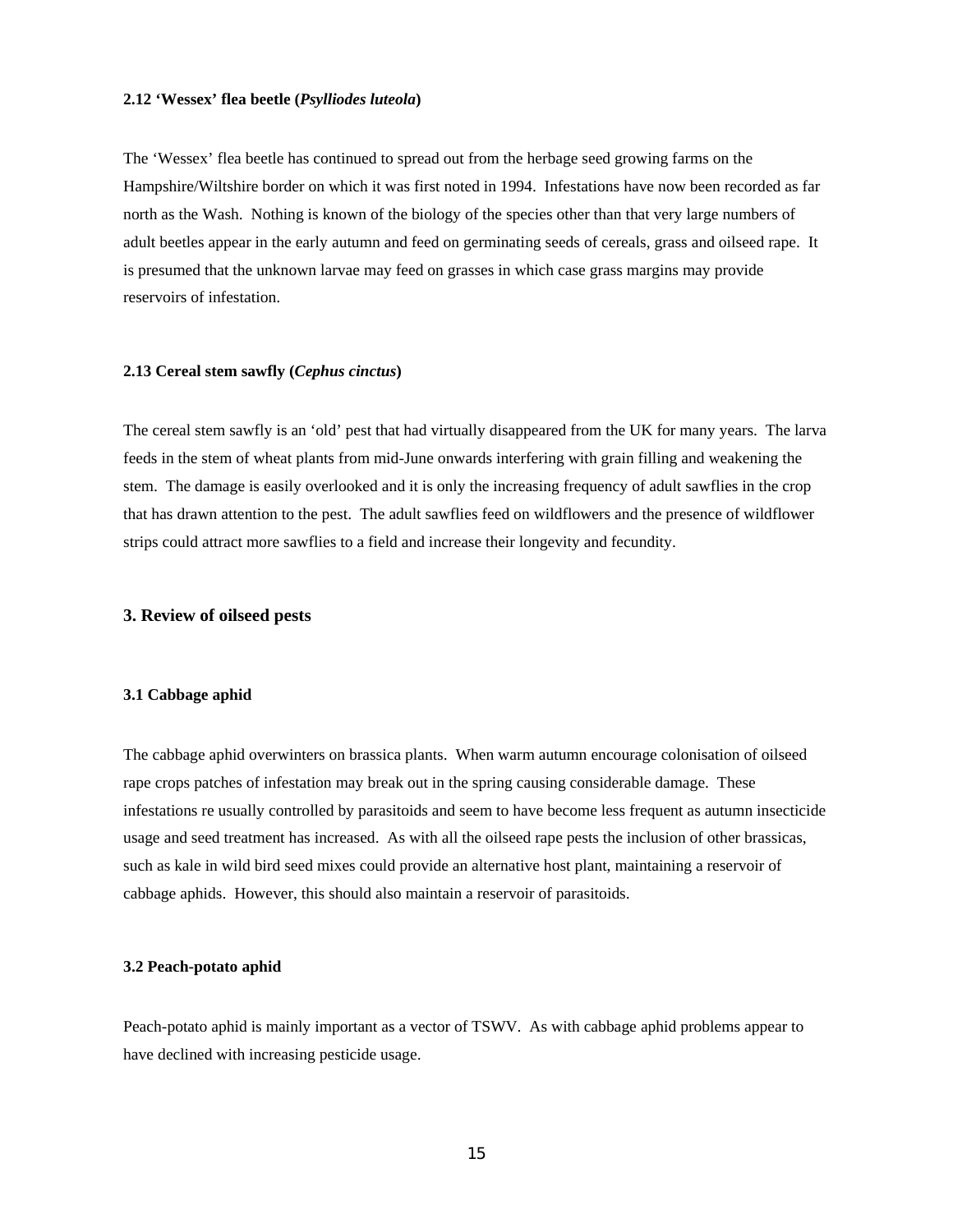### 2.12 'Wessex' flea beetle (*Psylliodes luteola*)

The 'Wessex' flea beetle has continued to spread out from the herbage seed growing farms on the Hampshire/Wiltshire border on which it was first noted in 1994. Infestations have now been recorded as far north as the Wash. Nothing is known of the biology of the species other than that very large numbers of adult beetles appear in the early autumn and feed on germinating seeds of cereals, grass and oilseed rape. It is presumed that the unknown larvae may feed on grasses in which case grass margins may provide reservoirs of infestation.

### 2.13 Cereal stem sawfly (*Cephus cinctus*)

The cereal stem sawfly is an 'old' pest that had virtually disappeared from the UK for many years. The larva feeds in the stem of wheat plants from mid-June onwards interfering with grain filling and weakening the stem. The damage is easily overlooked and it is only the increasing frequency of adult sawflies in the crop that has drawn attention to the pest. The adult sawflies feed on wildflowers and the presence of wildflower strips could attract more sawflies to a field and increase their longevity and fecundity.

## 3. Review of oilseed pests

### 3.1 Cabbage aphid

The cabbage aphid overwinters on brassica plants. When warm autumn encourage colonisation of oilseed rape crops patches of infestation may break out in the spring causing considerable damage. These infestations re usually controlled by parasitoids and seem to have become less frequent as autumn insecticide usage and seed treatment has increased. As with all the oilseed rape pests the inclusion of other brassicas, such as kale in wild bird seed mixes could provide an alternative host plant, maintaining a reservoir of cabbage aphids. However, this should also maintain a reservoir of parasitoids.

### 3.2 Peach-potato aphid

Peach-potato aphid is mainly important as a vector of TSWV. As with cabbage aphid problems appear to have declined with increasing pesticide usage.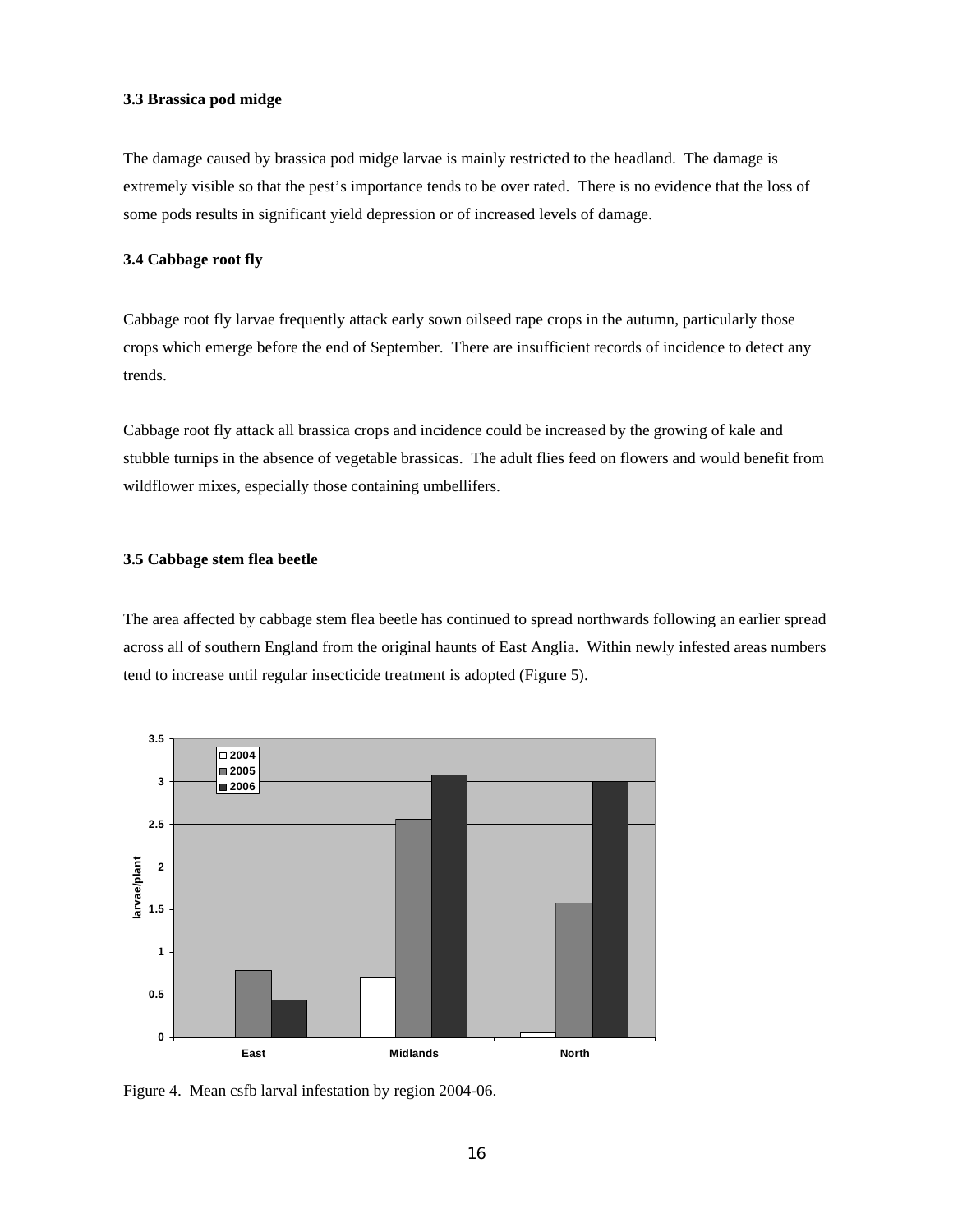### 3.3 Brassica pod midge

The damage caused by brassica pod midge larvae is mainly restricted to the headland. The damage is extremely visible so that the pest's importance tends to be over rated. There is no evidence that the loss of some pods results in significant yield depression or of increased levels of damage.

### 3.4 Cabbage root fly

Cabbage root fly larvae frequently attack early sown oilseed rape crops in the autumn, particularly those crops which emerge before the end of September. There are insufficient records of incidence to detect any trends.

Cabbage root fly attack all brassica crops and incidence could be increased by the growing of kale and stubble turnips in the absence of vegetable brassicas. The adult flies feed on flowers and would benefit from wildflower mixes, especially those containing umbellifers.

### 3.5 Cabbage stem flea beetle

The area affected by cabbage stem flea beetle has continued to spread northwards following an earlier spread across all of southern England from the original haunts of East Anglia. Within newly infested areas numbers tend to increase until regular insecticide treatment is adopted (Figure 5).

Figure 4. Mean csfb larval infestation by region 2004-06.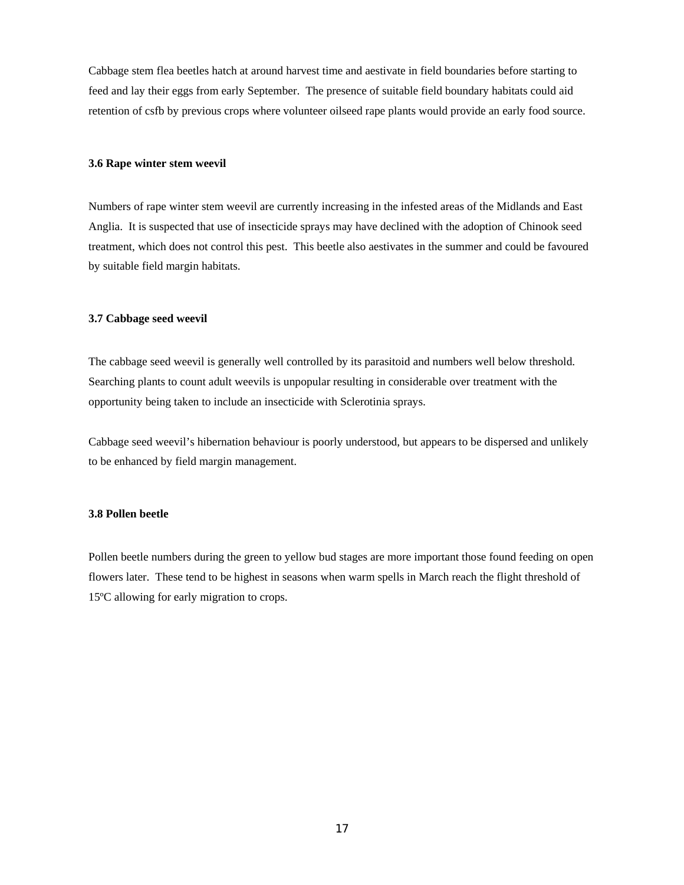Cabbage stem flea beetles hatch at around harvest time and aestivate in field boundaries before starting to feed and lay their eggs from early September. The presence of suitable field boundary habitats could aid retention of csfb by previous crops where volunteer oilseed rape plants would provide an early food source.

### 3.6 Rape winter stem weevil

Numbers of rape winter stem weevil are currently increasing in the infested areas of the Midlands and East Anglia. It is suspected that use of insecticide sprays may have declined with the adoption of Chinook seed treatment, which does not control this pest. This beetle also aestivates in the summer and could be favoured by suitable field margin habitats.

### 3.7 Cabbage seed weevil

The cabbage seed weevil is generally well controlled by its parasitoid and numbers well below threshold. Searching plants to count adult weevils is unpopular resulting in considerable over treatment with the opportunity being taken to include an insecticide with Sclerotinia sprays.

Cabbage seed weevil's hibernation behaviour is poorly understood, but appears to be dispersed and unlikely to be enhanced by field margin management.

### 3.8 Pollen beetle

Pollen beetle numbers during the green to yellow bud stages are more important those found feeding on open flowers later. These tend to be highest in seasons when warm spells in March reach the flight threshold of 15ºC allowing for early migration to crops.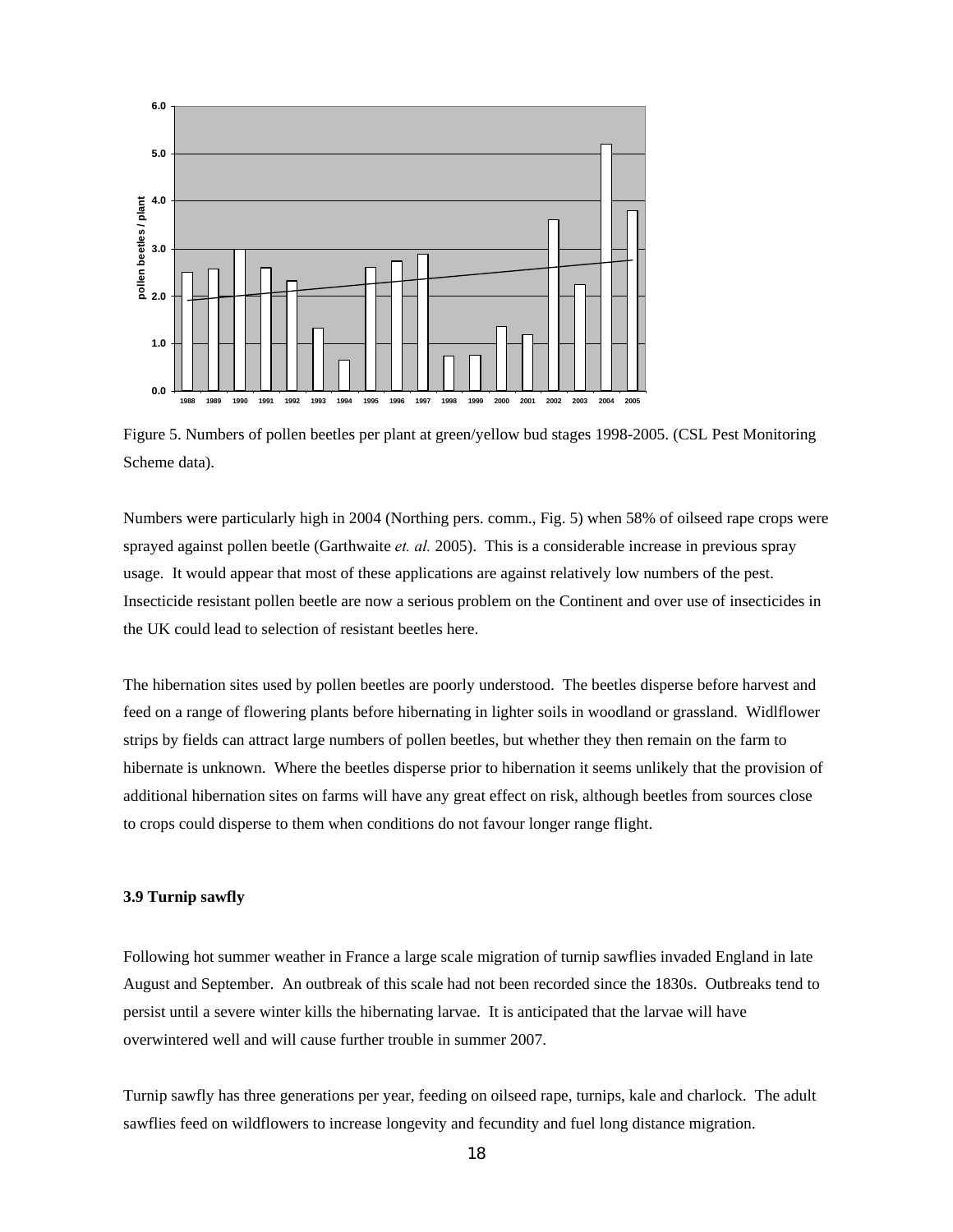Figure 5. Numbers of pollen beetles per plant at green/yellow bud stages 1998-2005. (CSL Pest Monitoring Scheme data).

Numbers were particularly high in 2004 (Northing pers. comm., Fig. 5) when 58% of oilseed rape crops were sprayed against pollen beetle (Garthwaite *et. al.* 2005). This is a considerable increase in previous spray usage. It would appear that most of these applications are against relatively low numbers of the pest. Insecticide resistant pollen beetle are now a serious problem on the Continent and over use of insecticides in the UK could lead to selection of resistant beetles here.

The hibernation sites used by pollen beetles are poorly understood. The beetles disperse before harvest and feed on a range of flowering plants before hibernating in lighter soils in woodland or grassland. Widlflower strips by fields can attract large numbers of pollen beetles, but whether they then remain on the farm to hibernate is unknown. Where the beetles disperse prior to hibernation it seems unlikely that the provision of additional hibernation sites on farms will have any great effect on risk, although beetles from sources close to crops could disperse to them when conditions do not favour longer range flight.

### 3.9 Turnip sawfly

Following hot summer weather in France a large scale migration of turnip sawflies invaded England in late August and September. An outbreak of this scale had not been recorded since the 1830s. Outbreaks tend to persist until a severe winter kills the hibernating larvae. It is anticipated that the larvae will have overwintered well and will cause further trouble in summer 2007.

Turnip sawfly has three generations per year, feeding on oilseed rape, turnips, kale and charlock. The adult sawflies feed on wildflowers to increase longevity and fecundity and fuel long distance migration.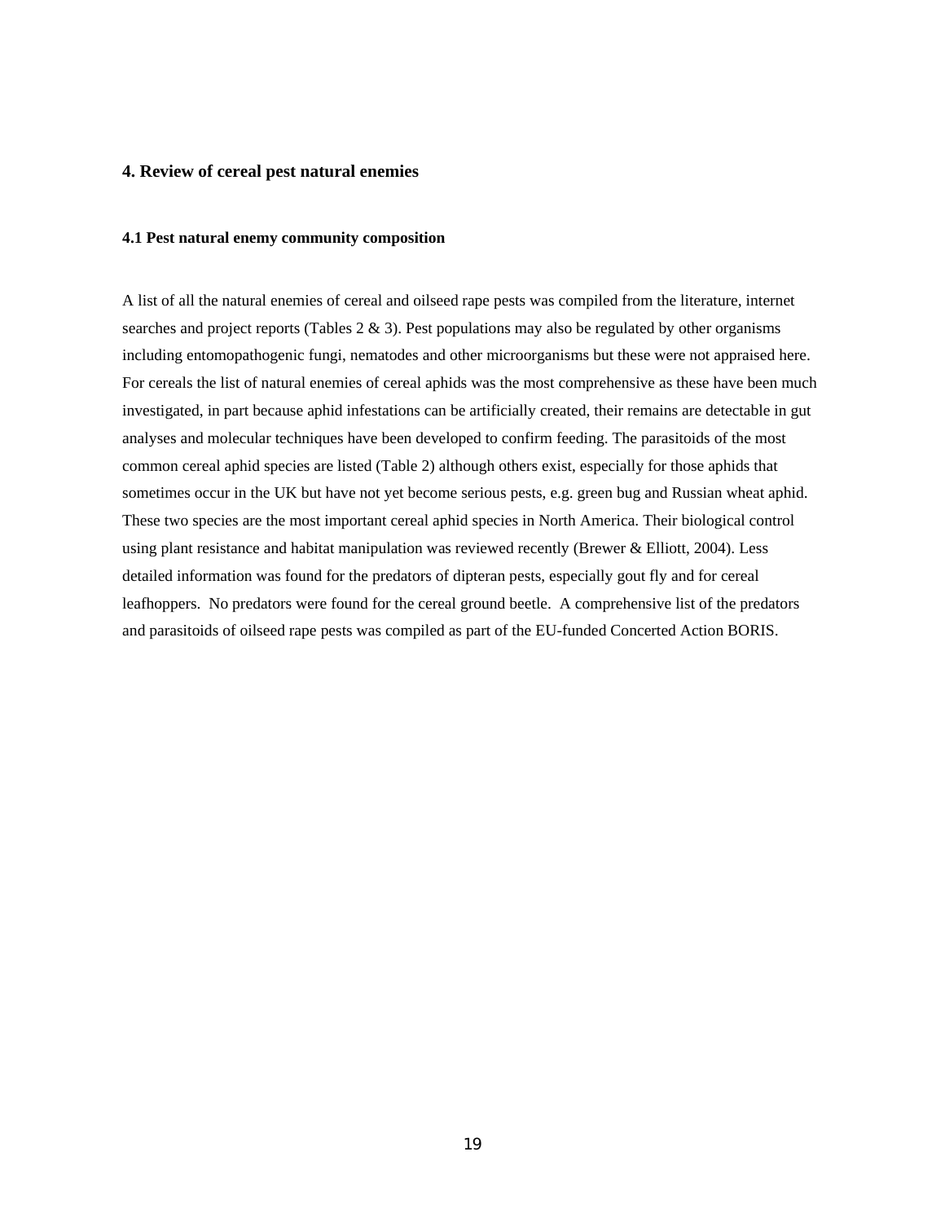## 4. Review of cereal pest natural enemies

### 4.1 Pest natural enemy community composition

A list of all the natural enemies of cereal and oilseed rape pests was compiled from the literature, internet searches and project reports (Tables 2 & 3). Pest populations may also be regulated by other organisms including entomopathogenic fungi, nematodes and other microorganisms but these were not appraised here. For cereals the list of natural enemies of cereal aphids was the most comprehensive as these have been much investigated, in part because aphid infestations can be artificially created, their remains are detectable in gut analyses and molecular techniques have been developed to confirm feeding. The parasitoids of the most common cereal aphid species are listed (Table 2) although others exist, especially for those aphids that sometimes occur in the UK but have not yet become serious pests, e.g. green bug and Russian wheat aphid. These two species are the most important cereal aphid species in North America. Their biological control using plant resistance and habitat manipulation was reviewed recently (Brewer & Elliott, 2004). Less detailed information was found for the predators of dipteran pests, especially gout fly and for cereal leafhoppers. No predators were found for the cereal ground beetle. A comprehensive list of the predators and parasitoids of oilseed rape pests was compiled as part of the EU-funded Concerted Action BORIS.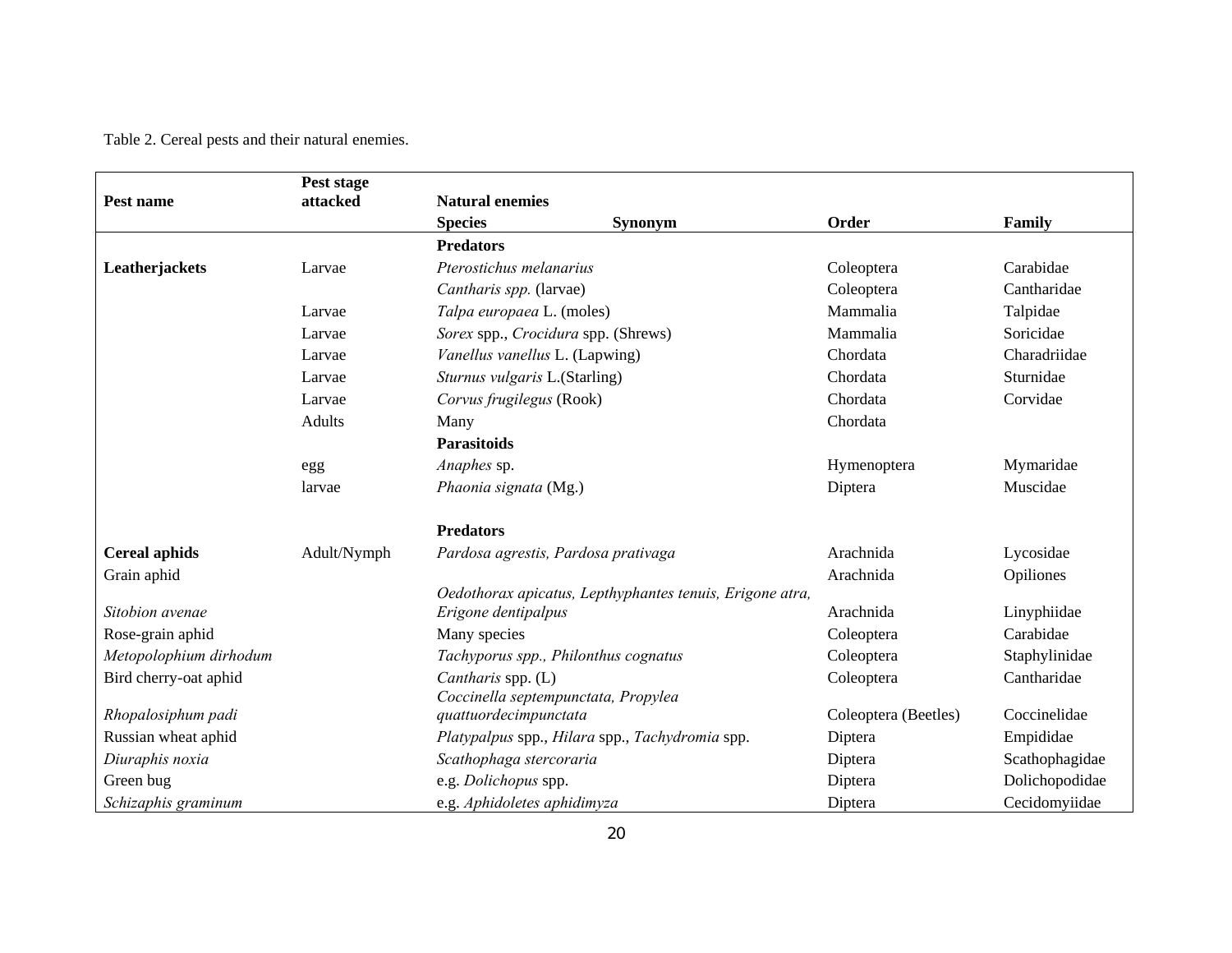Table 2. Cereal pests and their natural enemies.

| Pest name | Pest stage attacked | Natural enemies | | | |
|---|---|---|---|---|---|
| | | **Species** | **Synonym** | **Order** | **Family** |
| | | **Predators** | | | |
| **Leatherjackets** | Larvae | *Pterostichus melanarius* | | Coleoptera | Carabidae |
| | | *Cantharis spp.* (larvae) | | Coleoptera | Cantharidae |
| | Larvae | *Talpa europaea* L. (moles) | | Mammalia | Talpidae |
| | Larvae | *Sorex* spp., *Crocidura* spp. (Shrews) | | Mammalia | Soricidae |
| | Larvae | *Vanellus vanellus* L. (Lapwing) | | Chordata | Charadriidae |
| | Larvae | *Sturnus vulgaris* L.(Starling) | | Chordata | Sturnidae |
| | Larvae | *Corvus frugilegus* (Rook) | | Chordata | Corvidae |
| | Adults | Many | | Chordata | |
| | | **Parasitoids** | | | |
| | egg | *Anaphes* sp. | | Hymenoptera | Mymaridae |
| | larvae | *Phaonia signata* (Mg.) | | Diptera | Muscidae |
| | | **Predators** | | | |
| **Cereal aphids** | Adult/Nymph | *Pardosa agrestis, Pardosa prativaga* | | Arachnida | Lycosidae |
| Grain aphid | | | | Arachnida | Opiliones |
| *Sitobion avenae* | | *Oedothorax apicatus, Lepthyphantes tenuis, Erigone atra, Erigone dentipalpus* | | Arachnida | Linyphiidae |
| Rose-grain aphid | | Many species | | Coleoptera | Carabidae |
| *Metopolophium dirhodum* | | *Tachyporus spp., Philonthus cognatus* | | Coleoptera | Staphylinidae |
| Bird cherry-oat aphid | | *Cantharis* spp. (L) | | Coleoptera | Cantharidae |
| *Rhopalosiphum padi* | | *Coccinella septempunctata, Propylea quattuordecimpunctata* | | Coleoptera (Beetles) | Coccinelidae |
| Russian wheat aphid | | *Platypalpus* spp., *Hilara* spp., *Tachydromia* spp. | | Diptera | Empididae |
| *Diuraphis noxia* | | *Scathophaga stercoraria* | | Diptera | Scathophagidae |
| Green bug | | e.g. *Dolichopus* spp. | | Diptera | Dolichopodidae |
| *Schizaphis graminum* | | e.g. *Aphidoletes aphidimyza* | | Diptera | Cecidomyiidae |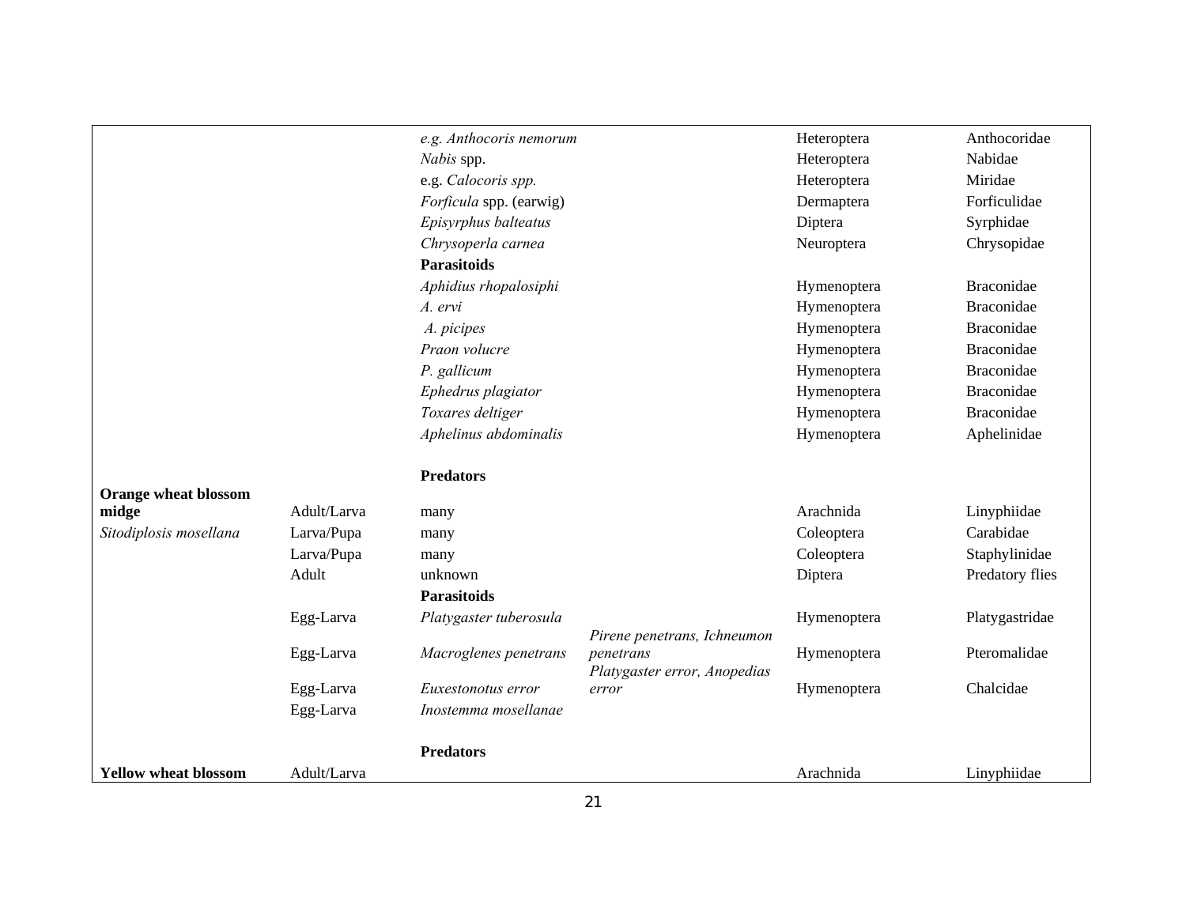| | | | | | |
|---|---|---|---|---|---|
| | | *e.g. Anthocoris nemorum* | | Heteroptera | Anthocoridae |
| | | *Nabis* spp. | | Heteroptera | Nabidae |
| | | e.g. *Calocoris spp.* | | Heteroptera | Miridae |
| | | *Forficula* spp. (earwig) | | Dermaptera | Forficulidae |
| | | *Episyrphus balteatus* | | Diptera | Syrphidae |
| | | *Chrysoperla carnea* | | Neuroptera | Chrysopidae |
| | | **Parasitoids** | | | |
| | | *Aphidius rhopalosiphi* | | Hymenoptera | Braconidae |
| | | *A. ervi* | | Hymenoptera | Braconidae |
| | | *A. picipes* | | Hymenoptera | Braconidae |
| | | *Praon volucre* | | Hymenoptera | Braconidae |
| | | *P. gallicum* | | Hymenoptera | Braconidae |
| | | *Ephedrus plagiator* | | Hymenoptera | Braconidae |
| | | *Toxares deltiger* | | Hymenoptera | Braconidae |
| | | *Aphelinus abdominalis* | | Hymenoptera | Aphelinidae |
| | | **Predators** | | | |
| **Orange wheat blossom midge** | Adult/Larva | many | | Arachnida | Linyphiidae |
| *Sitodiplosis mosellana* | Larva/Pupa | many | | Coleoptera | Carabidae |
| | Larva/Pupa | many | | Coleoptera | Staphylinidae |
| | Adult | unknown | | Diptera | Predatory flies |
| | | **Parasitoids** | | | |
| | Egg-Larva | *Platygaster tuberosula* | | Hymenoptera | Platygastridae |
| | Egg-Larva | *Macroglenes penetrans* | *Pirene penetrans, Ichneumon penetrans* | Hymenoptera | Pteromalidae |
| | Egg-Larva | *Euxestonotus error* | *Platygaster error, Anopedias error* | Hymenoptera | Chalcidae |
| | Egg-Larva | *Inostemma mosellanae* | | | |
| | | **Predators** | | | |
| **Yellow wheat blossom** | Adult/Larva | | | Arachnida | Linyphiidae |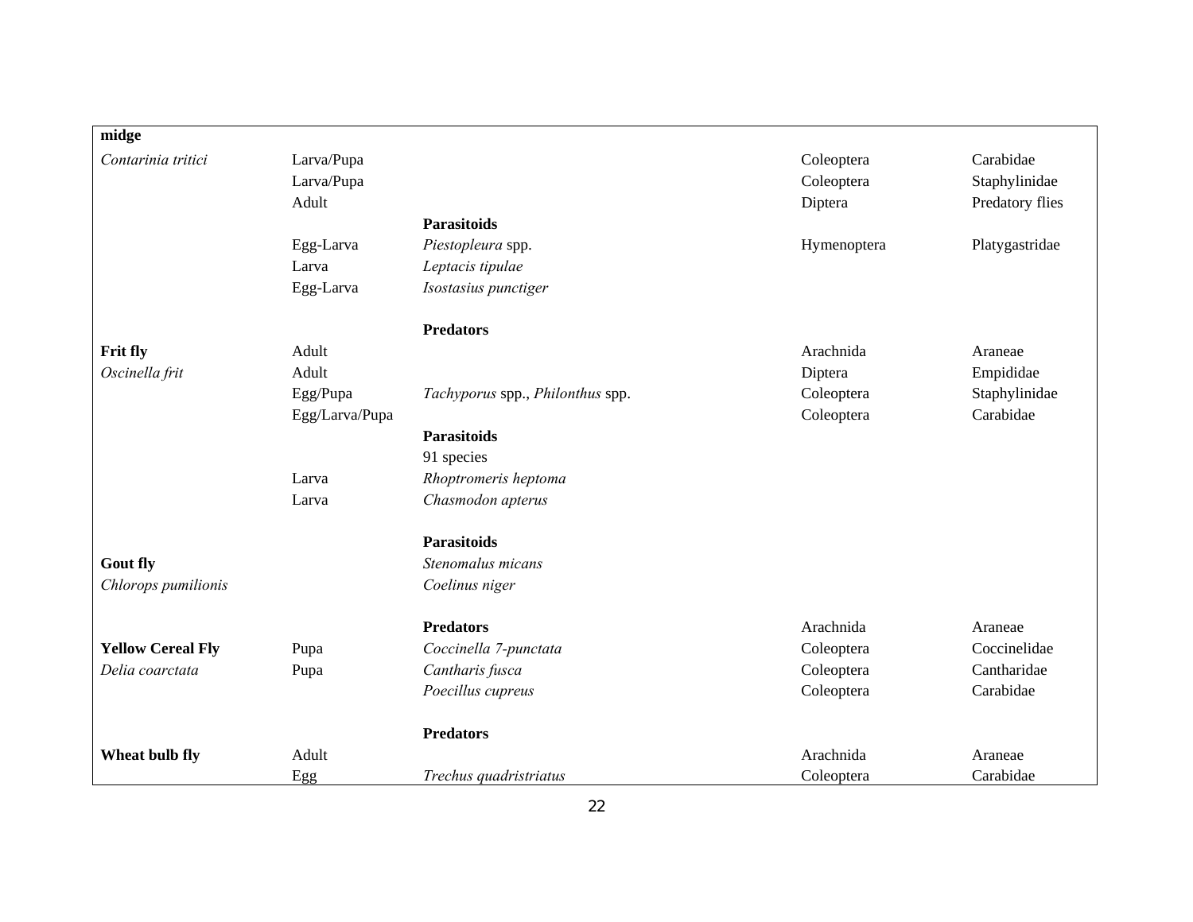| | | | | |
|---|---|---|---|---|
| **midge** | | | | |
| *Contarinia tritici* | Larva/Pupa | | Coleoptera | Carabidae |
| | Larva/Pupa | | Coleoptera | Staphylinidae |
| | Adult | | Diptera | Predatory flies |
| | | **Parasitoids** | | |
| | Egg-Larva | *Piestopleura* spp. | Hymenoptera | Platygastridae |
| | Larva | *Leptacis tipulae* | | |
| | Egg-Larva | *Isostasius punctiger* | | |
| | | | | |
| | | **Predators** | | |
| **Frit fly** | Adult | | Arachnida | Araneae |
| *Oscinella frit* | Adult | | Diptera | Empididae |
| | Egg/Pupa | *Tachyporus* spp., *Philonthus* spp. | Coleoptera | Staphylinidae |
| | Egg/Larva/Pupa | | Coleoptera | Carabidae |
| | | **Parasitoids** | | |
| | | 91 species | | |
| | Larva | *Rhoptromeris heptoma* | | |
| | Larva | *Chasmodon apterus* | | |
| | | | | |
| | | **Parasitoids** | | |
| **Gout fly** | | *Stenomalus micans* | | |
| *Chlorops pumilionis* | | *Coelinus niger* | | |
| | | | | |
| | | **Predators** | Arachnida | Araneae |
| **Yellow Cereal Fly** | Pupa | *Coccinella 7-punctata* | Coleoptera | Coccinelidae |
| *Delia coarctata* | Pupa | *Cantharis fusca* | Coleoptera | Cantharidae |
| | | *Poecillus cupreus* | Coleoptera | Carabidae |
| | | | | |
| | | **Predators** | | |
| **Wheat bulb fly** | Adult | | Arachnida | Araneae |
| | Egg | *Trechus quadristriatus* | Coleoptera | Carabidae |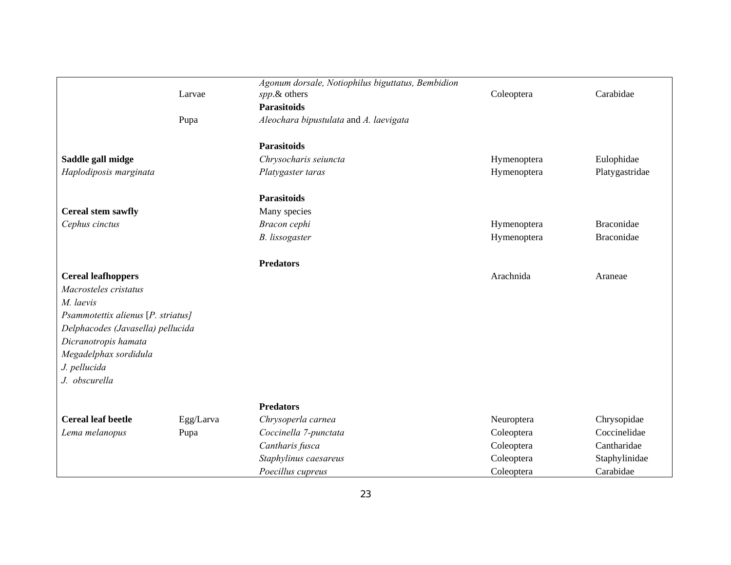| | | | | |
|---|---|---|---|---|
| | Larvae | *Agonum dorsale, Notiophilus biguttatus, Bembidion spp*.& others | Coleoptera | Carabidae |
| | | **Parasitoids** | | |
| | Pupa | *Aleochara bipustulata* and *A. laevigata* | | |
| | | | | |
| | | **Parasitoids** | | |
| **Saddle gall midge** | | *Chrysocharis seiuncta* | Hymenoptera | Eulophidae |
| *Haplodiposis marginata* | | *Platygaster taras* | Hymenoptera | Platygastridae |
| | | | | |
| | | **Parasitoids** | | |
| **Cereal stem sawfly** | | Many species | | |
| *Cephus cinctus* | | *Bracon cephi* | Hymenoptera | Braconidae |
| | | *B. lissogaster* | Hymenoptera | Braconidae |
| | | | | |
| | | **Predators** | | |
| **Cereal leafhoppers** | | | Arachnida | Araneae |
| *Macrosteles cristatus* | | | | |
| *M. laevis* | | | | |
| *Psammotettix alienus* [*P. striatus]* | | | | |
| *Delphacodes (Javasella) pellucida* | | | | |
| *Dicranotropis hamata* | | | | |
| *Megadelphax sordidula* | | | | |
| *J. pellucida* | | | | |
| *J. obscurella* | | | | |
| | | | | |
| | | **Predators** | | |
| **Cereal leaf beetle** | Egg/Larva | *Chrysoperla carnea* | Neuroptera | Chrysopidae |
| *Lema melanopus* | Pupa | *Coccinella 7-punctata* | Coleoptera | Coccinelidae |
| | | *Cantharis fusca* | Coleoptera | Cantharidae |
| | | *Staphylinus caesareus* | Coleoptera | Staphylinidae |
| | | *Poecillus cupreus* | Coleoptera | Carabidae |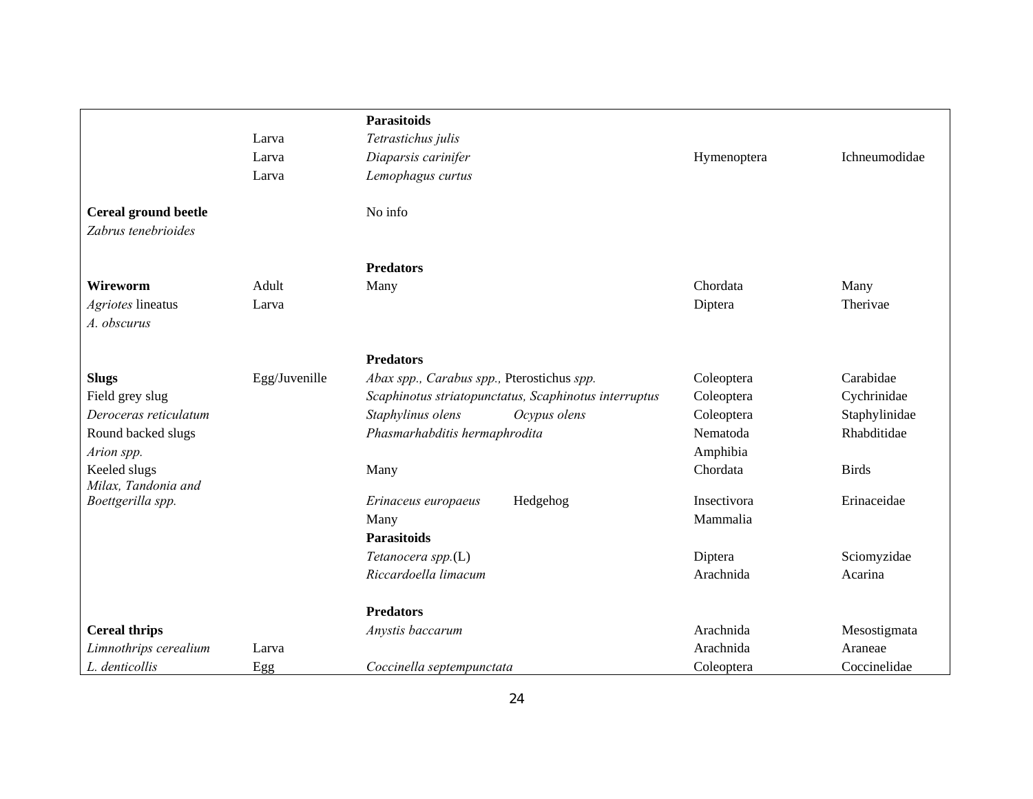| | | | | |
|---|---|---|---|---|
| | | **Parasitoids** | | |
| | Larva | *Tetrastichus julis* | | |
| | Larva | *Diaparsis carinifer* | Hymenoptera | Ichneumodidae |
| | Larva | *Lemophagus curtus* | | |
| | | | | |
| **Cereal ground beetle** | | No info | | |
| *Zabrus tenebrioides* | | | | |
| | | | | |
| | | **Predators** | | |
| **Wireworm** | Adult | Many | Chordata | Many |
| *Agriotes* lineatus | Larva | | Diptera | Therivae |
| *A. obscurus* | | | | |
| | | | | |
| | | **Predators** | | |
| **Slugs** | Egg/Juvenille | *Abax spp., Carabus spp.,* Pterostichus *spp.* | Coleoptera | Carabidae |
| Field grey slug | | *Scaphinotus striatopunctatus, Scaphinotus interruptus* | Coleoptera | Cychrinidae |
| *Deroceras reticulatum* | | *Staphylinus olens* *Ocypus olens* | Coleoptera | Staphylinidae |
| Round backed slugs | | *Phasmarhabditis hermaphrodita* | Nematoda | Rhabditidae |
| *Arion spp.* | | | Amphibia | |
| Keeled slugs | | Many | Chordata | Birds |
| *Milax, Tandonia and Boettgerilla spp.* | | *Erinaceus europaeus* Hedgehog | Insectivora | Erinaceidae |
| | | Many | Mammalia | |
| | | **Parasitoids** | | |
| | | *Tetanocera spp.*(L) | Diptera | Sciomyzidae |
| | | *Riccardoella limacum* | Arachnida | Acarina |
| | | | | |
| | | **Predators** | | |
| **Cereal thrips** | | *Anystis baccarum* | Arachnida | Mesostigmata |
| *Limnothrips cerealium* | Larva | | Arachnida | Araneae |
| *L. denticollis* | Egg | *Coccinella septempunctata* | Coleoptera | Coccinelidae |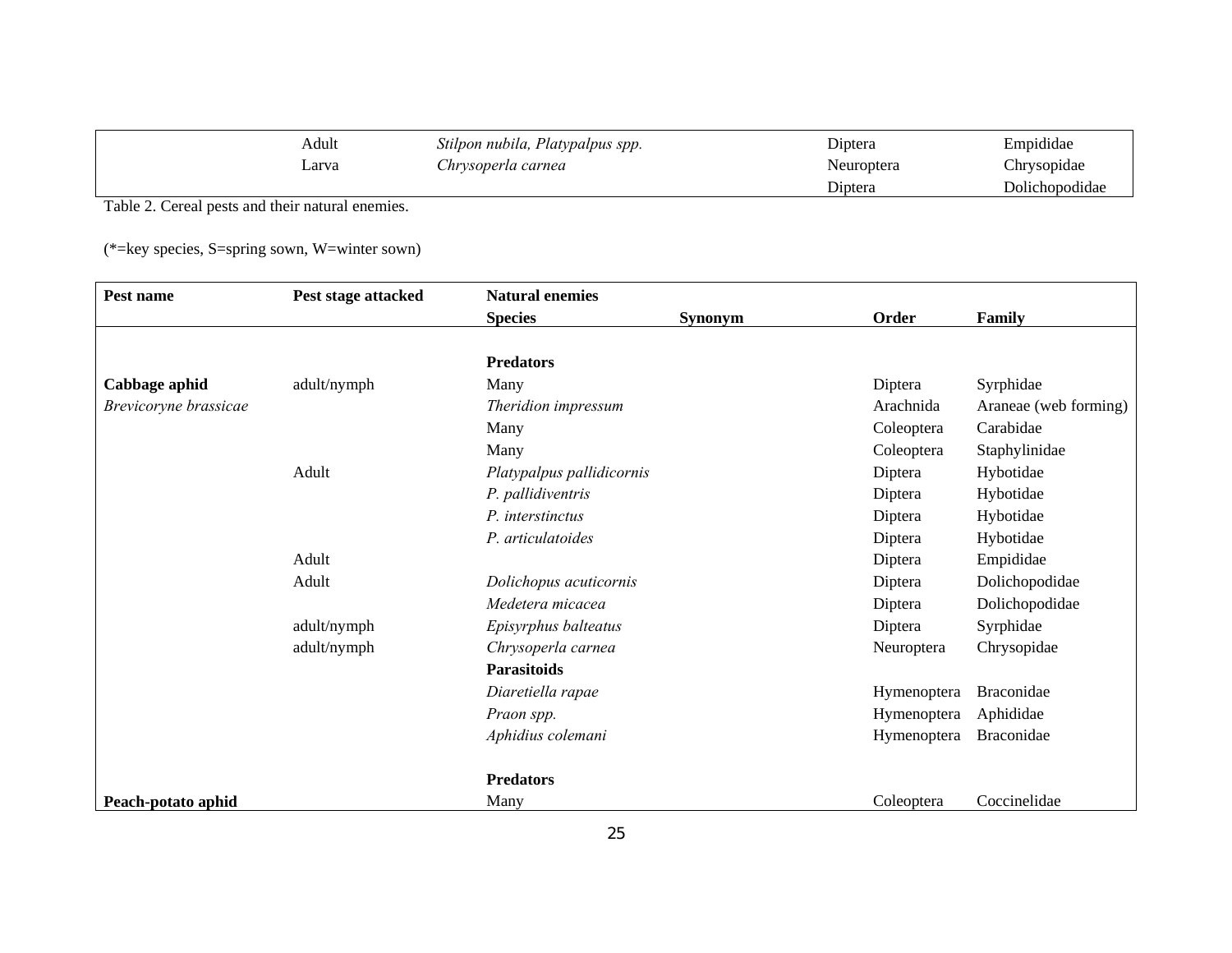| | | | | | |
|---|---|---|---|---|---|
| | Adult | *Stilpon nubila, Platypalpus spp.* | | Diptera | Empididae |
| | Larva | *Chrysoperla carnea* | | Neuroptera | Chrysopidae |
| | | | | Diptera | Dolichopodidae |

Table 2. Cereal pests and their natural enemies.

(*=key species, S=spring sown, W=winter sown)

| **Pest name** | **Pest stage attacked** | **Natural enemies** | | | |
|---|---|---|---|---|---|
| | | **Species** | **Synonym** | **Order** | **Family** |
| | | **Predators** | | | |
| **Cabbage aphid** | adult/nymph | Many | | Diptera | Syrphidae |
| *Brevicoryne brassicae* | | *Theridion impressum* | | Arachnida | Araneae (web forming) |
| | | Many | | Coleoptera | Carabidae |
| | | Many | | Coleoptera | Staphylinidae |
| | Adult | *Platypalpus pallidicornis* | | Diptera | Hybotidae |
| | | *P. pallidiventris* | | Diptera | Hybotidae |
| | | *P. interstinctus* | | Diptera | Hybotidae |
| | | *P. articulatoides* | | Diptera | Hybotidae |
| | Adult | | | Diptera | Empididae |
| | Adult | *Dolichopus acuticornis* | | Diptera | Dolichopodidae |
| | | *Medetera micacea* | | Diptera | Dolichopodidae |
| | adult/nymph | *Episyrphus balteatus* | | Diptera | Syrphidae |
| | adult/nymph | *Chrysoperla carnea* | | Neuroptera | Chrysopidae |
| | | **Parasitoids** | | | |
| | | *Diaretiella rapae* | | Hymenoptera | Braconidae |
| | | *Praon spp.* | | Hymenoptera | Aphididae |
| | | *Aphidius colemani* | | Hymenoptera | Braconidae |
| | | **Predators** | | | |
| **Peach-potato aphid** | | Many | | Coleoptera | Coccinelidae |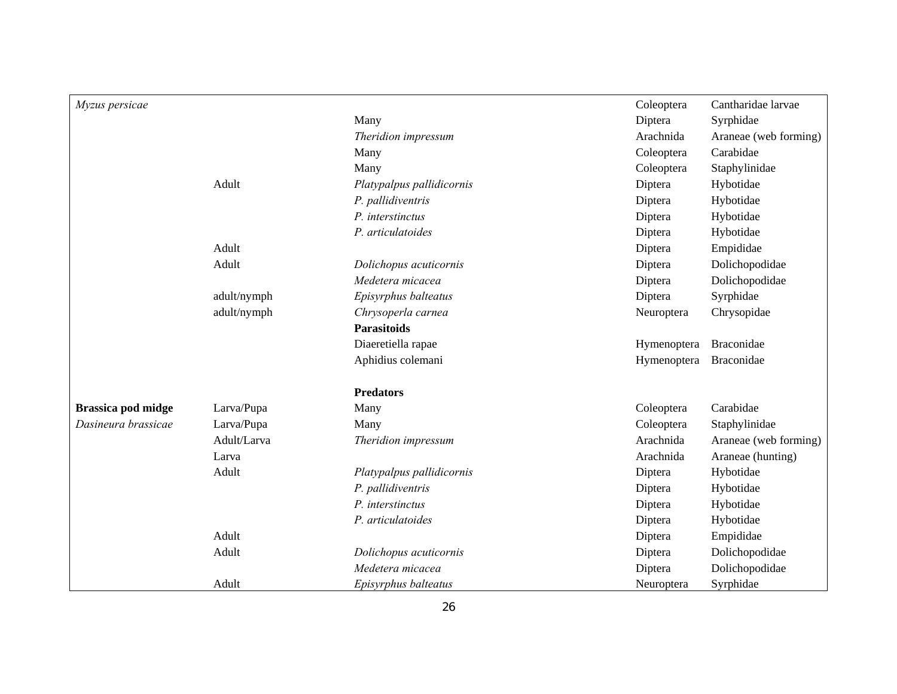| | | | | |
|---|---|---|---|---|
| *Myzus persicae* | | | Coleoptera | Cantharidae larvae |
| | | Many | Diptera | Syrphidae |
| | | *Theridion impressum* | Arachnida | Araneae (web forming) |
| | | Many | Coleoptera | Carabidae |
| | | Many | Coleoptera | Staphylinidae |
| | Adult | *Platypalpus pallidicornis* | Diptera | Hybotidae |
| | | *P. pallidiventris* | Diptera | Hybotidae |
| | | *P. interstinctus* | Diptera | Hybotidae |
| | | *P. articulatoides* | Diptera | Hybotidae |
| | Adult | | Diptera | Empididae |
| | Adult | *Dolichopus acuticornis* | Diptera | Dolichopodidae |
| | | *Medetera micacea* | Diptera | Dolichopodidae |
| | adult/nymph | *Episyrphus balteatus* | Diptera | Syrphidae |
| | adult/nymph | *Chrysoperla carnea* | Neuroptera | Chrysopidae |
| | | **Parasitoids** | | |
| | | Diaeretiella rapae | Hymenoptera | Braconidae |
| | | Aphidius colemani | Hymenoptera | Braconidae |
| | | | | |
| | | **Predators** | | |
| **Brassica pod midge** | Larva/Pupa | Many | Coleoptera | Carabidae |
| *Dasineura brassicae* | Larva/Pupa | Many | Coleoptera | Staphylinidae |
| | Adult/Larva | *Theridion impressum* | Arachnida | Araneae (web forming) |
| | Larva | | Arachnida | Araneae (hunting) |
| | Adult | *Platypalpus pallidicornis* | Diptera | Hybotidae |
| | | *P. pallidiventris* | Diptera | Hybotidae |
| | | *P. interstinctus* | Diptera | Hybotidae |
| | | *P. articulatoides* | Diptera | Hybotidae |
| | Adult | | Diptera | Empididae |
| | Adult | *Dolichopus acuticornis* | Diptera | Dolichopodidae |
| | | *Medetera micacea* | Diptera | Dolichopodidae |
| | Adult | *Episyrphus balteatus* | Neuroptera | Syrphidae |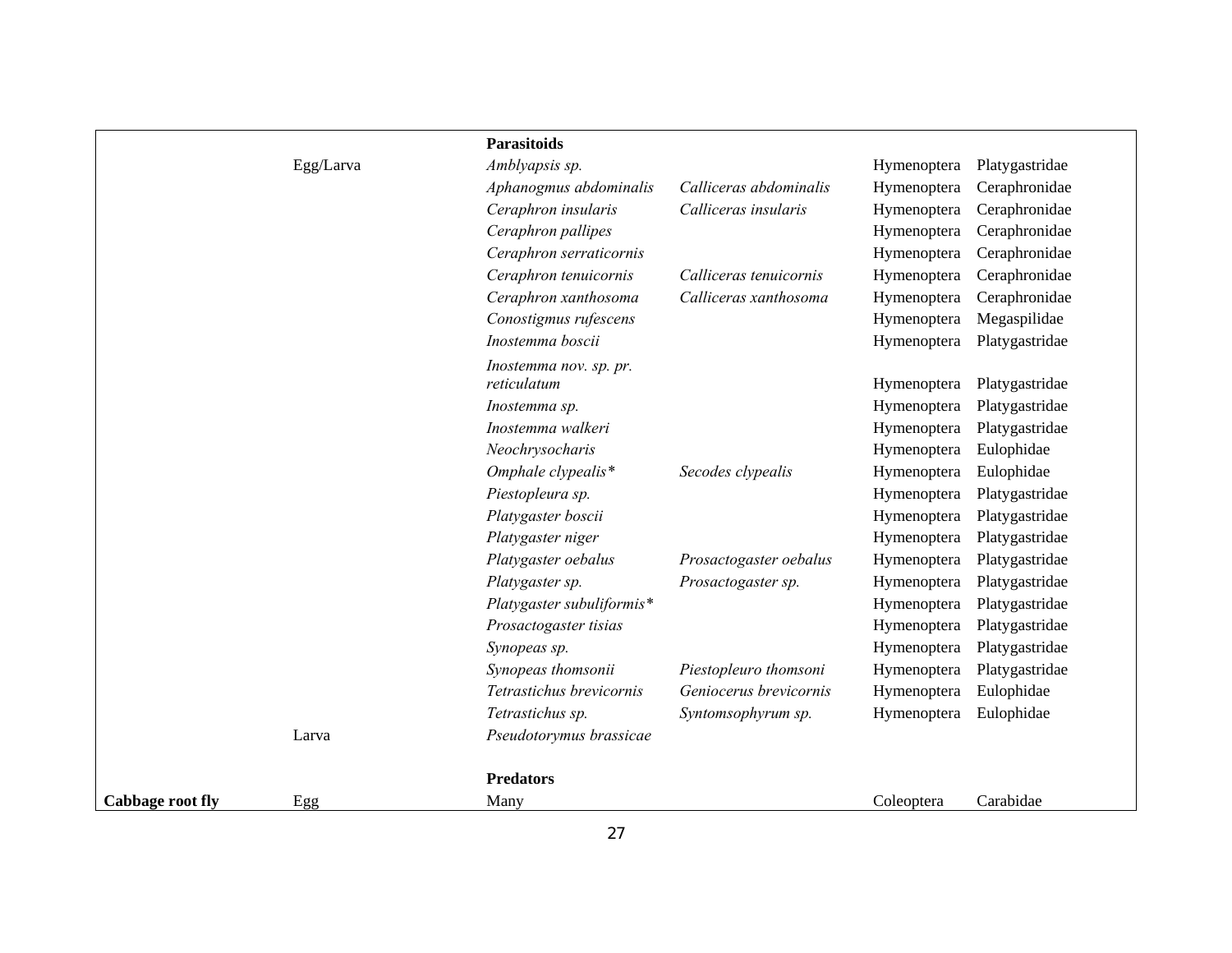| | | | | | |
|---|---|---|---|---|---|
| | | **Parasitoids** | | | |
| | Egg/Larva | *Amblyapsis sp.* | | Hymenoptera | Platygastridae |
| | | *Aphanogmus abdominalis* | *Calliceras abdominalis* | Hymenoptera | Ceraphronidae |
| | | *Ceraphron insularis* | *Calliceras insularis* | Hymenoptera | Ceraphronidae |
| | | *Ceraphron pallipes* | | Hymenoptera | Ceraphronidae |
| | | *Ceraphron serraticornis* | | Hymenoptera | Ceraphronidae |
| | | *Ceraphron tenuicornis* | *Calliceras tenuicornis* | Hymenoptera | Ceraphronidae |
| | | *Ceraphron xanthosoma* | *Calliceras xanthosoma* | Hymenoptera | Ceraphronidae |
| | | *Conostigmus rufescens* | | Hymenoptera | Megaspilidae |
| | | *Inostemma boscii* | | Hymenoptera | Platygastridae |
| | | *Inostemma nov. sp. pr. reticulatum* | | Hymenoptera | Platygastridae |
| | | *Inostemma sp.* | | Hymenoptera | Platygastridae |
| | | *Inostemma walkeri* | | Hymenoptera | Platygastridae |
| | | *Neochrysocharis* | | Hymenoptera | Eulophidae |
| | | *Omphale clypealis** | *Secodes clypealis* | Hymenoptera | Eulophidae |
| | | *Piestopleura sp.* | | Hymenoptera | Platygastridae |
| | | *Platygaster boscii* | | Hymenoptera | Platygastridae |
| | | *Platygaster niger* | | Hymenoptera | Platygastridae |
| | | *Platygaster oebalus* | *Prosactogaster oebalus* | Hymenoptera | Platygastridae |
| | | *Platygaster sp.* | *Prosactogaster sp.* | Hymenoptera | Platygastridae |
| | | *Platygaster subuliformis** | | Hymenoptera | Platygastridae |
| | | *Prosactogaster tisias* | | Hymenoptera | Platygastridae |
| | | *Synopeas sp.* | | Hymenoptera | Platygastridae |
| | | *Synopeas thomsonii* | *Piestopleuro thomsoni* | Hymenoptera | Platygastridae |
| | | *Tetrastichus brevicornis* | *Geniocerus brevicornis* | Hymenoptera | Eulophidae |
| | | *Tetrastichus sp.* | *Syntomsophyrum sp.* | Hymenoptera | Eulophidae |
| | Larva | *Pseudotorymus brassicae* | | | |
| | | **Predators** | | | |
| **Cabbage root fly** | Egg | Many | | Coleoptera | Carabidae |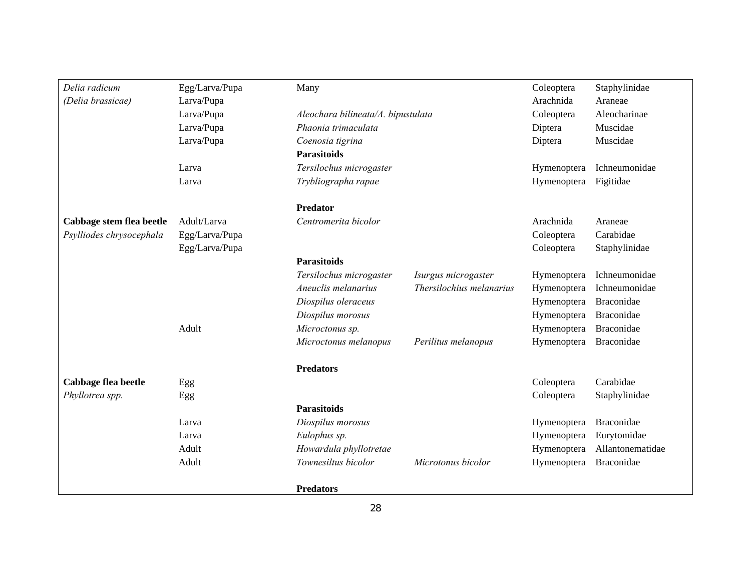| | | | | | |
|---|---|---|---|---|---|
| *Delia radicum* | Egg/Larva/Pupa | Many | | Coleoptera | Staphylinidae |
| *(Delia brassicae)* | Larva/Pupa | | | Arachnida | Araneae |
| | Larva/Pupa | *Aleochara bilineata/A. bipustulata* | | Coleoptera | Aleocharinae |
| | Larva/Pupa | *Phaonia trimaculata* | | Diptera | Muscidae |
| | Larva/Pupa | *Coenosia tigrina* | | Diptera | Muscidae |
| | | **Parasitoids** | | | |
| | Larva | *Tersilochus microgaster* | | Hymenoptera | Ichneumonidae |
| | Larva | *Trybliographa rapae* | | Hymenoptera | Figitidae |
| | | | | | |
| | | **Predator** | | | |
| **Cabbage stem flea beetle** | Adult/Larva | *Centromerita bicolor* | | Arachnida | Araneae |
| *Psylliodes chrysocephala* | Egg/Larva/Pupa | | | Coleoptera | Carabidae |
| | Egg/Larva/Pupa | | | Coleoptera | Staphylinidae |
| | | **Parasitoids** | | | |
| | | *Tersilochus microgaster* | *Isurgus microgaster* | Hymenoptera | Ichneumonidae |
| | | *Aneuclis melanarius* | *Thersilochius melanarius* | Hymenoptera | Ichneumonidae |
| | | *Diospilus oleraceus* | | Hymenoptera | Braconidae |
| | | *Diospilus morosus* | | Hymenoptera | Braconidae |
| | Adult | *Microctonus sp.* | | Hymenoptera | Braconidae |
| | | *Microctonus melanopus* | *Perilitus melanopus* | Hymenoptera | Braconidae |
| | | | | | |
| | | **Predators** | | | |
| **Cabbage flea beetle** | Egg | | | Coleoptera | Carabidae |
| *Phyllotrea spp.* | Egg | | | Coleoptera | Staphylinidae |
| | | **Parasitoids** | | | |
| | Larva | *Diospilus morosus* | | Hymenoptera | Braconidae |
| | Larva | *Eulophus sp.* | | Hymenoptera | Eurytomidae |
| | Adult | *Howardula phyllotretae* | | Hymenoptera | Allantonematidae |
| | Adult | *Townesiltus bicolor* | *Microtonus bicolor* | Hymenoptera | Braconidae |
| | | | | | |
| | | **Predators** | | | |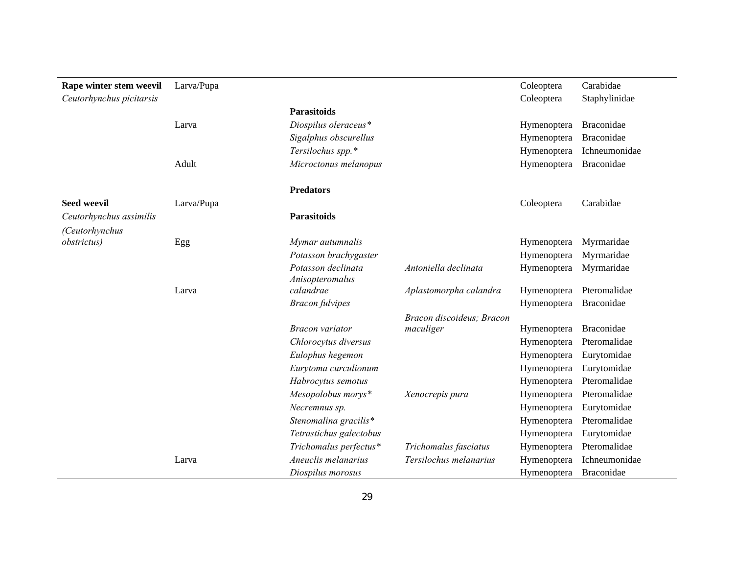| | | | | | |
|---|---|---|---|---|---|
| **Rape winter stem weevil** | Larva/Pupa | | | Coleoptera | Carabidae |
| *Ceutorhynchus picitarsis* | | | | Coleoptera | Staphylinidae |
| | | **Parasitoids** | | | |
| | Larva | *Diospilus oleraceus\** | | Hymenoptera | Braconidae |
| | | *Sigalphus obscurellus* | | Hymenoptera | Braconidae |
| | | *Tersilochus spp.\** | | Hymenoptera | Ichneumonidae |
| | Adult | *Microctonus melanopus* | | Hymenoptera | Braconidae |
| | | **Predators** | | | |
| **Seed weevil** | Larva/Pupa | | | Coleoptera | Carabidae |
| *Ceutorhynchus assimilis* | | **Parasitoids** | | | |
| *(Ceutorhynchus obstrictus)* | Egg | *Mymar autumnalis* | | Hymenoptera | Myrmaridae |
| | | *Potasson brachygaster* | | Hymenoptera | Myrmaridae |
| | | *Potasson declinata* | *Antoniella declinata* | Hymenoptera | Myrmaridae |
| | Larva | *Anisopteromalus calandrae* | *Aplastomorpha calandra* | Hymenoptera | Pteromalidae |
| | | *Bracon fulvipes* | | Hymenoptera | Braconidae |
| | | *Bracon variator* | *Bracon discoideus; Bracon maculiger* | Hymenoptera | Braconidae |
| | | *Chlorocytus diversus* | | Hymenoptera | Pteromalidae |
| | | *Eulophus hegemon* | | Hymenoptera | Eurytomidae |
| | | *Eurytoma curculionum* | | Hymenoptera | Eurytomidae |
| | | *Habrocytus semotus* | | Hymenoptera | Pteromalidae |
| | | *Mesopolobus morys\** | *Xenocrepis pura* | Hymenoptera | Pteromalidae |
| | | *Necremnus sp.* | | Hymenoptera | Eurytomidae |
| | | *Stenomalina gracilis\** | | Hymenoptera | Pteromalidae |
| | | *Tetrastichus galectobus* | | Hymenoptera | Eurytomidae |
| | | *Trichomalus perfectus\** | *Trichomalus fasciatus* | Hymenoptera | Pteromalidae |
| | Larva | *Aneuclis melanarius* | *Tersilochus melanarius* | Hymenoptera | Ichneumonidae |
| | | *Diospilus morosus* | | Hymenoptera | Braconidae |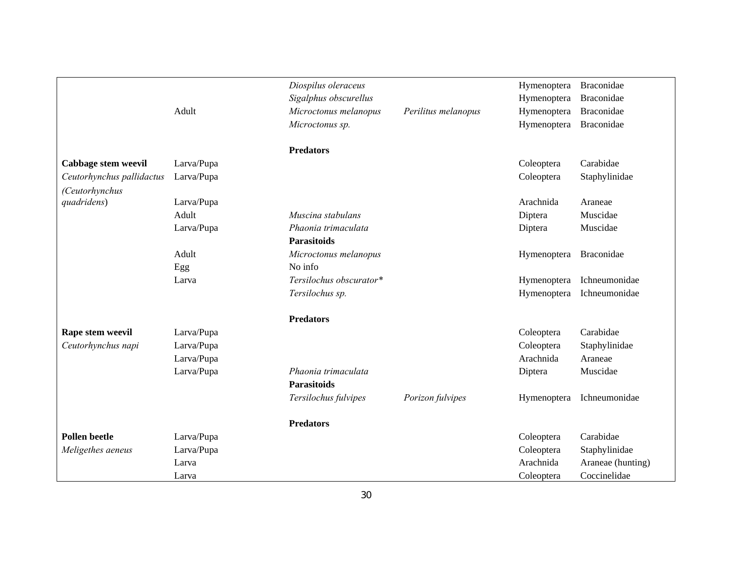| | | | | | |
|---|---|---|---|---|---|
| | | *Diospilus oleraceus* | | Hymenoptera | Braconidae |
| | | *Sigalphus obscurellus* | | Hymenoptera | Braconidae |
| | Adult | *Microctonus melanopus* | *Perilitus melanopus* | Hymenoptera | Braconidae |
| | | *Microctonus sp.* | | Hymenoptera | Braconidae |
| | | | | | |
| | | **Predators** | | | |
| **Cabbage stem weevil** | Larva/Pupa | | | Coleoptera | Carabidae |
| *Ceutorhynchus pallidactus* | Larva/Pupa | | | Coleoptera | Staphylinidae |
| (*Ceutorhynchus quadridens*) | Larva/Pupa | | | Arachnida | Araneae |
| | Adult | *Muscina stabulans* | | Diptera | Muscidae |
| | Larva/Pupa | *Phaonia trimaculata* | | Diptera | Muscidae |
| | | **Parasitoids** | | | |
| | Adult | *Microctonus melanopus* | | Hymenoptera | Braconidae |
| | Egg | No info | | | |
| | Larva | *Tersilochus obscurator\** | | Hymenoptera | Ichneumonidae |
| | | *Tersilochus sp.* | | Hymenoptera | Ichneumonidae |
| | | | | | |
| | | **Predators** | | | |
| **Rape stem weevil** | Larva/Pupa | | | Coleoptera | Carabidae |
| *Ceutorhynchus napi* | Larva/Pupa | | | Coleoptera | Staphylinidae |
| | Larva/Pupa | | | Arachnida | Araneae |
| | Larva/Pupa | *Phaonia trimaculata* | | Diptera | Muscidae |
| | | **Parasitoids** | | | |
| | | *Tersilochus fulvipes* | *Porizon fulvipes* | Hymenoptera | Ichneumonidae |
| | | | | | |
| | | **Predators** | | | |
| **Pollen beetle** | Larva/Pupa | | | Coleoptera | Carabidae |
| *Meligethes aeneus* | Larva/Pupa | | | Coleoptera | Staphylinidae |
| | Larva | | | Arachnida | Araneae (hunting) |
| | Larva | | | Coleoptera | Coccinelidae |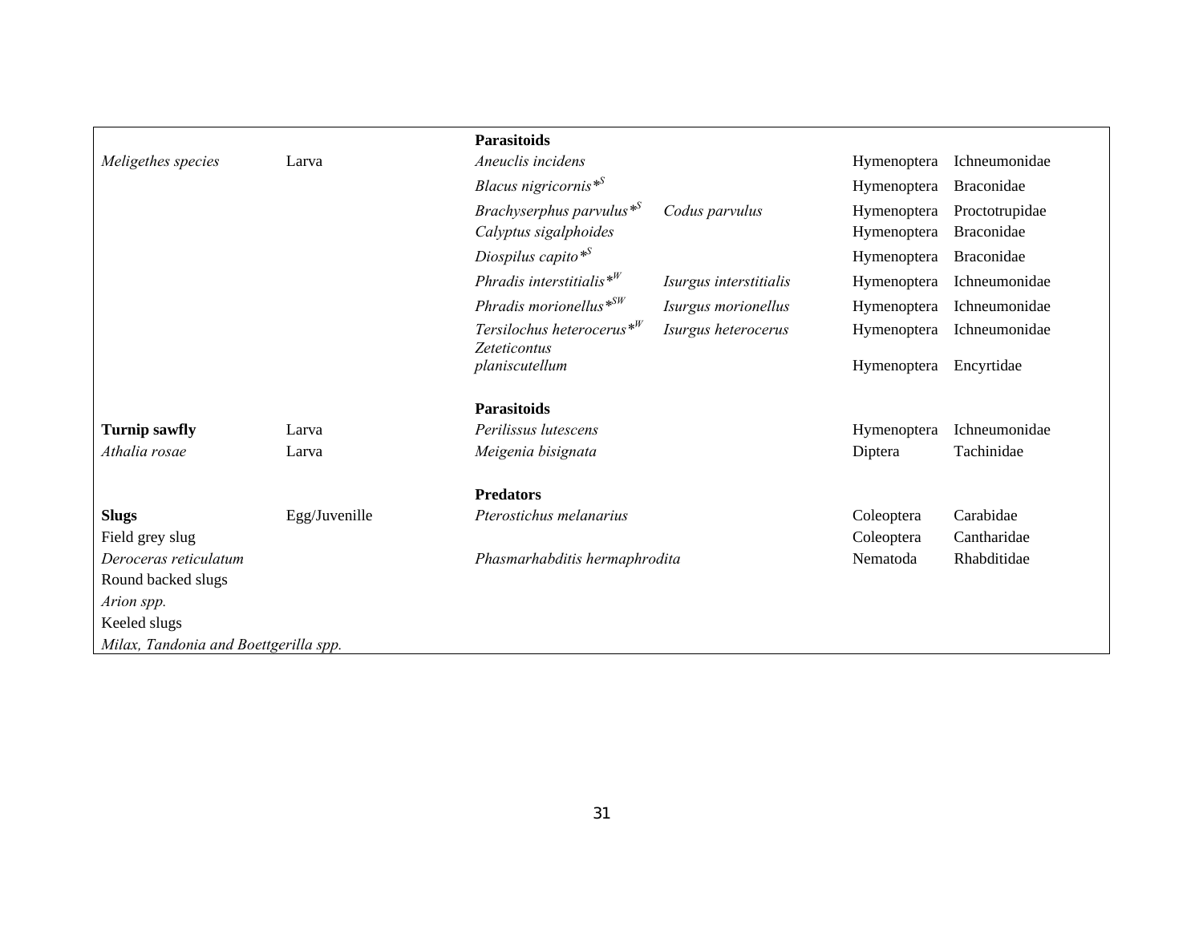| | | | | | |
|---|---|---|---|---|---|
| | | **Parasitoids** | | | |
| *Meligethes species* | Larva | *Aneuclis incidens* | | Hymenoptera | Ichneumonidae |
| | | *Blacus nigricornis*\*[S] | | Hymenoptera | Braconidae |
| | | *Brachyserphus parvulus*\*[S] | *Codus parvulus* | Hymenoptera | Proctotrupidae |
| | | *Calyptus sigalphoides* | | Hymenoptera | Braconidae |
| | | *Diospilus capito*\*[S] | | Hymenoptera | Braconidae |
| | | *Phradis interstitialis*\*[W] | *Isurgus interstitialis* | Hymenoptera | Ichneumonidae |
| | | *Phradis morionellus*\*[SW] | *Isurgus morionellus* | Hymenoptera | Ichneumonidae |
| | | *Tersilochus heterocerus*\*[W] | *Isurgus heterocerus* | Hymenoptera | Ichneumonidae |
| | | *Zeteticontus planiscutellum* | | Hymenoptera | Encyrtidae |
| | | **Parasitoids** | | | |
| **Turnip sawfly** | Larva | *Perilissus lutescens* | | Hymenoptera | Ichneumonidae |
| *Athalia rosae* | Larva | *Meigenia bisignata* | | Diptera | Tachinidae |
| | | **Predators** | | | |
| **Slugs** | Egg/Juvenille | *Pterostichus melanarius* | | Coleoptera | Carabidae |
| Field grey slug | | | | Coleoptera | Cantharidae |
| *Deroceras reticulatum* | | *Phasmarhabditis hermaphrodita* | | Nematoda | Rhabditidae |
| Round backed slugs | | | | | |
| *Arion spp.* | | | | | |
| Keeled slugs | | | | | |
| *Milax, Tandonia and Boettgerilla spp.* | | | | | |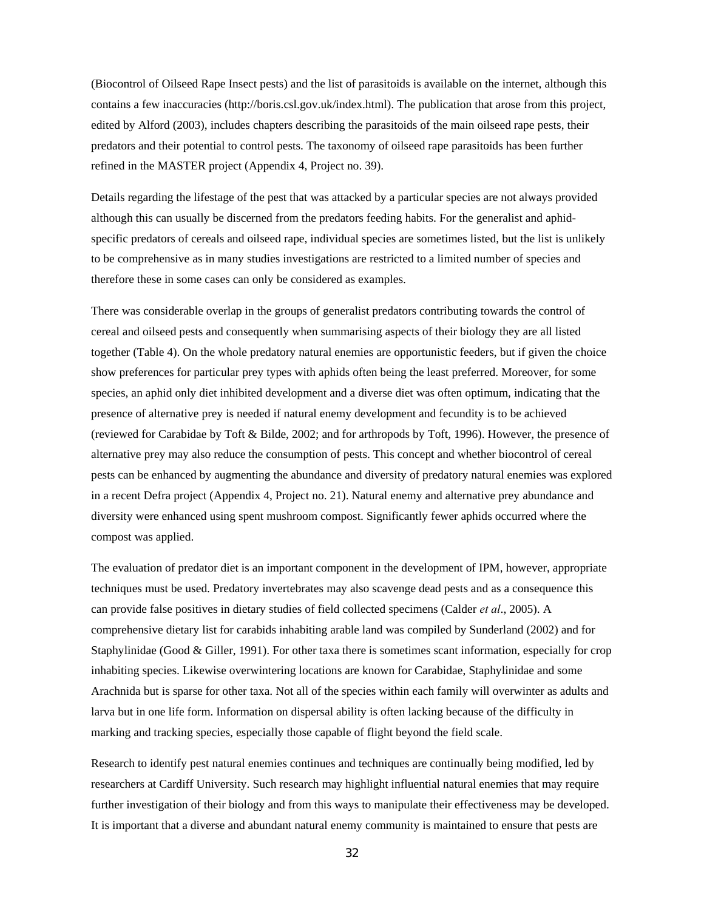(Biocontrol of Oilseed Rape Insect pests) and the list of parasitoids is available on the internet, although this contains a few inaccuracies (http://boris.csl.gov.uk/index.html). The publication that arose from this project, edited by Alford (2003), includes chapters describing the parasitoids of the main oilseed rape pests, their predators and their potential to control pests. The taxonomy of oilseed rape parasitoids has been further refined in the MASTER project (Appendix 4, Project no. 39).

Details regarding the lifestage of the pest that was attacked by a particular species are not always provided although this can usually be discerned from the predators feeding habits. For the generalist and aphid-specific predators of cereals and oilseed rape, individual species are sometimes listed, but the list is unlikely to be comprehensive as in many studies investigations are restricted to a limited number of species and therefore these in some cases can only be considered as examples.

There was considerable overlap in the groups of generalist predators contributing towards the control of cereal and oilseed pests and consequently when summarising aspects of their biology they are all listed together (Table 4). On the whole predatory natural enemies are opportunistic feeders, but if given the choice show preferences for particular prey types with aphids often being the least preferred. Moreover, for some species, an aphid only diet inhibited development and a diverse diet was often optimum, indicating that the presence of alternative prey is needed if natural enemy development and fecundity is to be achieved (reviewed for Carabidae by Toft & Bilde, 2002; and for arthropods by Toft, 1996). However, the presence of alternative prey may also reduce the consumption of pests. This concept and whether biocontrol of cereal pests can be enhanced by augmenting the abundance and diversity of predatory natural enemies was explored in a recent Defra project (Appendix 4, Project no. 21). Natural enemy and alternative prey abundance and diversity were enhanced using spent mushroom compost. Significantly fewer aphids occurred where the compost was applied.

The evaluation of predator diet is an important component in the development of IPM, however, appropriate techniques must be used. Predatory invertebrates may also scavenge dead pests and as a consequence this can provide false positives in dietary studies of field collected specimens (Calder *et al*., 2005). A comprehensive dietary list for carabids inhabiting arable land was compiled by Sunderland (2002) and for Staphylinidae (Good & Giller, 1991). For other taxa there is sometimes scant information, especially for crop inhabiting species. Likewise overwintering locations are known for Carabidae, Staphylinidae and some Arachnida but is sparse for other taxa. Not all of the species within each family will overwinter as adults and larva but in one life form. Information on dispersal ability is often lacking because of the difficulty in marking and tracking species, especially those capable of flight beyond the field scale.

Research to identify pest natural enemies continues and techniques are continually being modified, led by researchers at Cardiff University. Such research may highlight influential natural enemies that may require further investigation of their biology and from this ways to manipulate their effectiveness may be developed. It is important that a diverse and abundant natural enemy community is maintained to ensure that pests are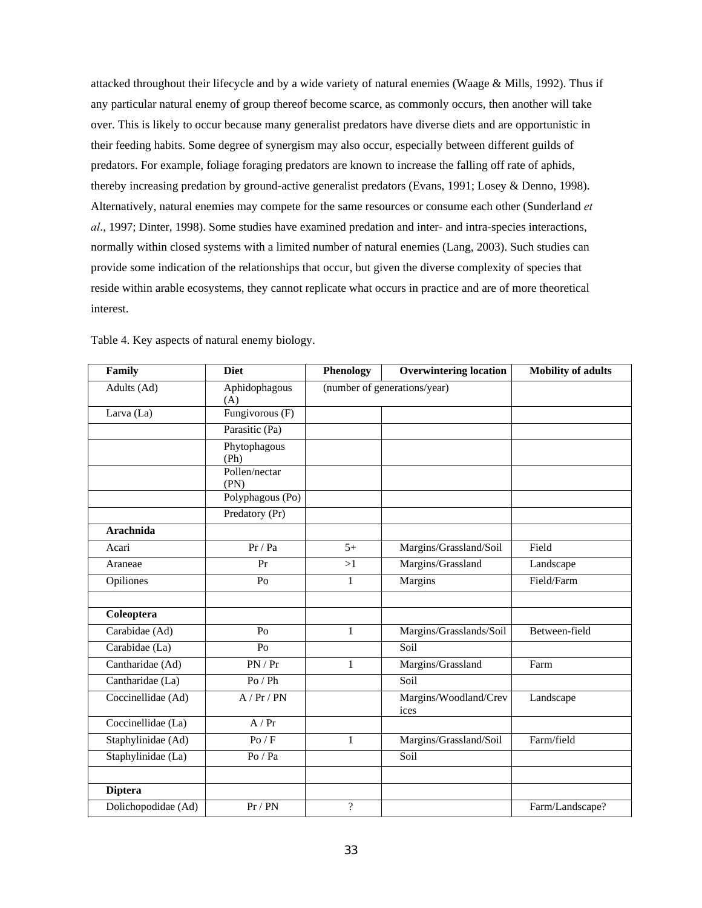attacked throughout their lifecycle and by a wide variety of natural enemies (Waage & Mills, 1992). Thus if any particular natural enemy of group thereof become scarce, as commonly occurs, then another will take over. This is likely to occur because many generalist predators have diverse diets and are opportunistic in their feeding habits. Some degree of synergism may also occur, especially between different guilds of predators. For example, foliage foraging predators are known to increase the falling off rate of aphids, thereby increasing predation by ground-active generalist predators (Evans, 1991; Losey & Denno, 1998). Alternatively, natural enemies may compete for the same resources or consume each other (Sunderland *et al*., 1997; Dinter, 1998). Some studies have examined predation and inter- and intra-species interactions, normally within closed systems with a limited number of natural enemies (Lang, 2003). Such studies can provide some indication of the relationships that occur, but given the diverse complexity of species that reside within arable ecosystems, they cannot replicate what occurs in practice and are of more theoretical interest.

Table 4. Key aspects of natural enemy biology.

| Family | Diet | Phenology | Overwintering location | Mobility of adults |
|---|---|---|---|---|
| Adults (Ad) | Aphidophagous (A) | (number of generations/year) | | |
| Larva (La) | Fungivorous (F) | | | |
| | Parasitic (Pa) | | | |
| | Phytophagous (Ph) | | | |
| | Pollen/nectar (PN) | | | |
| | Polyphagous (Po) | | | |
| | Predatory (Pr) | | | |
| **Arachnida** | | | | |
| Acari | Pr / Pa | 5+ | Margins/Grassland/Soil | Field |
| Araneae | Pr | >1 | Margins/Grassland | Landscape |
| Opiliones | Po | 1 | Margins | Field/Farm |
| | | | | |
| **Coleoptera** | | | | |
| Carabidae (Ad) | Po | 1 | Margins/Grasslands/Soil | Between-field |
| Carabidae (La) | Po | | Soil | |
| Cantharidae (Ad) | PN / Pr | 1 | Margins/Grassland | Farm |
| Cantharidae (La) | Po / Ph | | Soil | |
| Coccinellidae (Ad) | A / Pr / PN | | Margins/Woodland/Crevices | Landscape |
| Coccinellidae (La) | A / Pr | | | |
| Staphylinidae (Ad) | Po / F | 1 | Margins/Grassland/Soil | Farm/field |
| Staphylinidae (La) | Po / Pa | | Soil | |
| | | | | |
| **Diptera** | | | | |
| Dolichopodidae (Ad) | Pr / PN | ? | | Farm/Landscape? |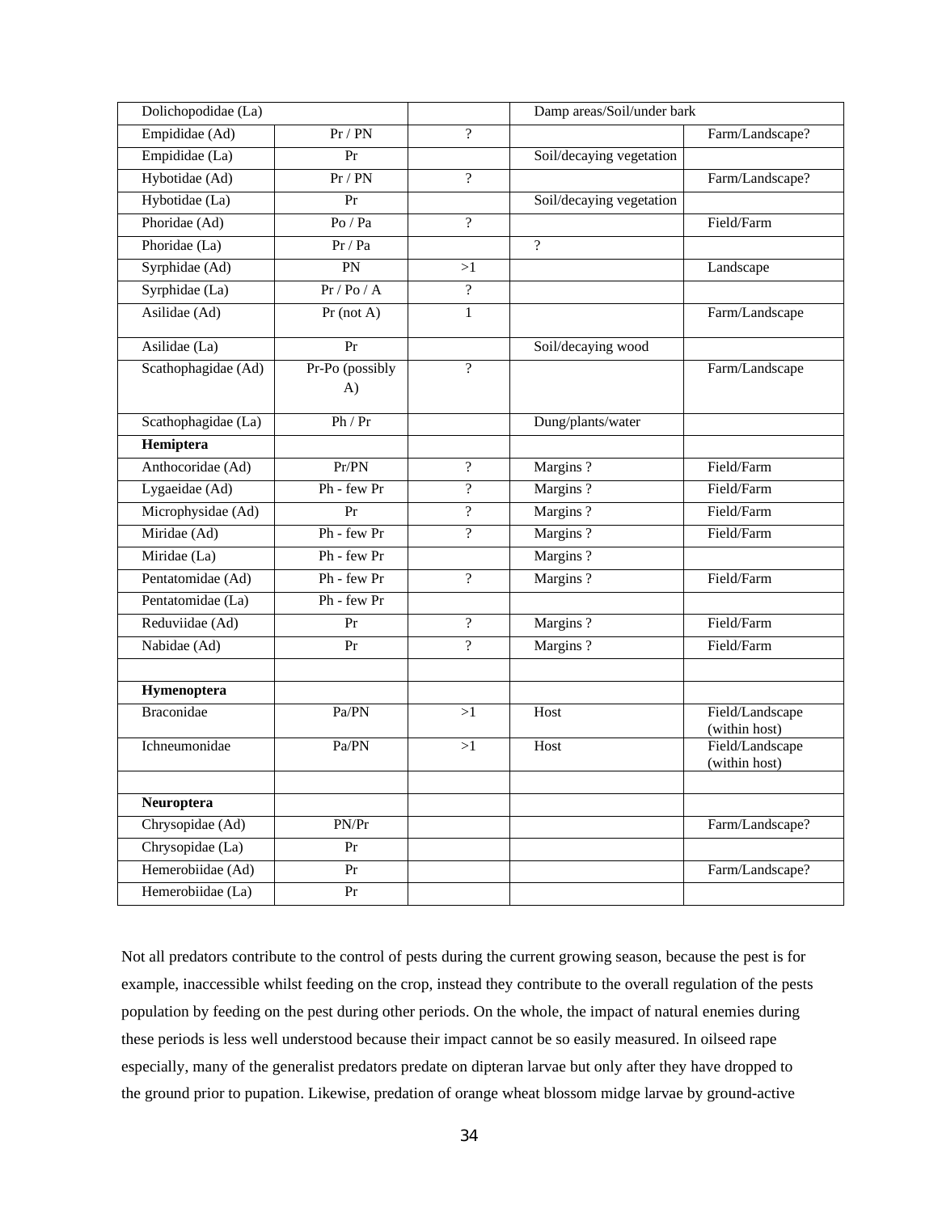| Dolichopodidae (La) | | | Damp areas/Soil/under bark | |
|---|---|---|---|---|
| Empididae (Ad) | Pr / PN | ? | | Farm/Landscape? |
| Empididae (La) | Pr | | Soil/decaying vegetation | |
| Hybotidae (Ad) | Pr / PN | ? | | Farm/Landscape? |
| Hybotidae (La) | Pr | | Soil/decaying vegetation | |
| Phoridae (Ad) | Po / Pa | ? | | Field/Farm |
| Phoridae (La) | Pr / Pa | | ? | |
| Syrphidae (Ad) | PN | >1 | | Landscape |
| Syrphidae (La) | Pr / Po / A | ? | | |
| Asilidae (Ad) | Pr (not A) | 1 | | Farm/Landscape |
| Asilidae (La) | Pr | | Soil/decaying wood | |
| Scathophagidae (Ad) | Pr-Po (possibly A) | ? | | Farm/Landscape |
| Scathophagidae (La) | Ph / Pr | | Dung/plants/water | |
| **Hemiptera** | | | | |
| Anthocoridae (Ad) | Pr/PN | ? | Margins ? | Field/Farm |
| Lygaeidae (Ad) | Ph - few Pr | ? | Margins ? | Field/Farm |
| Microphysidae (Ad) | Pr | ? | Margins ? | Field/Farm |
| Miridae (Ad) | Ph - few Pr | ? | Margins ? | Field/Farm |
| Miridae (La) | Ph - few Pr | | Margins ? | |
| Pentatomidae (Ad) | Ph - few Pr | ? | Margins ? | Field/Farm |
| Pentatomidae (La) | Ph - few Pr | | | |
| Reduviidae (Ad) | Pr | ? | Margins ? | Field/Farm |
| Nabidae (Ad) | Pr | ? | Margins ? | Field/Farm |
| | | | | |
| **Hymenoptera** | | | | |
| Braconidae | Pa/PN | >1 | Host | Field/Landscape (within host) |
| Ichneumonidae | Pa/PN | >1 | Host | Field/Landscape (within host) |
| | | | | |
| **Neuroptera** | | | | |
| Chrysopidae (Ad) | PN/Pr | | | Farm/Landscape? |
| Chrysopidae (La) | Pr | | | |
| Hemerobiidae (Ad) | Pr | | | Farm/Landscape? |
| Hemerobiidae (La) | Pr | | | |

Not all predators contribute to the control of pests during the current growing season, because the pest is for example, inaccessible whilst feeding on the crop, instead they contribute to the overall regulation of the pests population by feeding on the pest during other periods. On the whole, the impact of natural enemies during these periods is less well understood because their impact cannot be so easily measured. In oilseed rape especially, many of the generalist predators predate on dipteran larvae but only after they have dropped to the ground prior to pupation. Likewise, predation of orange wheat blossom midge larvae by ground-active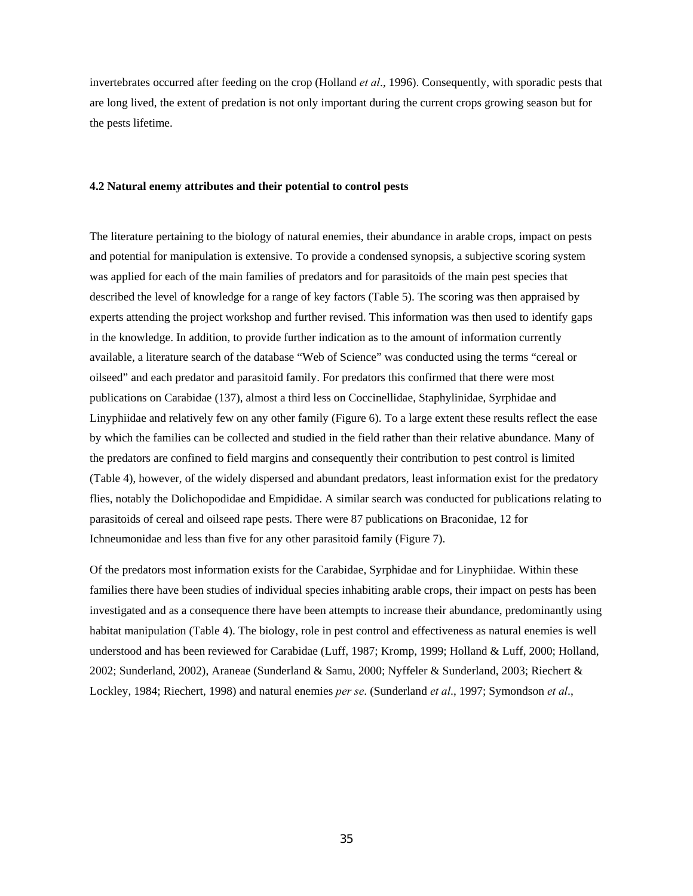invertebrates occurred after feeding on the crop (Holland *et al*., 1996). Consequently, with sporadic pests that are long lived, the extent of predation is not only important during the current crops growing season but for the pests lifetime.

### 4.2 Natural enemy attributes and their potential to control pests

The literature pertaining to the biology of natural enemies, their abundance in arable crops, impact on pests and potential for manipulation is extensive. To provide a condensed synopsis, a subjective scoring system was applied for each of the main families of predators and for parasitoids of the main pest species that described the level of knowledge for a range of key factors (Table 5). The scoring was then appraised by experts attending the project workshop and further revised. This information was then used to identify gaps in the knowledge. In addition, to provide further indication as to the amount of information currently available, a literature search of the database "Web of Science" was conducted using the terms "cereal or oilseed" and each predator and parasitoid family. For predators this confirmed that there were most publications on Carabidae (137), almost a third less on Coccinellidae, Staphylinidae, Syrphidae and Linyphiidae and relatively few on any other family (Figure 6). To a large extent these results reflect the ease by which the families can be collected and studied in the field rather than their relative abundance. Many of the predators are confined to field margins and consequently their contribution to pest control is limited (Table 4), however, of the widely dispersed and abundant predators, least information exist for the predatory flies, notably the Dolichopodidae and Empididae. A similar search was conducted for publications relating to parasitoids of cereal and oilseed rape pests. There were 87 publications on Braconidae, 12 for Ichneumonidae and less than five for any other parasitoid family (Figure 7).

Of the predators most information exists for the Carabidae, Syrphidae and for Linyphiidae. Within these families there have been studies of individual species inhabiting arable crops, their impact on pests has been investigated and as a consequence there have been attempts to increase their abundance, predominantly using habitat manipulation (Table 4). The biology, role in pest control and effectiveness as natural enemies is well understood and has been reviewed for Carabidae (Luff, 1987; Kromp, 1999; Holland & Luff, 2000; Holland, 2002; Sunderland, 2002), Araneae (Sunderland & Samu, 2000; Nyffeler & Sunderland, 2003; Riechert & Lockley, 1984; Riechert, 1998) and natural enemies *per se*. (Sunderland *et al*., 1997; Symondson *et al*.,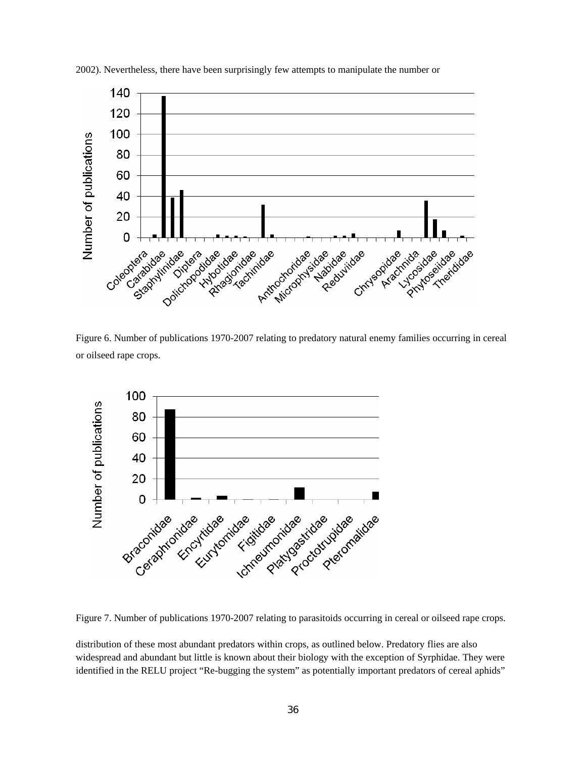2002). Nevertheless, there have been surprisingly few attempts to manipulate the number or

Figure 6. Number of publications 1970-2007 relating to predatory natural enemy families occurring in cereal or oilseed rape crops.

Figure 7. Number of publications 1970-2007 relating to parasitoids occurring in cereal or oilseed rape crops.

distribution of these most abundant predators within crops, as outlined below. Predatory flies are also widespread and abundant but little is known about their biology with the exception of Syrphidae. They were identified in the RELU project "Re-bugging the system" as potentially important predators of cereal aphids"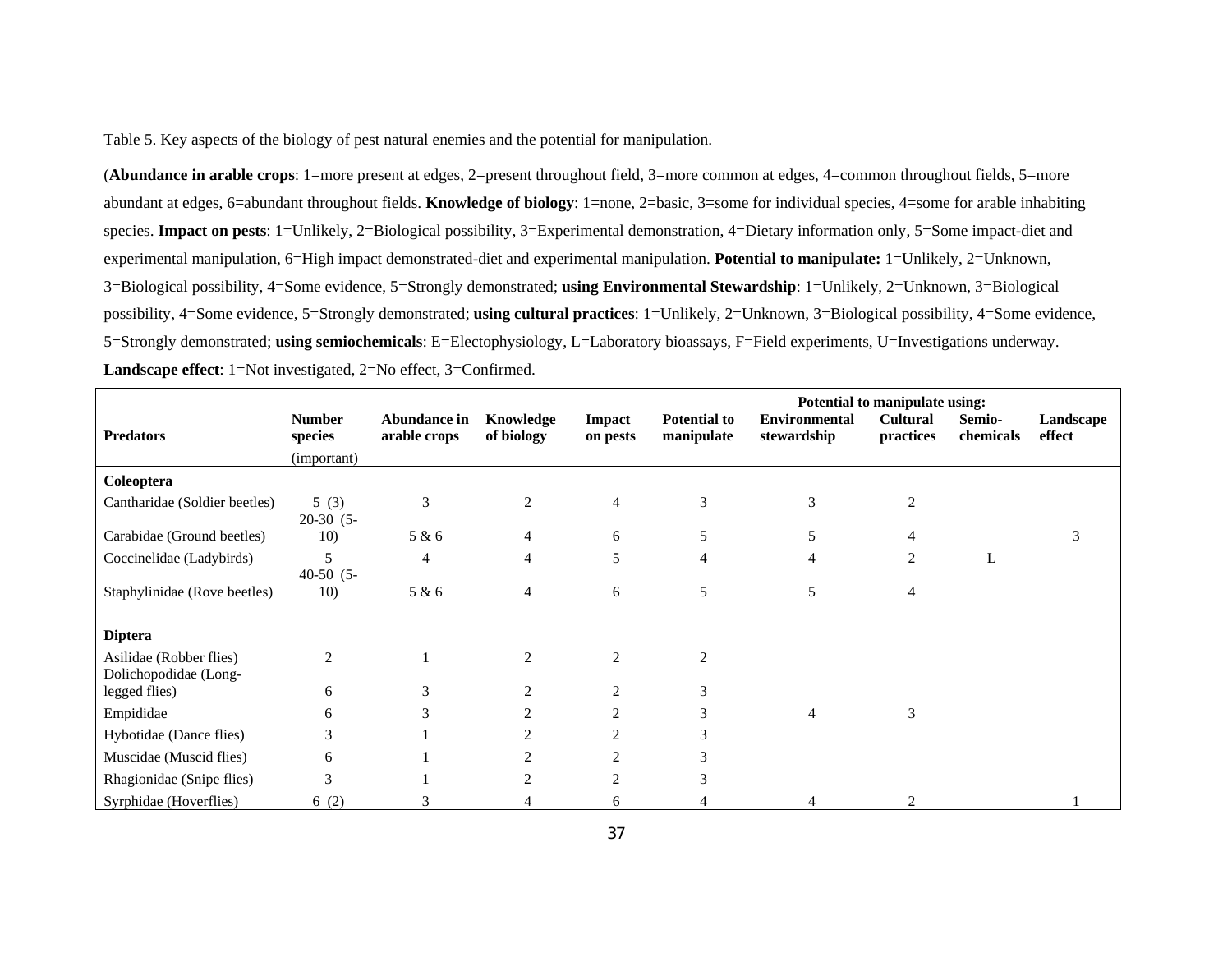Table 5. Key aspects of the biology of pest natural enemies and the potential for manipulation.

(**Abundance in arable crops**: 1=more present at edges, 2=present throughout field, 3=more common at edges, 4=common throughout fields, 5=more abundant at edges, 6=abundant throughout fields. **Knowledge of biology**: 1=none, 2=basic, 3=some for individual species, 4=some for arable inhabiting species. **Impact on pests**: 1=Unlikely, 2=Biological possibility, 3=Experimental demonstration, 4=Dietary information only, 5=Some impact-diet and experimental manipulation, 6=High impact demonstrated-diet and experimental manipulation. **Potential to manipulate:** 1=Unlikely, 2=Unknown, 3=Biological possibility, 4=Some evidence, 5=Strongly demonstrated; **using Environmental Stewardship**: 1=Unlikely, 2=Unknown, 3=Biological possibility, 4=Some evidence, 5=Strongly demonstrated; **using cultural practices**: 1=Unlikely, 2=Unknown, 3=Biological possibility, 4=Some evidence, 5=Strongly demonstrated; **using semiochemicals**: E=Electophysiology, L=Laboratory bioassays, F=Field experiments, U=Investigations underway. **Landscape effect**: 1=Not investigated, 2=No effect, 3=Confirmed.

| Predators | Number species (important) | Abundance in arable crops | Knowledge of biology | Impact on pests | Potential to manipulate | Potential to manipulate using: Environmental stewardship | Cultural practices | Semio-chemicals | Landscape effect |
|---|---|---|---|---|---|---|---|---|---|
| **Coleoptera** | | | | | | | | | |
| Cantharidae (Soldier beetles) | 5 (3) | 3 | 2 | 4 | 3 | 3 | 2 | | |
| Carabidae (Ground beetles) | 20-30 (5-10) | 5 & 6 | 4 | 6 | 5 | 5 | 4 | | 3 |
| Coccinelidae (Ladybirds) | 5 | 4 | 4 | 5 | 4 | 4 | 2 | L | |
| Staphylinidae (Rove beetles) | 40-50 (5-10) | 5 & 6 | 4 | 6 | 5 | 5 | 4 | | |
| **Diptera** | | | | | | | | | |
| Asilidae (Robber flies) | 2 | 1 | 2 | 2 | 2 | | | | |
| Dolichopodidae (Long-legged flies) | 6 | 3 | 2 | 2 | 3 | | | | |
| Empididae | 6 | 3 | 2 | 2 | 3 | 4 | 3 | | |
| Hybotidae (Dance flies) | 3 | 1 | 2 | 2 | 3 | | | | |
| Muscidae (Muscid flies) | 6 | 1 | 2 | 2 | 3 | | | | |
| Rhagionidae (Snipe flies) | 3 | 1 | 2 | 2 | 3 | | | | |
| Syrphidae (Hoverflies) | 6 (2) | 3 | 4 | 6 | 4 | 4 | 2 | | 1 |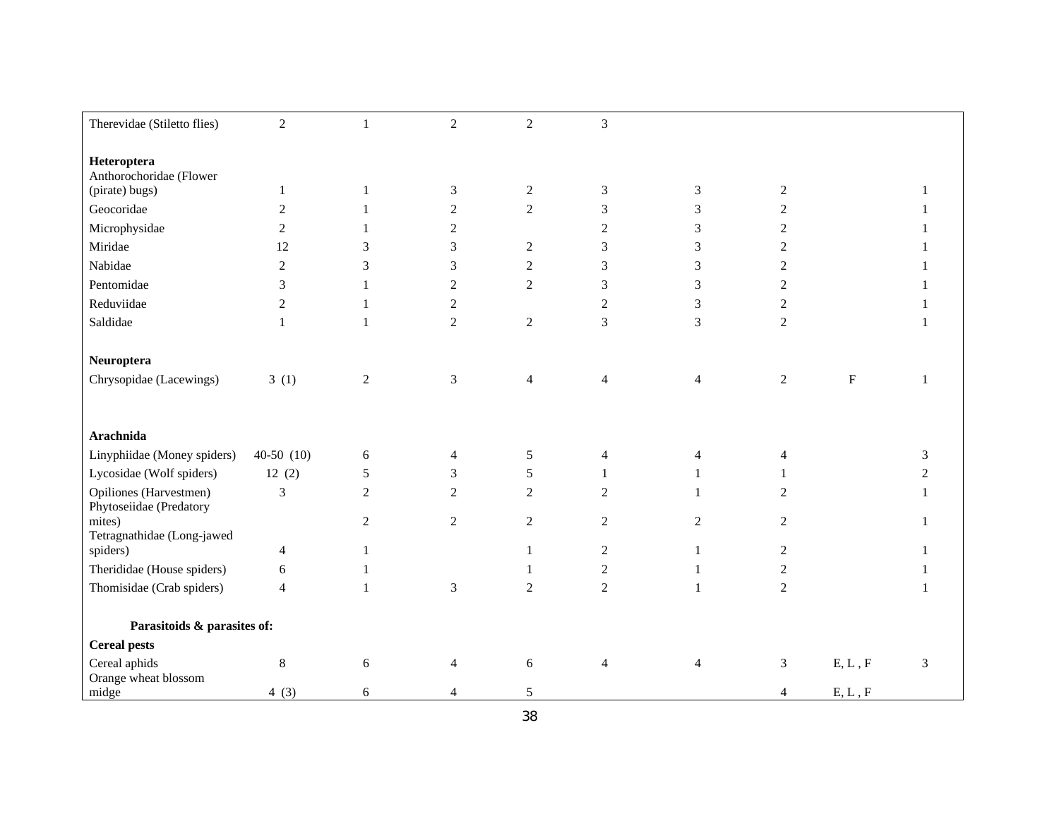| | | | | | | | | |
|---|---|---|---|---|---|---|---|---|
| Therevidae (Stiletto flies) | 2 | 1 | 2 | 2 | 3 | | | |
| **Heteroptera** | | | | | | | | |
| Anthorochoridae (Flower (pirate) bugs) | 1 | 1 | 3 | 2 | 3 | 3 | 2 | | 1 |
| Geocoridae | 2 | 1 | 2 | 2 | 3 | 3 | 2 | | 1 |
| Microphysidae | 2 | 1 | 2 | | 2 | 3 | 2 | | 1 |
| Miridae | 12 | 3 | 3 | 2 | 3 | 3 | 2 | | 1 |
| Nabidae | 2 | 3 | 3 | 2 | 3 | 3 | 2 | | 1 |
| Pentomidae | 3 | 1 | 2 | 2 | 3 | 3 | 2 | | 1 |
| Reduviidae | 2 | 1 | 2 | | 2 | 3 | 2 | | 1 |
| Saldidae | 1 | 1 | 2 | 2 | 3 | 3 | 2 | | 1 |
| **Neuroptera** | | | | | | | | | |
| Chrysopidae (Lacewings) | 3 (1) | 2 | 3 | 4 | 4 | 4 | 2 | F | 1 |
| **Arachnida** | | | | | | | | | |
| Linyphiidae (Money spiders) | 40-50 (10) | 6 | 4 | 5 | 4 | 4 | 4 | | 3 |
| Lycosidae (Wolf spiders) | 12 (2) | 5 | 3 | 5 | 1 | 1 | 1 | | 2 |
| Opiliones (Harvestmen) | 3 | 2 | 2 | 2 | 2 | 1 | 2 | | 1 |
| Phytoseiidae (Predatory mites) | | 2 | 2 | 2 | 2 | 2 | 2 | | 1 |
| Tetragnathidae (Long-jawed spiders) | 4 | 1 | | 1 | 2 | 1 | 2 | | 1 |
| Therididae (House spiders) | 6 | 1 | | 1 | 2 | 1 | 2 | | 1 |
| Thomisidae (Crab spiders) | 4 | 1 | 3 | 2 | 2 | 1 | 2 | | 1 |
| **Parasitoids & parasites of:** | | | | | | | | | |
| **Cereal pests** | | | | | | | | | |
| Cereal aphids | 8 | 6 | 4 | 6 | 4 | 4 | 3 | E, L , F | 3 |
| Orange wheat blossom midge | 4 (3) | 6 | 4 | 5 | | | 4 | E, L , F | |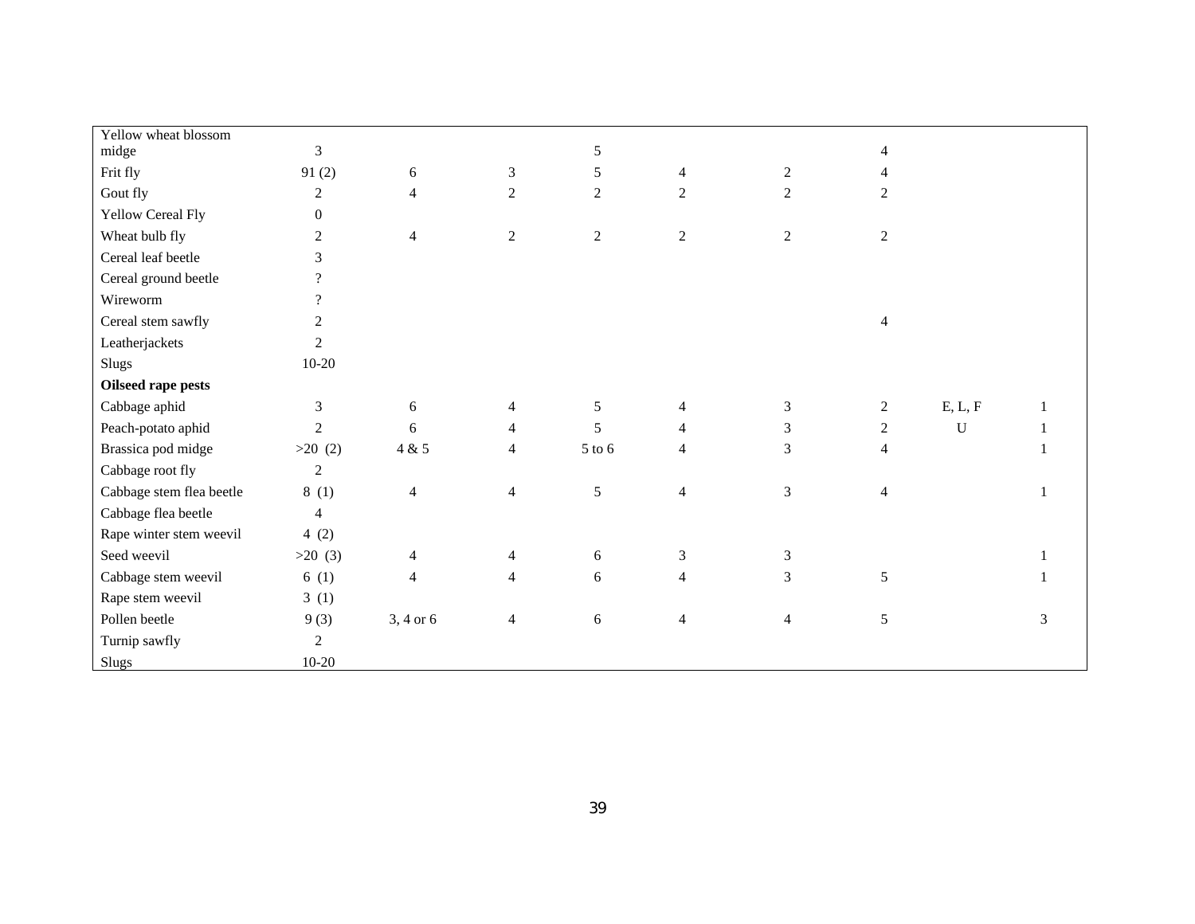| | | | | | | | | | |
|---|---|---|---|---|---|---|---|---|---|
| Yellow wheat blossom midge | 3 | | | 5 | | | 4 | | |
| Frit fly | 91 (2) | 6 | 3 | 5 | 4 | 2 | 4 | | |
| Gout fly | 2 | 4 | 2 | 2 | 2 | 2 | 2 | | |
| Yellow Cereal Fly | 0 | | | | | | | | |
| Wheat bulb fly | 2 | 4 | 2 | 2 | 2 | 2 | 2 | | |
| Cereal leaf beetle | 3 | | | | | | | | |
| Cereal ground beetle | ? | | | | | | | | |
| Wireworm | ? | | | | | | | | |
| Cereal stem sawfly | 2 | | | | | | 4 | | |
| Leatherjackets | 2 | | | | | | | | |
| Slugs | 10-20 | | | | | | | | |
| **Oilseed rape pests** | | | | | | | | | |
| Cabbage aphid | 3 | 6 | 4 | 5 | 4 | 3 | 2 | E, L, F | 1 |
| Peach-potato aphid | 2 | 6 | 4 | 5 | 4 | 3 | 2 | U | 1 |
| Brassica pod midge | >20 (2) | 4 & 5 | 4 | 5 to 6 | 4 | 3 | 4 | | 1 |
| Cabbage root fly | 2 | | | | | | | | |
| Cabbage stem flea beetle | 8 (1) | 4 | 4 | 5 | 4 | 3 | 4 | | 1 |
| Cabbage flea beetle | 4 | | | | | | | | |
| Rape winter stem weevil | 4 (2) | | | | | | | | |
| Seed weevil | >20 (3) | 4 | 4 | 6 | 3 | 3 | | | 1 |
| Cabbage stem weevil | 6 (1) | 4 | 4 | 6 | 4 | 3 | 5 | | 1 |
| Rape stem weevil | 3 (1) | | | | | | | | |
| Pollen beetle | 9 (3) | 3, 4 or 6 | 4 | 6 | 4 | 4 | 5 | | 3 |
| Turnip sawfly | 2 | | | | | | | | |
| Slugs | 10-20 | | | | | | | | |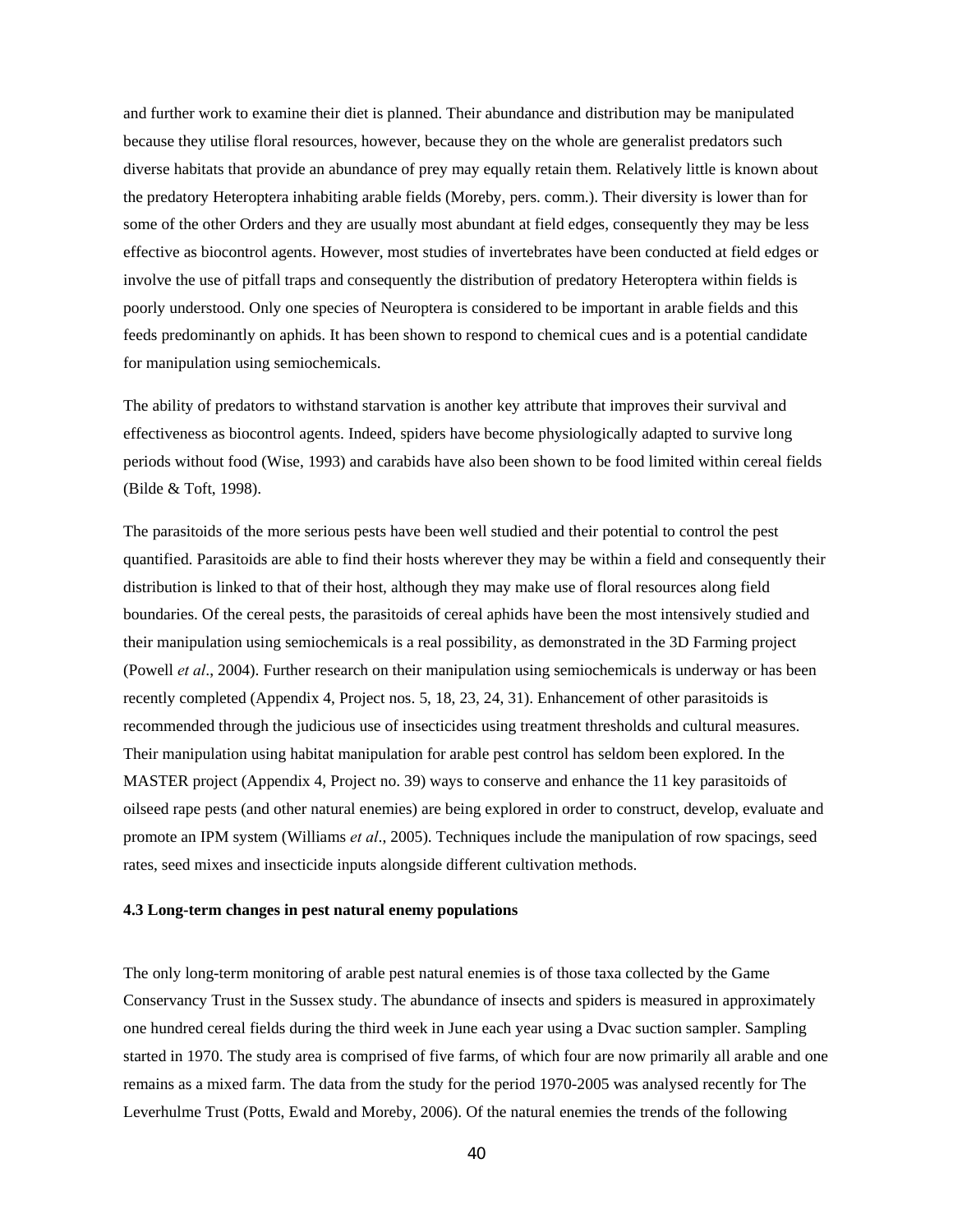and further work to examine their diet is planned. Their abundance and distribution may be manipulated because they utilise floral resources, however, because they on the whole are generalist predators such diverse habitats that provide an abundance of prey may equally retain them. Relatively little is known about the predatory Heteroptera inhabiting arable fields (Moreby, pers. comm.). Their diversity is lower than for some of the other Orders and they are usually most abundant at field edges, consequently they may be less effective as biocontrol agents. However, most studies of invertebrates have been conducted at field edges or involve the use of pitfall traps and consequently the distribution of predatory Heteroptera within fields is poorly understood. Only one species of Neuroptera is considered to be important in arable fields and this feeds predominantly on aphids. It has been shown to respond to chemical cues and is a potential candidate for manipulation using semiochemicals.

The ability of predators to withstand starvation is another key attribute that improves their survival and effectiveness as biocontrol agents. Indeed, spiders have become physiologically adapted to survive long periods without food (Wise, 1993) and carabids have also been shown to be food limited within cereal fields (Bilde & Toft, 1998).

The parasitoids of the more serious pests have been well studied and their potential to control the pest quantified. Parasitoids are able to find their hosts wherever they may be within a field and consequently their distribution is linked to that of their host, although they may make use of floral resources along field boundaries. Of the cereal pests, the parasitoids of cereal aphids have been the most intensively studied and their manipulation using semiochemicals is a real possibility, as demonstrated in the 3D Farming project (Powell *et al*., 2004). Further research on their manipulation using semiochemicals is underway or has been recently completed (Appendix 4, Project nos. 5, 18, 23, 24, 31). Enhancement of other parasitoids is recommended through the judicious use of insecticides using treatment thresholds and cultural measures. Their manipulation using habitat manipulation for arable pest control has seldom been explored. In the MASTER project (Appendix 4, Project no. 39) ways to conserve and enhance the 11 key parasitoids of oilseed rape pests (and other natural enemies) are being explored in order to construct, develop, evaluate and promote an IPM system (Williams *et al*., 2005). Techniques include the manipulation of row spacings, seed rates, seed mixes and insecticide inputs alongside different cultivation methods.

### 4.3 Long-term changes in pest natural enemy populations

The only long-term monitoring of arable pest natural enemies is of those taxa collected by the Game Conservancy Trust in the Sussex study. The abundance of insects and spiders is measured in approximately one hundred cereal fields during the third week in June each year using a Dvac suction sampler. Sampling started in 1970. The study area is comprised of five farms, of which four are now primarily all arable and one remains as a mixed farm. The data from the study for the period 1970-2005 was analysed recently for The Leverhulme Trust (Potts, Ewald and Moreby, 2006). Of the natural enemies the trends of the following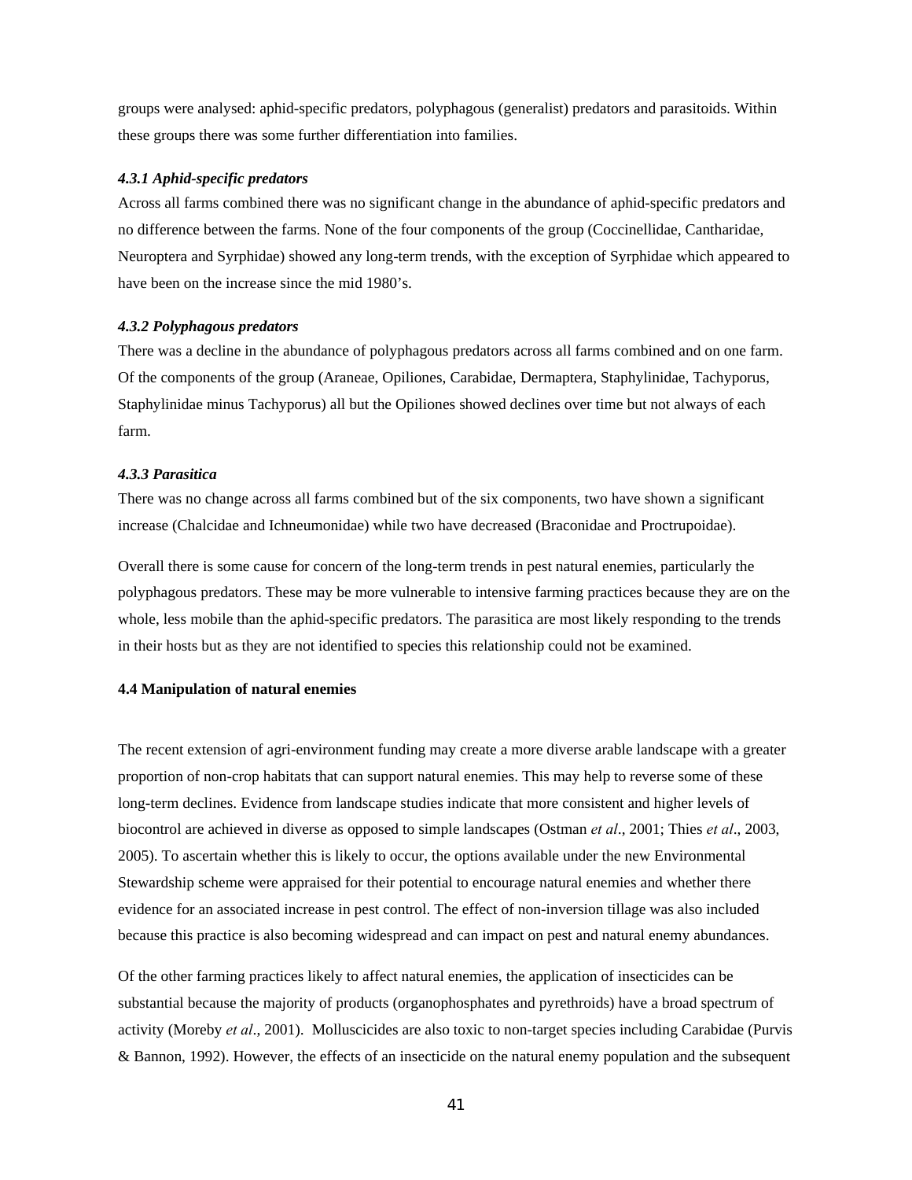groups were analysed: aphid-specific predators, polyphagous (generalist) predators and parasitoids. Within these groups there was some further differentiation into families.

#### *4.3.1 Aphid-specific predators*

Across all farms combined there was no significant change in the abundance of aphid-specific predators and no difference between the farms. None of the four components of the group (Coccinellidae, Cantharidae, Neuroptera and Syrphidae) showed any long-term trends, with the exception of Syrphidae which appeared to have been on the increase since the mid 1980's.

#### *4.3.2 Polyphagous predators*

There was a decline in the abundance of polyphagous predators across all farms combined and on one farm. Of the components of the group (Araneae, Opiliones, Carabidae, Dermaptera, Staphylinidae, Tachyporus, Staphylinidae minus Tachyporus) all but the Opiliones showed declines over time but not always of each farm.

#### *4.3.3 Parasitica*

There was no change across all farms combined but of the six components, two have shown a significant increase (Chalcidae and Ichneumonidae) while two have decreased (Braconidae and Proctrupoidae).

Overall there is some cause for concern of the long-term trends in pest natural enemies, particularly the polyphagous predators. These may be more vulnerable to intensive farming practices because they are on the whole, less mobile than the aphid-specific predators. The parasitica are most likely responding to the trends in their hosts but as they are not identified to species this relationship could not be examined.

### 4.4 Manipulation of natural enemies

The recent extension of agri-environment funding may create a more diverse arable landscape with a greater proportion of non-crop habitats that can support natural enemies. This may help to reverse some of these long-term declines. Evidence from landscape studies indicate that more consistent and higher levels of biocontrol are achieved in diverse as opposed to simple landscapes (Ostman *et al*., 2001; Thies *et al*., 2003, 2005). To ascertain whether this is likely to occur, the options available under the new Environmental Stewardship scheme were appraised for their potential to encourage natural enemies and whether there evidence for an associated increase in pest control. The effect of non-inversion tillage was also included because this practice is also becoming widespread and can impact on pest and natural enemy abundances.

Of the other farming practices likely to affect natural enemies, the application of insecticides can be substantial because the majority of products (organophosphates and pyrethroids) have a broad spectrum of activity (Moreby *et al*., 2001). Molluscicides are also toxic to non-target species including Carabidae (Purvis & Bannon, 1992). However, the effects of an insecticide on the natural enemy population and the subsequent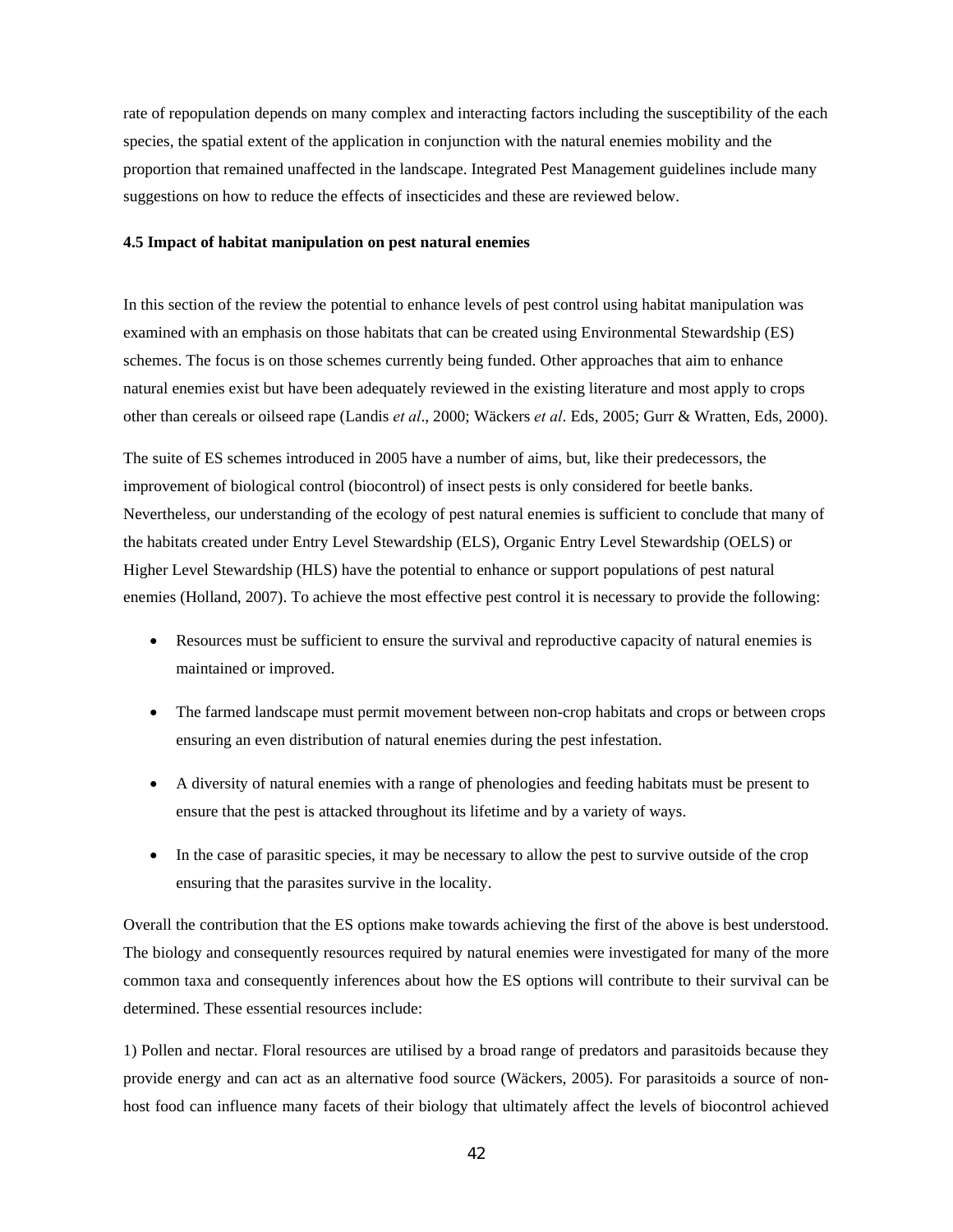rate of repopulation depends on many complex and interacting factors including the susceptibility of the each species, the spatial extent of the application in conjunction with the natural enemies mobility and the proportion that remained unaffected in the landscape. Integrated Pest Management guidelines include many suggestions on how to reduce the effects of insecticides and these are reviewed below.

### 4.5 Impact of habitat manipulation on pest natural enemies

In this section of the review the potential to enhance levels of pest control using habitat manipulation was examined with an emphasis on those habitats that can be created using Environmental Stewardship (ES) schemes. The focus is on those schemes currently being funded. Other approaches that aim to enhance natural enemies exist but have been adequately reviewed in the existing literature and most apply to crops other than cereals or oilseed rape (Landis *et al*., 2000; Wäckers *et al*. Eds, 2005; Gurr & Wratten, Eds, 2000).

The suite of ES schemes introduced in 2005 have a number of aims, but, like their predecessors, the improvement of biological control (biocontrol) of insect pests is only considered for beetle banks. Nevertheless, our understanding of the ecology of pest natural enemies is sufficient to conclude that many of the habitats created under Entry Level Stewardship (ELS), Organic Entry Level Stewardship (OELS) or Higher Level Stewardship (HLS) have the potential to enhance or support populations of pest natural enemies (Holland, 2007). To achieve the most effective pest control it is necessary to provide the following:

- Resources must be sufficient to ensure the survival and reproductive capacity of natural enemies is maintained or improved.
- The farmed landscape must permit movement between non-crop habitats and crops or between crops ensuring an even distribution of natural enemies during the pest infestation.
- A diversity of natural enemies with a range of phenologies and feeding habitats must be present to ensure that the pest is attacked throughout its lifetime and by a variety of ways.
- In the case of parasitic species, it may be necessary to allow the pest to survive outside of the crop ensuring that the parasites survive in the locality.

Overall the contribution that the ES options make towards achieving the first of the above is best understood. The biology and consequently resources required by natural enemies were investigated for many of the more common taxa and consequently inferences about how the ES options will contribute to their survival can be determined. These essential resources include:

1) Pollen and nectar. Floral resources are utilised by a broad range of predators and parasitoids because they provide energy and can act as an alternative food source (Wäckers, 2005). For parasitoids a source of non-host food can influence many facets of their biology that ultimately affect the levels of biocontrol achieved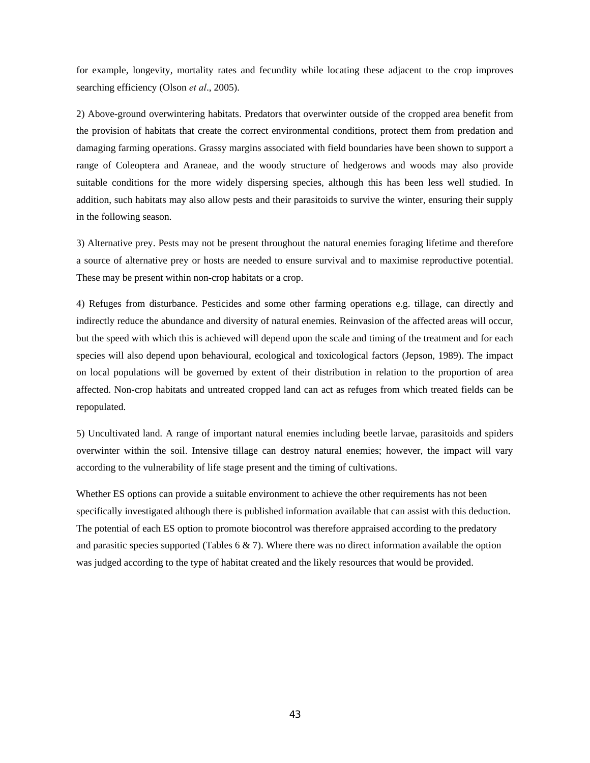for example, longevity, mortality rates and fecundity while locating these adjacent to the crop improves searching efficiency (Olson *et al*., 2005).

2) Above-ground overwintering habitats. Predators that overwinter outside of the cropped area benefit from the provision of habitats that create the correct environmental conditions, protect them from predation and damaging farming operations. Grassy margins associated with field boundaries have been shown to support a range of Coleoptera and Araneae, and the woody structure of hedgerows and woods may also provide suitable conditions for the more widely dispersing species, although this has been less well studied. In addition, such habitats may also allow pests and their parasitoids to survive the winter, ensuring their supply in the following season.

3) Alternative prey. Pests may not be present throughout the natural enemies foraging lifetime and therefore a source of alternative prey or hosts are needed to ensure survival and to maximise reproductive potential. These may be present within non-crop habitats or a crop.

4) Refuges from disturbance. Pesticides and some other farming operations e.g. tillage, can directly and indirectly reduce the abundance and diversity of natural enemies. Reinvasion of the affected areas will occur, but the speed with which this is achieved will depend upon the scale and timing of the treatment and for each species will also depend upon behavioural, ecological and toxicological factors (Jepson, 1989). The impact on local populations will be governed by extent of their distribution in relation to the proportion of area affected. Non-crop habitats and untreated cropped land can act as refuges from which treated fields can be repopulated.

5) Uncultivated land. A range of important natural enemies including beetle larvae, parasitoids and spiders overwinter within the soil. Intensive tillage can destroy natural enemies; however, the impact will vary according to the vulnerability of life stage present and the timing of cultivations.

Whether ES options can provide a suitable environment to achieve the other requirements has not been specifically investigated although there is published information available that can assist with this deduction. The potential of each ES option to promote biocontrol was therefore appraised according to the predatory and parasitic species supported (Tables 6 & 7). Where there was no direct information available the option was judged according to the type of habitat created and the likely resources that would be provided.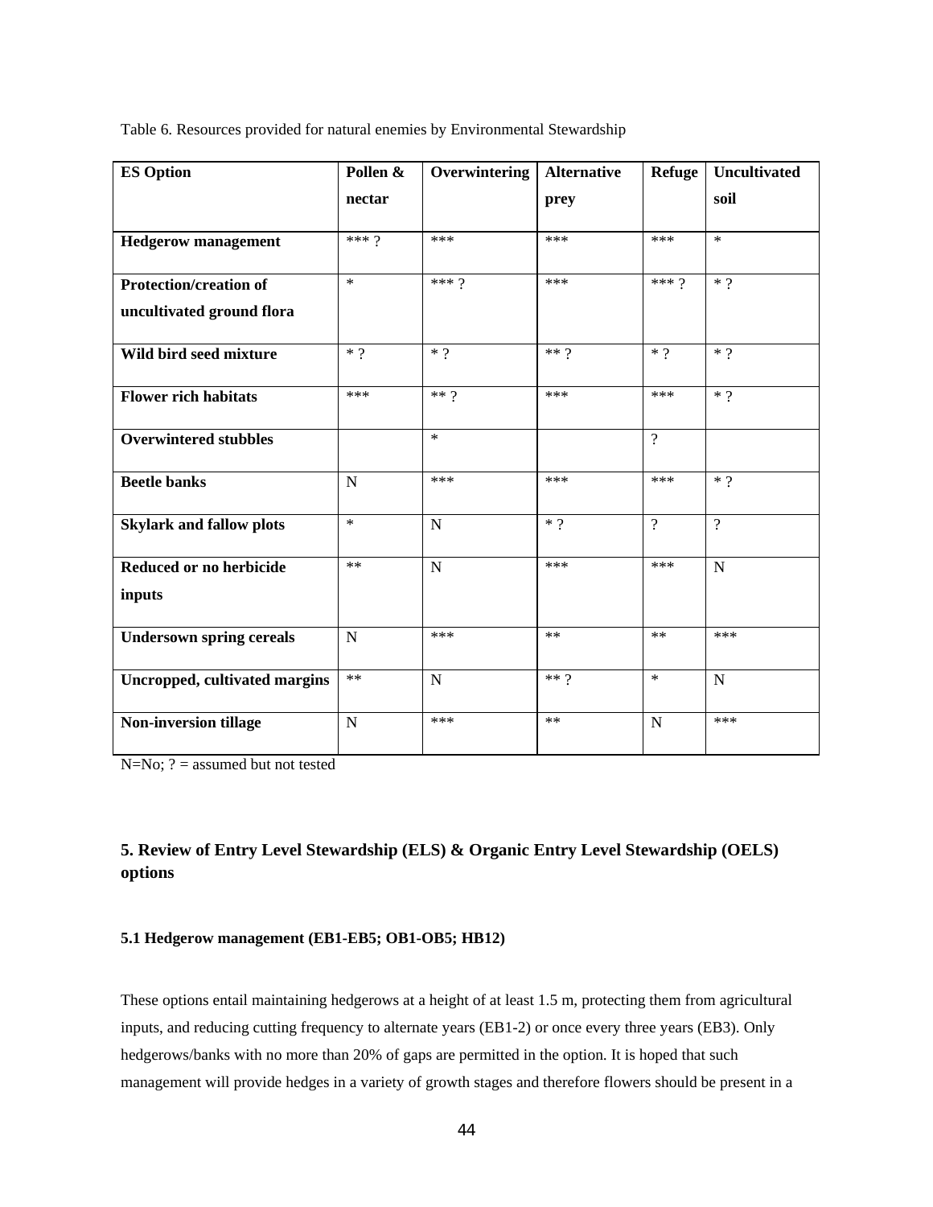Table 6. Resources provided for natural enemies by Environmental Stewardship

| ES Option | Pollen & nectar | Overwintering | Alternative prey | Refuge | Uncultivated soil |
|---|---|---|---|---|---|
| **Hedgerow management** | *** ? | *** | *** | *** | * |
| **Protection/creation of uncultivated ground flora** | * | *** ? | *** | *** ? | * ? |
| **Wild bird seed mixture** | * ? | * ? | ** ? | * ? | * ? |
| **Flower rich habitats** | *** | ** ? | *** | *** | * ? |
| **Overwintered stubbles** | | * | | ? | |
| **Beetle banks** | N | *** | *** | *** | * ? |
| **Skylark and fallow plots** | * | N | * ? | ? | ? |
| **Reduced or no herbicide inputs** | ** | N | *** | *** | N |
| **Undersown spring cereals** | N | *** | ** | ** | *** |
| **Uncropped, cultivated margins** | ** | N | ** ? | * | N |
| **Non-inversion tillage** | N | *** | ** | N | *** |

N=No; ? = assumed but not tested

## 5. Review of Entry Level Stewardship (ELS) & Organic Entry Level Stewardship (OELS) options

### 5.1 Hedgerow management (EB1-EB5; OB1-OB5; HB12)

These options entail maintaining hedgerows at a height of at least 1.5 m, protecting them from agricultural inputs, and reducing cutting frequency to alternate years (EB1-2) or once every three years (EB3). Only hedgerows/banks with no more than 20% of gaps are permitted in the option. It is hoped that such management will provide hedges in a variety of growth stages and therefore flowers should be present in a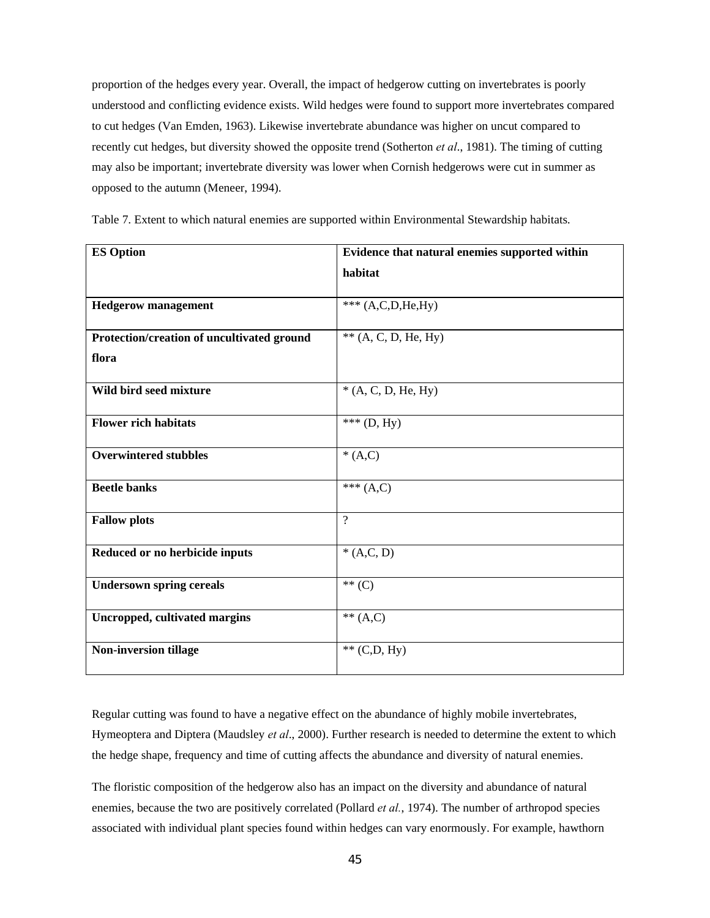proportion of the hedges every year. Overall, the impact of hedgerow cutting on invertebrates is poorly understood and conflicting evidence exists. Wild hedges were found to support more invertebrates compared to cut hedges (Van Emden, 1963). Likewise invertebrate abundance was higher on uncut compared to recently cut hedges, but diversity showed the opposite trend (Sotherton *et al*., 1981). The timing of cutting may also be important; invertebrate diversity was lower when Cornish hedgerows were cut in summer as opposed to the autumn (Meneer, 1994).

Table 7. Extent to which natural enemies are supported within Environmental Stewardship habitats.

| **ES Option** | **Evidence that natural enemies supported within habitat** |
|---|---|
| **Hedgerow management** | *** (A,C,D,He,Hy) |
| **Protection/creation of uncultivated ground flora** | ** (A, C, D, He, Hy) |
| **Wild bird seed mixture** | * (A, C, D, He, Hy) |
| **Flower rich habitats** | *** (D, Hy) |
| **Overwintered stubbles** | * (A,C) |
| **Beetle banks** | *** (A,C) |
| **Fallow plots** | ? |
| **Reduced or no herbicide inputs** | * (A,C, D) |
| **Undersown spring cereals** | ** (C) |
| **Uncropped, cultivated margins** | ** (A,C) |
| **Non-inversion tillage** | ** (C,D, Hy) |

Regular cutting was found to have a negative effect on the abundance of highly mobile invertebrates, Hymeoptera and Diptera (Maudsley *et al*., 2000). Further research is needed to determine the extent to which the hedge shape, frequency and time of cutting affects the abundance and diversity of natural enemies.

The floristic composition of the hedgerow also has an impact on the diversity and abundance of natural enemies, because the two are positively correlated (Pollard *et al.*, 1974). The number of arthropod species associated with individual plant species found within hedges can vary enormously. For example, hawthorn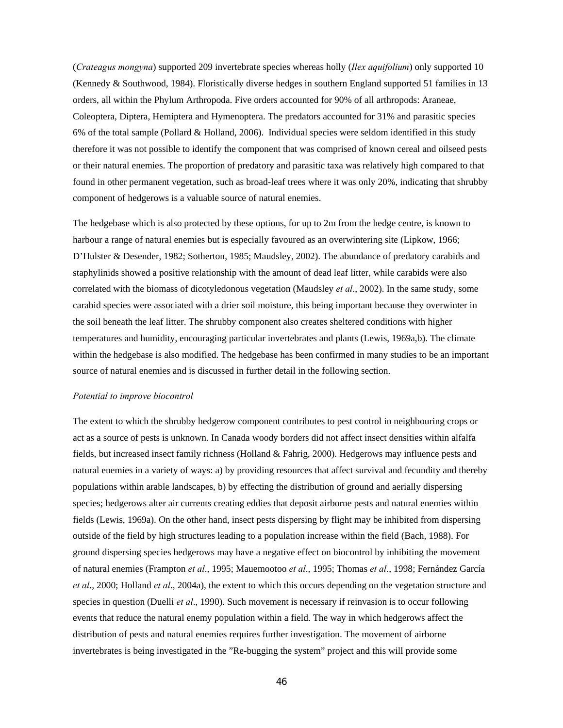(*Crateagus mongyna*) supported 209 invertebrate species whereas holly (*Ilex aquifolium*) only supported 10 (Kennedy & Southwood, 1984). Floristically diverse hedges in southern England supported 51 families in 13 orders, all within the Phylum Arthropoda. Five orders accounted for 90% of all arthropods: Araneae, Coleoptera, Diptera, Hemiptera and Hymenoptera. The predators accounted for 31% and parasitic species 6% of the total sample (Pollard & Holland, 2006). Individual species were seldom identified in this study therefore it was not possible to identify the component that was comprised of known cereal and oilseed pests or their natural enemies. The proportion of predatory and parasitic taxa was relatively high compared to that found in other permanent vegetation, such as broad-leaf trees where it was only 20%, indicating that shrubby component of hedgerows is a valuable source of natural enemies.

The hedgebase which is also protected by these options, for up to 2m from the hedge centre, is known to harbour a range of natural enemies but is especially favoured as an overwintering site (Lipkow, 1966; D'Hulster & Desender, 1982; Sotherton, 1985; Maudsley, 2002). The abundance of predatory carabids and staphylinids showed a positive relationship with the amount of dead leaf litter, while carabids were also correlated with the biomass of dicotyledonous vegetation (Maudsley *et al*., 2002). In the same study, some carabid species were associated with a drier soil moisture, this being important because they overwinter in the soil beneath the leaf litter. The shrubby component also creates sheltered conditions with higher temperatures and humidity, encouraging particular invertebrates and plants (Lewis, 1969a,b). The climate within the hedgebase is also modified. The hedgebase has been confirmed in many studies to be an important source of natural enemies and is discussed in further detail in the following section.

*Potential to improve biocontrol*

The extent to which the shrubby hedgerow component contributes to pest control in neighbouring crops or act as a source of pests is unknown. In Canada woody borders did not affect insect densities within alfalfa fields, but increased insect family richness (Holland & Fahrig, 2000). Hedgerows may influence pests and natural enemies in a variety of ways: a) by providing resources that affect survival and fecundity and thereby populations within arable landscapes, b) by effecting the distribution of ground and aerially dispersing species; hedgerows alter air currents creating eddies that deposit airborne pests and natural enemies within fields (Lewis, 1969a). On the other hand, insect pests dispersing by flight may be inhibited from dispersing outside of the field by high structures leading to a population increase within the field (Bach, 1988). For ground dispersing species hedgerows may have a negative effect on biocontrol by inhibiting the movement of natural enemies (Frampton *et al*., 1995; Mauemootoo *et al*., 1995; Thomas *et al*., 1998; Fernández García *et al*., 2000; Holland *et al*., 2004a), the extent to which this occurs depending on the vegetation structure and species in question (Duelli *et al*., 1990). Such movement is necessary if reinvasion is to occur following events that reduce the natural enemy population within a field. The way in which hedgerows affect the distribution of pests and natural enemies requires further investigation. The movement of airborne invertebrates is being investigated in the "Re-bugging the system" project and this will provide some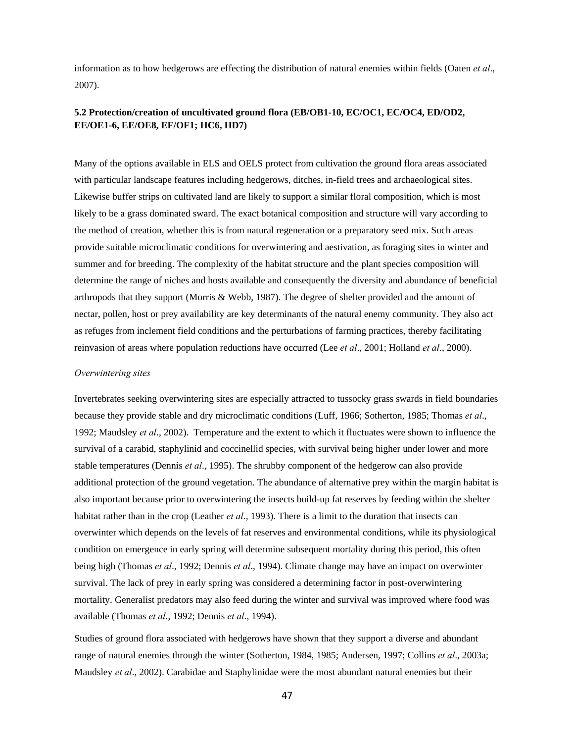information as to how hedgerows are effecting the distribution of natural enemies within fields (Oaten *et al*., 2007).

### 5.2 Protection/creation of uncultivated ground flora (EB/OB1-10, EC/OC1, EC/OC4, ED/OD2, EE/OE1-6, EE/OE8, EF/OF1; HC6, HD7)

Many of the options available in ELS and OELS protect from cultivation the ground flora areas associated with particular landscape features including hedgerows, ditches, in-field trees and archaeological sites. Likewise buffer strips on cultivated land are likely to support a similar floral composition, which is most likely to be a grass dominated sward. The exact botanical composition and structure will vary according to the method of creation, whether this is from natural regeneration or a preparatory seed mix. Such areas provide suitable microclimatic conditions for overwintering and aestivation, as foraging sites in winter and summer and for breeding. The complexity of the habitat structure and the plant species composition will determine the range of niches and hosts available and consequently the diversity and abundance of beneficial arthropods that they support (Morris & Webb, 1987). The degree of shelter provided and the amount of nectar, pollen, host or prey availability are key determinants of the natural enemy community. They also act as refuges from inclement field conditions and the perturbations of farming practices, thereby facilitating reinvasion of areas where population reductions have occurred (Lee *et al*., 2001; Holland *et al*., 2000).

*Overwintering sites*

Invertebrates seeking overwintering sites are especially attracted to tussocky grass swards in field boundaries because they provide stable and dry microclimatic conditions (Luff, 1966; Sotherton, 1985; Thomas *et al*., 1992; Maudsley *et al*., 2002). Temperature and the extent to which it fluctuates were shown to influence the survival of a carabid, staphylinid and coccinellid species, with survival being higher under lower and more stable temperatures (Dennis *et al*., 1995). The shrubby component of the hedgerow can also provide additional protection of the ground vegetation. The abundance of alternative prey within the margin habitat is also important because prior to overwintering the insects build-up fat reserves by feeding within the shelter habitat rather than in the crop (Leather *et al*., 1993). There is a limit to the duration that insects can overwinter which depends on the levels of fat reserves and environmental conditions, while its physiological condition on emergence in early spring will determine subsequent mortality during this period, this often being high (Thomas *et al*., 1992; Dennis *et al*., 1994). Climate change may have an impact on overwinter survival. The lack of prey in early spring was considered a determining factor in post-overwintering mortality. Generalist predators may also feed during the winter and survival was improved where food was available (Thomas *et al*., 1992; Dennis *et al*., 1994).

Studies of ground flora associated with hedgerows have shown that they support a diverse and abundant range of natural enemies through the winter (Sotherton, 1984, 1985; Andersen, 1997; Collins *et al*., 2003a; Maudsley *et al*., 2002). Carabidae and Staphylinidae were the most abundant natural enemies but their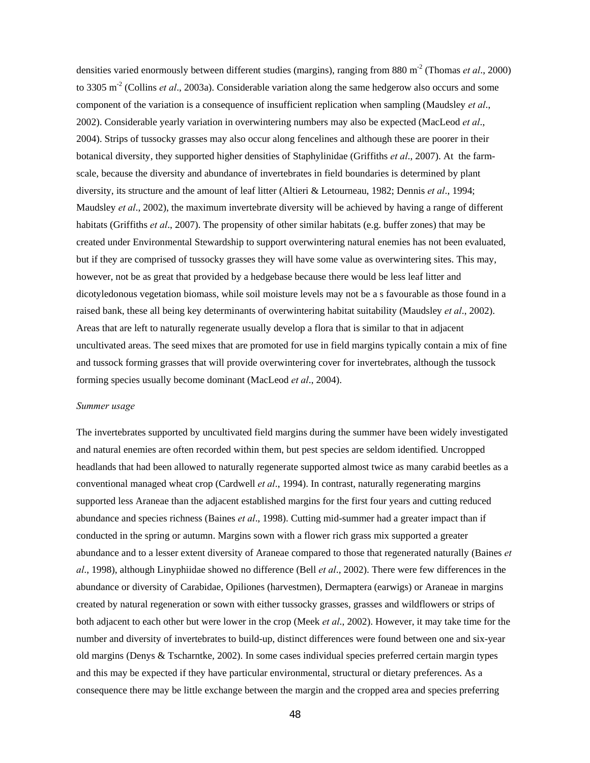densities varied enormously between different studies (margins), ranging from 880 $m^{-2}$ (Thomas *et al*., 2000) to 3305 $m^{-2}$ (Collins *et al*., 2003a). Considerable variation along the same hedgerow also occurs and some component of the variation is a consequence of insufficient replication when sampling (Maudsley *et al*., 2002). Considerable yearly variation in overwintering numbers may also be expected (MacLeod *et al*., 2004). Strips of tussocky grasses may also occur along fencelines and although these are poorer in their botanical diversity, they supported higher densities of Staphylinidae (Griffiths *et al*., 2007). At the farm-scale, because the diversity and abundance of invertebrates in field boundaries is determined by plant diversity, its structure and the amount of leaf litter (Altieri & Letourneau, 1982; Dennis *et al*., 1994; Maudsley *et al*., 2002), the maximum invertebrate diversity will be achieved by having a range of different habitats (Griffiths *et al*., 2007). The propensity of other similar habitats (e.g. buffer zones) that may be created under Environmental Stewardship to support overwintering natural enemies has not been evaluated, but if they are comprised of tussocky grasses they will have some value as overwintering sites. This may, however, not be as great that provided by a hedgebase because there would be less leaf litter and dicotyledonous vegetation biomass, while soil moisture levels may not be a s favourable as those found in a raised bank, these all being key determinants of overwintering habitat suitability (Maudsley *et al*., 2002). Areas that are left to naturally regenerate usually develop a flora that is similar to that in adjacent uncultivated areas. The seed mixes that are promoted for use in field margins typically contain a mix of fine and tussock forming grasses that will provide overwintering cover for invertebrates, although the tussock forming species usually become dominant (MacLeod *et al*., 2004).

*Summer usage*

The invertebrates supported by uncultivated field margins during the summer have been widely investigated and natural enemies are often recorded within them, but pest species are seldom identified. Uncropped headlands that had been allowed to naturally regenerate supported almost twice as many carabid beetles as a conventional managed wheat crop (Cardwell *et al*., 1994). In contrast, naturally regenerating margins supported less Araneae than the adjacent established margins for the first four years and cutting reduced abundance and species richness (Baines *et al*., 1998). Cutting mid-summer had a greater impact than if conducted in the spring or autumn. Margins sown with a flower rich grass mix supported a greater abundance and to a lesser extent diversity of Araneae compared to those that regenerated naturally (Baines *et al*., 1998), although Linyphiidae showed no difference (Bell *et al*., 2002). There were few differences in the abundance or diversity of Carabidae, Opiliones (harvestmen), Dermaptera (earwigs) or Araneae in margins created by natural regeneration or sown with either tussocky grasses, grasses and wildflowers or strips of both adjacent to each other but were lower in the crop (Meek *et al*., 2002). However, it may take time for the number and diversity of invertebrates to build-up, distinct differences were found between one and six-year old margins (Denys & Tscharntke, 2002). In some cases individual species preferred certain margin types and this may be expected if they have particular environmental, structural or dietary preferences. As a consequence there may be little exchange between the margin and the cropped area and species preferring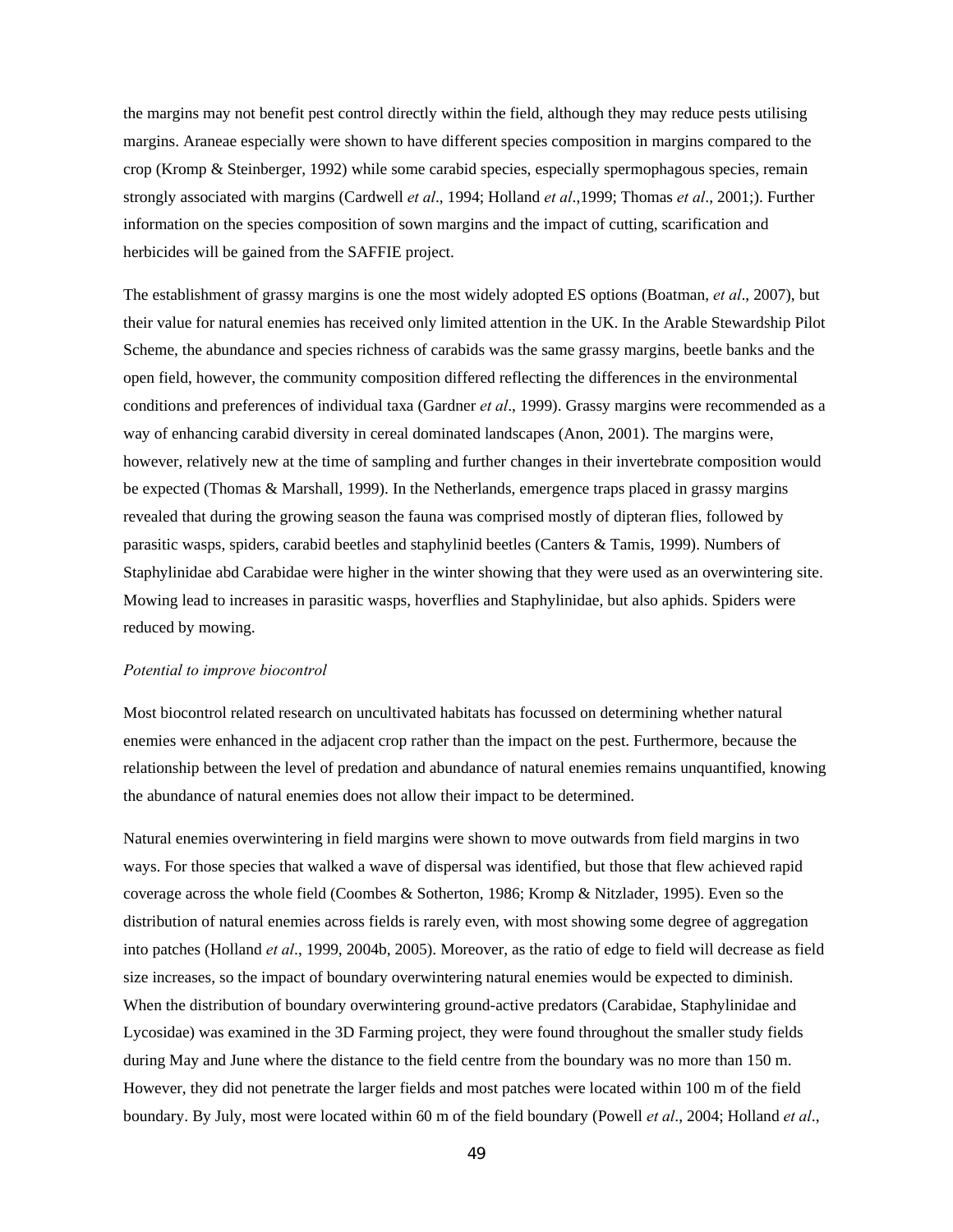the margins may not benefit pest control directly within the field, although they may reduce pests utilising margins. Araneae especially were shown to have different species composition in margins compared to the crop (Kromp & Steinberger, 1992) while some carabid species, especially spermophagous species, remain strongly associated with margins (Cardwell *et al*., 1994; Holland *et al*.,1999; Thomas *et al*., 2001;). Further information on the species composition of sown margins and the impact of cutting, scarification and herbicides will be gained from the SAFFIE project.

The establishment of grassy margins is one the most widely adopted ES options (Boatman, *et al*., 2007), but their value for natural enemies has received only limited attention in the UK. In the Arable Stewardship Pilot Scheme, the abundance and species richness of carabids was the same grassy margins, beetle banks and the open field, however, the community composition differed reflecting the differences in the environmental conditions and preferences of individual taxa (Gardner *et al*., 1999). Grassy margins were recommended as a way of enhancing carabid diversity in cereal dominated landscapes (Anon, 2001). The margins were, however, relatively new at the time of sampling and further changes in their invertebrate composition would be expected (Thomas & Marshall, 1999). In the Netherlands, emergence traps placed in grassy margins revealed that during the growing season the fauna was comprised mostly of dipteran flies, followed by parasitic wasps, spiders, carabid beetles and staphylinid beetles (Canters & Tamis, 1999). Numbers of Staphylinidae abd Carabidae were higher in the winter showing that they were used as an overwintering site. Mowing lead to increases in parasitic wasps, hoverflies and Staphylinidae, but also aphids. Spiders were reduced by mowing.

*Potential to improve biocontrol*

Most biocontrol related research on uncultivated habitats has focussed on determining whether natural enemies were enhanced in the adjacent crop rather than the impact on the pest. Furthermore, because the relationship between the level of predation and abundance of natural enemies remains unquantified, knowing the abundance of natural enemies does not allow their impact to be determined.

Natural enemies overwintering in field margins were shown to move outwards from field margins in two ways. For those species that walked a wave of dispersal was identified, but those that flew achieved rapid coverage across the whole field (Coombes & Sotherton, 1986; Kromp & Nitzlader, 1995). Even so the distribution of natural enemies across fields is rarely even, with most showing some degree of aggregation into patches (Holland *et al*., 1999, 2004b, 2005). Moreover, as the ratio of edge to field will decrease as field size increases, so the impact of boundary overwintering natural enemies would be expected to diminish. When the distribution of boundary overwintering ground-active predators (Carabidae, Staphylinidae and Lycosidae) was examined in the 3D Farming project, they were found throughout the smaller study fields during May and June where the distance to the field centre from the boundary was no more than 150 m. However, they did not penetrate the larger fields and most patches were located within 100 m of the field boundary. By July, most were located within 60 m of the field boundary (Powell *et al*., 2004; Holland *et al*.,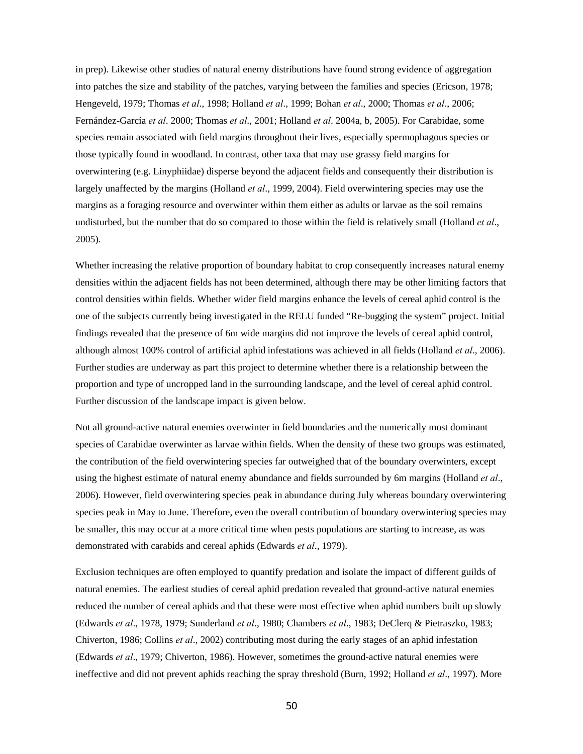in prep). Likewise other studies of natural enemy distributions have found strong evidence of aggregation into patches the size and stability of the patches, varying between the families and species (Ericson, 1978; Hengeveld, 1979; Thomas *et al*., 1998; Holland *et al*., 1999; Bohan *et al*., 2000; Thomas *et al*., 2006; Fernández-García *et al*. 2000; Thomas *et al*., 2001; Holland *et al*. 2004a, b, 2005). For Carabidae, some species remain associated with field margins throughout their lives, especially spermophagous species or those typically found in woodland. In contrast, other taxa that may use grassy field margins for overwintering (e.g. Linyphiidae) disperse beyond the adjacent fields and consequently their distribution is largely unaffected by the margins (Holland *et al*., 1999, 2004). Field overwintering species may use the margins as a foraging resource and overwinter within them either as adults or larvae as the soil remains undisturbed, but the number that do so compared to those within the field is relatively small (Holland *et al*., 2005).

Whether increasing the relative proportion of boundary habitat to crop consequently increases natural enemy densities within the adjacent fields has not been determined, although there may be other limiting factors that control densities within fields. Whether wider field margins enhance the levels of cereal aphid control is the one of the subjects currently being investigated in the RELU funded "Re-bugging the system" project. Initial findings revealed that the presence of 6m wide margins did not improve the levels of cereal aphid control, although almost 100% control of artificial aphid infestations was achieved in all fields (Holland *et al*., 2006). Further studies are underway as part this project to determine whether there is a relationship between the proportion and type of uncropped land in the surrounding landscape, and the level of cereal aphid control. Further discussion of the landscape impact is given below.

Not all ground-active natural enemies overwinter in field boundaries and the numerically most dominant species of Carabidae overwinter as larvae within fields. When the density of these two groups was estimated, the contribution of the field overwintering species far outweighed that of the boundary overwinters, except using the highest estimate of natural enemy abundance and fields surrounded by 6m margins (Holland *et al*., 2006). However, field overwintering species peak in abundance during July whereas boundary overwintering species peak in May to June. Therefore, even the overall contribution of boundary overwintering species may be smaller, this may occur at a more critical time when pests populations are starting to increase, as was demonstrated with carabids and cereal aphids (Edwards *et al*., 1979).

Exclusion techniques are often employed to quantify predation and isolate the impact of different guilds of natural enemies. The earliest studies of cereal aphid predation revealed that ground-active natural enemies reduced the number of cereal aphids and that these were most effective when aphid numbers built up slowly (Edwards *et al*., 1978, 1979; Sunderland *et al*., 1980; Chambers *et al*., 1983; DeClerq & Pietraszko, 1983; Chiverton, 1986; Collins *et al*., 2002) contributing most during the early stages of an aphid infestation (Edwards *et al*., 1979; Chiverton, 1986). However, sometimes the ground-active natural enemies were ineffective and did not prevent aphids reaching the spray threshold (Burn, 1992; Holland *et al*., 1997). More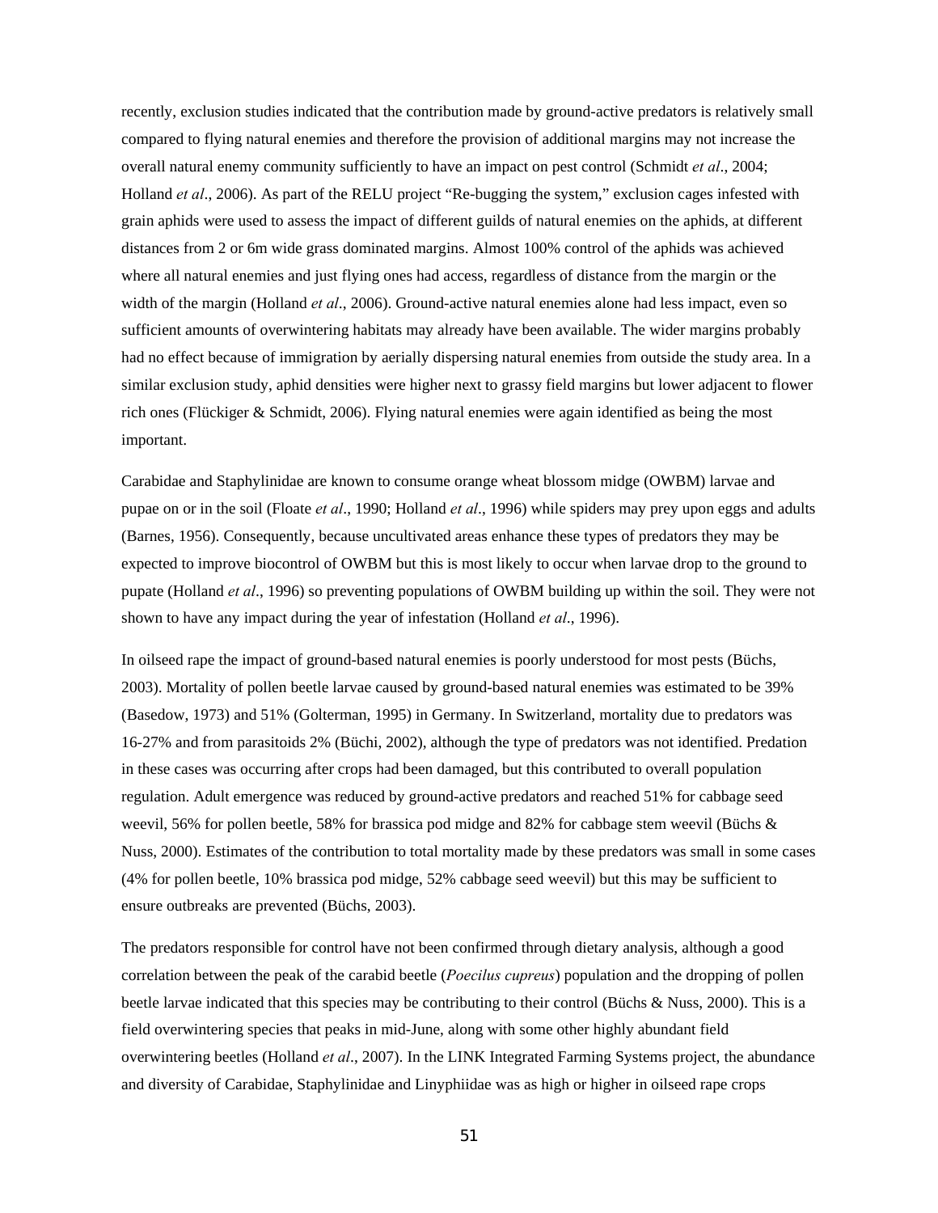recently, exclusion studies indicated that the contribution made by ground-active predators is relatively small compared to flying natural enemies and therefore the provision of additional margins may not increase the overall natural enemy community sufficiently to have an impact on pest control (Schmidt *et al*., 2004; Holland *et al*., 2006). As part of the RELU project "Re-bugging the system," exclusion cages infested with grain aphids were used to assess the impact of different guilds of natural enemies on the aphids, at different distances from 2 or 6m wide grass dominated margins. Almost 100% control of the aphids was achieved where all natural enemies and just flying ones had access, regardless of distance from the margin or the width of the margin (Holland *et al*., 2006). Ground-active natural enemies alone had less impact, even so sufficient amounts of overwintering habitats may already have been available. The wider margins probably had no effect because of immigration by aerially dispersing natural enemies from outside the study area. In a similar exclusion study, aphid densities were higher next to grassy field margins but lower adjacent to flower rich ones (Flückiger & Schmidt, 2006). Flying natural enemies were again identified as being the most important.

Carabidae and Staphylinidae are known to consume orange wheat blossom midge (OWBM) larvae and pupae on or in the soil (Floate *et al*., 1990; Holland *et al*., 1996) while spiders may prey upon eggs and adults (Barnes, 1956). Consequently, because uncultivated areas enhance these types of predators they may be expected to improve biocontrol of OWBM but this is most likely to occur when larvae drop to the ground to pupate (Holland *et al*., 1996) so preventing populations of OWBM building up within the soil. They were not shown to have any impact during the year of infestation (Holland *et al*., 1996).

In oilseed rape the impact of ground-based natural enemies is poorly understood for most pests (Büchs, 2003). Mortality of pollen beetle larvae caused by ground-based natural enemies was estimated to be 39% (Basedow, 1973) and 51% (Golterman, 1995) in Germany. In Switzerland, mortality due to predators was 16-27% and from parasitoids 2% (Büchi, 2002), although the type of predators was not identified. Predation in these cases was occurring after crops had been damaged, but this contributed to overall population regulation. Adult emergence was reduced by ground-active predators and reached 51% for cabbage seed weevil, 56% for pollen beetle, 58% for brassica pod midge and 82% for cabbage stem weevil (Büchs & Nuss, 2000). Estimates of the contribution to total mortality made by these predators was small in some cases (4% for pollen beetle, 10% brassica pod midge, 52% cabbage seed weevil) but this may be sufficient to ensure outbreaks are prevented (Büchs, 2003).

The predators responsible for control have not been confirmed through dietary analysis, although a good correlation between the peak of the carabid beetle (*Poecilus cupreus*) population and the dropping of pollen beetle larvae indicated that this species may be contributing to their control (Büchs & Nuss, 2000). This is a field overwintering species that peaks in mid-June, along with some other highly abundant field overwintering beetles (Holland *et al*., 2007). In the LINK Integrated Farming Systems project, the abundance and diversity of Carabidae, Staphylinidae and Linyphiidae was as high or higher in oilseed rape crops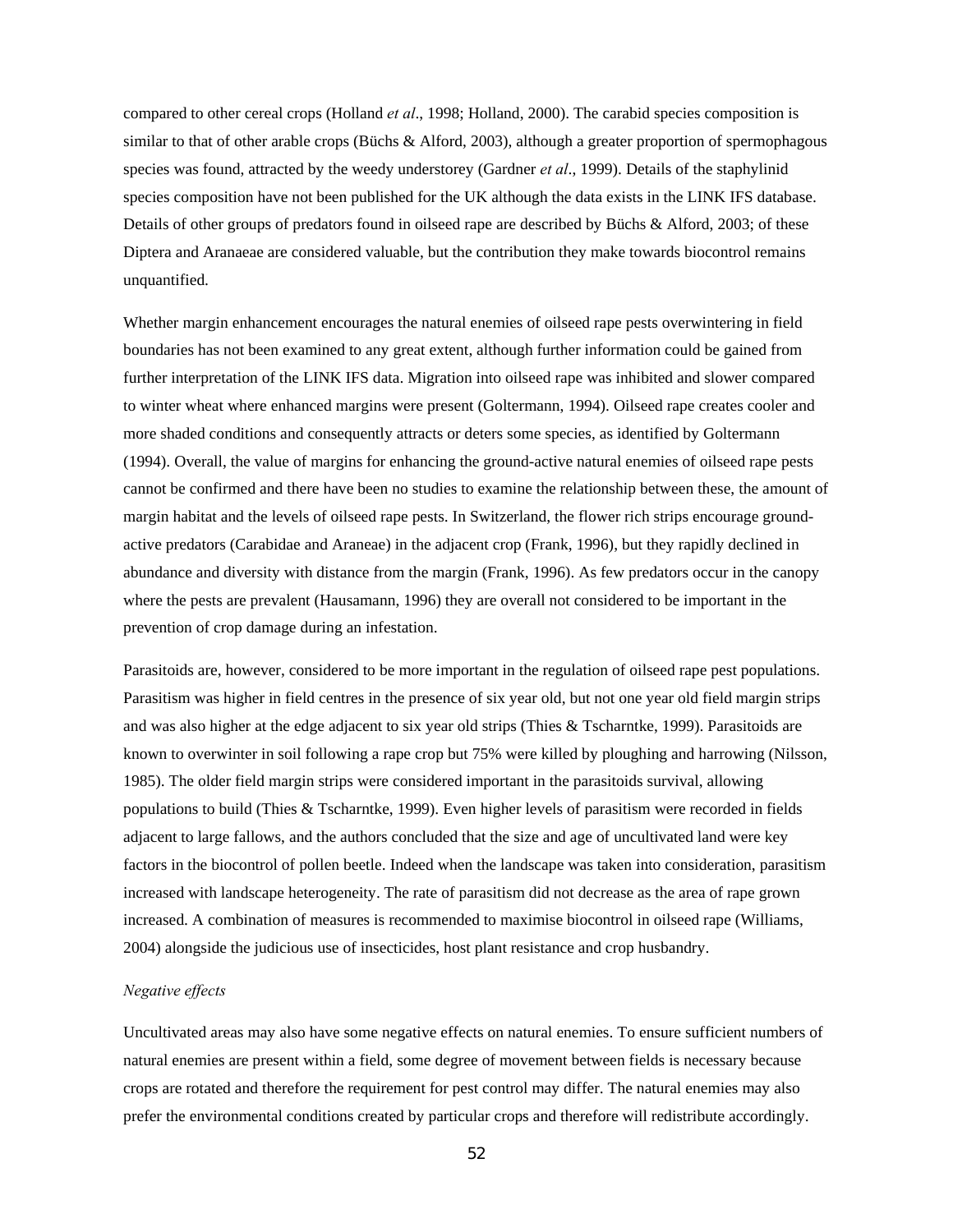compared to other cereal crops (Holland *et al*., 1998; Holland, 2000). The carabid species composition is similar to that of other arable crops (Büchs & Alford, 2003), although a greater proportion of spermophagous species was found, attracted by the weedy understorey (Gardner *et al*., 1999). Details of the staphylinid species composition have not been published for the UK although the data exists in the LINK IFS database. Details of other groups of predators found in oilseed rape are described by Büchs & Alford, 2003; of these Diptera and Aranaeae are considered valuable, but the contribution they make towards biocontrol remains unquantified.

Whether margin enhancement encourages the natural enemies of oilseed rape pests overwintering in field boundaries has not been examined to any great extent, although further information could be gained from further interpretation of the LINK IFS data. Migration into oilseed rape was inhibited and slower compared to winter wheat where enhanced margins were present (Goltermann, 1994). Oilseed rape creates cooler and more shaded conditions and consequently attracts or deters some species, as identified by Goltermann (1994). Overall, the value of margins for enhancing the ground-active natural enemies of oilseed rape pests cannot be confirmed and there have been no studies to examine the relationship between these, the amount of margin habitat and the levels of oilseed rape pests. In Switzerland, the flower rich strips encourage ground-active predators (Carabidae and Araneae) in the adjacent crop (Frank, 1996), but they rapidly declined in abundance and diversity with distance from the margin (Frank, 1996). As few predators occur in the canopy where the pests are prevalent (Hausamann, 1996) they are overall not considered to be important in the prevention of crop damage during an infestation.

Parasitoids are, however, considered to be more important in the regulation of oilseed rape pest populations. Parasitism was higher in field centres in the presence of six year old, but not one year old field margin strips and was also higher at the edge adjacent to six year old strips (Thies & Tscharntke, 1999). Parasitoids are known to overwinter in soil following a rape crop but 75% were killed by ploughing and harrowing (Nilsson, 1985). The older field margin strips were considered important in the parasitoids survival, allowing populations to build (Thies & Tscharntke, 1999). Even higher levels of parasitism were recorded in fields adjacent to large fallows, and the authors concluded that the size and age of uncultivated land were key factors in the biocontrol of pollen beetle. Indeed when the landscape was taken into consideration, parasitism increased with landscape heterogeneity. The rate of parasitism did not decrease as the area of rape grown increased. A combination of measures is recommended to maximise biocontrol in oilseed rape (Williams, 2004) alongside the judicious use of insecticides, host plant resistance and crop husbandry.

*Negative effects*

Uncultivated areas may also have some negative effects on natural enemies. To ensure sufficient numbers of natural enemies are present within a field, some degree of movement between fields is necessary because crops are rotated and therefore the requirement for pest control may differ. The natural enemies may also prefer the environmental conditions created by particular crops and therefore will redistribute accordingly.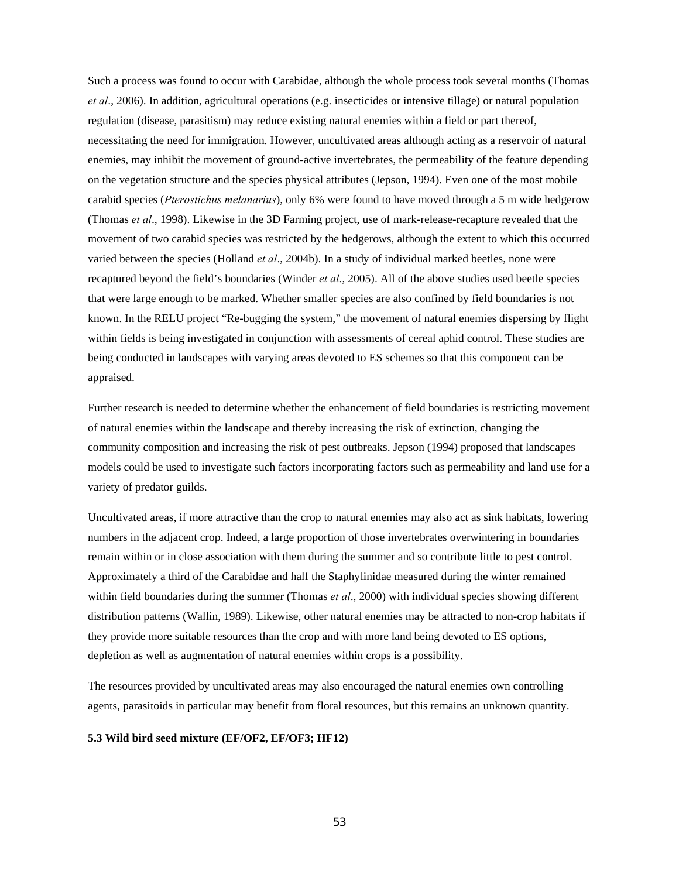Such a process was found to occur with Carabidae, although the whole process took several months (Thomas *et al*., 2006). In addition, agricultural operations (e.g. insecticides or intensive tillage) or natural population regulation (disease, parasitism) may reduce existing natural enemies within a field or part thereof, necessitating the need for immigration. However, uncultivated areas although acting as a reservoir of natural enemies, may inhibit the movement of ground-active invertebrates, the permeability of the feature depending on the vegetation structure and the species physical attributes (Jepson, 1994). Even one of the most mobile carabid species (*Pterostichus melanarius*), only 6% were found to have moved through a 5 m wide hedgerow (Thomas *et al*., 1998). Likewise in the 3D Farming project, use of mark-release-recapture revealed that the movement of two carabid species was restricted by the hedgerows, although the extent to which this occurred varied between the species (Holland *et al*., 2004b). In a study of individual marked beetles, none were recaptured beyond the field's boundaries (Winder *et al*., 2005). All of the above studies used beetle species that were large enough to be marked. Whether smaller species are also confined by field boundaries is not known. In the RELU project "Re-bugging the system," the movement of natural enemies dispersing by flight within fields is being investigated in conjunction with assessments of cereal aphid control. These studies are being conducted in landscapes with varying areas devoted to ES schemes so that this component can be appraised.

Further research is needed to determine whether the enhancement of field boundaries is restricting movement of natural enemies within the landscape and thereby increasing the risk of extinction, changing the community composition and increasing the risk of pest outbreaks. Jepson (1994) proposed that landscapes models could be used to investigate such factors incorporating factors such as permeability and land use for a variety of predator guilds.

Uncultivated areas, if more attractive than the crop to natural enemies may also act as sink habitats, lowering numbers in the adjacent crop. Indeed, a large proportion of those invertebrates overwintering in boundaries remain within or in close association with them during the summer and so contribute little to pest control. Approximately a third of the Carabidae and half the Staphylinidae measured during the winter remained within field boundaries during the summer (Thomas *et al*., 2000) with individual species showing different distribution patterns (Wallin, 1989). Likewise, other natural enemies may be attracted to non-crop habitats if they provide more suitable resources than the crop and with more land being devoted to ES options, depletion as well as augmentation of natural enemies within crops is a possibility.

The resources provided by uncultivated areas may also encouraged the natural enemies own controlling agents, parasitoids in particular may benefit from floral resources, but this remains an unknown quantity.

### 5.3 Wild bird seed mixture (EF/OF2, EF/OF3; HF12)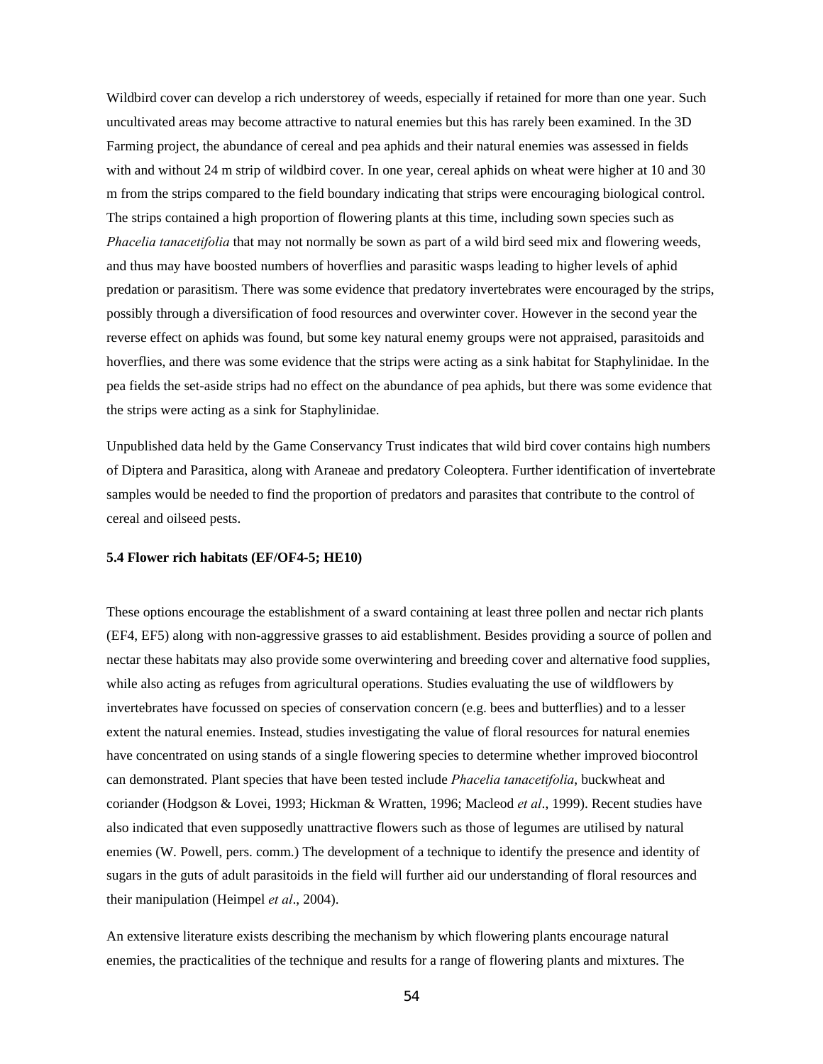Wildbird cover can develop a rich understorey of weeds, especially if retained for more than one year. Such uncultivated areas may become attractive to natural enemies but this has rarely been examined. In the 3D Farming project, the abundance of cereal and pea aphids and their natural enemies was assessed in fields with and without 24 m strip of wildbird cover. In one year, cereal aphids on wheat were higher at 10 and 30 m from the strips compared to the field boundary indicating that strips were encouraging biological control. The strips contained a high proportion of flowering plants at this time, including sown species such as *Phacelia tanacetifolia* that may not normally be sown as part of a wild bird seed mix and flowering weeds, and thus may have boosted numbers of hoverflies and parasitic wasps leading to higher levels of aphid predation or parasitism. There was some evidence that predatory invertebrates were encouraged by the strips, possibly through a diversification of food resources and overwinter cover. However in the second year the reverse effect on aphids was found, but some key natural enemy groups were not appraised, parasitoids and hoverflies, and there was some evidence that the strips were acting as a sink habitat for Staphylinidae. In the pea fields the set-aside strips had no effect on the abundance of pea aphids, but there was some evidence that the strips were acting as a sink for Staphylinidae.

Unpublished data held by the Game Conservancy Trust indicates that wild bird cover contains high numbers of Diptera and Parasitica, along with Araneae and predatory Coleoptera. Further identification of invertebrate samples would be needed to find the proportion of predators and parasites that contribute to the control of cereal and oilseed pests.

### 5.4 Flower rich habitats (EF/OF4-5; HE10)

These options encourage the establishment of a sward containing at least three pollen and nectar rich plants (EF4, EF5) along with non-aggressive grasses to aid establishment. Besides providing a source of pollen and nectar these habitats may also provide some overwintering and breeding cover and alternative food supplies, while also acting as refuges from agricultural operations. Studies evaluating the use of wildflowers by invertebrates have focussed on species of conservation concern (e.g. bees and butterflies) and to a lesser extent the natural enemies. Instead, studies investigating the value of floral resources for natural enemies have concentrated on using stands of a single flowering species to determine whether improved biocontrol can demonstrated. Plant species that have been tested include *Phacelia tanacetifolia*, buckwheat and coriander (Hodgson & Lovei, 1993; Hickman & Wratten, 1996; Macleod *et al*., 1999). Recent studies have also indicated that even supposedly unattractive flowers such as those of legumes are utilised by natural enemies (W. Powell, pers. comm.) The development of a technique to identify the presence and identity of sugars in the guts of adult parasitoids in the field will further aid our understanding of floral resources and their manipulation (Heimpel *et al*., 2004).

An extensive literature exists describing the mechanism by which flowering plants encourage natural enemies, the practicalities of the technique and results for a range of flowering plants and mixtures. The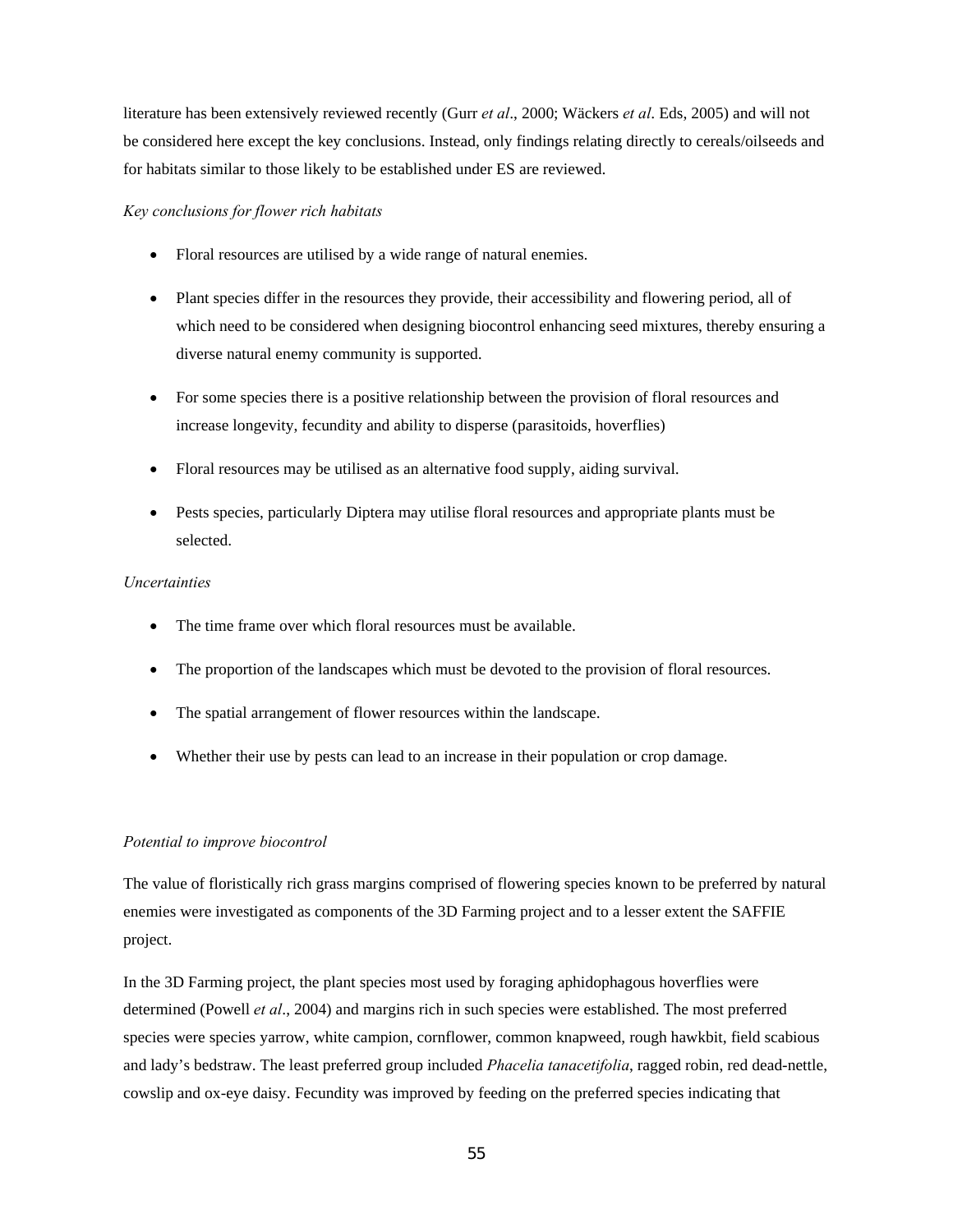literature has been extensively reviewed recently (Gurr *et al*., 2000; Wäckers *et al*. Eds, 2005) and will not be considered here except the key conclusions. Instead, only findings relating directly to cereals/oilseeds and for habitats similar to those likely to be established under ES are reviewed.

*Key conclusions for flower rich habitats*

- Floral resources are utilised by a wide range of natural enemies.
- Plant species differ in the resources they provide, their accessibility and flowering period, all of which need to be considered when designing biocontrol enhancing seed mixtures, thereby ensuring a diverse natural enemy community is supported.
- For some species there is a positive relationship between the provision of floral resources and increase longevity, fecundity and ability to disperse (parasitoids, hoverflies)
- Floral resources may be utilised as an alternative food supply, aiding survival.
- Pests species, particularly Diptera may utilise floral resources and appropriate plants must be selected.

*Uncertainties*

- The time frame over which floral resources must be available.
- The proportion of the landscapes which must be devoted to the provision of floral resources.
- The spatial arrangement of flower resources within the landscape.
- Whether their use by pests can lead to an increase in their population or crop damage.

*Potential to improve biocontrol*

The value of floristically rich grass margins comprised of flowering species known to be preferred by natural enemies were investigated as components of the 3D Farming project and to a lesser extent the SAFFIE project.

In the 3D Farming project, the plant species most used by foraging aphidophagous hoverflies were determined (Powell *et al*., 2004) and margins rich in such species were established. The most preferred species were species yarrow, white campion, cornflower, common knapweed, rough hawkbit, field scabious and lady's bedstraw. The least preferred group included *Phacelia tanacetifolia*, ragged robin, red dead-nettle, cowslip and ox-eye daisy. Fecundity was improved by feeding on the preferred species indicating that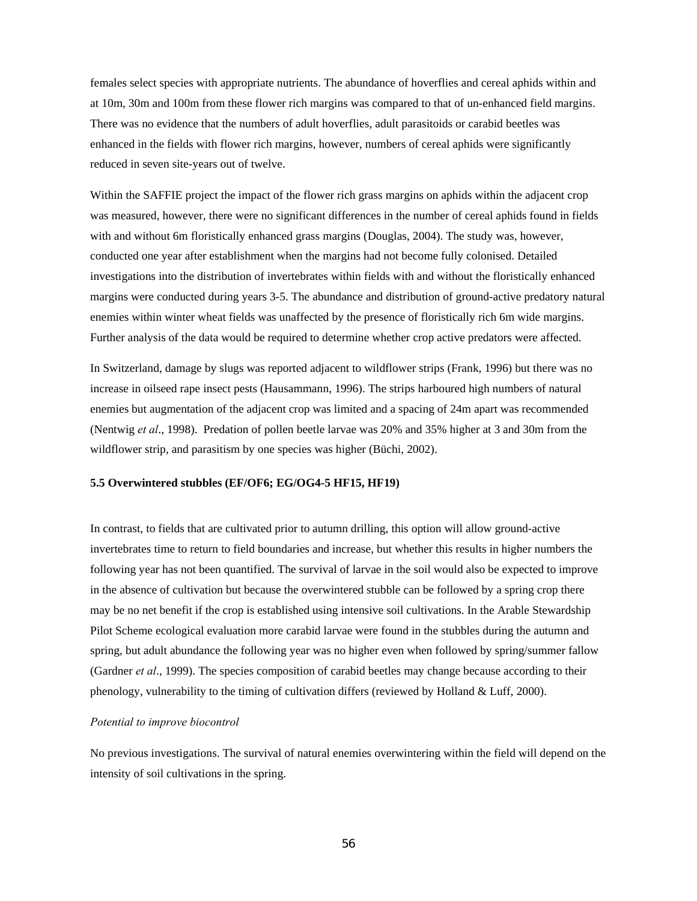females select species with appropriate nutrients. The abundance of hoverflies and cereal aphids within and at 10m, 30m and 100m from these flower rich margins was compared to that of un-enhanced field margins. There was no evidence that the numbers of adult hoverflies, adult parasitoids or carabid beetles was enhanced in the fields with flower rich margins, however, numbers of cereal aphids were significantly reduced in seven site-years out of twelve.

Within the SAFFIE project the impact of the flower rich grass margins on aphids within the adjacent crop was measured, however, there were no significant differences in the number of cereal aphids found in fields with and without 6m floristically enhanced grass margins (Douglas, 2004). The study was, however, conducted one year after establishment when the margins had not become fully colonised. Detailed investigations into the distribution of invertebrates within fields with and without the floristically enhanced margins were conducted during years 3-5. The abundance and distribution of ground-active predatory natural enemies within winter wheat fields was unaffected by the presence of floristically rich 6m wide margins. Further analysis of the data would be required to determine whether crop active predators were affected.

In Switzerland, damage by slugs was reported adjacent to wildflower strips (Frank, 1996) but there was no increase in oilseed rape insect pests (Hausammann, 1996). The strips harboured high numbers of natural enemies but augmentation of the adjacent crop was limited and a spacing of 24m apart was recommended (Nentwig *et al*., 1998). Predation of pollen beetle larvae was 20% and 35% higher at 3 and 30m from the wildflower strip, and parasitism by one species was higher (Büchi, 2002).

**5.5 Overwintered stubbles (EF/OF6; EG/OG4-5 HF15, HF19)**

In contrast, to fields that are cultivated prior to autumn drilling, this option will allow ground-active invertebrates time to return to field boundaries and increase, but whether this results in higher numbers the following year has not been quantified. The survival of larvae in the soil would also be expected to improve in the absence of cultivation but because the overwintered stubble can be followed by a spring crop there may be no net benefit if the crop is established using intensive soil cultivations. In the Arable Stewardship Pilot Scheme ecological evaluation more carabid larvae were found in the stubbles during the autumn and spring, but adult abundance the following year was no higher even when followed by spring/summer fallow (Gardner *et al*., 1999). The species composition of carabid beetles may change because according to their phenology, vulnerability to the timing of cultivation differs (reviewed by Holland & Luff, 2000).

*Potential to improve biocontrol*

No previous investigations. The survival of natural enemies overwintering within the field will depend on the intensity of soil cultivations in the spring.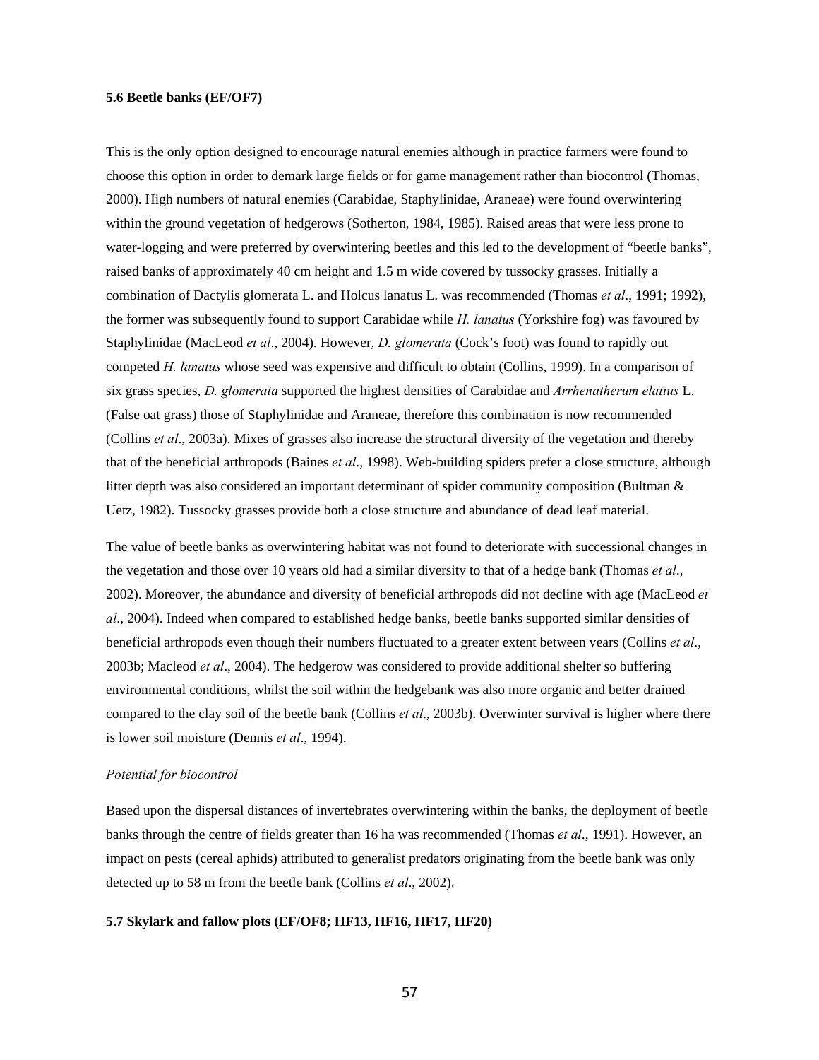### 5.6 Beetle banks (EF/OF7)

This is the only option designed to encourage natural enemies although in practice farmers were found to choose this option in order to demark large fields or for game management rather than biocontrol (Thomas, 2000). High numbers of natural enemies (Carabidae, Staphylinidae, Araneae) were found overwintering within the ground vegetation of hedgerows (Sotherton, 1984, 1985). Raised areas that were less prone to water-logging and were preferred by overwintering beetles and this led to the development of "beetle banks", raised banks of approximately 40 cm height and 1.5 m wide covered by tussocky grasses. Initially a combination of Dactylis glomerata L. and Holcus lanatus L. was recommended (Thomas *et al*., 1991; 1992), the former was subsequently found to support Carabidae while *H. lanatus* (Yorkshire fog) was favoured by Staphylinidae (MacLeod *et al*., 2004). However, *D. glomerata* (Cock's foot) was found to rapidly out competed *H. lanatus* whose seed was expensive and difficult to obtain (Collins, 1999). In a comparison of six grass species, *D. glomerata* supported the highest densities of Carabidae and *Arrhenatherum elatius* L. (False oat grass) those of Staphylinidae and Araneae, therefore this combination is now recommended (Collins *et al*., 2003a). Mixes of grasses also increase the structural diversity of the vegetation and thereby that of the beneficial arthropods (Baines *et al*., 1998). Web-building spiders prefer a close structure, although litter depth was also considered an important determinant of spider community composition (Bultman & Uetz, 1982). Tussocky grasses provide both a close structure and abundance of dead leaf material.

The value of beetle banks as overwintering habitat was not found to deteriorate with successional changes in the vegetation and those over 10 years old had a similar diversity to that of a hedge bank (Thomas *et al*., 2002). Moreover, the abundance and diversity of beneficial arthropods did not decline with age (MacLeod *et al*., 2004). Indeed when compared to established hedge banks, beetle banks supported similar densities of beneficial arthropods even though their numbers fluctuated to a greater extent between years (Collins *et al*., 2003b; Macleod *et al*., 2004). The hedgerow was considered to provide additional shelter so buffering environmental conditions, whilst the soil within the hedgebank was also more organic and better drained compared to the clay soil of the beetle bank (Collins *et al*., 2003b). Overwinter survival is higher where there is lower soil moisture (Dennis *et al*., 1994).

*Potential for biocontrol*

Based upon the dispersal distances of invertebrates overwintering within the banks, the deployment of beetle banks through the centre of fields greater than 16 ha was recommended (Thomas *et al*., 1991). However, an impact on pests (cereal aphids) attributed to generalist predators originating from the beetle bank was only detected up to 58 m from the beetle bank (Collins *et al*., 2002).

### 5.7 Skylark and fallow plots (EF/OF8; HF13, HF16, HF17, HF20)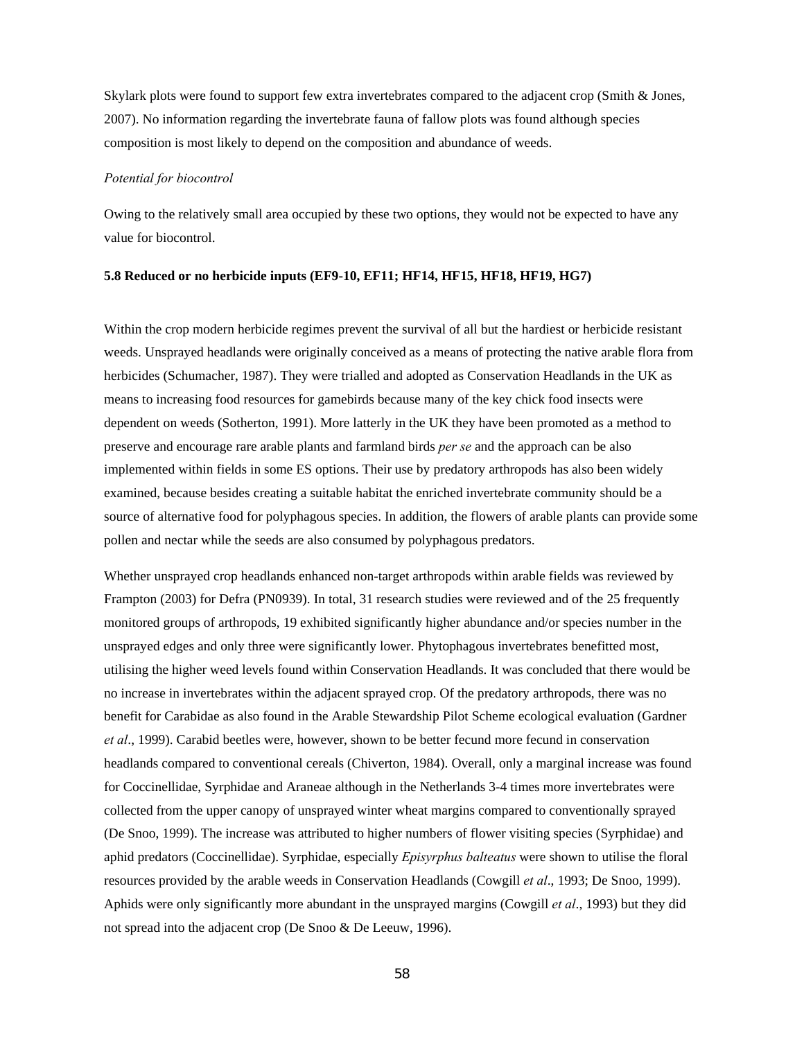Skylark plots were found to support few extra invertebrates compared to the adjacent crop (Smith & Jones, 2007). No information regarding the invertebrate fauna of fallow plots was found although species composition is most likely to depend on the composition and abundance of weeds.

*Potential for biocontrol*

Owing to the relatively small area occupied by these two options, they would not be expected to have any value for biocontrol.

**5.8 Reduced or no herbicide inputs (EF9-10, EF11; HF14, HF15, HF18, HF19, HG7)**

Within the crop modern herbicide regimes prevent the survival of all but the hardiest or herbicide resistant weeds. Unsprayed headlands were originally conceived as a means of protecting the native arable flora from herbicides (Schumacher, 1987). They were trialled and adopted as Conservation Headlands in the UK as means to increasing food resources for gamebirds because many of the key chick food insects were dependent on weeds (Sotherton, 1991). More latterly in the UK they have been promoted as a method to preserve and encourage rare arable plants and farmland birds *per se* and the approach can be also implemented within fields in some ES options. Their use by predatory arthropods has also been widely examined, because besides creating a suitable habitat the enriched invertebrate community should be a source of alternative food for polyphagous species. In addition, the flowers of arable plants can provide some pollen and nectar while the seeds are also consumed by polyphagous predators.

Whether unsprayed crop headlands enhanced non-target arthropods within arable fields was reviewed by Frampton (2003) for Defra (PN0939). In total, 31 research studies were reviewed and of the 25 frequently monitored groups of arthropods, 19 exhibited significantly higher abundance and/or species number in the unsprayed edges and only three were significantly lower. Phytophagous invertebrates benefitted most, utilising the higher weed levels found within Conservation Headlands. It was concluded that there would be no increase in invertebrates within the adjacent sprayed crop. Of the predatory arthropods, there was no benefit for Carabidae as also found in the Arable Stewardship Pilot Scheme ecological evaluation (Gardner *et al*., 1999). Carabid beetles were, however, shown to be better fecund more fecund in conservation headlands compared to conventional cereals (Chiverton, 1984). Overall, only a marginal increase was found for Coccinellidae, Syrphidae and Araneae although in the Netherlands 3-4 times more invertebrates were collected from the upper canopy of unsprayed winter wheat margins compared to conventionally sprayed (De Snoo, 1999). The increase was attributed to higher numbers of flower visiting species (Syrphidae) and aphid predators (Coccinellidae). Syrphidae, especially *Episyrphus balteatus* were shown to utilise the floral resources provided by the arable weeds in Conservation Headlands (Cowgill *et al*., 1993; De Snoo, 1999). Aphids were only significantly more abundant in the unsprayed margins (Cowgill *et al*., 1993) but they did not spread into the adjacent crop (De Snoo & De Leeuw, 1996).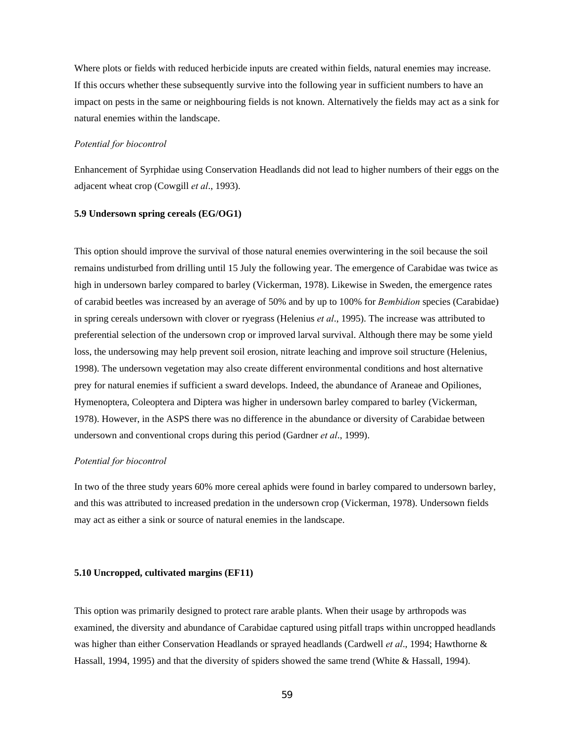Where plots or fields with reduced herbicide inputs are created within fields, natural enemies may increase. If this occurs whether these subsequently survive into the following year in sufficient numbers to have an impact on pests in the same or neighbouring fields is not known. Alternatively the fields may act as a sink for natural enemies within the landscape.

*Potential for biocontrol*

Enhancement of Syrphidae using Conservation Headlands did not lead to higher numbers of their eggs on the adjacent wheat crop (Cowgill *et al*., 1993).

### 5.9 Undersown spring cereals (EG/OG1)

This option should improve the survival of those natural enemies overwintering in the soil because the soil remains undisturbed from drilling until 15 July the following year. The emergence of Carabidae was twice as high in undersown barley compared to barley (Vickerman, 1978). Likewise in Sweden, the emergence rates of carabid beetles was increased by an average of 50% and by up to 100% for *Bembidion* species (Carabidae) in spring cereals undersown with clover or ryegrass (Helenius *et al*., 1995). The increase was attributed to preferential selection of the undersown crop or improved larval survival. Although there may be some yield loss, the undersowing may help prevent soil erosion, nitrate leaching and improve soil structure (Helenius, 1998). The undersown vegetation may also create different environmental conditions and host alternative prey for natural enemies if sufficient a sward develops. Indeed, the abundance of Araneae and Opiliones, Hymenoptera, Coleoptera and Diptera was higher in undersown barley compared to barley (Vickerman, 1978). However, in the ASPS there was no difference in the abundance or diversity of Carabidae between undersown and conventional crops during this period (Gardner *et al*., 1999).

*Potential for biocontrol*

In two of the three study years 60% more cereal aphids were found in barley compared to undersown barley, and this was attributed to increased predation in the undersown crop (Vickerman, 1978). Undersown fields may act as either a sink or source of natural enemies in the landscape.

### 5.10 Uncropped, cultivated margins (EF11)

This option was primarily designed to protect rare arable plants. When their usage by arthropods was examined, the diversity and abundance of Carabidae captured using pitfall traps within uncropped headlands was higher than either Conservation Headlands or sprayed headlands (Cardwell *et al*., 1994; Hawthorne & Hassall, 1994, 1995) and that the diversity of spiders showed the same trend (White & Hassall, 1994).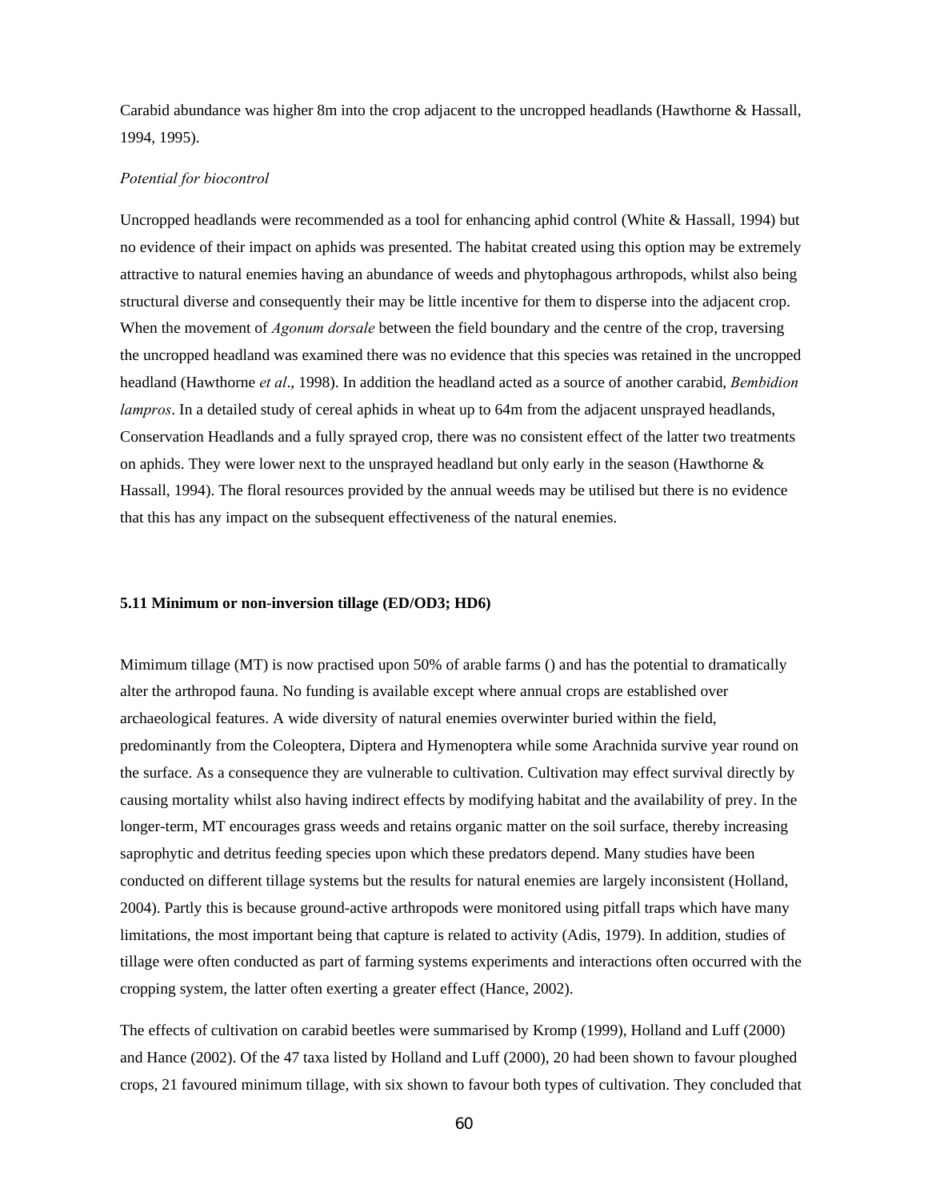Carabid abundance was higher 8m into the crop adjacent to the uncropped headlands (Hawthorne & Hassall, 1994, 1995).

*Potential for biocontrol*

Uncropped headlands were recommended as a tool for enhancing aphid control (White & Hassall, 1994) but no evidence of their impact on aphids was presented. The habitat created using this option may be extremely attractive to natural enemies having an abundance of weeds and phytophagous arthropods, whilst also being structural diverse and consequently their may be little incentive for them to disperse into the adjacent crop. When the movement of *Agonum dorsale* between the field boundary and the centre of the crop, traversing the uncropped headland was examined there was no evidence that this species was retained in the uncropped headland (Hawthorne *et al*., 1998). In addition the headland acted as a source of another carabid, *Bembidion lampros*. In a detailed study of cereal aphids in wheat up to 64m from the adjacent unsprayed headlands, Conservation Headlands and a fully sprayed crop, there was no consistent effect of the latter two treatments on aphids. They were lower next to the unsprayed headland but only early in the season (Hawthorne & Hassall, 1994). The floral resources provided by the annual weeds may be utilised but there is no evidence that this has any impact on the subsequent effectiveness of the natural enemies.

### 5.11 Minimum or non-inversion tillage (ED/OD3; HD6)

Mimimum tillage (MT) is now practised upon 50% of arable farms () and has the potential to dramatically alter the arthropod fauna. No funding is available except where annual crops are established over archaeological features. A wide diversity of natural enemies overwinter buried within the field, predominantly from the Coleoptera, Diptera and Hymenoptera while some Arachnida survive year round on the surface. As a consequence they are vulnerable to cultivation. Cultivation may effect survival directly by causing mortality whilst also having indirect effects by modifying habitat and the availability of prey. In the longer-term, MT encourages grass weeds and retains organic matter on the soil surface, thereby increasing saprophytic and detritus feeding species upon which these predators depend. Many studies have been conducted on different tillage systems but the results for natural enemies are largely inconsistent (Holland, 2004). Partly this is because ground-active arthropods were monitored using pitfall traps which have many limitations, the most important being that capture is related to activity (Adis, 1979). In addition, studies of tillage were often conducted as part of farming systems experiments and interactions often occurred with the cropping system, the latter often exerting a greater effect (Hance, 2002).

The effects of cultivation on carabid beetles were summarised by Kromp (1999), Holland and Luff (2000) and Hance (2002). Of the 47 taxa listed by Holland and Luff (2000), 20 had been shown to favour ploughed crops, 21 favoured minimum tillage, with six shown to favour both types of cultivation. They concluded that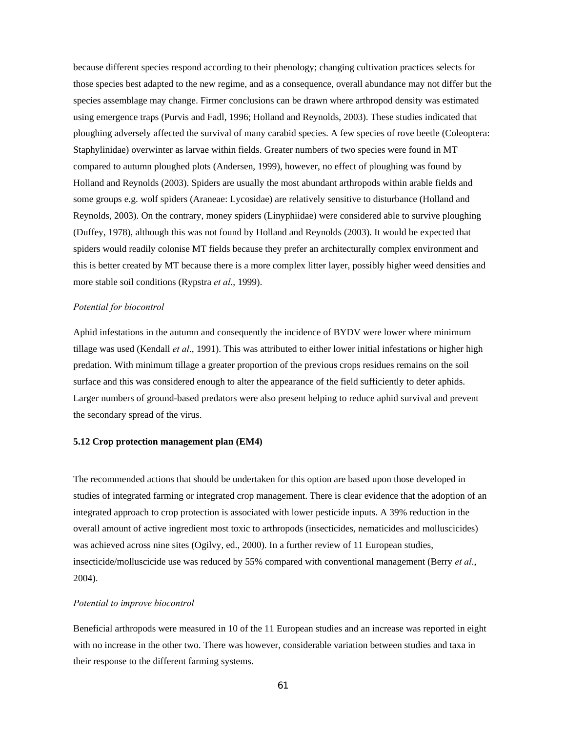because different species respond according to their phenology; changing cultivation practices selects for those species best adapted to the new regime, and as a consequence, overall abundance may not differ but the species assemblage may change. Firmer conclusions can be drawn where arthropod density was estimated using emergence traps (Purvis and Fadl, 1996; Holland and Reynolds, 2003). These studies indicated that ploughing adversely affected the survival of many carabid species. A few species of rove beetle (Coleoptera: Staphylinidae) overwinter as larvae within fields. Greater numbers of two species were found in MT compared to autumn ploughed plots (Andersen, 1999), however, no effect of ploughing was found by Holland and Reynolds (2003). Spiders are usually the most abundant arthropods within arable fields and some groups e.g. wolf spiders (Araneae: Lycosidae) are relatively sensitive to disturbance (Holland and Reynolds, 2003). On the contrary, money spiders (Linyphiidae) were considered able to survive ploughing (Duffey, 1978), although this was not found by Holland and Reynolds (2003). It would be expected that spiders would readily colonise MT fields because they prefer an architecturally complex environment and this is better created by MT because there is a more complex litter layer, possibly higher weed densities and more stable soil conditions (Rypstra *et al*., 1999).

*Potential for biocontrol*

Aphid infestations in the autumn and consequently the incidence of BYDV were lower where minimum tillage was used (Kendall *et al*., 1991). This was attributed to either lower initial infestations or higher high predation. With minimum tillage a greater proportion of the previous crops residues remains on the soil surface and this was considered enough to alter the appearance of the field sufficiently to deter aphids. Larger numbers of ground-based predators were also present helping to reduce aphid survival and prevent the secondary spread of the virus.

### 5.12 Crop protection management plan (EM4)

The recommended actions that should be undertaken for this option are based upon those developed in studies of integrated farming or integrated crop management. There is clear evidence that the adoption of an integrated approach to crop protection is associated with lower pesticide inputs. A 39% reduction in the overall amount of active ingredient most toxic to arthropods (insecticides, nematicides and molluscicides) was achieved across nine sites (Ogilvy, ed., 2000). In a further review of 11 European studies, insecticide/molluscicide use was reduced by 55% compared with conventional management (Berry *et al*., 2004).

*Potential to improve biocontrol*

Beneficial arthropods were measured in 10 of the 11 European studies and an increase was reported in eight with no increase in the other two. There was however, considerable variation between studies and taxa in their response to the different farming systems.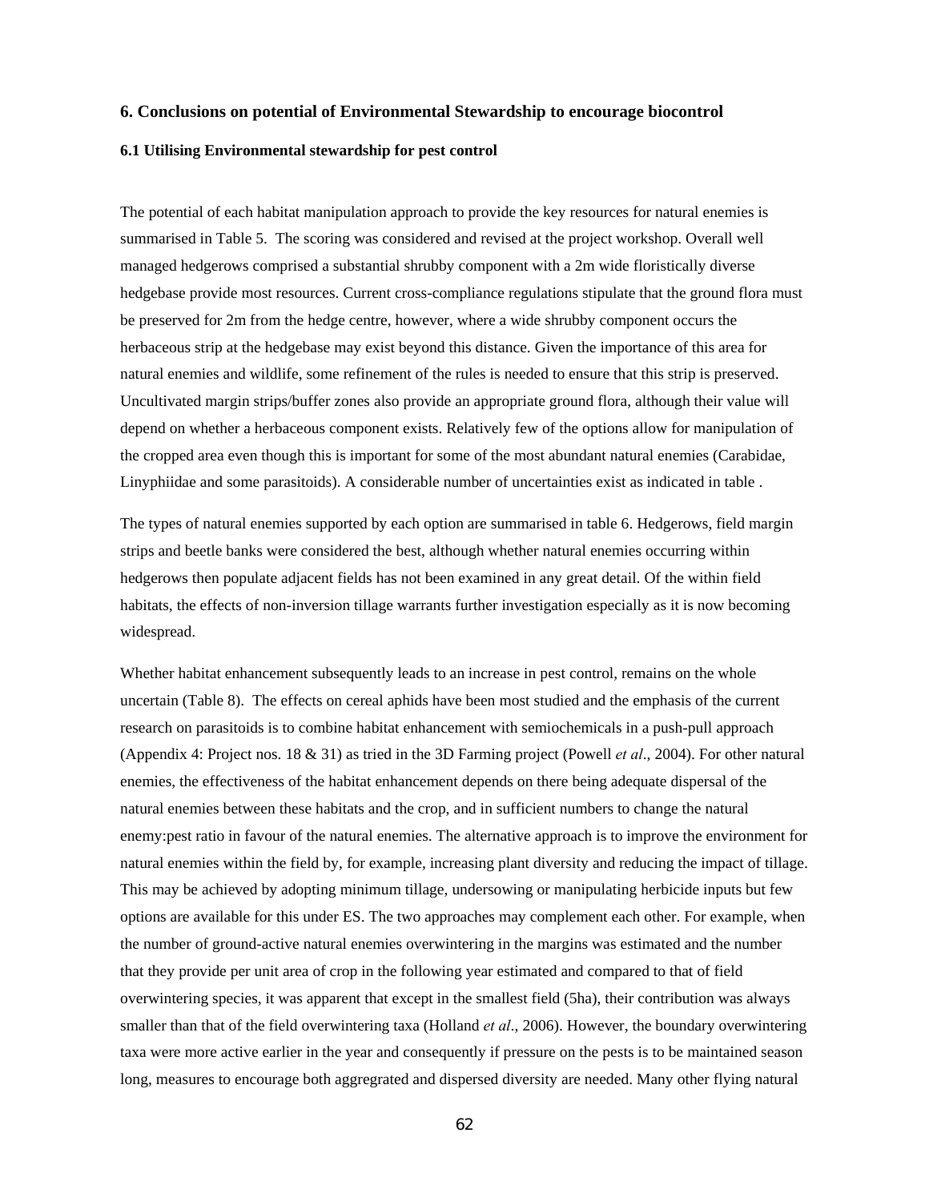## 6. Conclusions on potential of Environmental Stewardship to encourage biocontrol

### 6.1 Utilising Environmental stewardship for pest control

The potential of each habitat manipulation approach to provide the key resources for natural enemies is summarised in Table 5. The scoring was considered and revised at the project workshop. Overall well managed hedgerows comprised a substantial shrubby component with a 2m wide floristically diverse hedgebase provide most resources. Current cross-compliance regulations stipulate that the ground flora must be preserved for 2m from the hedge centre, however, where a wide shrubby component occurs the herbaceous strip at the hedgebase may exist beyond this distance. Given the importance of this area for natural enemies and wildlife, some refinement of the rules is needed to ensure that this strip is preserved. Uncultivated margin strips/buffer zones also provide an appropriate ground flora, although their value will depend on whether a herbaceous component exists. Relatively few of the options allow for manipulation of the cropped area even though this is important for some of the most abundant natural enemies (Carabidae, Linyphiidae and some parasitoids). A considerable number of uncertainties exist as indicated in table .

The types of natural enemies supported by each option are summarised in table 6. Hedgerows, field margin strips and beetle banks were considered the best, although whether natural enemies occurring within hedgerows then populate adjacent fields has not been examined in any great detail. Of the within field habitats, the effects of non-inversion tillage warrants further investigation especially as it is now becoming widespread.

Whether habitat enhancement subsequently leads to an increase in pest control, remains on the whole uncertain (Table 8). The effects on cereal aphids have been most studied and the emphasis of the current research on parasitoids is to combine habitat enhancement with semiochemicals in a push-pull approach (Appendix 4: Project nos. 18 & 31) as tried in the 3D Farming project (Powell *et al*., 2004). For other natural enemies, the effectiveness of the habitat enhancement depends on there being adequate dispersal of the natural enemies between these habitats and the crop, and in sufficient numbers to change the natural enemy:pest ratio in favour of the natural enemies. The alternative approach is to improve the environment for natural enemies within the field by, for example, increasing plant diversity and reducing the impact of tillage. This may be achieved by adopting minimum tillage, undersowing or manipulating herbicide inputs but few options are available for this under ES. The two approaches may complement each other. For example, when the number of ground-active natural enemies overwintering in the margins was estimated and the number that they provide per unit area of crop in the following year estimated and compared to that of field overwintering species, it was apparent that except in the smallest field (5ha), their contribution was always smaller than that of the field overwintering taxa (Holland *et al*., 2006). However, the boundary overwintering taxa were more active earlier in the year and consequently if pressure on the pests is to be maintained season long, measures to encourage both aggregrated and dispersed diversity are needed. Many other flying natural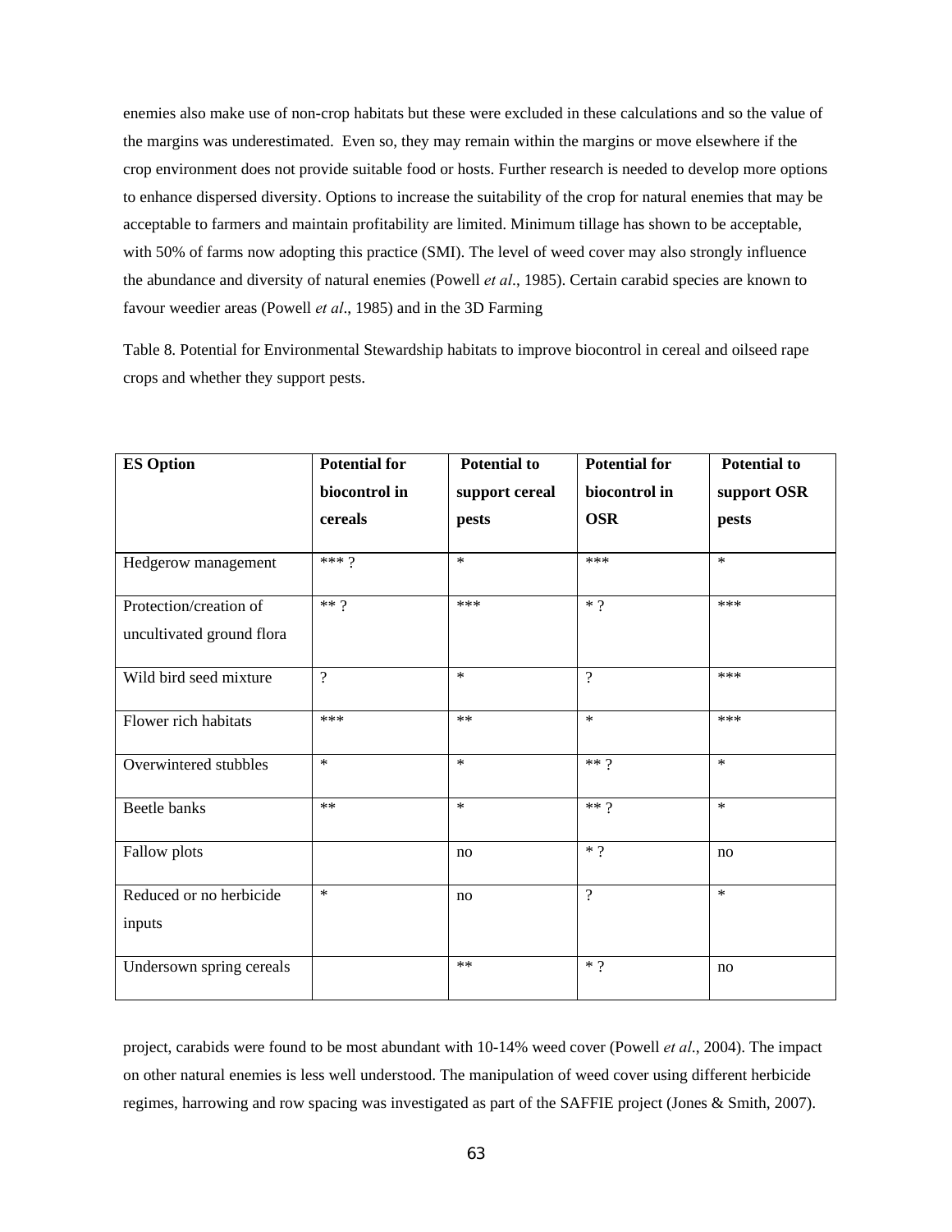enemies also make use of non-crop habitats but these were excluded in these calculations and so the value of the margins was underestimated. Even so, they may remain within the margins or move elsewhere if the crop environment does not provide suitable food or hosts. Further research is needed to develop more options to enhance dispersed diversity. Options to increase the suitability of the crop for natural enemies that may be acceptable to farmers and maintain profitability are limited. Minimum tillage has shown to be acceptable, with 50% of farms now adopting this practice (SMI). The level of weed cover may also strongly influence the abundance and diversity of natural enemies (Powell *et al*., 1985). Certain carabid species are known to favour weedier areas (Powell *et al*., 1985) and in the 3D Farming project, carabids were found to be most abundant with 10-14% weed cover (Powell *et al*., 2004). The impact on other natural enemies is less well understood. The manipulation of weed cover using different herbicide regimes, harrowing and row spacing was investigated as part of the SAFFIE project (Jones & Smith, 2007).

Table 8. Potential for Environmental Stewardship habitats to improve biocontrol in cereal and oilseed rape crops and whether they support pests.

| ES Option | Potential for biocontrol in cereals | Potential to support cereal pests | Potential for biocontrol in OSR | Potential to support OSR pests |
|---|---|---|---|---|
| Hedgerow management | *** ? | * | *** | * |
| Protection/creation of uncultivated ground flora | ** ? | *** | * ? | *** |
| Wild bird seed mixture | ? | * | ? | *** |
| Flower rich habitats | *** | ** | * | *** |
| Overwintered stubbles | * | * | ** ? | * |
| Beetle banks | ** | * | ** ? | * |
| Fallow plots | | no | * ? | no |
| Reduced or no herbicide inputs | * | no | ? | * |
| Undersown spring cereals | | ** | * ? | no |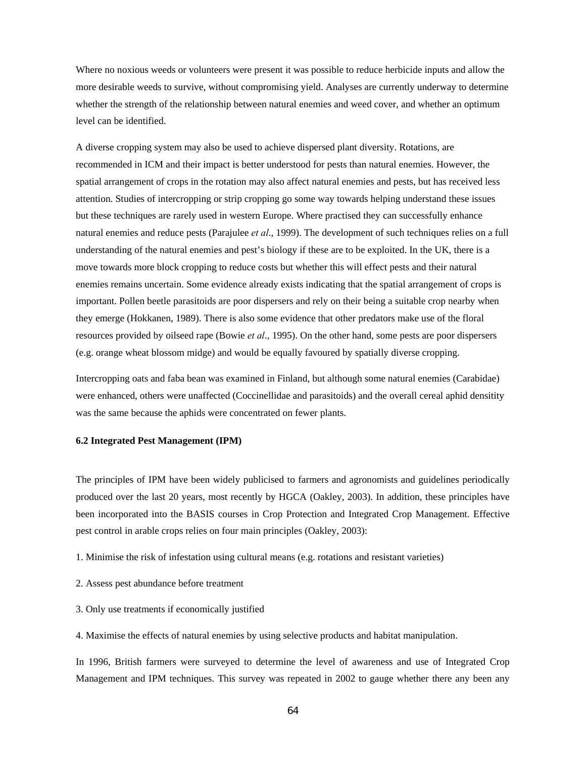Where no noxious weeds or volunteers were present it was possible to reduce herbicide inputs and allow the more desirable weeds to survive, without compromising yield. Analyses are currently underway to determine whether the strength of the relationship between natural enemies and weed cover, and whether an optimum level can be identified.

A diverse cropping system may also be used to achieve dispersed plant diversity. Rotations, are recommended in ICM and their impact is better understood for pests than natural enemies. However, the spatial arrangement of crops in the rotation may also affect natural enemies and pests, but has received less attention. Studies of intercropping or strip cropping go some way towards helping understand these issues but these techniques are rarely used in western Europe. Where practised they can successfully enhance natural enemies and reduce pests (Parajulee *et al*., 1999). The development of such techniques relies on a full understanding of the natural enemies and pest's biology if these are to be exploited. In the UK, there is a move towards more block cropping to reduce costs but whether this will effect pests and their natural enemies remains uncertain. Some evidence already exists indicating that the spatial arrangement of crops is important. Pollen beetle parasitoids are poor dispersers and rely on their being a suitable crop nearby when they emerge (Hokkanen, 1989). There is also some evidence that other predators make use of the floral resources provided by oilseed rape (Bowie *et al*., 1995). On the other hand, some pests are poor dispersers (e.g. orange wheat blossom midge) and would be equally favoured by spatially diverse cropping.

Intercropping oats and faba bean was examined in Finland, but although some natural enemies (Carabidae) were enhanced, others were unaffected (Coccinellidae and parasitoids) and the overall cereal aphid densitity was the same because the aphids were concentrated on fewer plants.

### 6.2 Integrated Pest Management (IPM)

The principles of IPM have been widely publicised to farmers and agronomists and guidelines periodically produced over the last 20 years, most recently by HGCA (Oakley, 2003). In addition, these principles have been incorporated into the BASIS courses in Crop Protection and Integrated Crop Management. Effective pest control in arable crops relies on four main principles (Oakley, 2003):

1. Minimise the risk of infestation using cultural means (e.g. rotations and resistant varieties)

2. Assess pest abundance before treatment

3. Only use treatments if economically justified

4. Maximise the effects of natural enemies by using selective products and habitat manipulation.

In 1996, British farmers were surveyed to determine the level of awareness and use of Integrated Crop Management and IPM techniques. This survey was repeated in 2002 to gauge whether there any been any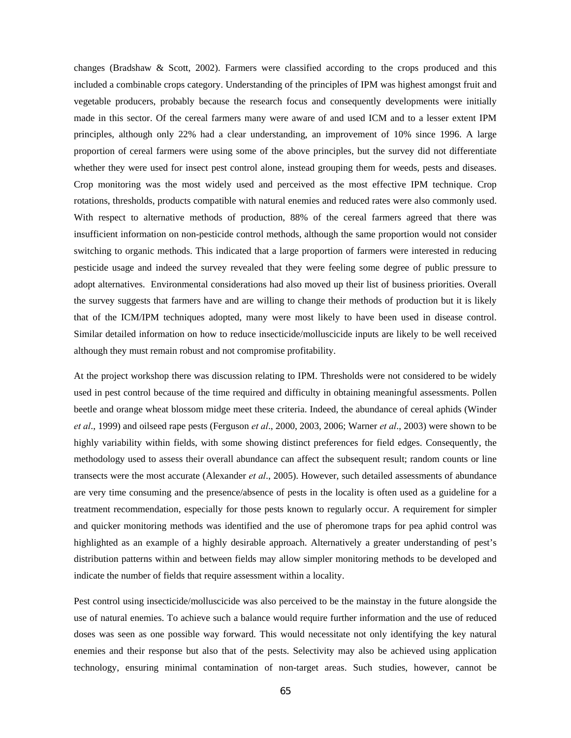changes (Bradshaw & Scott, 2002). Farmers were classified according to the crops produced and this included a combinable crops category. Understanding of the principles of IPM was highest amongst fruit and vegetable producers, probably because the research focus and consequently developments were initially made in this sector. Of the cereal farmers many were aware of and used ICM and to a lesser extent IPM principles, although only 22% had a clear understanding, an improvement of 10% since 1996. A large proportion of cereal farmers were using some of the above principles, but the survey did not differentiate whether they were used for insect pest control alone, instead grouping them for weeds, pests and diseases. Crop monitoring was the most widely used and perceived as the most effective IPM technique. Crop rotations, thresholds, products compatible with natural enemies and reduced rates were also commonly used. With respect to alternative methods of production, 88% of the cereal farmers agreed that there was insufficient information on non-pesticide control methods, although the same proportion would not consider switching to organic methods. This indicated that a large proportion of farmers were interested in reducing pesticide usage and indeed the survey revealed that they were feeling some degree of public pressure to adopt alternatives. Environmental considerations had also moved up their list of business priorities. Overall the survey suggests that farmers have and are willing to change their methods of production but it is likely that of the ICM/IPM techniques adopted, many were most likely to have been used in disease control. Similar detailed information on how to reduce insecticide/molluscicide inputs are likely to be well received although they must remain robust and not compromise profitability.

At the project workshop there was discussion relating to IPM. Thresholds were not considered to be widely used in pest control because of the time required and difficulty in obtaining meaningful assessments. Pollen beetle and orange wheat blossom midge meet these criteria. Indeed, the abundance of cereal aphids (Winder *et al*., 1999) and oilseed rape pests (Ferguson *et al*., 2000, 2003, 2006; Warner *et al*., 2003) were shown to be highly variability within fields, with some showing distinct preferences for field edges. Consequently, the methodology used to assess their overall abundance can affect the subsequent result; random counts or line transects were the most accurate (Alexander *et al*., 2005). However, such detailed assessments of abundance are very time consuming and the presence/absence of pests in the locality is often used as a guideline for a treatment recommendation, especially for those pests known to regularly occur. A requirement for simpler and quicker monitoring methods was identified and the use of pheromone traps for pea aphid control was highlighted as an example of a highly desirable approach. Alternatively a greater understanding of pest's distribution patterns within and between fields may allow simpler monitoring methods to be developed and indicate the number of fields that require assessment within a locality.

Pest control using insecticide/molluscicide was also perceived to be the mainstay in the future alongside the use of natural enemies. To achieve such a balance would require further information and the use of reduced doses was seen as one possible way forward. This would necessitate not only identifying the key natural enemies and their response but also that of the pests. Selectivity may also be achieved using application technology, ensuring minimal contamination of non-target areas. Such studies, however, cannot be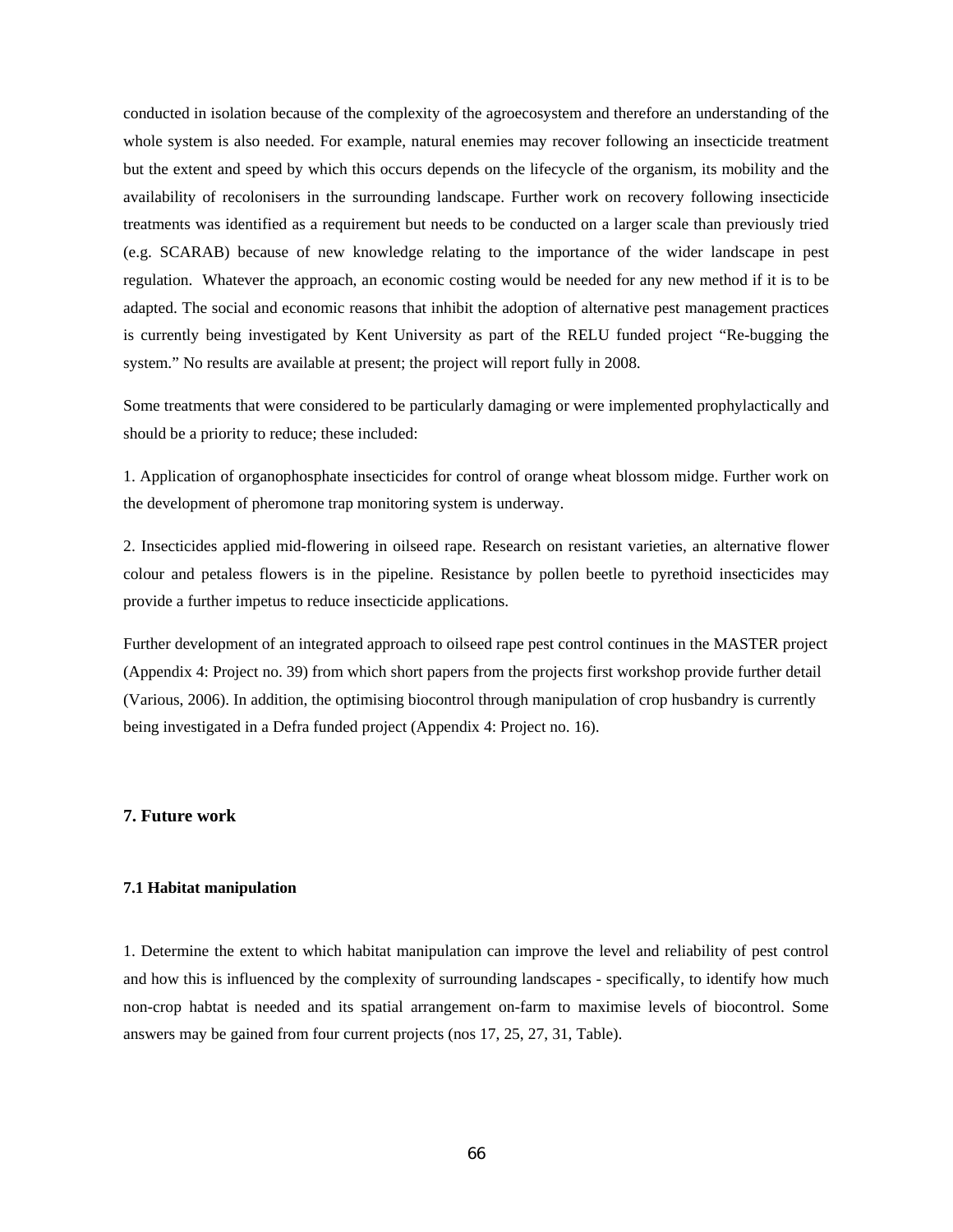conducted in isolation because of the complexity of the agroecosystem and therefore an understanding of the whole system is also needed. For example, natural enemies may recover following an insecticide treatment but the extent and speed by which this occurs depends on the lifecycle of the organism, its mobility and the availability of recolonisers in the surrounding landscape. Further work on recovery following insecticide treatments was identified as a requirement but needs to be conducted on a larger scale than previously tried (e.g. SCARAB) because of new knowledge relating to the importance of the wider landscape in pest regulation. Whatever the approach, an economic costing would be needed for any new method if it is to be adapted. The social and economic reasons that inhibit the adoption of alternative pest management practices is currently being investigated by Kent University as part of the RELU funded project "Re-bugging the system." No results are available at present; the project will report fully in 2008.

Some treatments that were considered to be particularly damaging or were implemented prophylactically and should be a priority to reduce; these included:

1. Application of organophosphate insecticides for control of orange wheat blossom midge. Further work on the development of pheromone trap monitoring system is underway.

2. Insecticides applied mid-flowering in oilseed rape. Research on resistant varieties, an alternative flower colour and petaless flowers is in the pipeline. Resistance by pollen beetle to pyrethoid insecticides may provide a further impetus to reduce insecticide applications.

Further development of an integrated approach to oilseed rape pest control continues in the MASTER project (Appendix 4: Project no. 39) from which short papers from the projects first workshop provide further detail (Various, 2006). In addition, the optimising biocontrol through manipulation of crop husbandry is currently being investigated in a Defra funded project (Appendix 4: Project no. 16).

## 7. Future work

### 7.1 Habitat manipulation

1. Determine the extent to which habitat manipulation can improve the level and reliability of pest control and how this is influenced by the complexity of surrounding landscapes - specifically, to identify how much non-crop habtat is needed and its spatial arrangement on-farm to maximise levels of biocontrol. Some answers may be gained from four current projects (nos 17, 25, 27, 31, Table).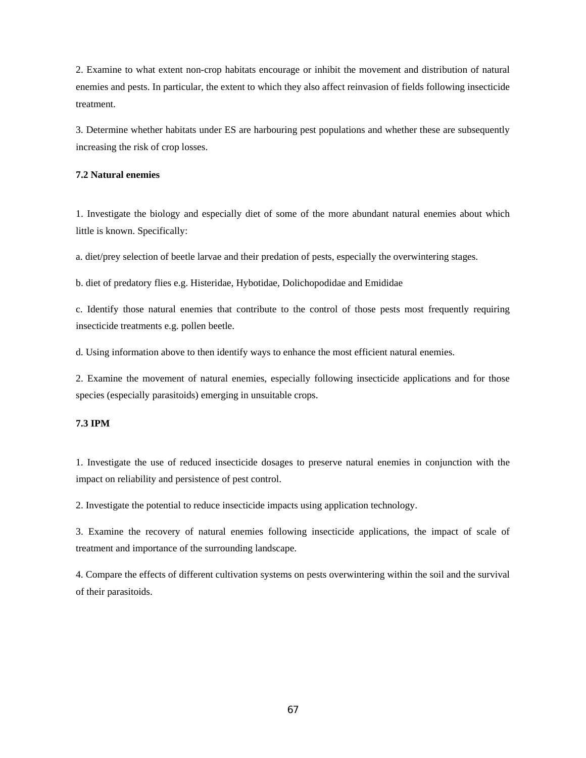2. Examine to what extent non-crop habitats encourage or inhibit the movement and distribution of natural enemies and pests. In particular, the extent to which they also affect reinvasion of fields following insecticide treatment.

3. Determine whether habitats under ES are harbouring pest populations and whether these are subsequently increasing the risk of crop losses.

### 7.2 Natural enemies

1. Investigate the biology and especially diet of some of the more abundant natural enemies about which little is known. Specifically:

a. diet/prey selection of beetle larvae and their predation of pests, especially the overwintering stages.

b. diet of predatory flies e.g. Histeridae, Hybotidae, Dolichopodidae and Emididae

c. Identify those natural enemies that contribute to the control of those pests most frequently requiring insecticide treatments e.g. pollen beetle.

d. Using information above to then identify ways to enhance the most efficient natural enemies.

2. Examine the movement of natural enemies, especially following insecticide applications and for those species (especially parasitoids) emerging in unsuitable crops.

### 7.3 IPM

1. Investigate the use of reduced insecticide dosages to preserve natural enemies in conjunction with the impact on reliability and persistence of pest control.

2. Investigate the potential to reduce insecticide impacts using application technology.

3. Examine the recovery of natural enemies following insecticide applications, the impact of scale of treatment and importance of the surrounding landscape.

4. Compare the effects of different cultivation systems on pests overwintering within the soil and the survival of their parasitoids.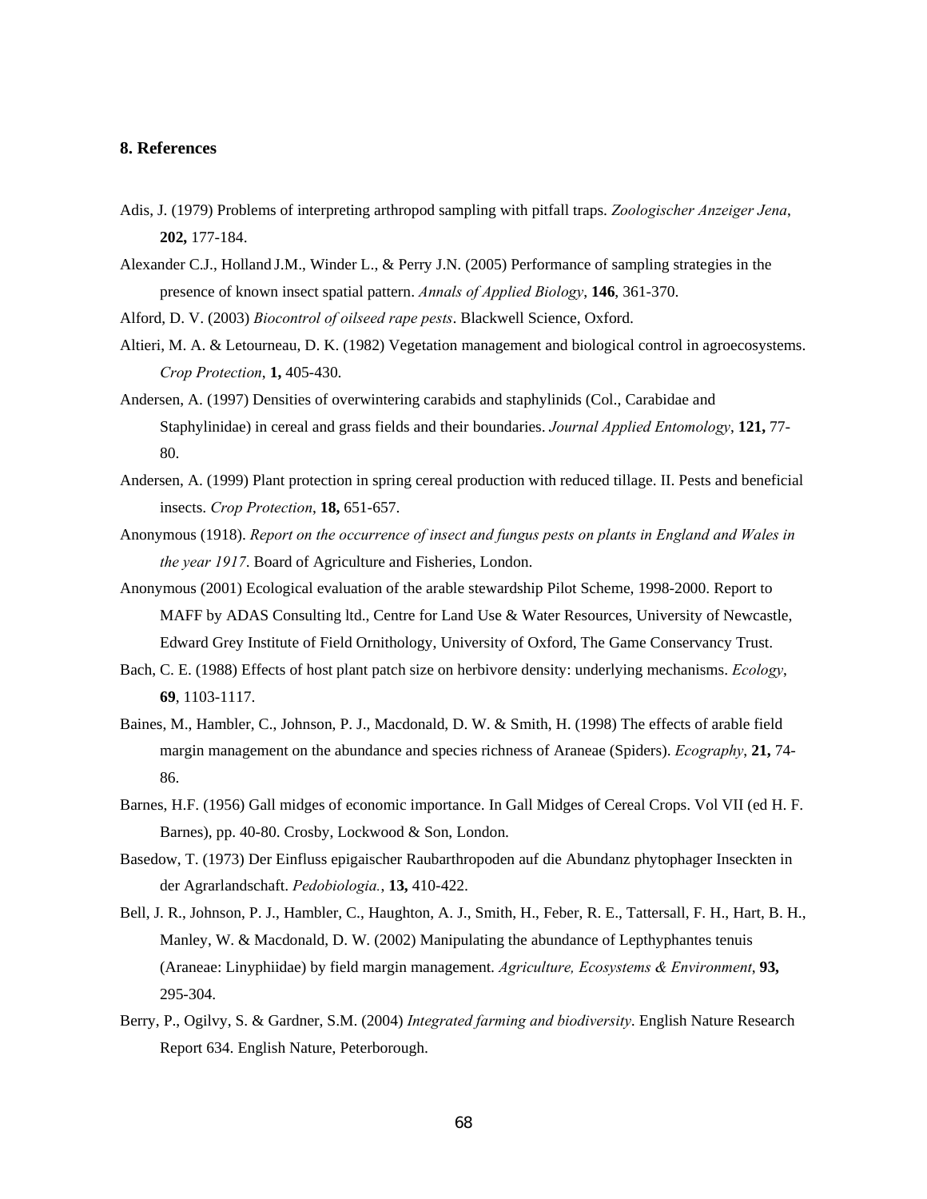## 8. References

Adis, J. (1979) Problems of interpreting arthropod sampling with pitfall traps. *Zoologischer Anzeiger Jena*, **202,** 177-184.

Alexander C.J., Holland J.M., Winder L., & Perry J.N. (2005) Performance of sampling strategies in the presence of known insect spatial pattern. *Annals of Applied Biology*, **146**, 361-370.

Alford, D. V. (2003) *Biocontrol of oilseed rape pests*. Blackwell Science, Oxford.

Altieri, M. A. & Letourneau, D. K. (1982) Vegetation management and biological control in agroecosystems. *Crop Protection*, **1,** 405-430.

Andersen, A. (1997) Densities of overwintering carabids and staphylinids (Col., Carabidae and Staphylinidae) in cereal and grass fields and their boundaries. *Journal Applied Entomology*, **121,** 77-80.

Andersen, A. (1999) Plant protection in spring cereal production with reduced tillage. II. Pests and beneficial insects. *Crop Protection*, **18,** 651-657.

Anonymous (1918). *Report on the occurrence of insect and fungus pests on plants in England and Wales in the year 1917*. Board of Agriculture and Fisheries, London.

Anonymous (2001) Ecological evaluation of the arable stewardship Pilot Scheme, 1998-2000. Report to MAFF by ADAS Consulting ltd., Centre for Land Use & Water Resources, University of Newcastle, Edward Grey Institute of Field Ornithology, University of Oxford, The Game Conservancy Trust.

Bach, C. E. (1988) Effects of host plant patch size on herbivore density: underlying mechanisms. *Ecology*, **69**, 1103-1117.

Baines, M., Hambler, C., Johnson, P. J., Macdonald, D. W. & Smith, H. (1998) The effects of arable field margin management on the abundance and species richness of Araneae (Spiders). *Ecography*, **21,** 74-86.

Barnes, H.F. (1956) Gall midges of economic importance. In Gall Midges of Cereal Crops. Vol VII (ed H. F. Barnes), pp. 40-80. Crosby, Lockwood & Son, London.

Basedow, T. (1973) Der Einfluss epigaischer Raubarthropoden auf die Abundanz phytophager Inseckten in der Agrarlandschaft. *Pedobiologia.*, **13,** 410-422.

Bell, J. R., Johnson, P. J., Hambler, C., Haughton, A. J., Smith, H., Feber, R. E., Tattersall, F. H., Hart, B. H., Manley, W. & Macdonald, D. W. (2002) Manipulating the abundance of Lepthyphantes tenuis (Araneae: Linyphiidae) by field margin management. *Agriculture, Ecosystems & Environment*, **93,** 295-304.

Berry, P., Ogilvy, S. & Gardner, S.M. (2004) *Integrated farming and biodiversity*. English Nature Research Report 634. English Nature, Peterborough.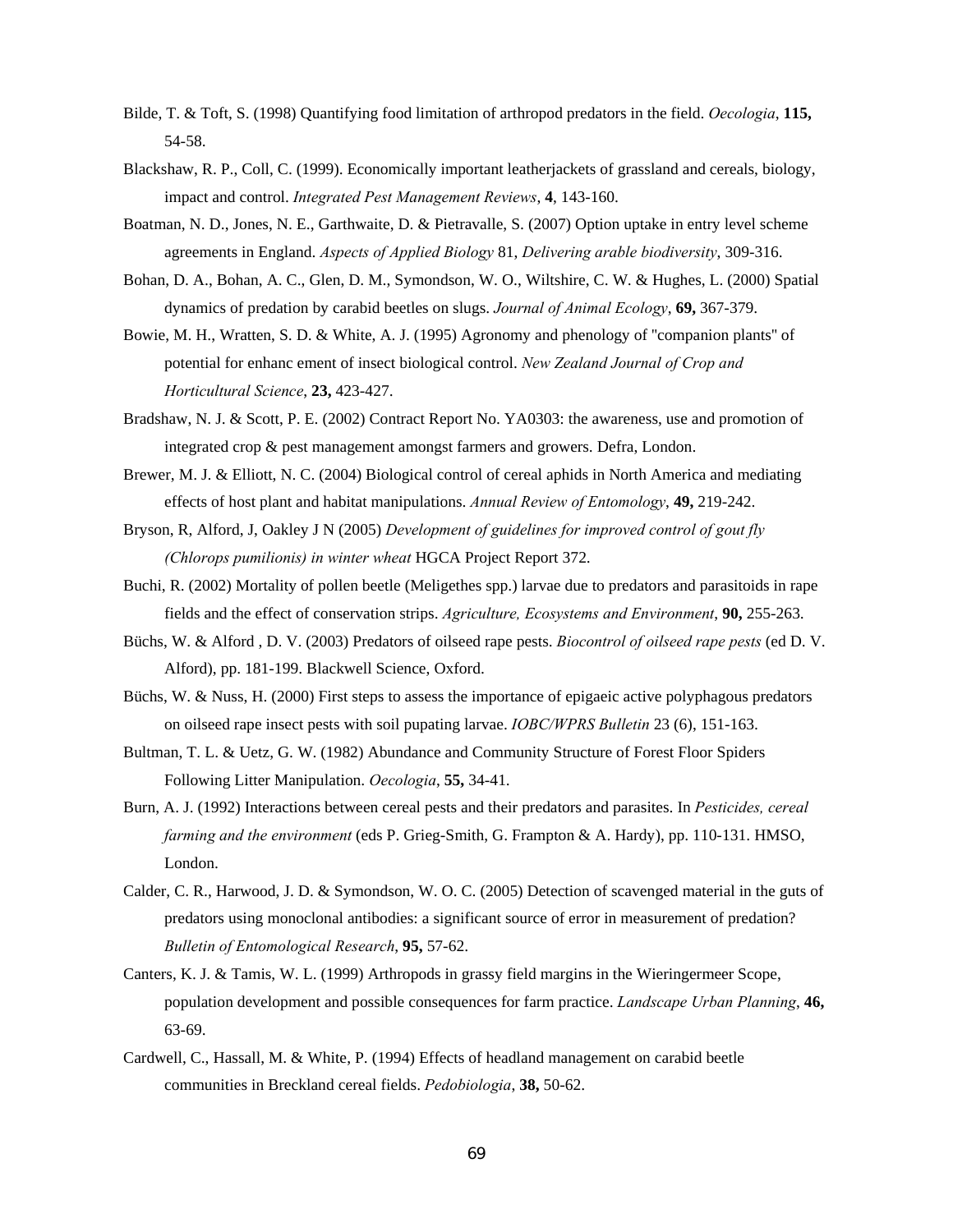Bilde, T. & Toft, S. (1998) Quantifying food limitation of arthropod predators in the field. *Oecologia*, **115,** 54-58.

Blackshaw, R. P., Coll, C. (1999). Economically important leatherjackets of grassland and cereals, biology, impact and control. *Integrated Pest Management Reviews*, **4**, 143-160.

Boatman, N. D., Jones, N. E., Garthwaite, D. & Pietravalle, S. (2007) Option uptake in entry level scheme agreements in England. *Aspects of Applied Biology* 81, *Delivering arable biodiversity*, 309-316.

Bohan, D. A., Bohan, A. C., Glen, D. M., Symondson, W. O., Wiltshire, C. W. & Hughes, L. (2000) Spatial dynamics of predation by carabid beetles on slugs. *Journal of Animal Ecology*, **69,** 367-379.

Bowie, M. H., Wratten, S. D. & White, A. J. (1995) Agronomy and phenology of "companion plants" of potential for enhanc ement of insect biological control. *New Zealand Journal of Crop and Horticultural Science*, **23,** 423-427.

Bradshaw, N. J. & Scott, P. E. (2002) Contract Report No. YA0303: the awareness, use and promotion of integrated crop & pest management amongst farmers and growers. Defra, London.

Brewer, M. J. & Elliott, N. C. (2004) Biological control of cereal aphids in North America and mediating effects of host plant and habitat manipulations. *Annual Review of Entomology*, **49,** 219-242.

Bryson, R, Alford, J, Oakley J N (2005) *Development of guidelines for improved control of gout fly (Chlorops pumilionis) in winter wheat* HGCA Project Report 372.

Buchi, R. (2002) Mortality of pollen beetle (Meligethes spp.) larvae due to predators and parasitoids in rape fields and the effect of conservation strips. *Agriculture, Ecosystems and Environment*, **90,** 255-263.

Büchs, W. & Alford , D. V. (2003) Predators of oilseed rape pests. *Biocontrol of oilseed rape pests* (ed D. V. Alford), pp. 181-199. Blackwell Science, Oxford.

Büchs, W. & Nuss, H. (2000) First steps to assess the importance of epigaeic active polyphagous predators on oilseed rape insect pests with soil pupating larvae. *IOBC/WPRS Bulletin* 23 (6), 151-163.

Bultman, T. L. & Uetz, G. W. (1982) Abundance and Community Structure of Forest Floor Spiders Following Litter Manipulation. *Oecologia*, **55,** 34-41.

Burn, A. J. (1992) Interactions between cereal pests and their predators and parasites. In *Pesticides, cereal farming and the environment* (eds P. Grieg-Smith, G. Frampton & A. Hardy), pp. 110-131. HMSO, London.

Calder, C. R., Harwood, J. D. & Symondson, W. O. C. (2005) Detection of scavenged material in the guts of predators using monoclonal antibodies: a significant source of error in measurement of predation? *Bulletin of Entomological Research*, **95,** 57-62.

Canters, K. J. & Tamis, W. L. (1999) Arthropods in grassy field margins in the Wieringermeer Scope, population development and possible consequences for farm practice. *Landscape Urban Planning*, **46,** 63-69.

Cardwell, C., Hassall, M. & White, P. (1994) Effects of headland management on carabid beetle communities in Breckland cereal fields. *Pedobiologia*, **38,** 50-62.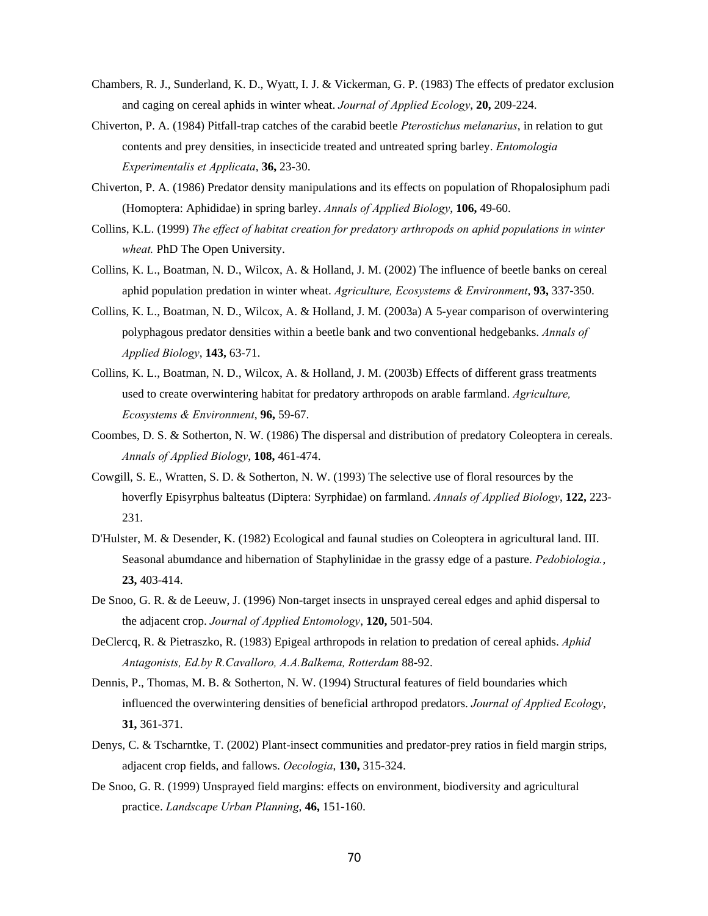Chambers, R. J., Sunderland, K. D., Wyatt, I. J. & Vickerman, G. P. (1983) The effects of predator exclusion and caging on cereal aphids in winter wheat. *Journal of Applied Ecology*, **20,** 209-224.

Chiverton, P. A. (1984) Pitfall-trap catches of the carabid beetle *Pterostichus melanarius*, in relation to gut contents and prey densities, in insecticide treated and untreated spring barley. *Entomologia Experimentalis et Applicata*, **36,** 23-30.

Chiverton, P. A. (1986) Predator density manipulations and its effects on population of Rhopalosiphum padi (Homoptera: Aphididae) in spring barley. *Annals of Applied Biology*, **106,** 49-60.

Collins, K.L. (1999) *The effect of habitat creation for predatory arthropods on aphid populations in winter wheat.* PhD The Open University.

Collins, K. L., Boatman, N. D., Wilcox, A. & Holland, J. M. (2002) The influence of beetle banks on cereal aphid population predation in winter wheat. *Agriculture, Ecosystems & Environment*, **93,** 337-350.

Collins, K. L., Boatman, N. D., Wilcox, A. & Holland, J. M. (2003a) A 5-year comparison of overwintering polyphagous predator densities within a beetle bank and two conventional hedgebanks. *Annals of Applied Biology*, **143,** 63-71.

Collins, K. L., Boatman, N. D., Wilcox, A. & Holland, J. M. (2003b) Effects of different grass treatments used to create overwintering habitat for predatory arthropods on arable farmland. *Agriculture, Ecosystems & Environment*, **96,** 59-67.

Coombes, D. S. & Sotherton, N. W. (1986) The dispersal and distribution of predatory Coleoptera in cereals. *Annals of Applied Biology*, **108,** 461-474.

Cowgill, S. E., Wratten, S. D. & Sotherton, N. W. (1993) The selective use of floral resources by the hoverfly Episyrphus balteatus (Diptera: Syrphidae) on farmland. *Annals of Applied Biology*, **122,** 223-231.

D'Hulster, M. & Desender, K. (1982) Ecological and faunal studies on Coleoptera in agricultural land. III. Seasonal abumdance and hibernation of Staphylinidae in the grassy edge of a pasture. *Pedobiologia.*, **23,** 403-414.

De Snoo, G. R. & de Leeuw, J. (1996) Non-target insects in unsprayed cereal edges and aphid dispersal to the adjacent crop. *Journal of Applied Entomology*, **120,** 501-504.

DeClercq, R. & Pietraszko, R. (1983) Epigeal arthropods in relation to predation of cereal aphids. *Aphid Antagonists, Ed.by R.Cavalloro, A.A.Balkema, Rotterdam* 88-92.

Dennis, P., Thomas, M. B. & Sotherton, N. W. (1994) Structural features of field boundaries which influenced the overwintering densities of beneficial arthropod predators. *Journal of Applied Ecology*, **31,** 361-371.

Denys, C. & Tscharntke, T. (2002) Plant-insect communities and predator-prey ratios in field margin strips, adjacent crop fields, and fallows. *Oecologia*, **130,** 315-324.

De Snoo, G. R. (1999) Unsprayed field margins: effects on environment, biodiversity and agricultural practice. *Landscape Urban Planning*, **46,** 151-160.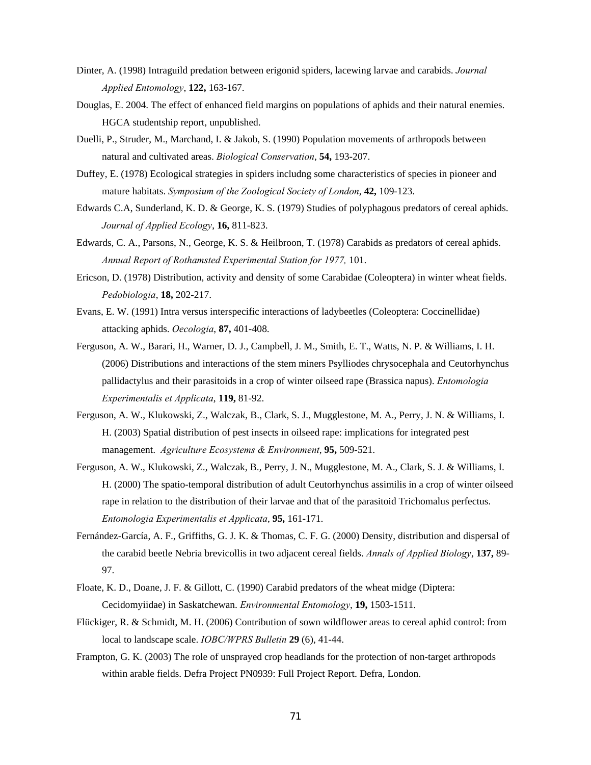Dinter, A. (1998) Intraguild predation between erigonid spiders, lacewing larvae and carabids. *Journal Applied Entomology*, **122,** 163-167.

Douglas, E. 2004. The effect of enhanced field margins on populations of aphids and their natural enemies. HGCA studentship report, unpublished.

Duelli, P., Struder, M., Marchand, I. & Jakob, S. (1990) Population movements of arthropods between natural and cultivated areas. *Biological Conservation*, **54,** 193-207.

Duffey, E. (1978) Ecological strategies in spiders includng some characteristics of species in pioneer and mature habitats. *Symposium of the Zoological Society of London*, **42,** 109-123.

Edwards C.A, Sunderland, K. D. & George, K. S. (1979) Studies of polyphagous predators of cereal aphids. *Journal of Applied Ecology*, **16,** 811-823.

Edwards, C. A., Parsons, N., George, K. S. & Heilbroon, T. (1978) Carabids as predators of cereal aphids. *Annual Report of Rothamsted Experimental Station for 1977,* 101.

Ericson, D. (1978) Distribution, activity and density of some Carabidae (Coleoptera) in winter wheat fields. *Pedobiologia*, **18,** 202-217.

Evans, E. W. (1991) Intra versus interspecific interactions of ladybeetles (Coleoptera: Coccinellidae) attacking aphids. *Oecologia,* **87,** 401-408.

Ferguson, A. W., Barari, H., Warner, D. J., Campbell, J. M., Smith, E. T., Watts, N. P. & Williams, I. H. (2006) Distributions and interactions of the stem miners Psylliodes chrysocephala and Ceutorhynchus pallidactylus and their parasitoids in a crop of winter oilseed rape (Brassica napus). *Entomologia Experimentalis et Applicata*, **119,** 81-92.

Ferguson, A. W., Klukowski, Z., Walczak, B., Clark, S. J., Mugglestone, M. A., Perry, J. N. & Williams, I. H. (2003) Spatial distribution of pest insects in oilseed rape: implications for integrated pest management. *Agriculture Ecosystems & Environment*, **95,** 509-521.

Ferguson, A. W., Klukowski, Z., Walczak, B., Perry, J. N., Mugglestone, M. A., Clark, S. J. & Williams, I. H. (2000) The spatio-temporal distribution of adult Ceutorhynchus assimilis in a crop of winter oilseed rape in relation to the distribution of their larvae and that of the parasitoid Trichomalus perfectus. *Entomologia Experimentalis et Applicata*, **95,** 161-171.

Fernández-García, A. F., Griffiths, G. J. K. & Thomas, C. F. G. (2000) Density, distribution and dispersal of the carabid beetle Nebria brevicollis in two adjacent cereal fields. *Annals of Applied Biology*, **137,** 89-97.

Floate, K. D., Doane, J. F. & Gillott, C. (1990) Carabid predators of the wheat midge (Diptera: Cecidomyiidae) in Saskatchewan. *Environmental Entomology*, **19,** 1503-1511.

Flückiger, R. & Schmidt, M. H. (2006) Contribution of sown wildflower areas to cereal aphid control: from local to landscape scale. *IOBC/WPRS Bulletin* **29** (6), 41-44.

Frampton, G. K. (2003) The role of unsprayed crop headlands for the protection of non-target arthropods within arable fields. Defra Project PN0939: Full Project Report. Defra, London.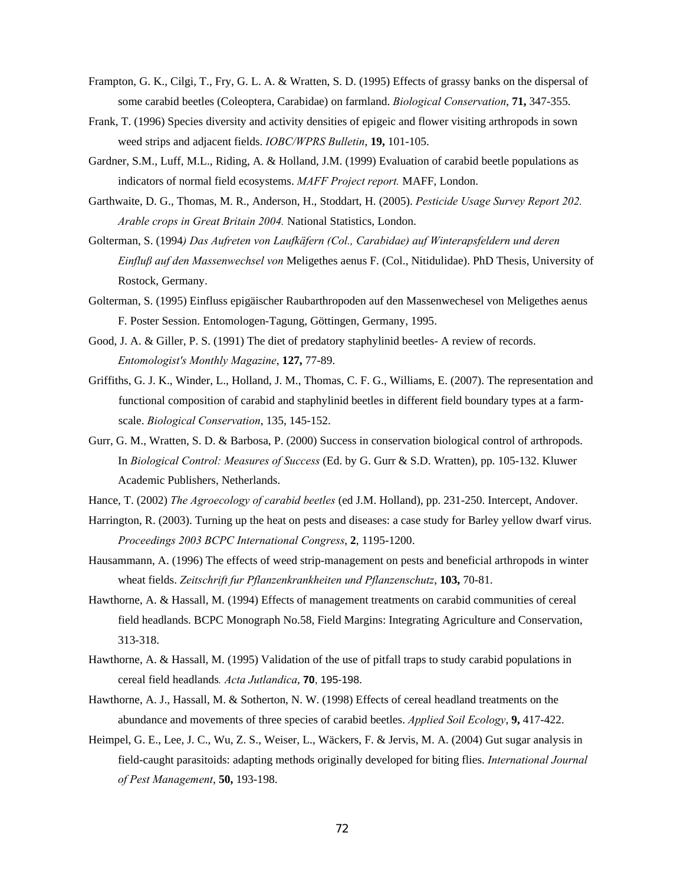Frampton, G. K., Cilgi, T., Fry, G. L. A. & Wratten, S. D. (1995) Effects of grassy banks on the dispersal of some carabid beetles (Coleoptera, Carabidae) on farmland. *Biological Conservation*, **71,** 347-355.

Frank, T. (1996) Species diversity and activity densities of epigeic and flower visiting arthropods in sown weed strips and adjacent fields. *IOBC/WPRS Bulletin*, **19,** 101-105.

Gardner, S.M., Luff, M.L., Riding, A. & Holland, J.M. (1999) Evaluation of carabid beetle populations as indicators of normal field ecosystems. *MAFF Project report.* MAFF, London.

Garthwaite, D. G., Thomas, M. R., Anderson, H., Stoddart, H. (2005). *Pesticide Usage Survey Report 202. Arable crops in Great Britain 2004.* National Statistics, London.

Golterman, S. (1994*) Das Aufreten von Laufkäfern (Col., Carabidae) auf Winterapsfeldern und deren Einfluß auf den Massenwechsel von* Meligethes aenus F. (Col., Nitidulidae). PhD Thesis, University of Rostock, Germany.

Golterman, S. (1995) Einfluss epigäischer Raubarthropoden auf den Massenwechesel von Meligethes aenus F. Poster Session. Entomologen-Tagung, Göttingen, Germany, 1995.

Good, J. A. & Giller, P. S. (1991) The diet of predatory staphylinid beetles- A review of records. *Entomologist's Monthly Magazine*, **127,** 77-89.

Griffiths, G. J. K., Winder, L., Holland, J. M., Thomas, C. F. G., Williams, E. (2007). The representation and functional composition of carabid and staphylinid beetles in different field boundary types at a farm-scale. *Biological Conservation*, 135, 145-152.

Gurr, G. M., Wratten, S. D. & Barbosa, P. (2000) Success in conservation biological control of arthropods. In *Biological Control: Measures of Success* (Ed. by G. Gurr & S.D. Wratten), pp. 105-132. Kluwer Academic Publishers, Netherlands.

Hance, T. (2002) *The Agroecology of carabid beetles* (ed J.M. Holland), pp. 231-250. Intercept, Andover.

Harrington, R. (2003). Turning up the heat on pests and diseases: a case study for Barley yellow dwarf virus. *Proceedings 2003 BCPC International Congress*, **2**, 1195-1200.

Hausammann, A. (1996) The effects of weed strip-management on pests and beneficial arthropods in winter wheat fields. *Zeitschrift fur Pflanzenkrankheiten und Pflanzenschutz*, **103,** 70-81.

Hawthorne, A. & Hassall, M. (1994) Effects of management treatments on carabid communities of cereal field headlands. BCPC Monograph No.58, Field Margins: Integrating Agriculture and Conservation, 313-318.

Hawthorne, A. & Hassall, M. (1995) Validation of the use of pitfall traps to study carabid populations in cereal field headlands*. Acta Jutlandica*, **70**, 195-198.

Hawthorne, A. J., Hassall, M. & Sotherton, N. W. (1998) Effects of cereal headland treatments on the abundance and movements of three species of carabid beetles. *Applied Soil Ecology*, **9,** 417-422.

Heimpel, G. E., Lee, J. C., Wu, Z. S., Weiser, L., Wäckers, F. & Jervis, M. A. (2004) Gut sugar analysis in field-caught parasitoids: adapting methods originally developed for biting flies. *International Journal of Pest Management*, **50,** 193-198.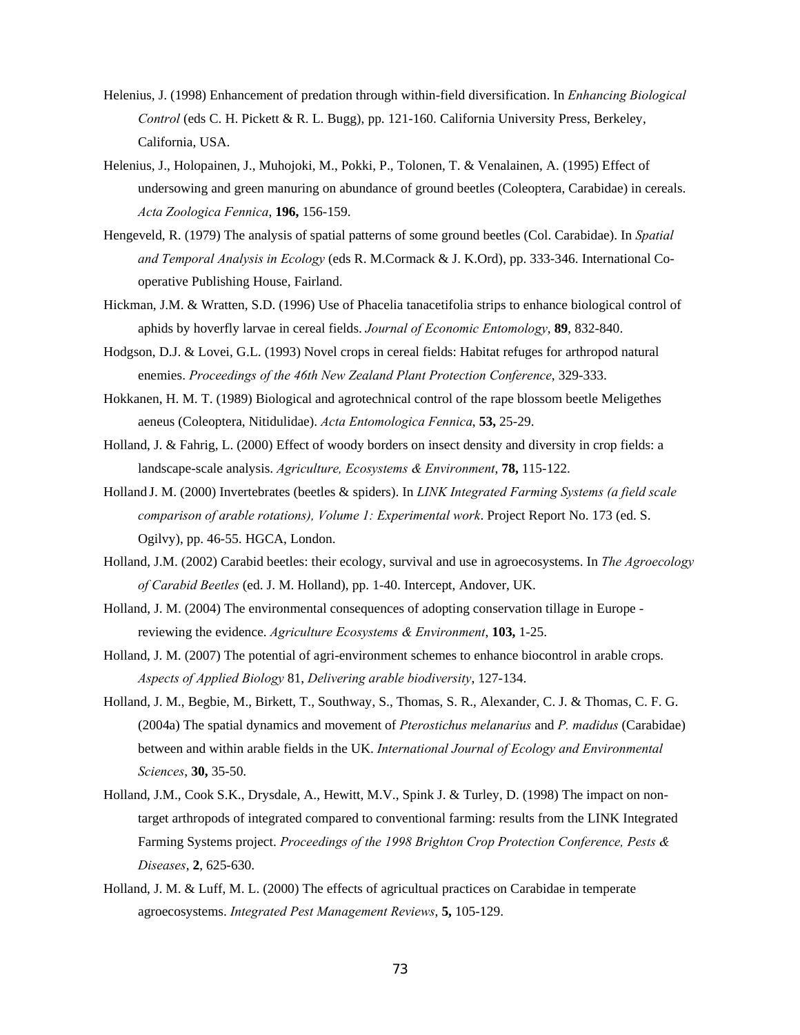Helenius, J. (1998) Enhancement of predation through within-field diversification. In *Enhancing Biological Control* (eds C. H. Pickett & R. L. Bugg), pp. 121-160. California University Press, Berkeley, California, USA.

Helenius, J., Holopainen, J., Muhojoki, M., Pokki, P., Tolonen, T. & Venalainen, A. (1995) Effect of undersowing and green manuring on abundance of ground beetles (Coleoptera, Carabidae) in cereals. *Acta Zoologica Fennica*, **196,** 156-159.

Hengeveld, R. (1979) The analysis of spatial patterns of some ground beetles (Col. Carabidae). In *Spatial and Temporal Analysis in Ecology* (eds R. M.Cormack & J. K.Ord), pp. 333-346. International Co-operative Publishing House, Fairland.

Hickman, J.M. & Wratten, S.D. (1996) Use of Phacelia tanacetifolia strips to enhance biological control of aphids by hoverfly larvae in cereal fields. *Journal of Economic Entomology*, **89**, 832-840.

Hodgson, D.J. & Lovei, G.L. (1993) Novel crops in cereal fields: Habitat refuges for arthropod natural enemies. *Proceedings of the 46th New Zealand Plant Protection Conference*, 329-333.

Hokkanen, H. M. T. (1989) Biological and agrotechnical control of the rape blossom beetle Meligethes aeneus (Coleoptera, Nitidulidae). *Acta Entomologica Fennica*, **53,** 25-29.

Holland, J. & Fahrig, L. (2000) Effect of woody borders on insect density and diversity in crop fields: a landscape-scale analysis. *Agriculture, Ecosystems & Environment*, **78,** 115-122.

Holland J. M. (2000) Invertebrates (beetles & spiders). In *LINK Integrated Farming Systems (a field scale comparison of arable rotations), Volume 1: Experimental work*. Project Report No. 173 (ed. S. Ogilvy), pp. 46-55. HGCA, London.

Holland, J.M. (2002) Carabid beetles: their ecology, survival and use in agroecosystems. In *The Agroecology of Carabid Beetles* (ed. J. M. Holland), pp. 1-40. Intercept, Andover, UK.

Holland, J. M. (2004) The environmental consequences of adopting conservation tillage in Europe - reviewing the evidence. *Agriculture Ecosystems & Environment*, **103,** 1-25.

Holland, J. M. (2007) The potential of agri-environment schemes to enhance biocontrol in arable crops. *Aspects of Applied Biology* 81, *Delivering arable biodiversity*, 127-134.

Holland, J. M., Begbie, M., Birkett, T., Southway, S., Thomas, S. R., Alexander, C. J. & Thomas, C. F. G. (2004a) The spatial dynamics and movement of *Pterostichus melanarius* and *P. madidus* (Carabidae) between and within arable fields in the UK. *International Journal of Ecology and Environmental Sciences*, **30,** 35-50.

Holland, J.M., Cook S.K., Drysdale, A., Hewitt, M.V., Spink J. & Turley, D. (1998) The impact on non-target arthropods of integrated compared to conventional farming: results from the LINK Integrated Farming Systems project. *Proceedings of the 1998 Brighton Crop Protection Conference, Pests & Diseases*, **2**, 625-630.

Holland, J. M. & Luff, M. L. (2000) The effects of agricultual practices on Carabidae in temperate agroecosystems. *Integrated Pest Management Reviews*, **5,** 105-129.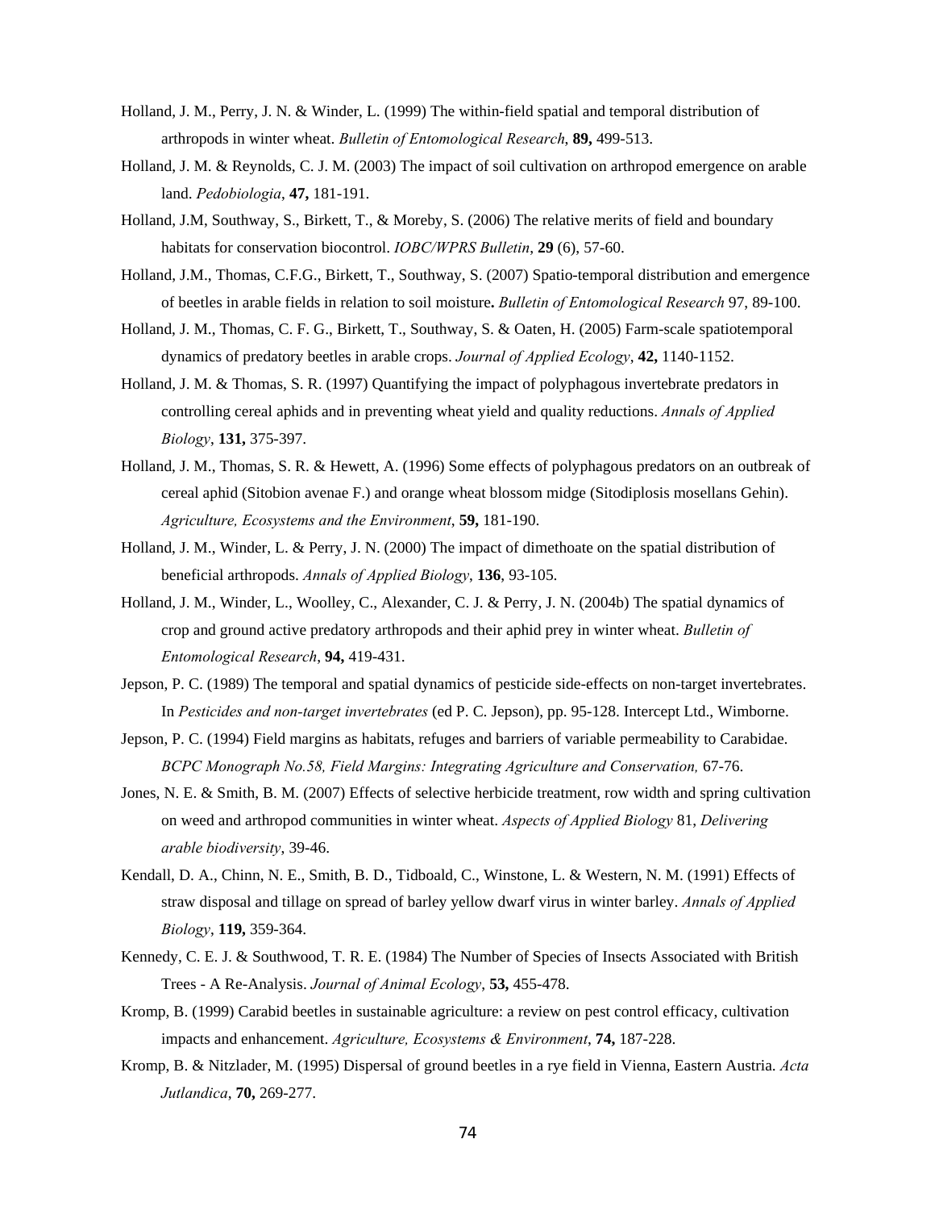Holland, J. M., Perry, J. N. & Winder, L. (1999) The within-field spatial and temporal distribution of arthropods in winter wheat. *Bulletin of Entomological Research*, **89,** 499-513.

Holland, J. M. & Reynolds, C. J. M. (2003) The impact of soil cultivation on arthropod emergence on arable land. *Pedobiologia*, **47,** 181-191.

Holland, J.M, Southway, S., Birkett, T., & Moreby, S. (2006) The relative merits of field and boundary habitats for conservation biocontrol. *IOBC/WPRS Bulletin*, **29** (6), 57-60.

Holland, J.M., Thomas, C.F.G., Birkett, T., Southway, S. (2007) Spatio-temporal distribution and emergence of beetles in arable fields in relation to soil moisture**.** *Bulletin of Entomological Research* 97, 89-100.

Holland, J. M., Thomas, C. F. G., Birkett, T., Southway, S. & Oaten, H. (2005) Farm-scale spatiotemporal dynamics of predatory beetles in arable crops. *Journal of Applied Ecology*, **42,** 1140-1152.

Holland, J. M. & Thomas, S. R. (1997) Quantifying the impact of polyphagous invertebrate predators in controlling cereal aphids and in preventing wheat yield and quality reductions. *Annals of Applied Biology*, **131,** 375-397.

Holland, J. M., Thomas, S. R. & Hewett, A. (1996) Some effects of polyphagous predators on an outbreak of cereal aphid (Sitobion avenae F.) and orange wheat blossom midge (Sitodiplosis mosellans Gehin). *Agriculture, Ecosystems and the Environment*, **59,** 181-190.

Holland, J. M., Winder, L. & Perry, J. N. (2000) The impact of dimethoate on the spatial distribution of beneficial arthropods. *Annals of Applied Biology*, **136**, 93-105.

Holland, J. M., Winder, L., Woolley, C., Alexander, C. J. & Perry, J. N. (2004b) The spatial dynamics of crop and ground active predatory arthropods and their aphid prey in winter wheat. *Bulletin of Entomological Research*, **94,** 419-431.

Jepson, P. C. (1989) The temporal and spatial dynamics of pesticide side-effects on non-target invertebrates. In *Pesticides and non-target invertebrates* (ed P. C. Jepson), pp. 95-128. Intercept Ltd., Wimborne.

Jepson, P. C. (1994) Field margins as habitats, refuges and barriers of variable permeability to Carabidae. *BCPC Monograph No.58, Field Margins: Integrating Agriculture and Conservation,* 67-76.

Jones, N. E. & Smith, B. M. (2007) Effects of selective herbicide treatment, row width and spring cultivation on weed and arthropod communities in winter wheat. *Aspects of Applied Biology* 81, *Delivering arable biodiversity*, 39-46.

Kendall, D. A., Chinn, N. E., Smith, B. D., Tidboald, C., Winstone, L. & Western, N. M. (1991) Effects of straw disposal and tillage on spread of barley yellow dwarf virus in winter barley. *Annals of Applied Biology*, **119,** 359-364.

Kennedy, C. E. J. & Southwood, T. R. E. (1984) The Number of Species of Insects Associated with British Trees - A Re-Analysis. *Journal of Animal Ecology*, **53,** 455-478.

Kromp, B. (1999) Carabid beetles in sustainable agriculture: a review on pest control efficacy, cultivation impacts and enhancement. *Agriculture, Ecosystems & Environment*, **74,** 187-228.

Kromp, B. & Nitzlader, M. (1995) Dispersal of ground beetles in a rye field in Vienna, Eastern Austria. *Acta Jutlandica*, **70,** 269-277.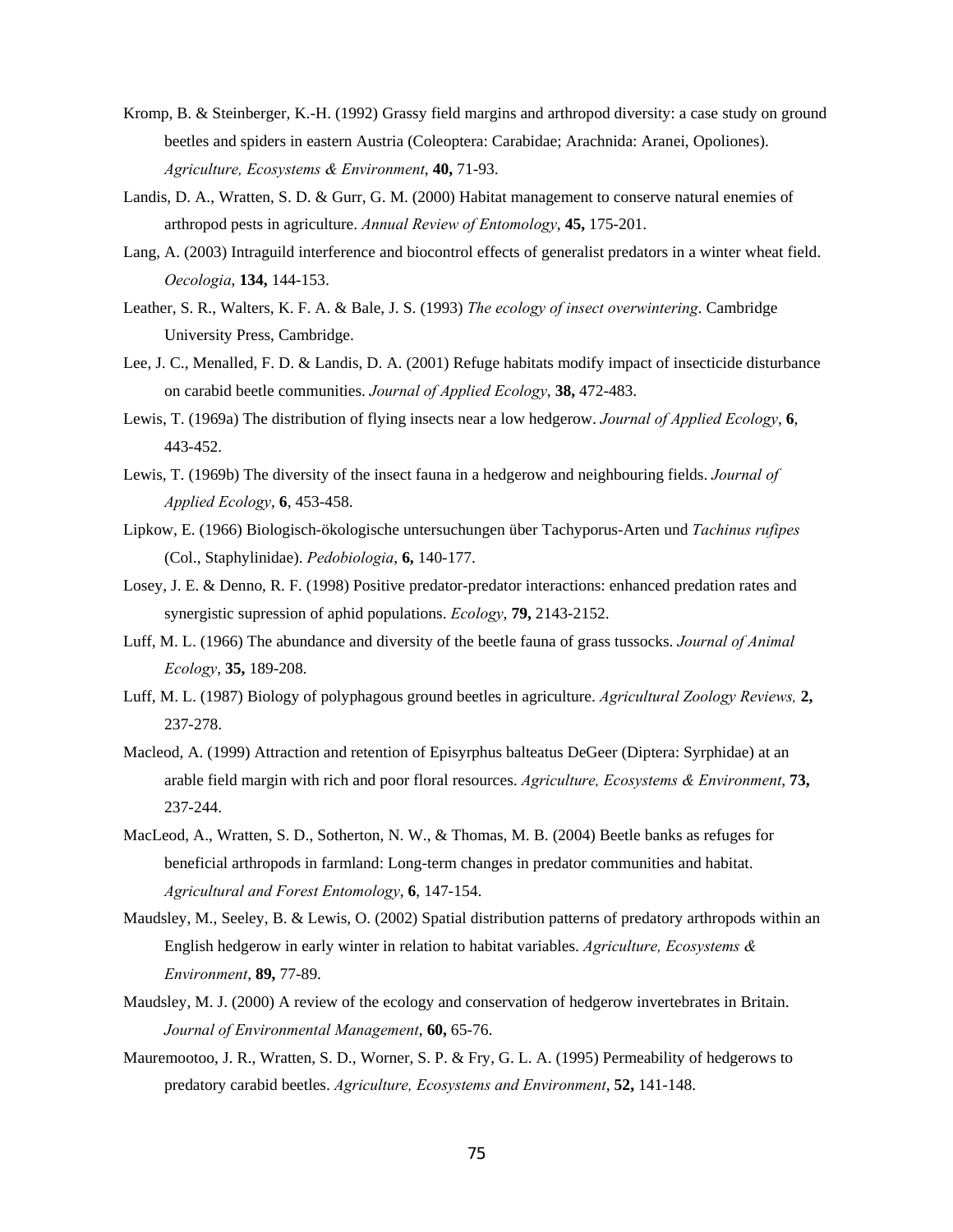Kromp, B. & Steinberger, K.-H. (1992) Grassy field margins and arthropod diversity: a case study on ground beetles and spiders in eastern Austria (Coleoptera: Carabidae; Arachnida: Aranei, Opoliones). *Agriculture, Ecosystems & Environment*, **40,** 71-93.

Landis, D. A., Wratten, S. D. & Gurr, G. M. (2000) Habitat management to conserve natural enemies of arthropod pests in agriculture. *Annual Review of Entomology*, **45,** 175-201.

Lang, A. (2003) Intraguild interference and biocontrol effects of generalist predators in a winter wheat field. *Oecologia*, **134,** 144-153.

Leather, S. R., Walters, K. F. A. & Bale, J. S. (1993) *The ecology of insect overwintering*. Cambridge University Press, Cambridge.

Lee, J. C., Menalled, F. D. & Landis, D. A. (2001) Refuge habitats modify impact of insecticide disturbance on carabid beetle communities. *Journal of Applied Ecology*, **38,** 472-483.

Lewis, T. (1969a) The distribution of flying insects near a low hedgerow. *Journal of Applied Ecology*, **6**, 443-452.

Lewis, T. (1969b) The diversity of the insect fauna in a hedgerow and neighbouring fields. *Journal of Applied Ecology*, **6**, 453-458.

Lipkow, E. (1966) Biologisch-ökologische untersuchungen über Tachyporus-Arten und *Tachinus rufipes* (Col., Staphylinidae). *Pedobiologia*, **6,** 140-177.

Losey, J. E. & Denno, R. F. (1998) Positive predator-predator interactions: enhanced predation rates and synergistic supression of aphid populations. *Ecology*, **79,** 2143-2152.

Luff, M. L. (1966) The abundance and diversity of the beetle fauna of grass tussocks. *Journal of Animal Ecology*, **35,** 189-208.

Luff, M. L. (1987) Biology of polyphagous ground beetles in agriculture. *Agricultural Zoology Reviews,* **2,** 237-278.

Macleod, A. (1999) Attraction and retention of Episyrphus balteatus DeGeer (Diptera: Syrphidae) at an arable field margin with rich and poor floral resources. *Agriculture, Ecosystems & Environment*, **73,** 237-244.

MacLeod, A., Wratten, S. D., Sotherton, N. W., & Thomas, M. B. (2004) Beetle banks as refuges for beneficial arthropods in farmland: Long-term changes in predator communities and habitat. *Agricultural and Forest Entomology*, **6**, 147-154.

Maudsley, M., Seeley, B. & Lewis, O. (2002) Spatial distribution patterns of predatory arthropods within an English hedgerow in early winter in relation to habitat variables. *Agriculture, Ecosystems & Environment*, **89,** 77-89.

Maudsley, M. J. (2000) A review of the ecology and conservation of hedgerow invertebrates in Britain. *Journal of Environmental Management*, **60,** 65-76.

Mauremootoo, J. R., Wratten, S. D., Worner, S. P. & Fry, G. L. A. (1995) Permeability of hedgerows to predatory carabid beetles. *Agriculture, Ecosystems and Environment*, **52,** 141-148.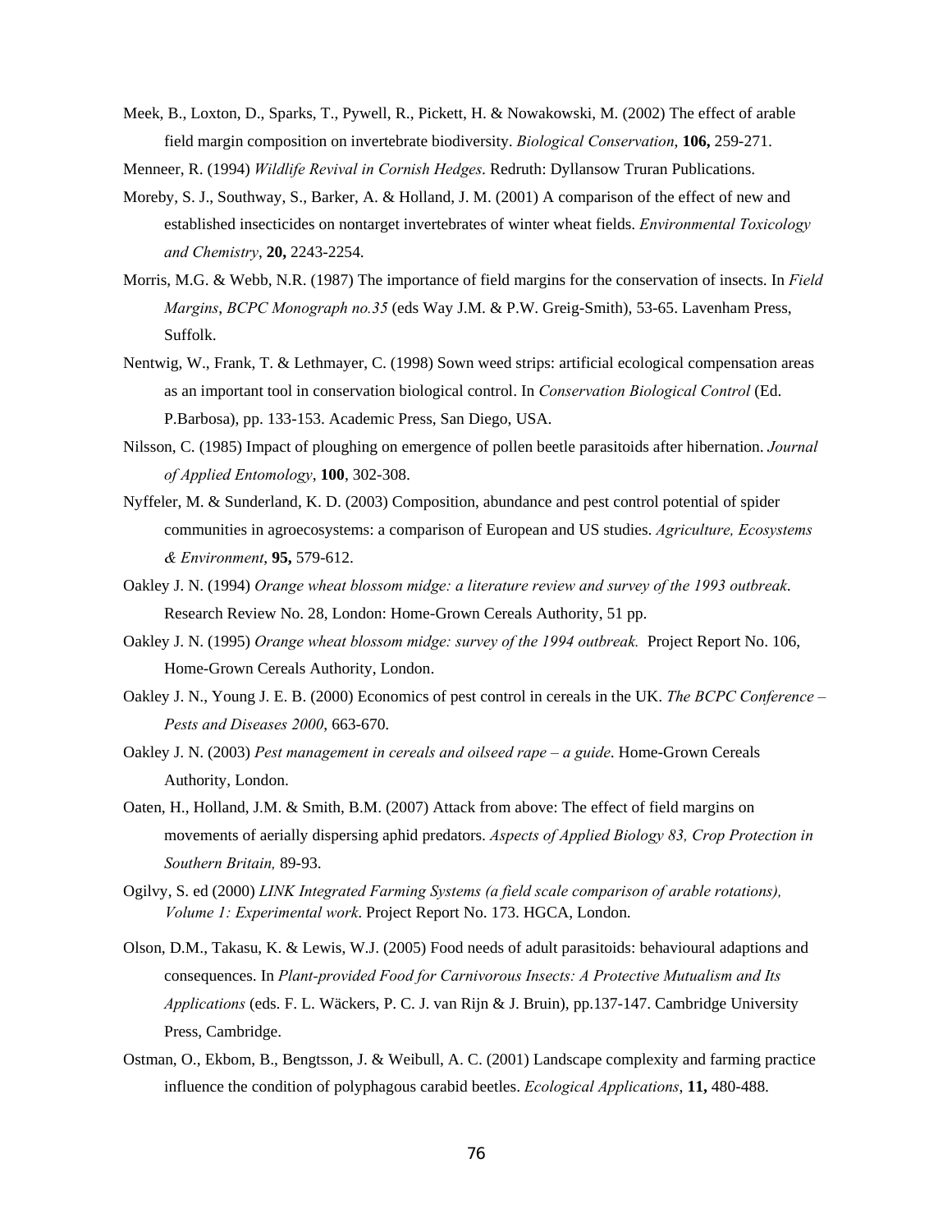Meek, B., Loxton, D., Sparks, T., Pywell, R., Pickett, H. & Nowakowski, M. (2002) The effect of arable field margin composition on invertebrate biodiversity. *Biological Conservation*, **106,** 259-271.

Menneer, R. (1994) *Wildlife Revival in Cornish Hedges*. Redruth: Dyllansow Truran Publications.

Moreby, S. J., Southway, S., Barker, A. & Holland, J. M. (2001) A comparison of the effect of new and established insecticides on nontarget invertebrates of winter wheat fields. *Environmental Toxicology and Chemistry*, **20,** 2243-2254.

Morris, M.G. & Webb, N.R. (1987) The importance of field margins for the conservation of insects. In *Field Margins*, *BCPC Monograph no.35* (eds Way J.M. & P.W. Greig-Smith), 53-65. Lavenham Press, Suffolk.

Nentwig, W., Frank, T. & Lethmayer, C. (1998) Sown weed strips: artificial ecological compensation areas as an important tool in conservation biological control. In *Conservation Biological Control* (Ed. P.Barbosa), pp. 133-153. Academic Press, San Diego, USA.

Nilsson, C. (1985) Impact of ploughing on emergence of pollen beetle parasitoids after hibernation. *Journal of Applied Entomology*, **100**, 302-308.

Nyffeler, M. & Sunderland, K. D. (2003) Composition, abundance and pest control potential of spider communities in agroecosystems: a comparison of European and US studies. *Agriculture, Ecosystems & Environment*, **95,** 579-612.

Oakley J. N. (1994) *Orange wheat blossom midge: a literature review and survey of the 1993 outbreak*. Research Review No. 28, London: Home-Grown Cereals Authority, 51 pp.

Oakley J. N. (1995) *Orange wheat blossom midge: survey of the 1994 outbreak.* Project Report No. 106, Home-Grown Cereals Authority, London.

Oakley J. N., Young J. E. B. (2000) Economics of pest control in cereals in the UK. *The BCPC Conference – Pests and Diseases 2000*, 663-670.

Oakley J. N. (2003) *Pest management in cereals and oilseed rape – a guide*. Home-Grown Cereals Authority, London.

Oaten, H., Holland, J.M. & Smith, B.M. (2007) Attack from above: The effect of field margins on movements of aerially dispersing aphid predators. *Aspects of Applied Biology 83, Crop Protection in Southern Britain,* 89-93.

Ogilvy, S. ed (2000) *LINK Integrated Farming Systems (a field scale comparison of arable rotations), Volume 1: Experimental work*. Project Report No. 173. HGCA, London.

Olson, D.M., Takasu, K. & Lewis, W.J. (2005) Food needs of adult parasitoids: behavioural adaptions and consequences. In *Plant-provided Food for Carnivorous Insects: A Protective Mutualism and Its Applications* (eds. F. L. Wäckers, P. C. J. van Rijn & J. Bruin), pp.137-147. Cambridge University Press, Cambridge.

Ostman, O., Ekbom, B., Bengtsson, J. & Weibull, A. C. (2001) Landscape complexity and farming practice influence the condition of polyphagous carabid beetles. *Ecological Applications*, **11,** 480-488.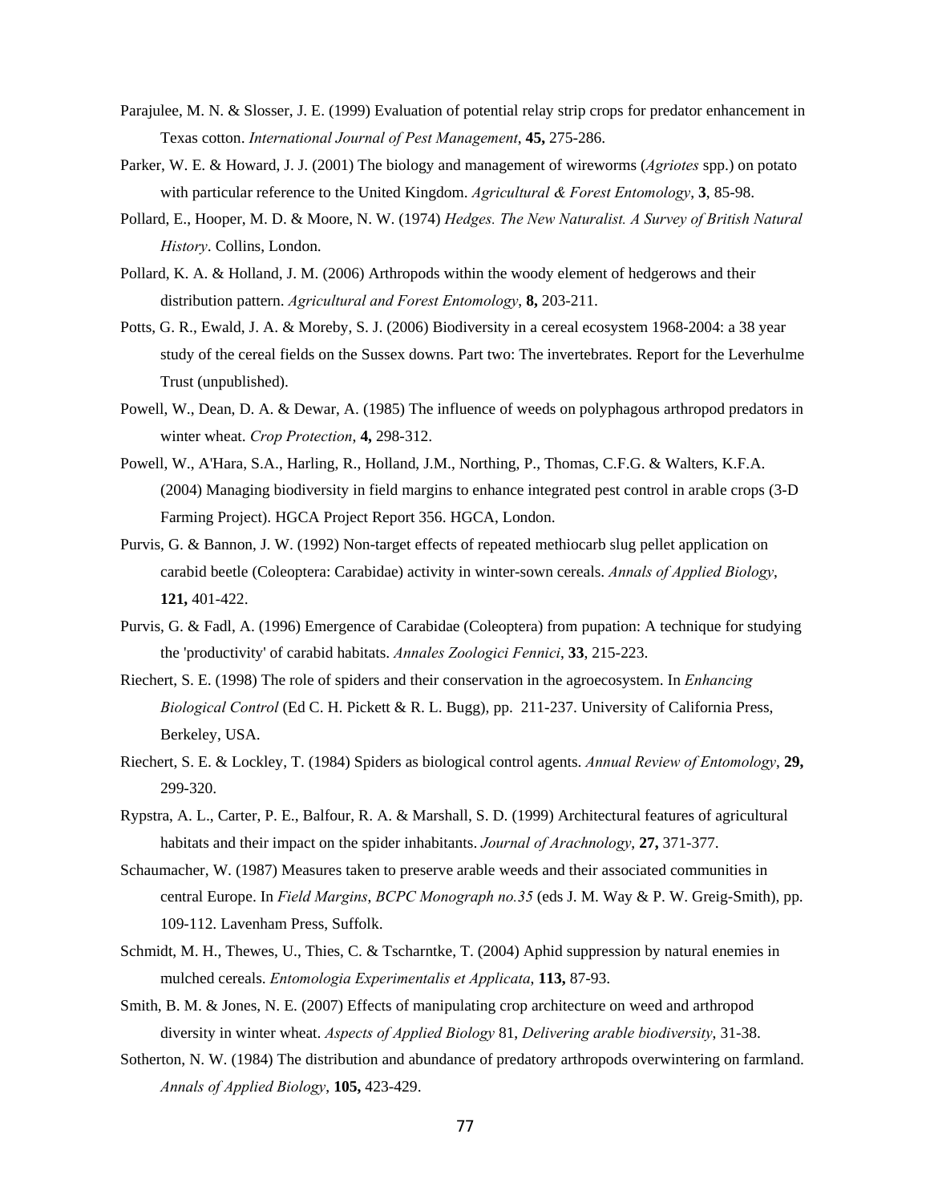Parajulee, M. N. & Slosser, J. E. (1999) Evaluation of potential relay strip crops for predator enhancement in Texas cotton. *International Journal of Pest Management*, **45,** 275-286.

Parker, W. E. & Howard, J. J. (2001) The biology and management of wireworms (*Agriotes* spp.) on potato with particular reference to the United Kingdom. *Agricultural & Forest Entomology*, **3**, 85-98.

Pollard, E., Hooper, M. D. & Moore, N. W. (1974) *Hedges. The New Naturalist. A Survey of British Natural History*. Collins, London.

Pollard, K. A. & Holland, J. M. (2006) Arthropods within the woody element of hedgerows and their distribution pattern. *Agricultural and Forest Entomology*, **8,** 203-211.

Potts, G. R., Ewald, J. A. & Moreby, S. J. (2006) Biodiversity in a cereal ecosystem 1968-2004: a 38 year study of the cereal fields on the Sussex downs. Part two: The invertebrates. Report for the Leverhulme Trust (unpublished).

Powell, W., Dean, D. A. & Dewar, A. (1985) The influence of weeds on polyphagous arthropod predators in winter wheat. *Crop Protection*, **4,** 298-312.

Powell, W., A'Hara, S.A., Harling, R., Holland, J.M., Northing, P., Thomas, C.F.G. & Walters, K.F.A. (2004) Managing biodiversity in field margins to enhance integrated pest control in arable crops (3-D Farming Project). HGCA Project Report 356. HGCA, London.

Purvis, G. & Bannon, J. W. (1992) Non-target effects of repeated methiocarb slug pellet application on carabid beetle (Coleoptera: Carabidae) activity in winter-sown cereals. *Annals of Applied Biology*, **121,** 401-422.

Purvis, G. & Fadl, A. (1996) Emergence of Carabidae (Coleoptera) from pupation: A technique for studying the 'productivity' of carabid habitats. *Annales Zoologici Fennici*, **33**, 215-223.

Riechert, S. E. (1998) The role of spiders and their conservation in the agroecosystem. In *Enhancing Biological Control* (Ed C. H. Pickett & R. L. Bugg), pp. 211-237. University of California Press, Berkeley, USA.

Riechert, S. E. & Lockley, T. (1984) Spiders as biological control agents. *Annual Review of Entomology*, **29,** 299-320.

Rypstra, A. L., Carter, P. E., Balfour, R. A. & Marshall, S. D. (1999) Architectural features of agricultural habitats and their impact on the spider inhabitants. *Journal of Arachnology*, **27,** 371-377.

Schaumacher, W. (1987) Measures taken to preserve arable weeds and their associated communities in central Europe. In *Field Margins*, *BCPC Monograph no.35* (eds J. M. Way & P. W. Greig-Smith), pp. 109-112. Lavenham Press, Suffolk.

Schmidt, M. H., Thewes, U., Thies, C. & Tscharntke, T. (2004) Aphid suppression by natural enemies in mulched cereals. *Entomologia Experimentalis et Applicata*, **113,** 87-93.

Smith, B. M. & Jones, N. E. (2007) Effects of manipulating crop architecture on weed and arthropod diversity in winter wheat. *Aspects of Applied Biology* 81, *Delivering arable biodiversity*, 31-38.

Sotherton, N. W. (1984) The distribution and abundance of predatory arthropods overwintering on farmland. *Annals of Applied Biology*, **105,** 423-429.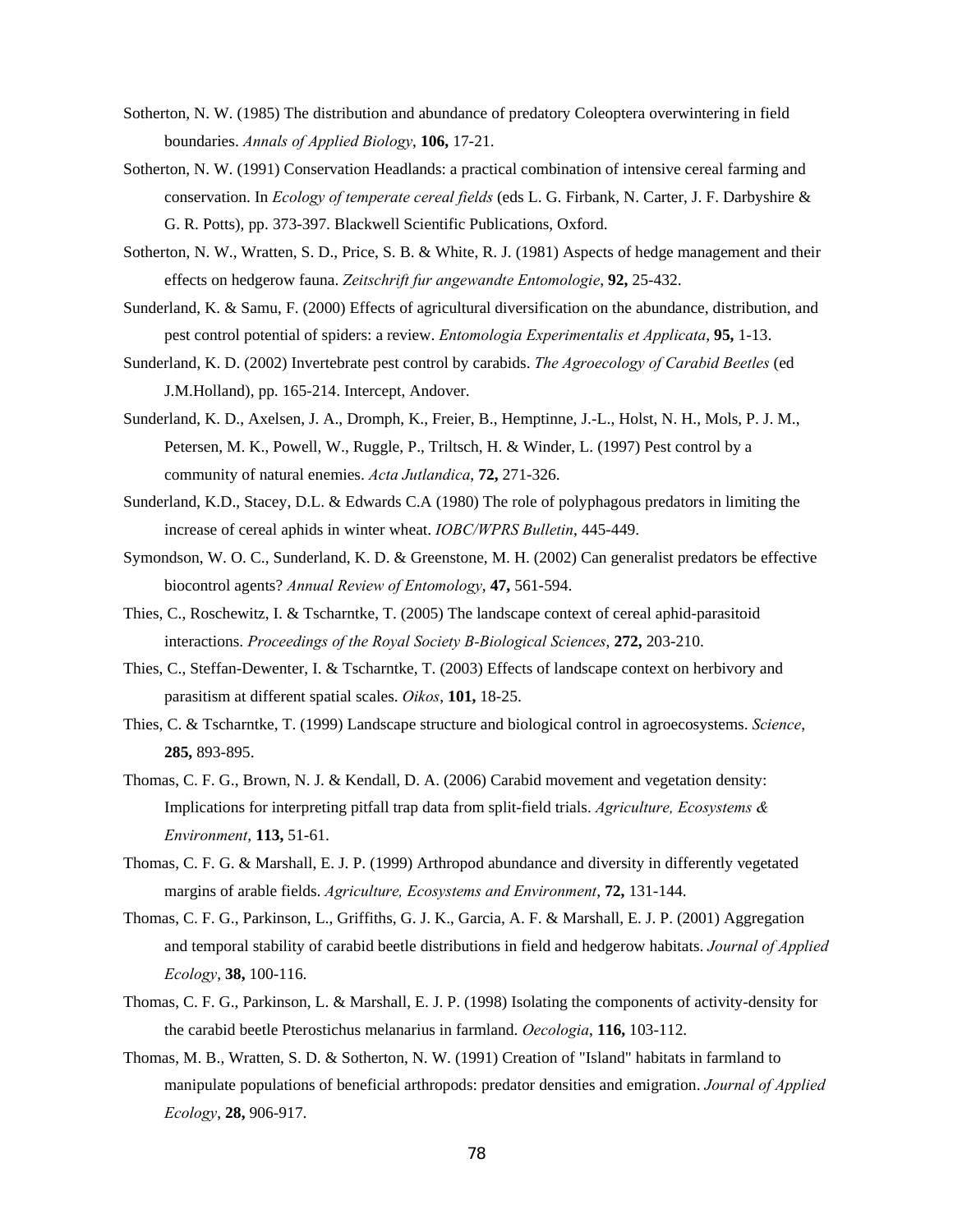Sotherton, N. W. (1985) The distribution and abundance of predatory Coleoptera overwintering in field boundaries. *Annals of Applied Biology*, **106,** 17-21.

Sotherton, N. W. (1991) Conservation Headlands: a practical combination of intensive cereal farming and conservation. In *Ecology of temperate cereal fields* (eds L. G. Firbank, N. Carter, J. F. Darbyshire & G. R. Potts), pp. 373-397. Blackwell Scientific Publications, Oxford.

Sotherton, N. W., Wratten, S. D., Price, S. B. & White, R. J. (1981) Aspects of hedge management and their effects on hedgerow fauna. *Zeitschrift fur angewandte Entomologie*, **92,** 25-432.

Sunderland, K. & Samu, F. (2000) Effects of agricultural diversification on the abundance, distribution, and pest control potential of spiders: a review. *Entomologia Experimentalis et Applicata*, **95,** 1-13.

Sunderland, K. D. (2002) Invertebrate pest control by carabids. *The Agroecology of Carabid Beetles* (ed J.M.Holland), pp. 165-214. Intercept, Andover.

Sunderland, K. D., Axelsen, J. A., Dromph, K., Freier, B., Hemptinne, J.-L., Holst, N. H., Mols, P. J. M., Petersen, M. K., Powell, W., Ruggle, P., Triltsch, H. & Winder, L. (1997) Pest control by a community of natural enemies. *Acta Jutlandica,* **72,** 271-326.

Sunderland, K.D., Stacey, D.L. & Edwards C.A (1980) The role of polyphagous predators in limiting the increase of cereal aphids in winter wheat. *IOBC/WPRS Bulletin*, 445-449.

Symondson, W. O. C., Sunderland, K. D. & Greenstone, M. H. (2002) Can generalist predators be effective biocontrol agents? *Annual Review of Entomology*, **47,** 561-594.

Thies, C., Roschewitz, I. & Tscharntke, T. (2005) The landscape context of cereal aphid-parasitoid interactions. *Proceedings of the Royal Society B-Biological Sciences*, **272,** 203-210.

Thies, C., Steffan-Dewenter, I. & Tscharntke, T. (2003) Effects of landscape context on herbivory and parasitism at different spatial scales. *Oikos*, **101,** 18-25.

Thies, C. & Tscharntke, T. (1999) Landscape structure and biological control in agroecosystems. *Science*, **285,** 893-895.

Thomas, C. F. G., Brown, N. J. & Kendall, D. A. (2006) Carabid movement and vegetation density: Implications for interpreting pitfall trap data from split-field trials. *Agriculture, Ecosystems & Environment*, **113,** 51-61.

Thomas, C. F. G. & Marshall, E. J. P. (1999) Arthropod abundance and diversity in differently vegetated margins of arable fields. *Agriculture, Ecosystems and Environment*, **72,** 131-144.

Thomas, C. F. G., Parkinson, L., Griffiths, G. J. K., Garcia, A. F. & Marshall, E. J. P. (2001) Aggregation and temporal stability of carabid beetle distributions in field and hedgerow habitats. *Journal of Applied Ecology*, **38,** 100-116.

Thomas, C. F. G., Parkinson, L. & Marshall, E. J. P. (1998) Isolating the components of activity-density for the carabid beetle Pterostichus melanarius in farmland. *Oecologia*, **116,** 103-112.

Thomas, M. B., Wratten, S. D. & Sotherton, N. W. (1991) Creation of "Island" habitats in farmland to manipulate populations of beneficial arthropods: predator densities and emigration. *Journal of Applied Ecology*, **28,** 906-917.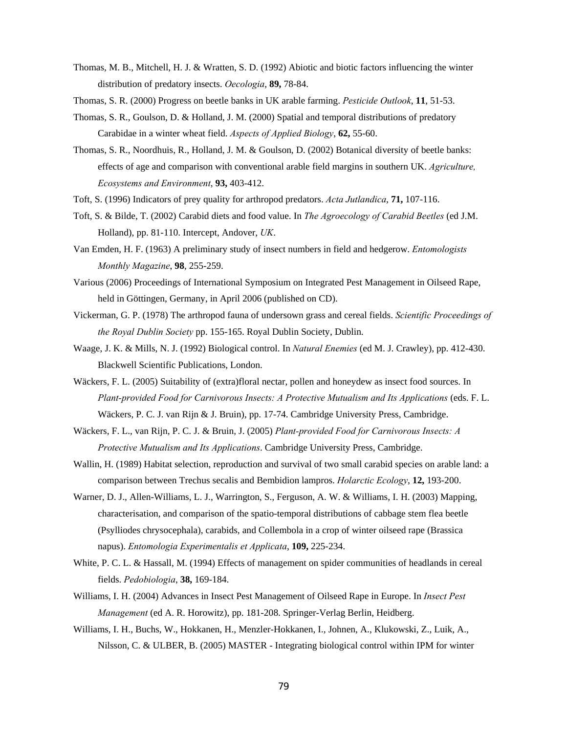Thomas, M. B., Mitchell, H. J. & Wratten, S. D. (1992) Abiotic and biotic factors influencing the winter distribution of predatory insects. *Oecologia*, **89,** 78-84.

Thomas, S. R. (2000) Progress on beetle banks in UK arable farming. *Pesticide Outlook*, **11**, 51-53.

Thomas, S. R., Goulson, D. & Holland, J. M. (2000) Spatial and temporal distributions of predatory Carabidae in a winter wheat field. *Aspects of Applied Biology*, **62,** 55-60.

Thomas, S. R., Noordhuis, R., Holland, J. M. & Goulson, D. (2002) Botanical diversity of beetle banks: effects of age and comparison with conventional arable field margins in southern UK. *Agriculture, Ecosystems and Environment*, **93,** 403-412.

Toft, S. (1996) Indicators of prey quality for arthropod predators. *Acta Jutlandica*, **71,** 107-116.

Toft, S. & Bilde, T. (2002) Carabid diets and food value. In *The Agroecology of Carabid Beetles* (ed J.M. Holland), pp. 81-110. Intercept, Andover, *UK*.

Van Emden, H. F. (1963) A preliminary study of insect numbers in field and hedgerow. *Entomologists Monthly Magazine*, **98**, 255-259.

Various (2006) Proceedings of International Symposium on Integrated Pest Management in Oilseed Rape, held in Göttingen, Germany, in April 2006 (published on CD).

Vickerman, G. P. (1978) The arthropod fauna of undersown grass and cereal fields. *Scientific Proceedings of the Royal Dublin Society* pp. 155-165. Royal Dublin Society, Dublin.

Waage, J. K. & Mills, N. J. (1992) Biological control. In *Natural Enemies* (ed M. J. Crawley), pp. 412-430. Blackwell Scientific Publications, London.

Wäckers, F. L. (2005) Suitability of (extra)floral nectar, pollen and honeydew as insect food sources. In *Plant-provided Food for Carnivorous Insects: A Protective Mutualism and Its Applications* (eds. F. L. Wäckers, P. C. J. van Rijn & J. Bruin), pp. 17-74. Cambridge University Press, Cambridge.

Wäckers, F. L., van Rijn, P. C. J. & Bruin, J. (2005) *Plant-provided Food for Carnivorous Insects: A Protective Mutualism and Its Applications*. Cambridge University Press, Cambridge.

Wallin, H. (1989) Habitat selection, reproduction and survival of two small carabid species on arable land: a comparison between Trechus secalis and Bembidion lampros. *Holarctic Ecology*, **12,** 193-200.

Warner, D. J., Allen-Williams, L. J., Warrington, S., Ferguson, A. W. & Williams, I. H. (2003) Mapping, characterisation, and comparison of the spatio-temporal distributions of cabbage stem flea beetle (Psylliodes chrysocephala), carabids, and Collembola in a crop of winter oilseed rape (Brassica napus). *Entomologia Experimentalis et Applicata*, **109,** 225-234.

White, P. C. L. & Hassall, M. (1994) Effects of management on spider communities of headlands in cereal fields. *Pedobiologia*, **38,** 169-184.

Williams, I. H. (2004) Advances in Insect Pest Management of Oilseed Rape in Europe. In *Insect Pest Management* (ed A. R. Horowitz), pp. 181-208. Springer-Verlag Berlin, Heidberg.

Williams, I. H., Buchs, W., Hokkanen, H., Menzler-Hokkanen, I., Johnen, A., Klukowski, Z., Luik, A., Nilsson, C. & ULBER, B. (2005) MASTER - Integrating biological control within IPM for winter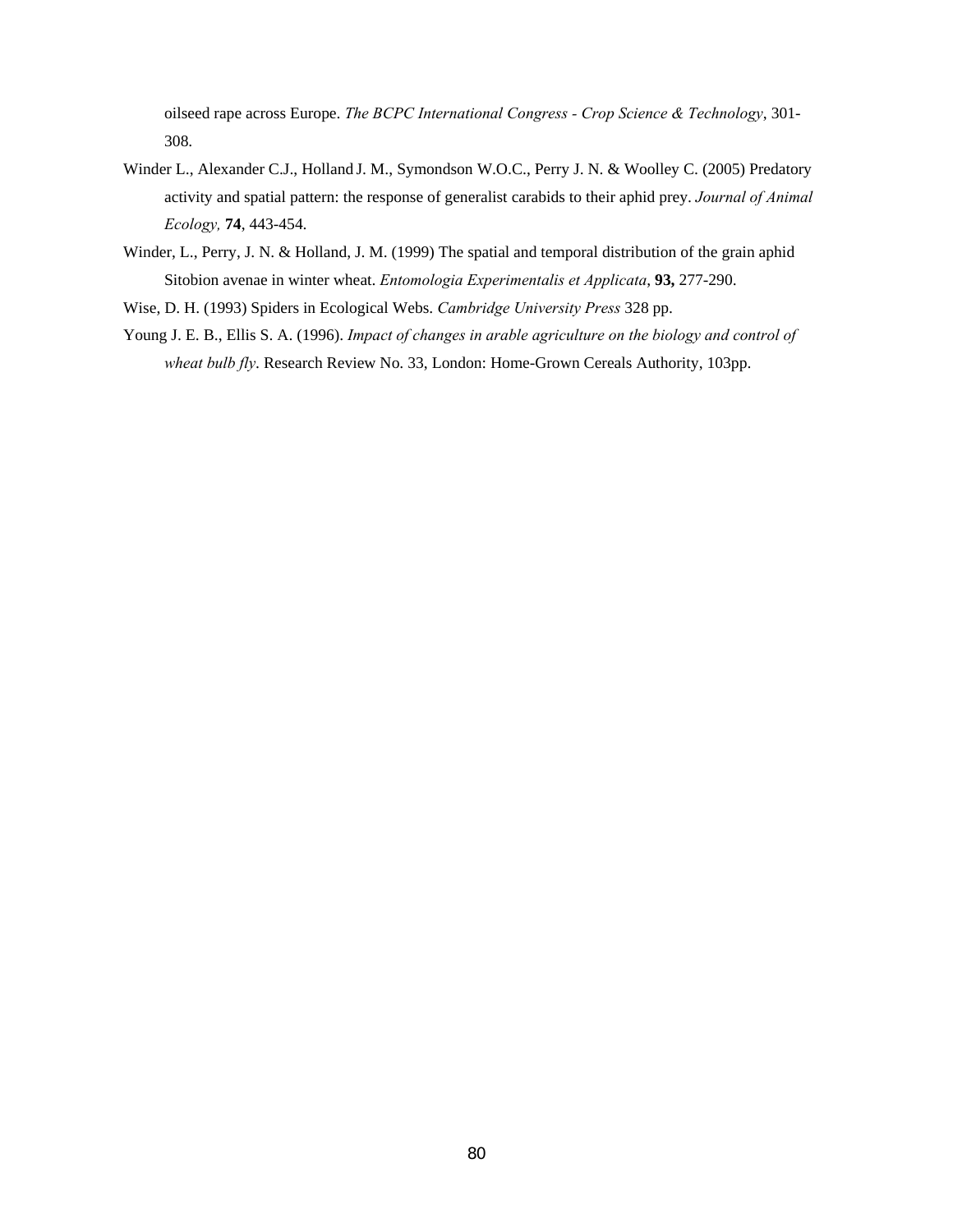oilseed rape across Europe. *The BCPC International Congress - Crop Science & Technology*, 301-308.

Winder L., Alexander C.J., Holland J. M., Symondson W.O.C., Perry J. N. & Woolley C. (2005) Predatory activity and spatial pattern: the response of generalist carabids to their aphid prey. *Journal of Animal Ecology,* **74**, 443-454.

Winder, L., Perry, J. N. & Holland, J. M. (1999) The spatial and temporal distribution of the grain aphid Sitobion avenae in winter wheat. *Entomologia Experimentalis et Applicata*, **93,** 277-290.

Wise, D. H. (1993) Spiders in Ecological Webs. *Cambridge University Press* 328 pp.

Young J. E. B., Ellis S. A. (1996). *Impact of changes in arable agriculture on the biology and control of wheat bulb fly*. Research Review No. 33, London: Home-Grown Cereals Authority, 103pp.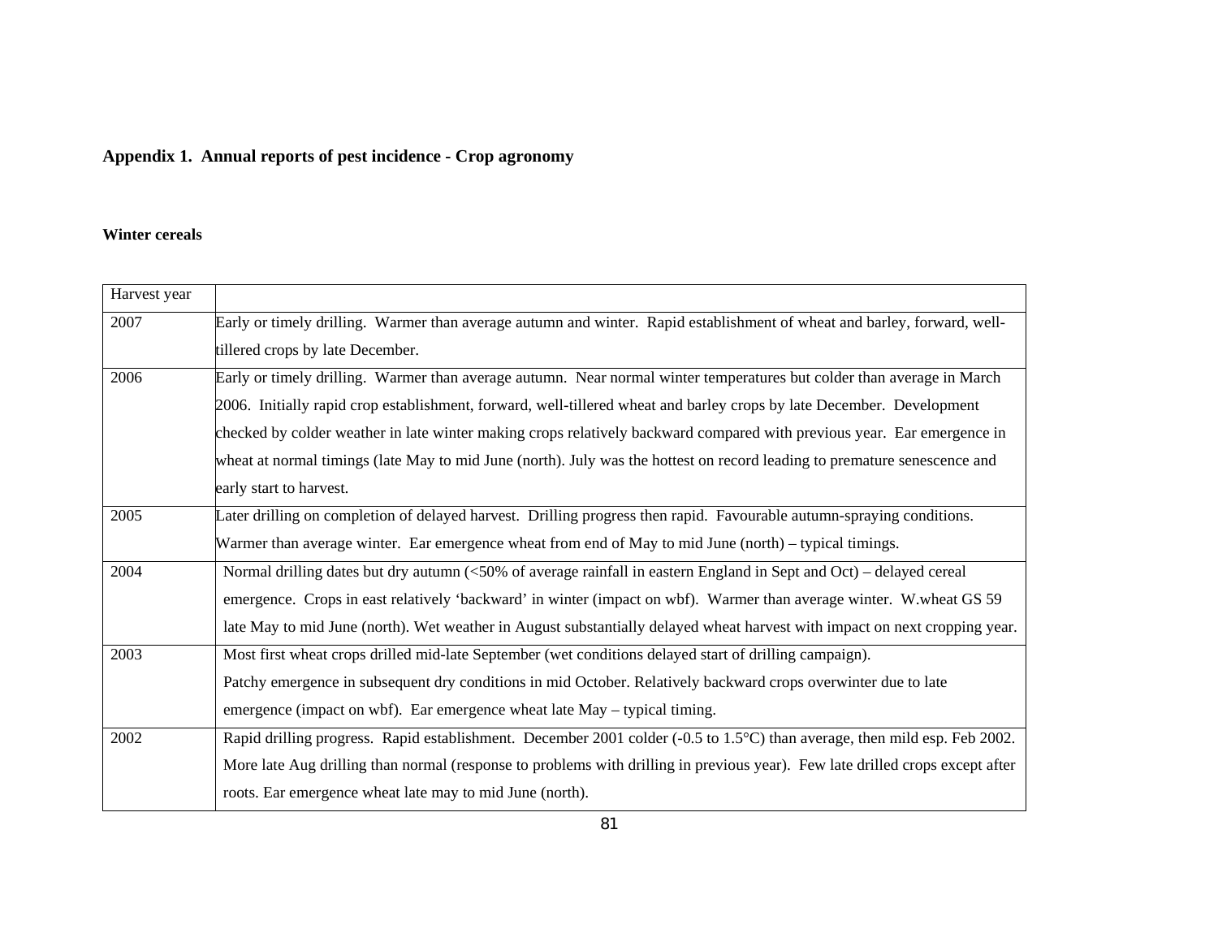## Appendix 1. Annual reports of pest incidence - Crop agronomy

### Winter cereals

| Harvest year | |
|---|---|
| 2007 | Early or timely drilling. Warmer than average autumn and winter. Rapid establishment of wheat and barley, forward, well-tillered crops by late December. |
| 2006 | Early or timely drilling. Warmer than average autumn. Near normal winter temperatures but colder than average in March 2006. Initially rapid crop establishment, forward, well-tillered wheat and barley crops by late December. Development checked by colder weather in late winter making crops relatively backward compared with previous year. Ear emergence in wheat at normal timings (late May to mid June (north). July was the hottest on record leading to premature senescence and early start to harvest. |
| 2005 | Later drilling on completion of delayed harvest. Drilling progress then rapid. Favourable autumn-spraying conditions. Warmer than average winter. Ear emergence wheat from end of May to mid June (north) – typical timings. |
| 2004 | Normal drilling dates but dry autumn (<50% of average rainfall in eastern England in Sept and Oct) – delayed cereal emergence. Crops in east relatively 'backward' in winter (impact on wbf). Warmer than average winter. W.wheat GS 59 late May to mid June (north). Wet weather in August substantially delayed wheat harvest with impact on next cropping year. |
| 2003 | Most first wheat crops drilled mid-late September (wet conditions delayed start of drilling campaign). Patchy emergence in subsequent dry conditions in mid October. Relatively backward crops overwinter due to late emergence (impact on wbf). Ear emergence wheat late May – typical timing. |
| 2002 | Rapid drilling progress. Rapid establishment. December 2001 colder (-0.5 to 1.5°C) than average, then mild esp. Feb 2002. More late Aug drilling than normal (response to problems with drilling in previous year). Few late drilled crops except after roots. Ear emergence wheat late may to mid June (north). |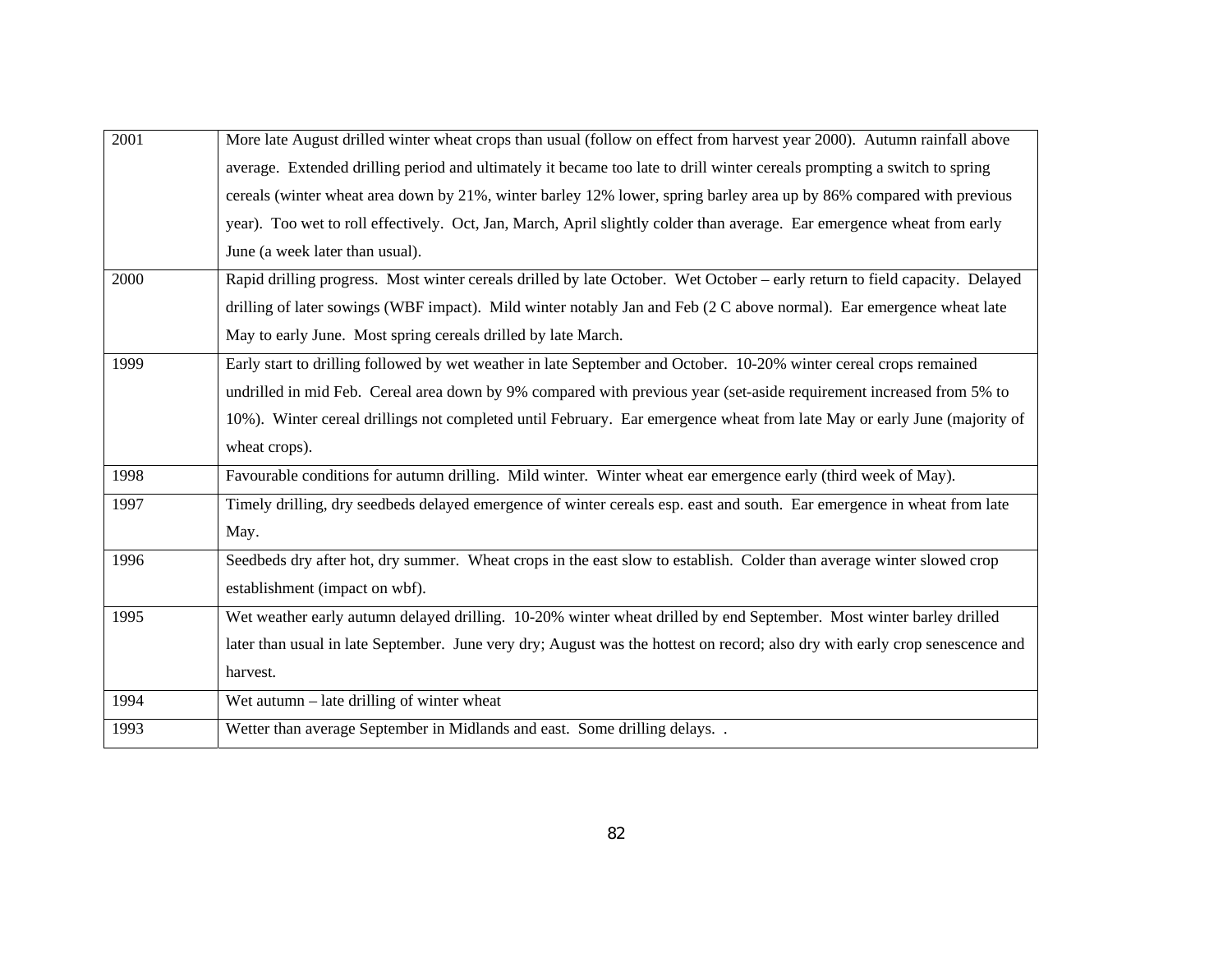| | |
|---|---|
| 2001 | More late August drilled winter wheat crops than usual (follow on effect from harvest year 2000). Autumn rainfall above average. Extended drilling period and ultimately it became too late to drill winter cereals prompting a switch to spring cereals (winter wheat area down by 21%, winter barley 12% lower, spring barley area up by 86% compared with previous year). Too wet to roll effectively. Oct, Jan, March, April slightly colder than average. Ear emergence wheat from early June (a week later than usual). |
| 2000 | Rapid drilling progress. Most winter cereals drilled by late October. Wet October – early return to field capacity. Delayed drilling of later sowings (WBF impact). Mild winter notably Jan and Feb (2 C above normal). Ear emergence wheat late May to early June. Most spring cereals drilled by late March. |
| 1999 | Early start to drilling followed by wet weather in late September and October. 10-20% winter cereal crops remained undrilled in mid Feb. Cereal area down by 9% compared with previous year (set-aside requirement increased from 5% to 10%). Winter cereal drillings not completed until February. Ear emergence wheat from late May or early June (majority of wheat crops). |
| 1998 | Favourable conditions for autumn drilling. Mild winter. Winter wheat ear emergence early (third week of May). |
| 1997 | Timely drilling, dry seedbeds delayed emergence of winter cereals esp. east and south. Ear emergence in wheat from late May. |
| 1996 | Seedbeds dry after hot, dry summer. Wheat crops in the east slow to establish. Colder than average winter slowed crop establishment (impact on wbf). |
| 1995 | Wet weather early autumn delayed drilling. 10-20% winter wheat drilled by end September. Most winter barley drilled later than usual in late September. June very dry; August was the hottest on record; also dry with early crop senescence and harvest. |
| 1994 | Wet autumn – late drilling of winter wheat |
| 1993 | Wetter than average September in Midlands and east. Some drilling delays. . |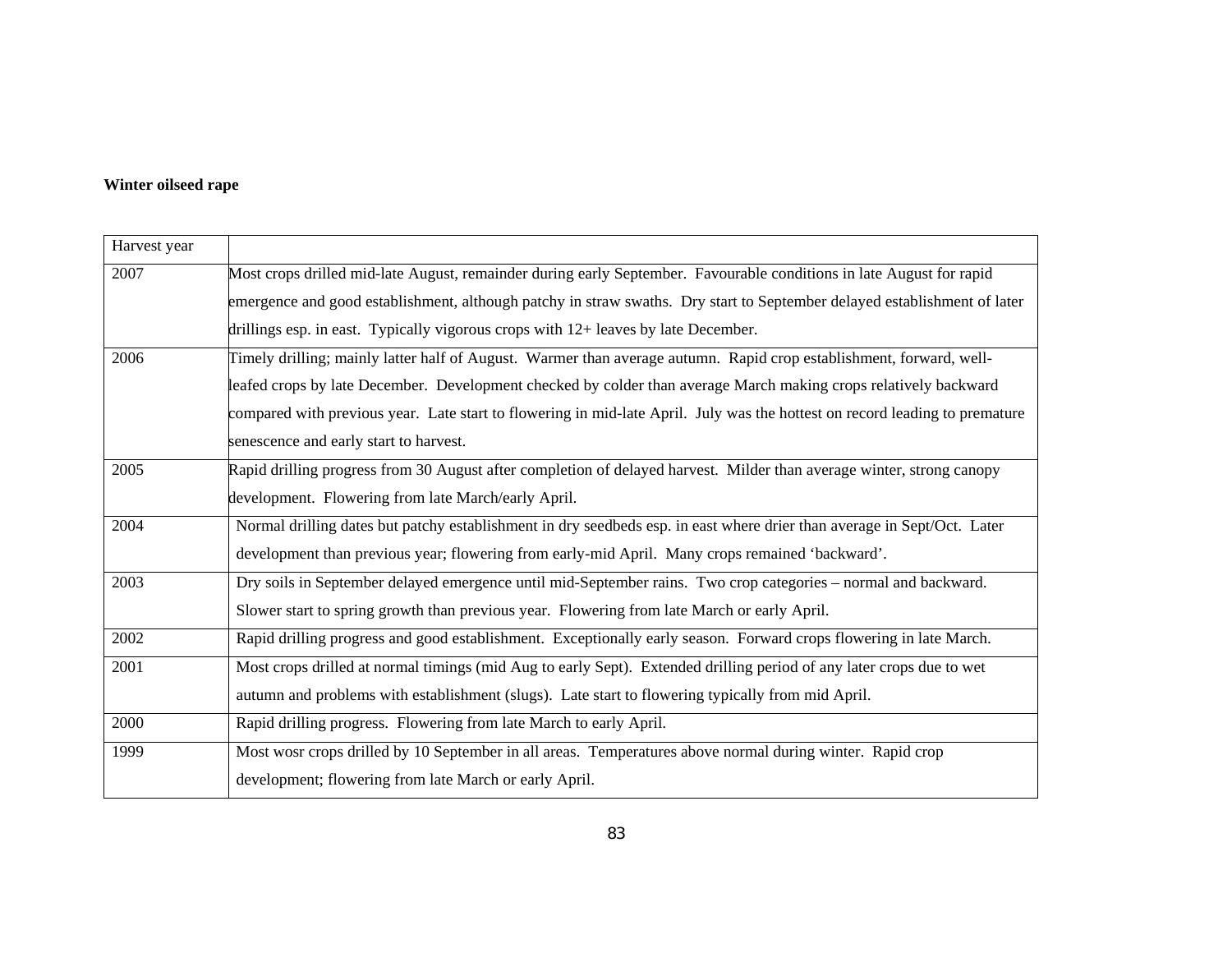**Winter oilseed rape**

| Harvest year | |
|---|---|
| 2007 | Most crops drilled mid-late August, remainder during early September. Favourable conditions in late August for rapid emergence and good establishment, although patchy in straw swaths. Dry start to September delayed establishment of later drillings esp. in east. Typically vigorous crops with 12+ leaves by late December. |
| 2006 | Timely drilling; mainly latter half of August. Warmer than average autumn. Rapid crop establishment, forward, well-leafed crops by late December. Development checked by colder than average March making crops relatively backward compared with previous year. Late start to flowering in mid-late April. July was the hottest on record leading to premature senescence and early start to harvest. |
| 2005 | Rapid drilling progress from 30 August after completion of delayed harvest. Milder than average winter, strong canopy development. Flowering from late March/early April. |
| 2004 | Normal drilling dates but patchy establishment in dry seedbeds esp. in east where drier than average in Sept/Oct. Later development than previous year; flowering from early-mid April. Many crops remained ‘backward’. |
| 2003 | Dry soils in September delayed emergence until mid-September rains. Two crop categories – normal and backward. Slower start to spring growth than previous year. Flowering from late March or early April. |
| 2002 | Rapid drilling progress and good establishment. Exceptionally early season. Forward crops flowering in late March. |
| 2001 | Most crops drilled at normal timings (mid Aug to early Sept). Extended drilling period of any later crops due to wet autumn and problems with establishment (slugs). Late start to flowering typically from mid April. |
| 2000 | Rapid drilling progress. Flowering from late March to early April. |
| 1999 | Most wosr crops drilled by 10 September in all areas. Temperatures above normal during winter. Rapid crop development; flowering from late March or early April. |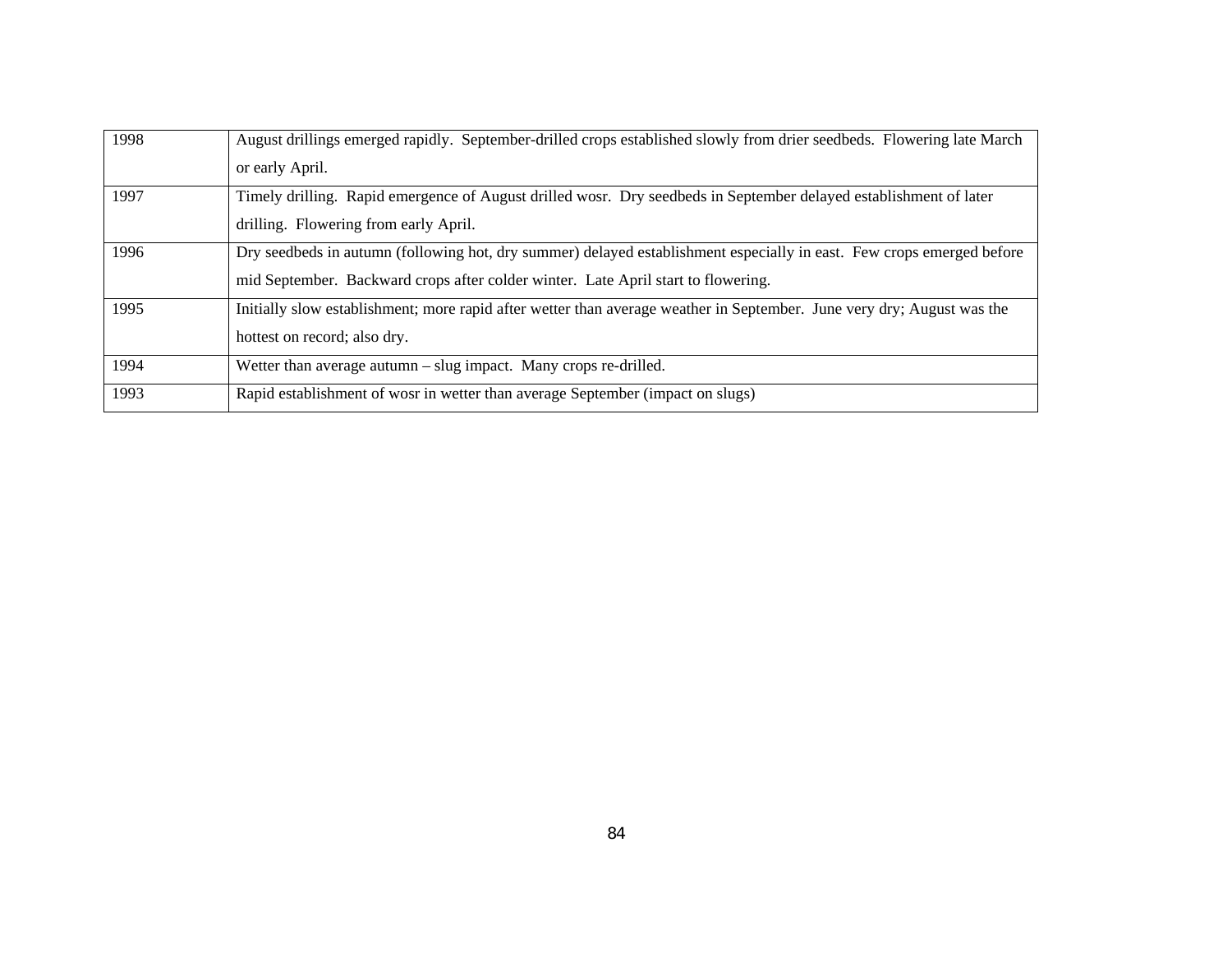| | |
|---|---|
| 1998 | August drillings emerged rapidly. September-drilled crops established slowly from drier seedbeds. Flowering late March or early April. |
| 1997 | Timely drilling. Rapid emergence of August drilled wosr. Dry seedbeds in September delayed establishment of later drilling. Flowering from early April. |
| 1996 | Dry seedbeds in autumn (following hot, dry summer) delayed establishment especially in east. Few crops emerged before mid September. Backward crops after colder winter. Late April start to flowering. |
| 1995 | Initially slow establishment; more rapid after wetter than average weather in September. June very dry; August was the hottest on record; also dry. |
| 1994 | Wetter than average autumn – slug impact. Many crops re-drilled. |
| 1993 | Rapid establishment of wosr in wetter than average September (impact on slugs) |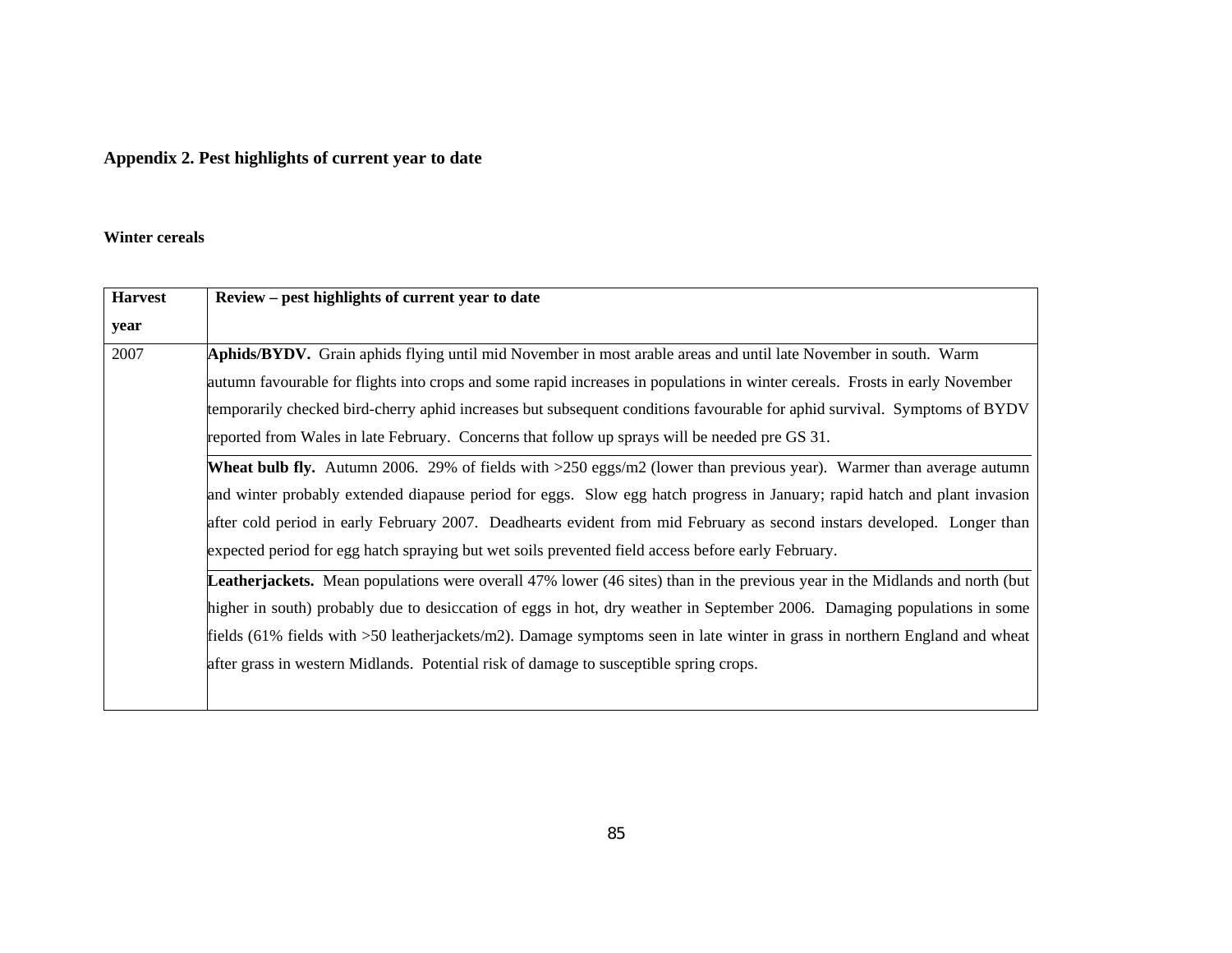## Appendix 2. Pest highlights of current year to date

### Winter cereals

| Harvest year | Review – pest highlights of current year to date |
|---|---|
| 2007 | **Aphids/BYDV.** Grain aphids flying until mid November in most arable areas and until late November in south. Warm autumn favourable for flights into crops and some rapid increases in populations in winter cereals. Frosts in early November temporarily checked bird-cherry aphid increases but subsequent conditions favourable for aphid survival. Symptoms of BYDV reported from Wales in late February. Concerns that follow up sprays will be needed pre GS 31. |
| | **Wheat bulb fly.** Autumn 2006. 29% of fields with >250 eggs/m2 (lower than previous year). Warmer than average autumn and winter probably extended diapause period for eggs. Slow egg hatch progress in January; rapid hatch and plant invasion after cold period in early February 2007. Deadhearts evident from mid February as second instars developed. Longer than expected period for egg hatch spraying but wet soils prevented field access before early February. |
| | **Leatherjackets.** Mean populations were overall 47% lower (46 sites) than in the previous year in the Midlands and north (but higher in south) probably due to desiccation of eggs in hot, dry weather in September 2006. Damaging populations in some fields (61% fields with >50 leatherjackets/m2). Damage symptoms seen in late winter in grass in northern England and wheat after grass in western Midlands. Potential risk of damage to susceptible spring crops. |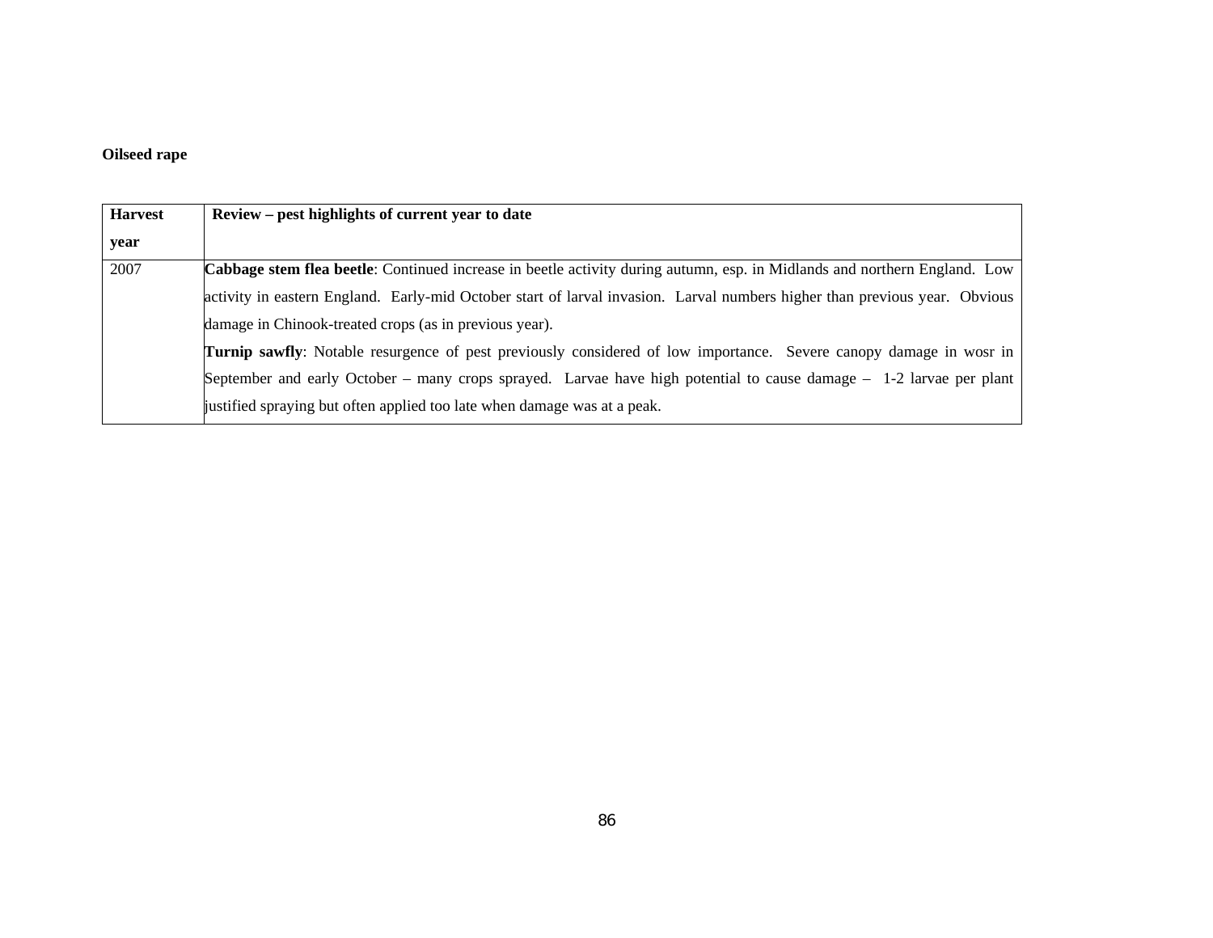**Oilseed rape**

| Harvest year | Review – pest highlights of current year to date |
| --- | --- |
| 2007 | **Cabbage stem flea beetle**: Continued increase in beetle activity during autumn, esp. in Midlands and northern England. Low activity in eastern England. Early-mid October start of larval invasion. Larval numbers higher than previous year. Obvious damage in Chinook-treated crops (as in previous year).<br>**Turnip sawfly**: Notable resurgence of pest previously considered of low importance. Severe canopy damage in wosr in September and early October – many crops sprayed. Larvae have high potential to cause damage – 1-2 larvae per plant justified spraying but often applied too late when damage was at a peak. |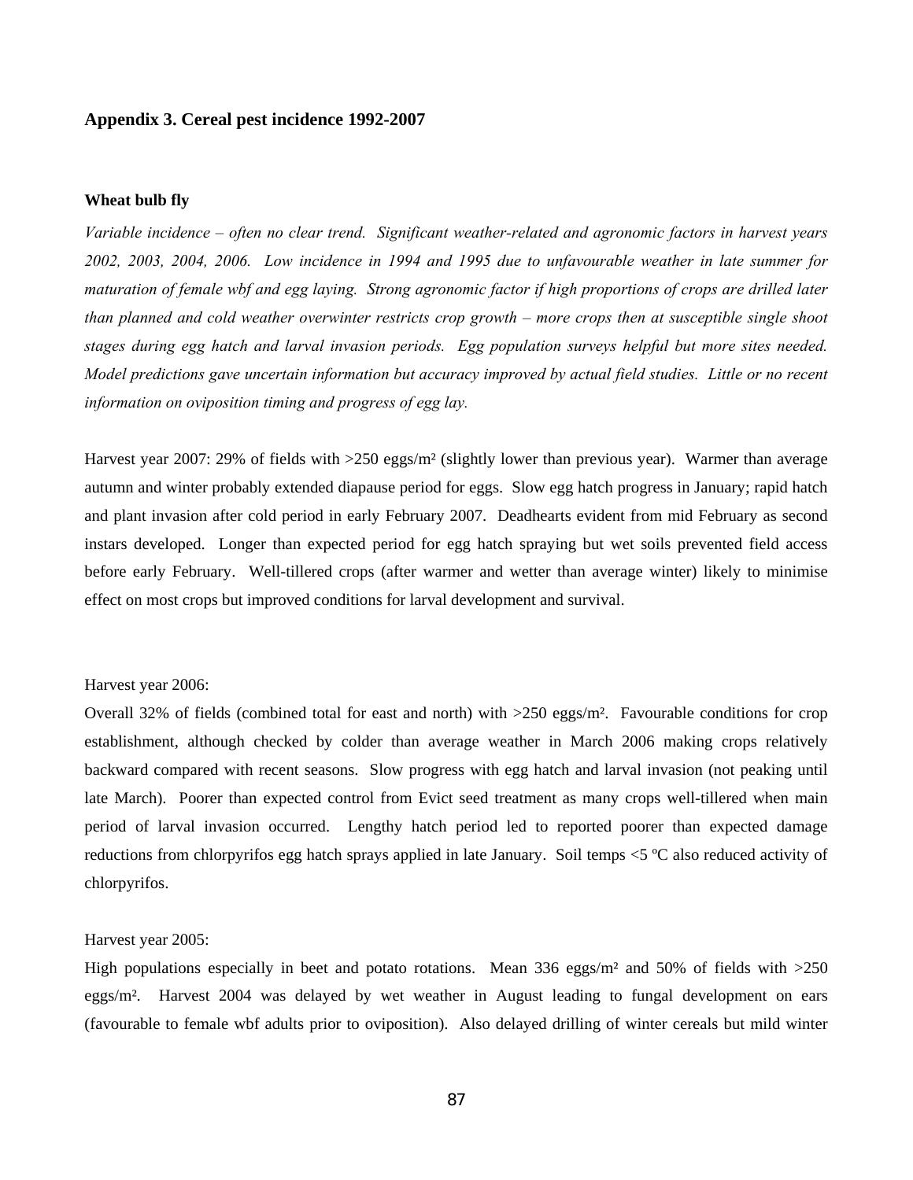## Appendix 3. Cereal pest incidence 1992-2007

### Wheat bulb fly

*Variable incidence – often no clear trend. Significant weather-related and agronomic factors in harvest years 2002, 2003, 2004, 2006. Low incidence in 1994 and 1995 due to unfavourable weather in late summer for maturation of female wbf and egg laying. Strong agronomic factor if high proportions of crops are drilled later than planned and cold weather overwinter restricts crop growth – more crops then at susceptible single shoot stages during egg hatch and larval invasion periods. Egg population surveys helpful but more sites needed. Model predictions gave uncertain information but accuracy improved by actual field studies. Little or no recent information on oviposition timing and progress of egg lay.*

Harvest year 2007: 29% of fields with >250 eggs/m² (slightly lower than previous year). Warmer than average autumn and winter probably extended diapause period for eggs. Slow egg hatch progress in January; rapid hatch and plant invasion after cold period in early February 2007. Deadhearts evident from mid February as second instars developed. Longer than expected period for egg hatch spraying but wet soils prevented field access before early February. Well-tillered crops (after warmer and wetter than average winter) likely to minimise effect on most crops but improved conditions for larval development and survival.

Harvest year 2006:

Overall 32% of fields (combined total for east and north) with >250 eggs/m². Favourable conditions for crop establishment, although checked by colder than average weather in March 2006 making crops relatively backward compared with recent seasons. Slow progress with egg hatch and larval invasion (not peaking until late March). Poorer than expected control from Evict seed treatment as many crops well-tillered when main period of larval invasion occurred. Lengthy hatch period led to reported poorer than expected damage reductions from chlorpyrifos egg hatch sprays applied in late January. Soil temps <5 ºC also reduced activity of chlorpyrifos.

Harvest year 2005:

High populations especially in beet and potato rotations. Mean 336 eggs/m² and 50% of fields with >250 eggs/m². Harvest 2004 was delayed by wet weather in August leading to fungal development on ears (favourable to female wbf adults prior to oviposition). Also delayed drilling of winter cereals but mild winter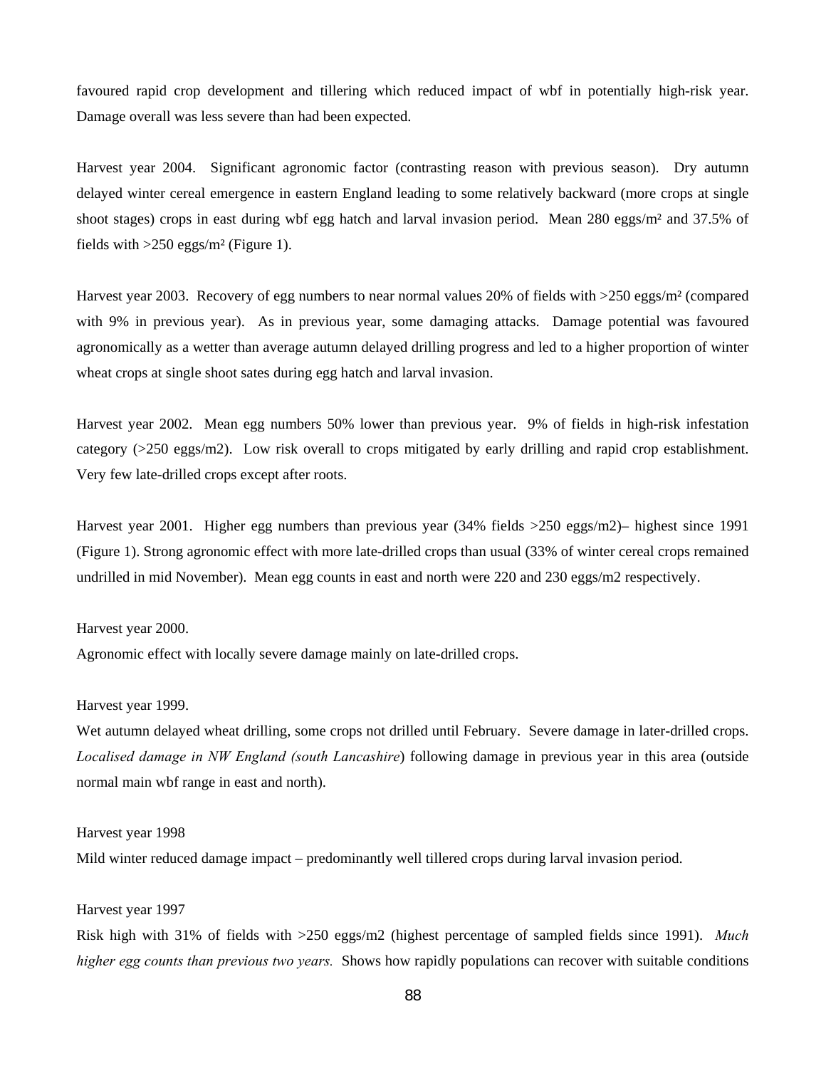favoured rapid crop development and tillering which reduced impact of wbf in potentially high-risk year. Damage overall was less severe than had been expected.

Harvest year 2004. Significant agronomic factor (contrasting reason with previous season). Dry autumn delayed winter cereal emergence in eastern England leading to some relatively backward (more crops at single shoot stages) crops in east during wbf egg hatch and larval invasion period. Mean 280 eggs/m² and 37.5% of fields with >250 eggs/m² (Figure 1).

Harvest year 2003. Recovery of egg numbers to near normal values 20% of fields with >250 eggs/m² (compared with 9% in previous year). As in previous year, some damaging attacks. Damage potential was favoured agronomically as a wetter than average autumn delayed drilling progress and led to a higher proportion of winter wheat crops at single shoot sates during egg hatch and larval invasion.

Harvest year 2002. Mean egg numbers 50% lower than previous year. 9% of fields in high-risk infestation category (>250 eggs/m2). Low risk overall to crops mitigated by early drilling and rapid crop establishment. Very few late-drilled crops except after roots.

Harvest year 2001. Higher egg numbers than previous year (34% fields >250 eggs/m2)– highest since 1991 (Figure 1). Strong agronomic effect with more late-drilled crops than usual (33% of winter cereal crops remained undrilled in mid November). Mean egg counts in east and north were 220 and 230 eggs/m2 respectively.

Harvest year 2000.

Agronomic effect with locally severe damage mainly on late-drilled crops.

Harvest year 1999.

Wet autumn delayed wheat drilling, some crops not drilled until February. Severe damage in later-drilled crops. *Localised damage in NW England (south Lancashire*) following damage in previous year in this area (outside normal main wbf range in east and north).

Harvest year 1998

Mild winter reduced damage impact – predominantly well tillered crops during larval invasion period.

Harvest year 1997

Risk high with 31% of fields with >250 eggs/m2 (highest percentage of sampled fields since 1991). *Much higher egg counts than previous two years.* Shows how rapidly populations can recover with suitable conditions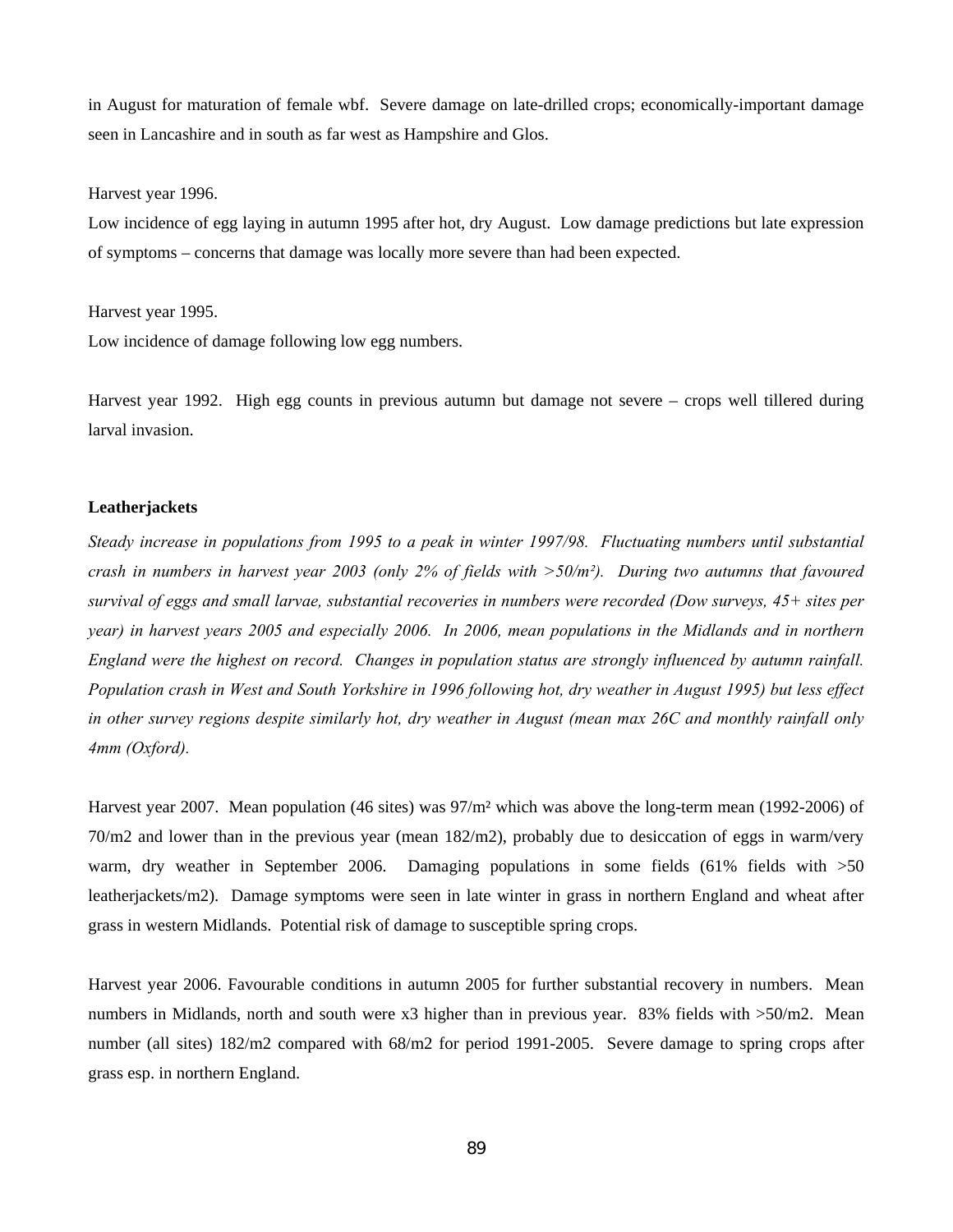in August for maturation of female wbf. Severe damage on late-drilled crops; economically-important damage seen in Lancashire and in south as far west as Hampshire and Glos.

Harvest year 1996.
Low incidence of egg laying in autumn 1995 after hot, dry August. Low damage predictions but late expression of symptoms – concerns that damage was locally more severe than had been expected.

Harvest year 1995.
Low incidence of damage following low egg numbers.

Harvest year 1992. High egg counts in previous autumn but damage not severe – crops well tillered during larval invasion.

**Leatherjackets**

*Steady increase in populations from 1995 to a peak in winter 1997/98. Fluctuating numbers until substantial crash in numbers in harvest year 2003 (only 2% of fields with >50/m²). During two autumns that favoured survival of eggs and small larvae, substantial recoveries in numbers were recorded (Dow surveys, 45+ sites per year) in harvest years 2005 and especially 2006. In 2006, mean populations in the Midlands and in northern England were the highest on record. Changes in population status are strongly influenced by autumn rainfall. Population crash in West and South Yorkshire in 1996 following hot, dry weather in August 1995) but less effect in other survey regions despite similarly hot, dry weather in August (mean max 26C and monthly rainfall only 4mm (Oxford).*

Harvest year 2007. Mean population (46 sites) was 97/m² which was above the long-term mean (1992-2006) of 70/m2 and lower than in the previous year (mean 182/m2), probably due to desiccation of eggs in warm/very warm, dry weather in September 2006. Damaging populations in some fields (61% fields with >50 leatherjackets/m2). Damage symptoms were seen in late winter in grass in northern England and wheat after grass in western Midlands. Potential risk of damage to susceptible spring crops.

Harvest year 2006. Favourable conditions in autumn 2005 for further substantial recovery in numbers. Mean numbers in Midlands, north and south were x3 higher than in previous year. 83% fields with >50/m2. Mean number (all sites) 182/m2 compared with 68/m2 for period 1991-2005. Severe damage to spring crops after grass esp. in northern England.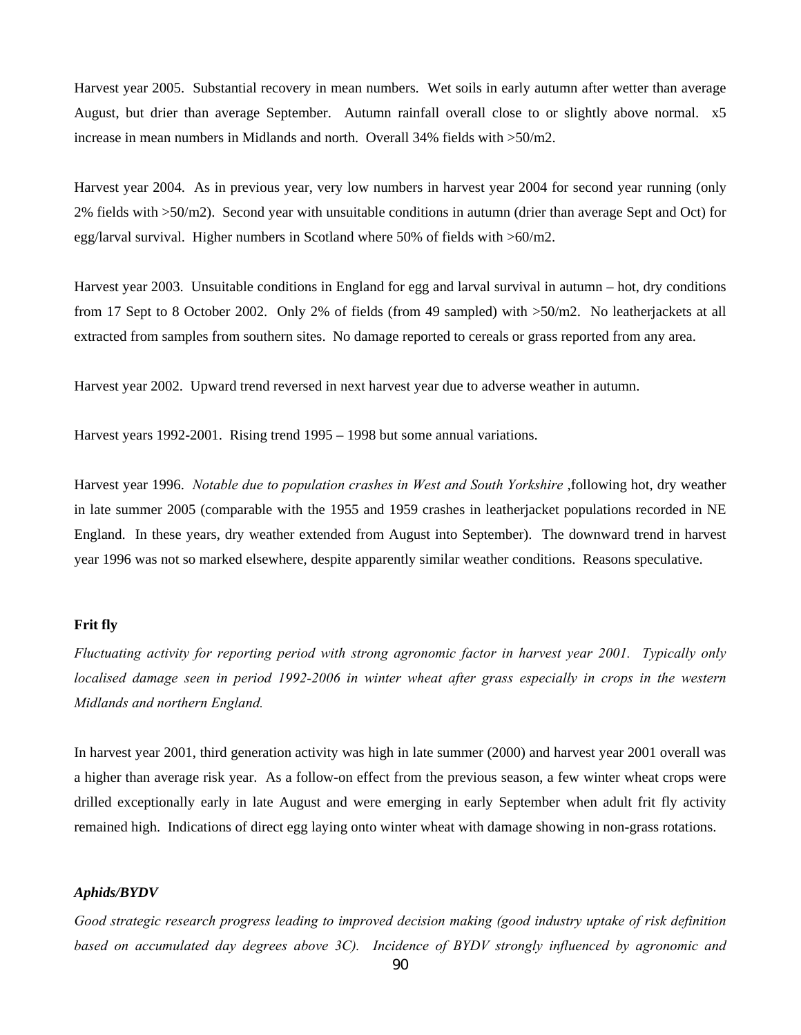Harvest year 2005. Substantial recovery in mean numbers. Wet soils in early autumn after wetter than average August, but drier than average September. Autumn rainfall overall close to or slightly above normal. x5 increase in mean numbers in Midlands and north. Overall 34% fields with >50/m2.

Harvest year 2004. As in previous year, very low numbers in harvest year 2004 for second year running (only 2% fields with >50/m2). Second year with unsuitable conditions in autumn (drier than average Sept and Oct) for egg/larval survival. Higher numbers in Scotland where 50% of fields with >60/m2.

Harvest year 2003. Unsuitable conditions in England for egg and larval survival in autumn – hot, dry conditions from 17 Sept to 8 October 2002. Only 2% of fields (from 49 sampled) with >50/m2. No leatherjackets at all extracted from samples from southern sites. No damage reported to cereals or grass reported from any area.

Harvest year 2002. Upward trend reversed in next harvest year due to adverse weather in autumn.

Harvest years 1992-2001. Rising trend 1995 – 1998 but some annual variations.

Harvest year 1996. *Notable due to population crashes in West and South Yorkshire* ,following hot, dry weather in late summer 2005 (comparable with the 1955 and 1959 crashes in leatherjacket populations recorded in NE England. In these years, dry weather extended from August into September). The downward trend in harvest year 1996 was not so marked elsewhere, despite apparently similar weather conditions. Reasons speculative.

**Frit fly**

*Fluctuating activity for reporting period with strong agronomic factor in harvest year 2001. Typically only localised damage seen in period 1992-2006 in winter wheat after grass especially in crops in the western Midlands and northern England.*

In harvest year 2001, third generation activity was high in late summer (2000) and harvest year 2001 overall was a higher than average risk year. As a follow-on effect from the previous season, a few winter wheat crops were drilled exceptionally early in late August and were emerging in early September when adult frit fly activity remained high. Indications of direct egg laying onto winter wheat with damage showing in non-grass rotations.

***Aphids/BYDV***

*Good strategic research progress leading to improved decision making (good industry uptake of risk definition based on accumulated day degrees above 3C). Incidence of BYDV strongly influenced by agronomic and*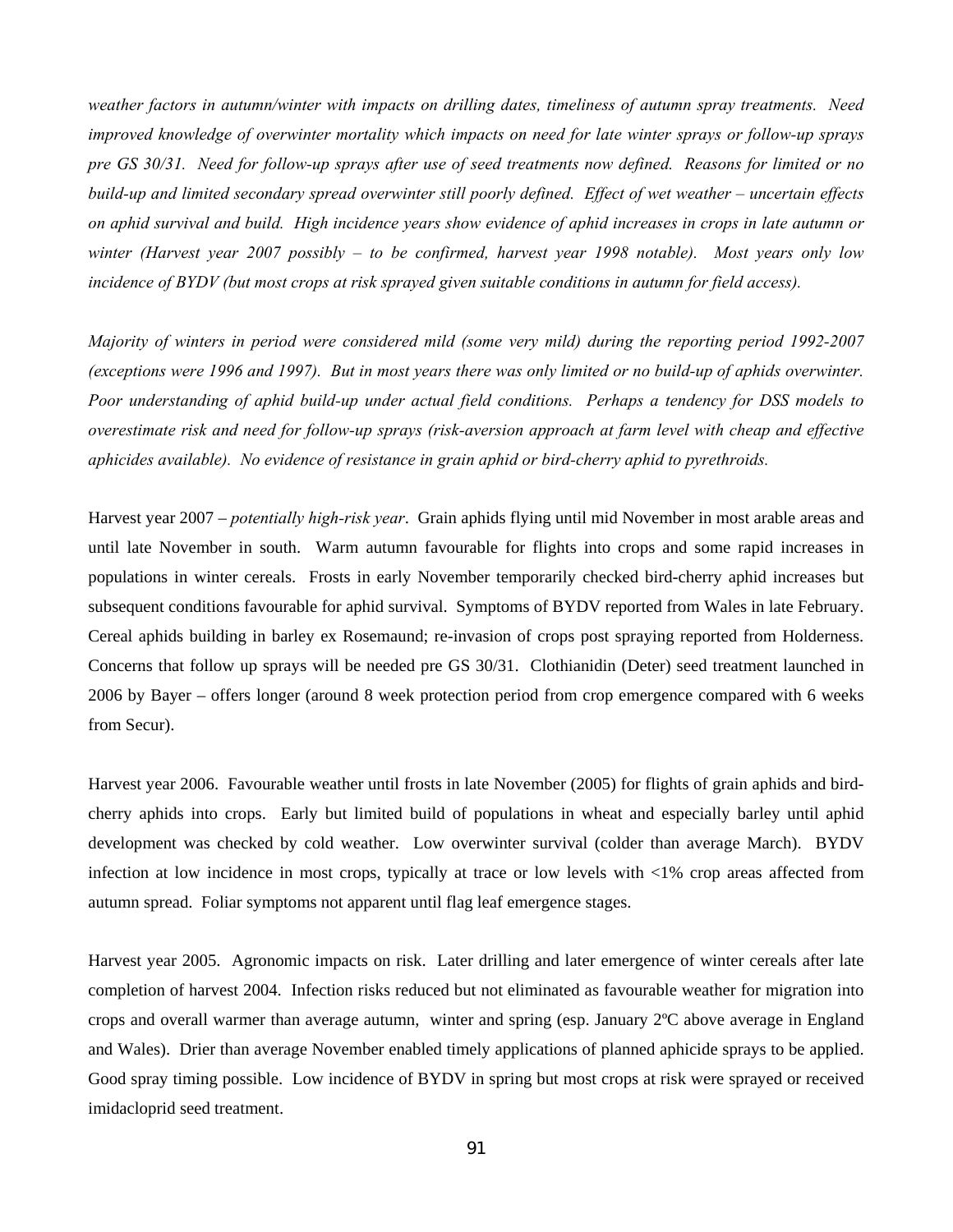*weather factors in autumn/winter with impacts on drilling dates, timeliness of autumn spray treatments. Need improved knowledge of overwinter mortality which impacts on need for late winter sprays or follow-up sprays pre GS 30/31. Need for follow-up sprays after use of seed treatments now defined. Reasons for limited or no build-up and limited secondary spread overwinter still poorly defined. Effect of wet weather – uncertain effects on aphid survival and build. High incidence years show evidence of aphid increases in crops in late autumn or winter (Harvest year 2007 possibly – to be confirmed, harvest year 1998 notable). Most years only low incidence of BYDV (but most crops at risk sprayed given suitable conditions in autumn for field access).*

*Majority of winters in period were considered mild (some very mild) during the reporting period 1992-2007 (exceptions were 1996 and 1997). But in most years there was only limited or no build-up of aphids overwinter. Poor understanding of aphid build-up under actual field conditions. Perhaps a tendency for DSS models to overestimate risk and need for follow-up sprays (risk-aversion approach at farm level with cheap and effective aphicides available). No evidence of resistance in grain aphid or bird-cherry aphid to pyrethroids.*

Harvest year 2007 – *potentially high-risk year*. Grain aphids flying until mid November in most arable areas and until late November in south. Warm autumn favourable for flights into crops and some rapid increases in populations in winter cereals. Frosts in early November temporarily checked bird-cherry aphid increases but subsequent conditions favourable for aphid survival. Symptoms of BYDV reported from Wales in late February. Cereal aphids building in barley ex Rosemaund; re-invasion of crops post spraying reported from Holderness. Concerns that follow up sprays will be needed pre GS 30/31. Clothianidin (Deter) seed treatment launched in 2006 by Bayer – offers longer (around 8 week protection period from crop emergence compared with 6 weeks from Secur).

Harvest year 2006. Favourable weather until frosts in late November (2005) for flights of grain aphids and bird-cherry aphids into crops. Early but limited build of populations in wheat and especially barley until aphid development was checked by cold weather. Low overwinter survival (colder than average March). BYDV infection at low incidence in most crops, typically at trace or low levels with <1% crop areas affected from autumn spread. Foliar symptoms not apparent until flag leaf emergence stages.

Harvest year 2005. Agronomic impacts on risk. Later drilling and later emergence of winter cereals after late completion of harvest 2004. Infection risks reduced but not eliminated as favourable weather for migration into crops and overall warmer than average autumn, winter and spring (esp. January 2ºC above average in England and Wales). Drier than average November enabled timely applications of planned aphicide sprays to be applied. Good spray timing possible. Low incidence of BYDV in spring but most crops at risk were sprayed or received imidacloprid seed treatment.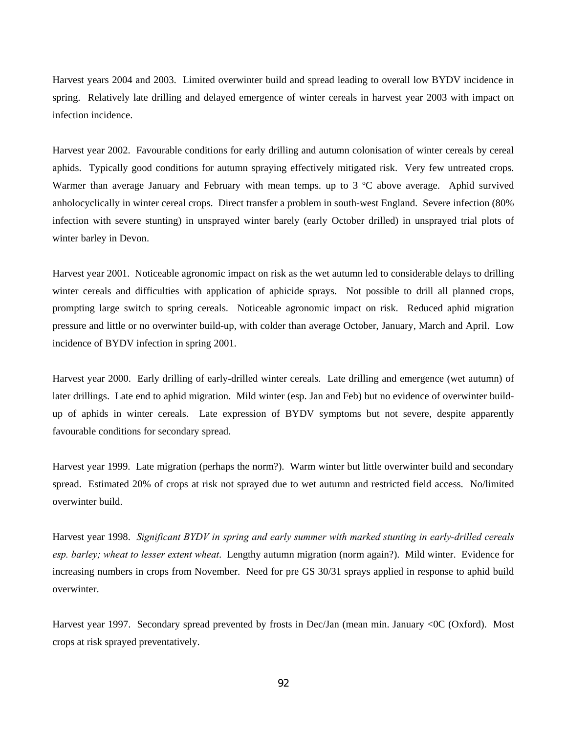Harvest years 2004 and 2003. Limited overwinter build and spread leading to overall low BYDV incidence in spring. Relatively late drilling and delayed emergence of winter cereals in harvest year 2003 with impact on infection incidence.

Harvest year 2002. Favourable conditions for early drilling and autumn colonisation of winter cereals by cereal aphids. Typically good conditions for autumn spraying effectively mitigated risk. Very few untreated crops. Warmer than average January and February with mean temps. up to 3 ºC above average. Aphid survived anholocyclically in winter cereal crops. Direct transfer a problem in south-west England. Severe infection (80% infection with severe stunting) in unsprayed winter barely (early October drilled) in unsprayed trial plots of winter barley in Devon.

Harvest year 2001. Noticeable agronomic impact on risk as the wet autumn led to considerable delays to drilling winter cereals and difficulties with application of aphicide sprays. Not possible to drill all planned crops, prompting large switch to spring cereals. Noticeable agronomic impact on risk. Reduced aphid migration pressure and little or no overwinter build-up, with colder than average October, January, March and April. Low incidence of BYDV infection in spring 2001.

Harvest year 2000. Early drilling of early-drilled winter cereals. Late drilling and emergence (wet autumn) of later drillings. Late end to aphid migration. Mild winter (esp. Jan and Feb) but no evidence of overwinter build-up of aphids in winter cereals. Late expression of BYDV symptoms but not severe, despite apparently favourable conditions for secondary spread.

Harvest year 1999. Late migration (perhaps the norm?). Warm winter but little overwinter build and secondary spread. Estimated 20% of crops at risk not sprayed due to wet autumn and restricted field access. No/limited overwinter build.

Harvest year 1998. *Significant BYDV in spring and early summer with marked stunting in early-drilled cereals esp. barley; wheat to lesser extent wheat*. Lengthy autumn migration (norm again?). Mild winter. Evidence for increasing numbers in crops from November. Need for pre GS 30/31 sprays applied in response to aphid build overwinter.

Harvest year 1997. Secondary spread prevented by frosts in Dec/Jan (mean min. January <0C (Oxford). Most crops at risk sprayed preventatively.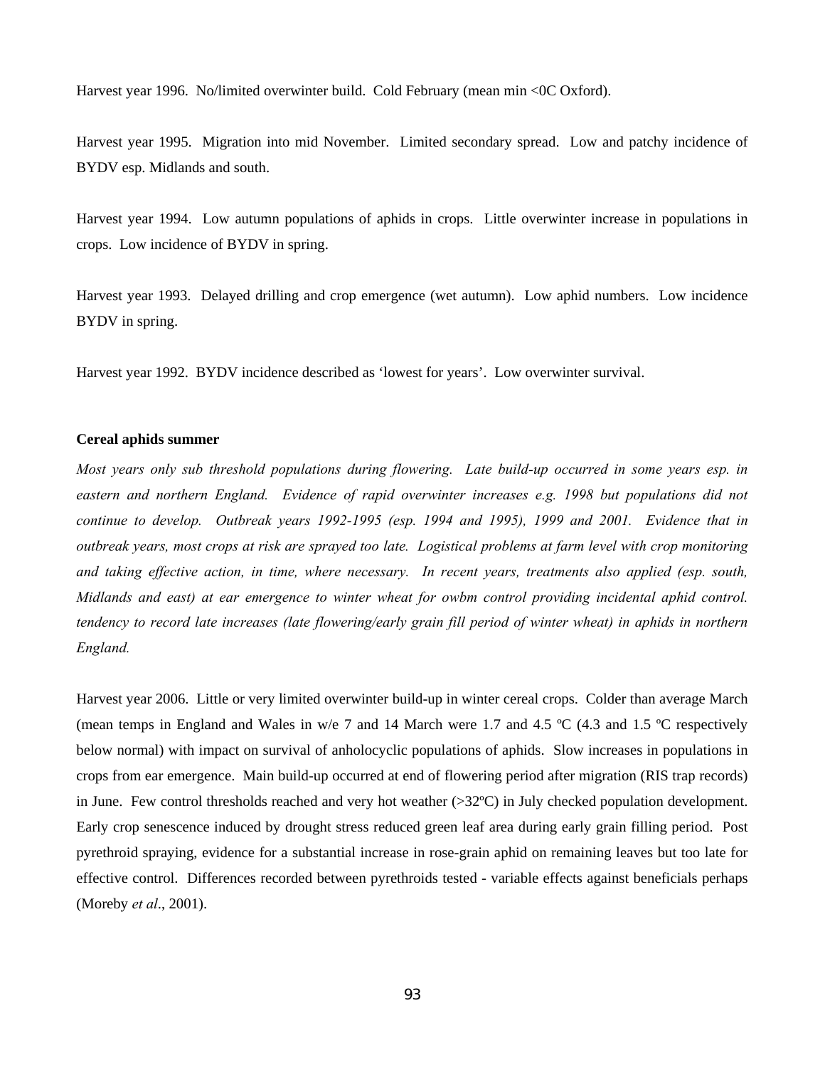Harvest year 1996. No/limited overwinter build. Cold February (mean min <0C Oxford).

Harvest year 1995. Migration into mid November. Limited secondary spread. Low and patchy incidence of BYDV esp. Midlands and south.

Harvest year 1994. Low autumn populations of aphids in crops. Little overwinter increase in populations in crops. Low incidence of BYDV in spring.

Harvest year 1993. Delayed drilling and crop emergence (wet autumn). Low aphid numbers. Low incidence BYDV in spring.

Harvest year 1992. BYDV incidence described as 'lowest for years'. Low overwinter survival.

**Cereal aphids summer**

*Most years only sub threshold populations during flowering. Late build-up occurred in some years esp. in eastern and northern England. Evidence of rapid overwinter increases e.g. 1998 but populations did not continue to develop. Outbreak years 1992-1995 (esp. 1994 and 1995), 1999 and 2001. Evidence that in outbreak years, most crops at risk are sprayed too late. Logistical problems at farm level with crop monitoring and taking effective action, in time, where necessary. In recent years, treatments also applied (esp. south, Midlands and east) at ear emergence to winter wheat for owbm control providing incidental aphid control. tendency to record late increases (late flowering/early grain fill period of winter wheat) in aphids in northern England.*

Harvest year 2006. Little or very limited overwinter build-up in winter cereal crops. Colder than average March (mean temps in England and Wales in w/e 7 and 14 March were 1.7 and 4.5 ºC (4.3 and 1.5 ºC respectively below normal) with impact on survival of anholocyclic populations of aphids. Slow increases in populations in crops from ear emergence. Main build-up occurred at end of flowering period after migration (RIS trap records) in June. Few control thresholds reached and very hot weather (>32ºC) in July checked population development. Early crop senescence induced by drought stress reduced green leaf area during early grain filling period. Post pyrethroid spraying, evidence for a substantial increase in rose-grain aphid on remaining leaves but too late for effective control. Differences recorded between pyrethroids tested - variable effects against beneficials perhaps (Moreby *et al*., 2001).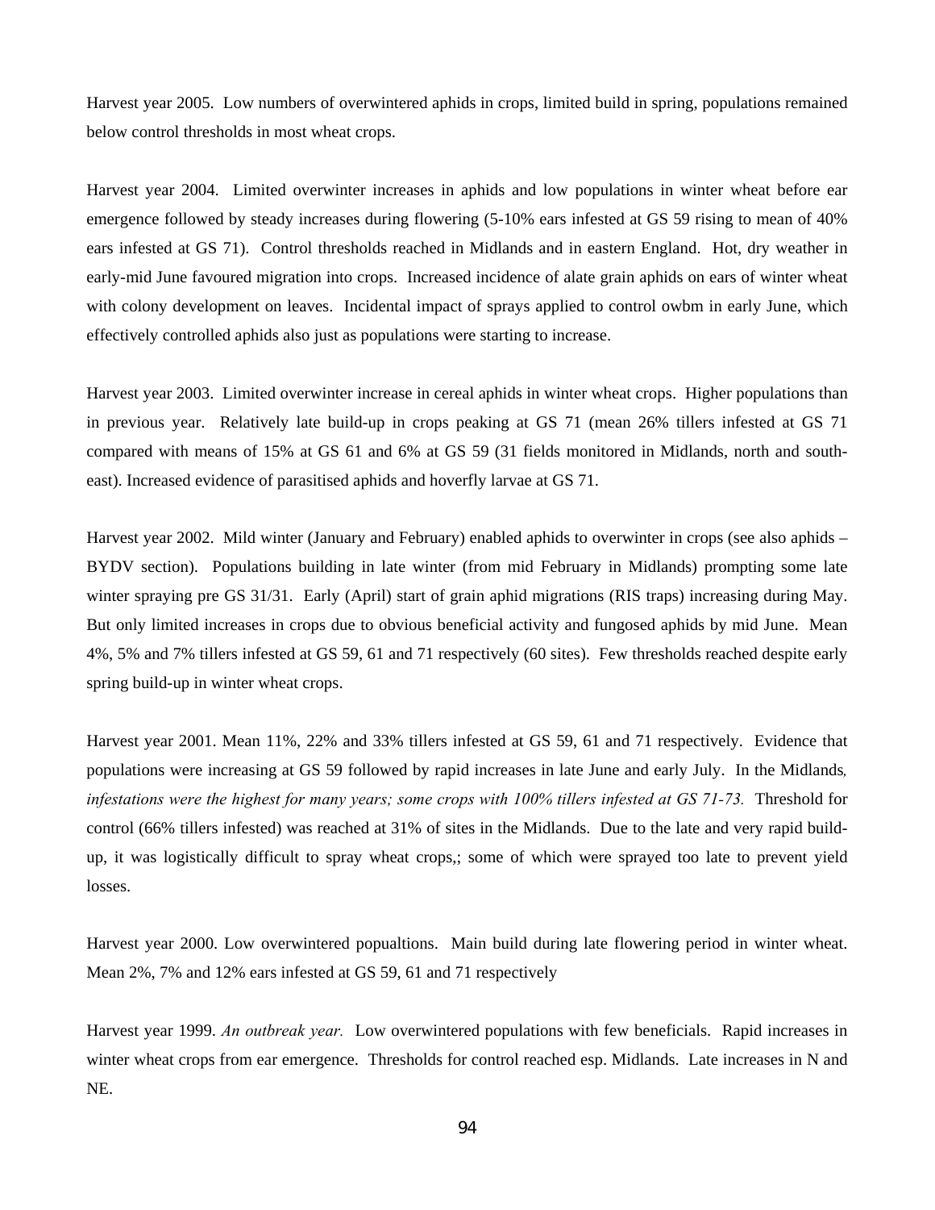Harvest year 2005. Low numbers of overwintered aphids in crops, limited build in spring, populations remained below control thresholds in most wheat crops.

Harvest year 2004. Limited overwinter increases in aphids and low populations in winter wheat before ear emergence followed by steady increases during flowering (5-10% ears infested at GS 59 rising to mean of 40% ears infested at GS 71). Control thresholds reached in Midlands and in eastern England. Hot, dry weather in early-mid June favoured migration into crops. Increased incidence of alate grain aphids on ears of winter wheat with colony development on leaves. Incidental impact of sprays applied to control owbm in early June, which effectively controlled aphids also just as populations were starting to increase.

Harvest year 2003. Limited overwinter increase in cereal aphids in winter wheat crops. Higher populations than in previous year. Relatively late build-up in crops peaking at GS 71 (mean 26% tillers infested at GS 71 compared with means of 15% at GS 61 and 6% at GS 59 (31 fields monitored in Midlands, north and south-east). Increased evidence of parasitised aphids and hoverfly larvae at GS 71.

Harvest year 2002. Mild winter (January and February) enabled aphids to overwinter in crops (see also aphids – BYDV section). Populations building in late winter (from mid February in Midlands) prompting some late winter spraying pre GS 31/31. Early (April) start of grain aphid migrations (RIS traps) increasing during May. But only limited increases in crops due to obvious beneficial activity and fungosed aphids by mid June. Mean 4%, 5% and 7% tillers infested at GS 59, 61 and 71 respectively (60 sites). Few thresholds reached despite early spring build-up in winter wheat crops.

Harvest year 2001. Mean 11%, 22% and 33% tillers infested at GS 59, 61 and 71 respectively. Evidence that populations were increasing at GS 59 followed by rapid increases in late June and early July. In the Midlands*, infestations were the highest for many years; some crops with 100% tillers infested at GS 71-73.* Threshold for control (66% tillers infested) was reached at 31% of sites in the Midlands. Due to the late and very rapid build-up, it was logistically difficult to spray wheat crops,; some of which were sprayed too late to prevent yield losses.

Harvest year 2000. Low overwintered popualtions. Main build during late flowering period in winter wheat. Mean 2%, 7% and 12% ears infested at GS 59, 61 and 71 respectively

Harvest year 1999. *An outbreak year.* Low overwintered populations with few beneficials. Rapid increases in winter wheat crops from ear emergence. Thresholds for control reached esp. Midlands. Late increases in N and NE.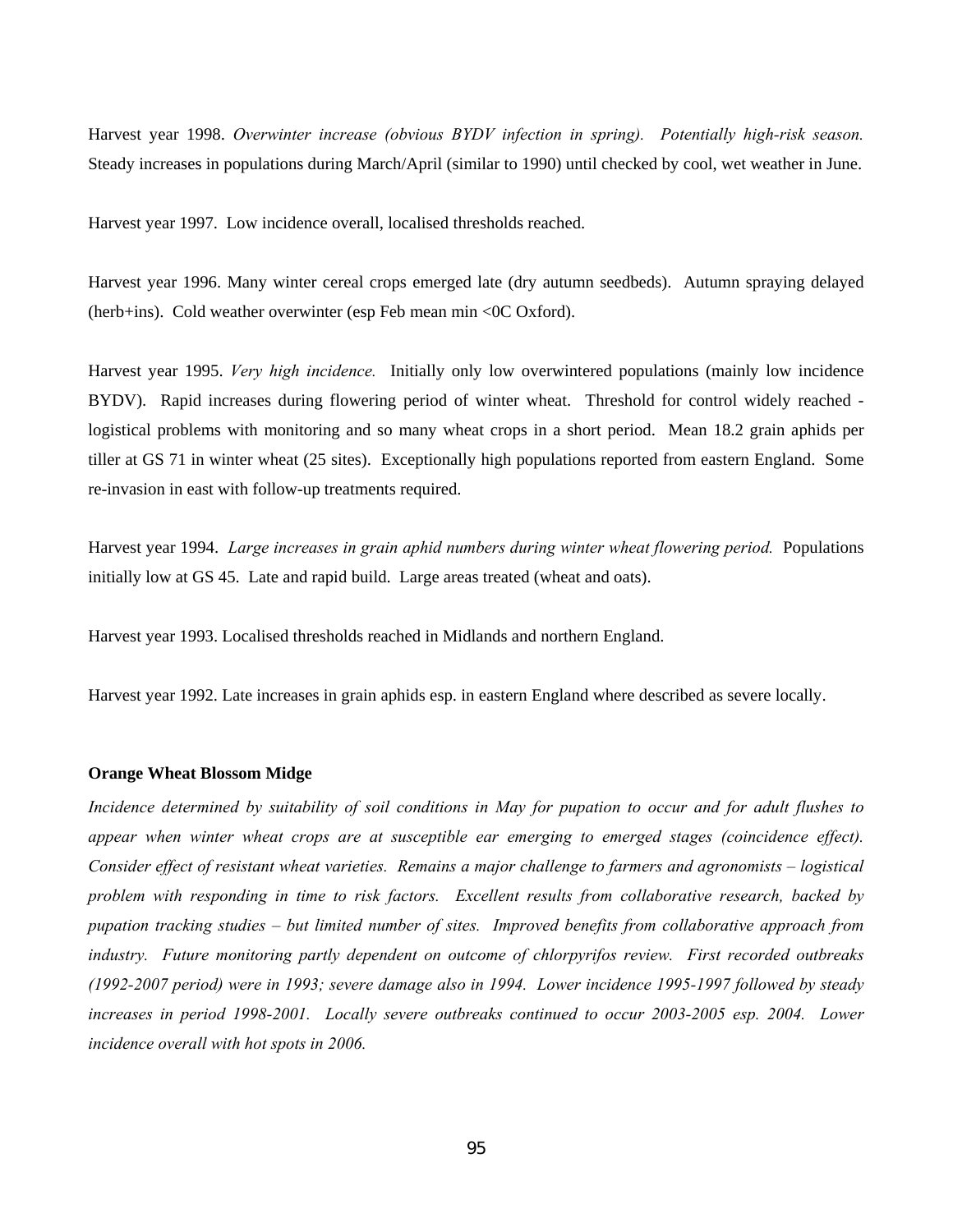Harvest year 1998. *Overwinter increase (obvious BYDV infection in spring). Potentially high-risk season.* Steady increases in populations during March/April (similar to 1990) until checked by cool, wet weather in June.

Harvest year 1997. Low incidence overall, localised thresholds reached.

Harvest year 1996. Many winter cereal crops emerged late (dry autumn seedbeds). Autumn spraying delayed (herb+ins). Cold weather overwinter (esp Feb mean min <0C Oxford).

Harvest year 1995. *Very high incidence.* Initially only low overwintered populations (mainly low incidence BYDV). Rapid increases during flowering period of winter wheat. Threshold for control widely reached - logistical problems with monitoring and so many wheat crops in a short period. Mean 18.2 grain aphids per tiller at GS 71 in winter wheat (25 sites). Exceptionally high populations reported from eastern England. Some re-invasion in east with follow-up treatments required.

Harvest year 1994. *Large increases in grain aphid numbers during winter wheat flowering period.* Populations initially low at GS 45. Late and rapid build. Large areas treated (wheat and oats).

Harvest year 1993. Localised thresholds reached in Midlands and northern England.

Harvest year 1992. Late increases in grain aphids esp. in eastern England where described as severe locally.

**Orange Wheat Blossom Midge**

*Incidence determined by suitability of soil conditions in May for pupation to occur and for adult flushes to appear when winter wheat crops are at susceptible ear emerging to emerged stages (coincidence effect). Consider effect of resistant wheat varieties. Remains a major challenge to farmers and agronomists – logistical problem with responding in time to risk factors. Excellent results from collaborative research, backed by pupation tracking studies – but limited number of sites. Improved benefits from collaborative approach from industry. Future monitoring partly dependent on outcome of chlorpyrifos review. First recorded outbreaks (1992-2007 period) were in 1993; severe damage also in 1994. Lower incidence 1995-1997 followed by steady increases in period 1998-2001. Locally severe outbreaks continued to occur 2003-2005 esp. 2004. Lower incidence overall with hot spots in 2006.*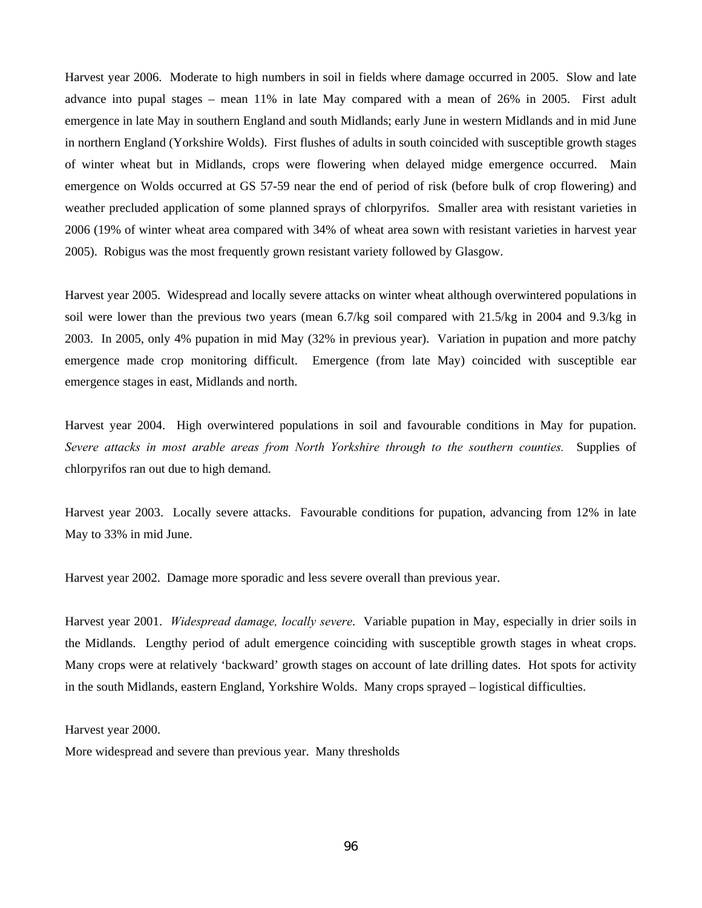Harvest year 2006. Moderate to high numbers in soil in fields where damage occurred in 2005. Slow and late advance into pupal stages – mean 11% in late May compared with a mean of 26% in 2005. First adult emergence in late May in southern England and south Midlands; early June in western Midlands and in mid June in northern England (Yorkshire Wolds). First flushes of adults in south coincided with susceptible growth stages of winter wheat but in Midlands, crops were flowering when delayed midge emergence occurred. Main emergence on Wolds occurred at GS 57-59 near the end of period of risk (before bulk of crop flowering) and weather precluded application of some planned sprays of chlorpyrifos. Smaller area with resistant varieties in 2006 (19% of winter wheat area compared with 34% of wheat area sown with resistant varieties in harvest year 2005). Robigus was the most frequently grown resistant variety followed by Glasgow.

Harvest year 2005. Widespread and locally severe attacks on winter wheat although overwintered populations in soil were lower than the previous two years (mean 6.7/kg soil compared with 21.5/kg in 2004 and 9.3/kg in 2003. In 2005, only 4% pupation in mid May (32% in previous year). Variation in pupation and more patchy emergence made crop monitoring difficult. Emergence (from late May) coincided with susceptible ear emergence stages in east, Midlands and north.

Harvest year 2004. High overwintered populations in soil and favourable conditions in May for pupation. *Severe attacks in most arable areas from North Yorkshire through to the southern counties.* Supplies of chlorpyrifos ran out due to high demand.

Harvest year 2003. Locally severe attacks. Favourable conditions for pupation, advancing from 12% in late May to 33% in mid June.

Harvest year 2002. Damage more sporadic and less severe overall than previous year.

Harvest year 2001. *Widespread damage, locally severe*. Variable pupation in May, especially in drier soils in the Midlands. Lengthy period of adult emergence coinciding with susceptible growth stages in wheat crops. Many crops were at relatively 'backward' growth stages on account of late drilling dates. Hot spots for activity in the south Midlands, eastern England, Yorkshire Wolds. Many crops sprayed – logistical difficulties.

Harvest year 2000.
More widespread and severe than previous year. Many thresholds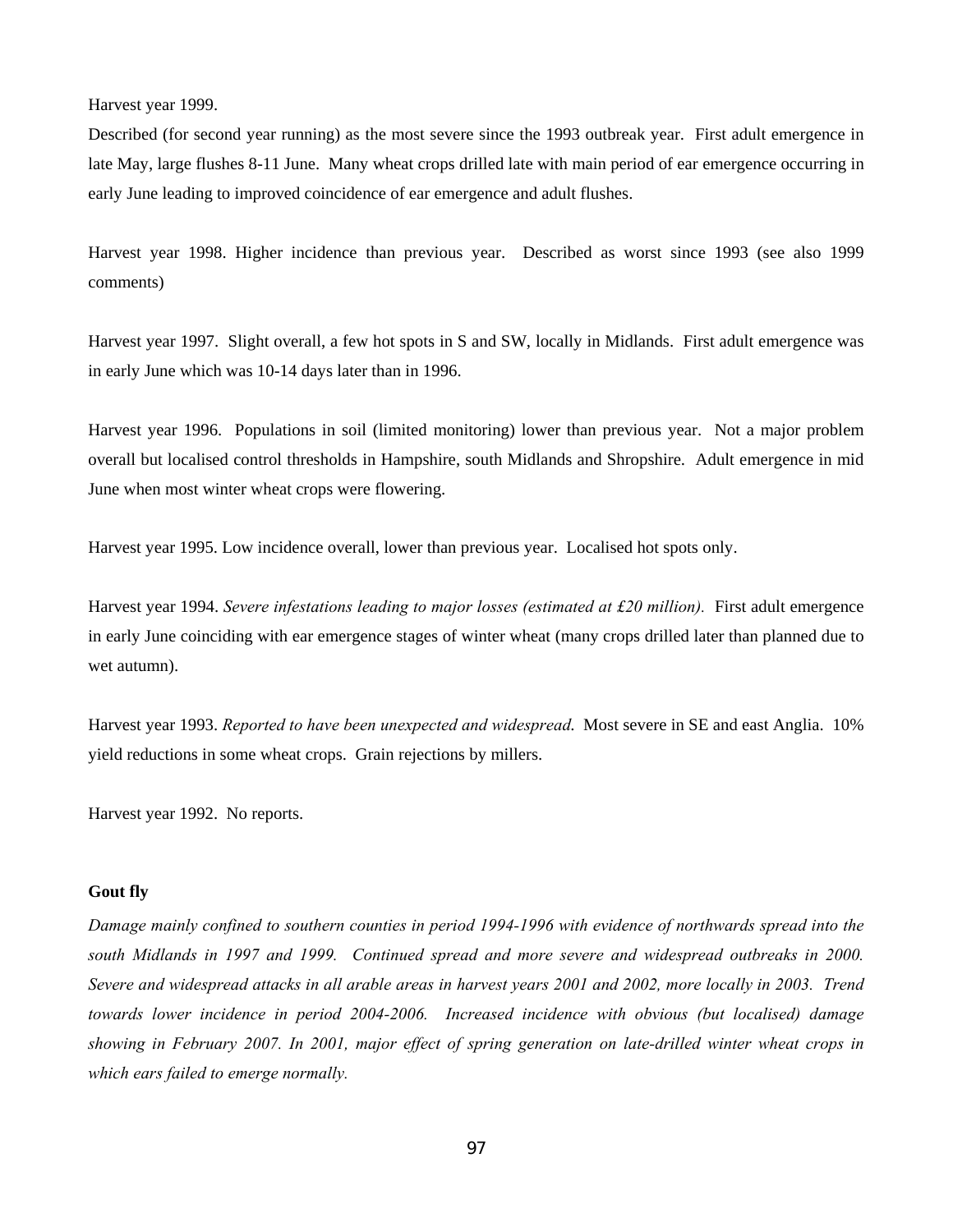Harvest year 1999.

Described (for second year running) as the most severe since the 1993 outbreak year. First adult emergence in late May, large flushes 8-11 June. Many wheat crops drilled late with main period of ear emergence occurring in early June leading to improved coincidence of ear emergence and adult flushes.

Harvest year 1998. Higher incidence than previous year. Described as worst since 1993 (see also 1999 comments)

Harvest year 1997. Slight overall, a few hot spots in S and SW, locally in Midlands. First adult emergence was in early June which was 10-14 days later than in 1996.

Harvest year 1996. Populations in soil (limited monitoring) lower than previous year. Not a major problem overall but localised control thresholds in Hampshire, south Midlands and Shropshire. Adult emergence in mid June when most winter wheat crops were flowering.

Harvest year 1995. Low incidence overall, lower than previous year. Localised hot spots only.

Harvest year 1994. *Severe infestations leading to major losses (estimated at £20 million).* First adult emergence in early June coinciding with ear emergence stages of winter wheat (many crops drilled later than planned due to wet autumn).

Harvest year 1993. *Reported to have been unexpected and widespread.* Most severe in SE and east Anglia. 10% yield reductions in some wheat crops. Grain rejections by millers.

Harvest year 1992. No reports.

**Gout fly**

*Damage mainly confined to southern counties in period 1994-1996 with evidence of northwards spread into the south Midlands in 1997 and 1999. Continued spread and more severe and widespread outbreaks in 2000. Severe and widespread attacks in all arable areas in harvest years 2001 and 2002, more locally in 2003. Trend towards lower incidence in period 2004-2006. Increased incidence with obvious (but localised) damage showing in February 2007. In 2001, major effect of spring generation on late-drilled winter wheat crops in which ears failed to emerge normally.*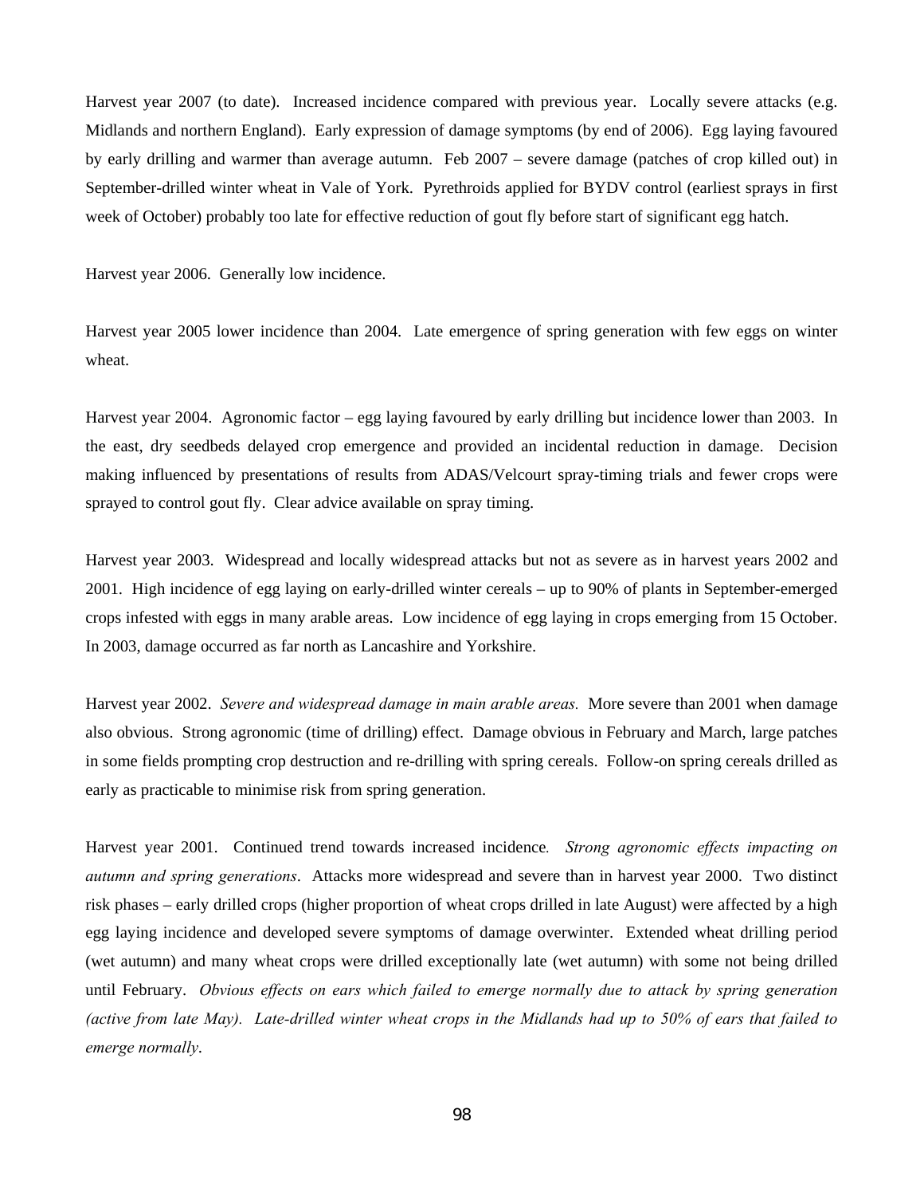Harvest year 2007 (to date). Increased incidence compared with previous year. Locally severe attacks (e.g. Midlands and northern England). Early expression of damage symptoms (by end of 2006). Egg laying favoured by early drilling and warmer than average autumn. Feb 2007 – severe damage (patches of crop killed out) in September-drilled winter wheat in Vale of York. Pyrethroids applied for BYDV control (earliest sprays in first week of October) probably too late for effective reduction of gout fly before start of significant egg hatch.

Harvest year 2006. Generally low incidence.

Harvest year 2005 lower incidence than 2004. Late emergence of spring generation with few eggs on winter wheat.

Harvest year 2004. Agronomic factor – egg laying favoured by early drilling but incidence lower than 2003. In the east, dry seedbeds delayed crop emergence and provided an incidental reduction in damage. Decision making influenced by presentations of results from ADAS/Velcourt spray-timing trials and fewer crops were sprayed to control gout fly. Clear advice available on spray timing.

Harvest year 2003. Widespread and locally widespread attacks but not as severe as in harvest years 2002 and 2001. High incidence of egg laying on early-drilled winter cereals – up to 90% of plants in September-emerged crops infested with eggs in many arable areas. Low incidence of egg laying in crops emerging from 15 October. In 2003, damage occurred as far north as Lancashire and Yorkshire.

Harvest year 2002. *Severe and widespread damage in main arable areas.* More severe than 2001 when damage also obvious. Strong agronomic (time of drilling) effect. Damage obvious in February and March, large patches in some fields prompting crop destruction and re-drilling with spring cereals. Follow-on spring cereals drilled as early as practicable to minimise risk from spring generation.

Harvest year 2001. Continued trend towards increased incidence. *Strong agronomic effects impacting on autumn and spring generations*. Attacks more widespread and severe than in harvest year 2000. Two distinct risk phases – early drilled crops (higher proportion of wheat crops drilled in late August) were affected by a high egg laying incidence and developed severe symptoms of damage overwinter. Extended wheat drilling period (wet autumn) and many wheat crops were drilled exceptionally late (wet autumn) with some not being drilled until February. *Obvious effects on ears which failed to emerge normally due to attack by spring generation (active from late May). Late-drilled winter wheat crops in the Midlands had up to 50% of ears that failed to emerge normally*.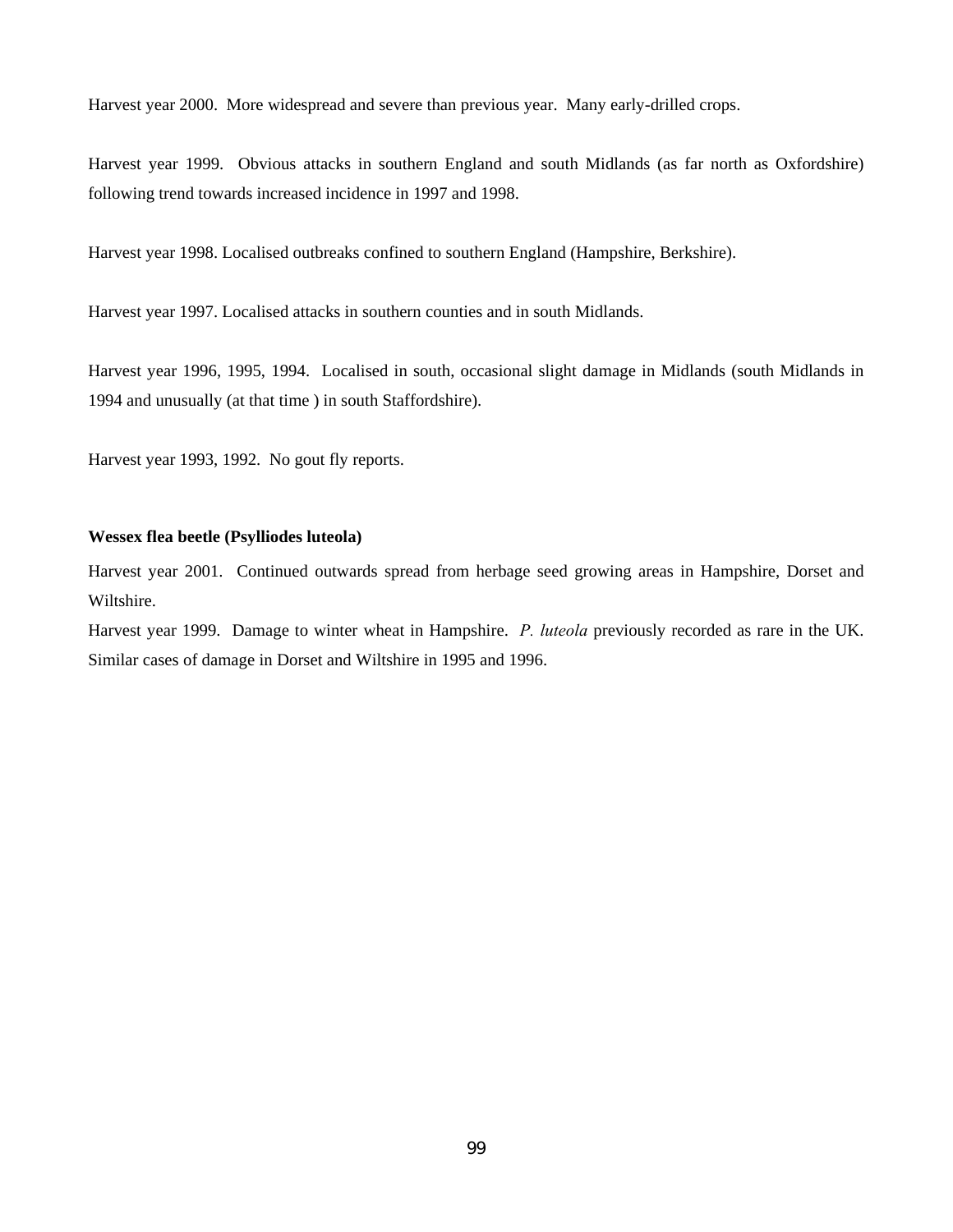Harvest year 2000. More widespread and severe than previous year. Many early-drilled crops.

Harvest year 1999. Obvious attacks in southern England and south Midlands (as far north as Oxfordshire) following trend towards increased incidence in 1997 and 1998.

Harvest year 1998. Localised outbreaks confined to southern England (Hampshire, Berkshire).

Harvest year 1997. Localised attacks in southern counties and in south Midlands.

Harvest year 1996, 1995, 1994. Localised in south, occasional slight damage in Midlands (south Midlands in 1994 and unusually (at that time ) in south Staffordshire).

Harvest year 1993, 1992. No gout fly reports.

**Wessex flea beetle (Psylliodes luteola)**

Harvest year 2001. Continued outwards spread from herbage seed growing areas in Hampshire, Dorset and Wiltshire.

Harvest year 1999. Damage to winter wheat in Hampshire. *P. luteola* previously recorded as rare in the UK. Similar cases of damage in Dorset and Wiltshire in 1995 and 1996.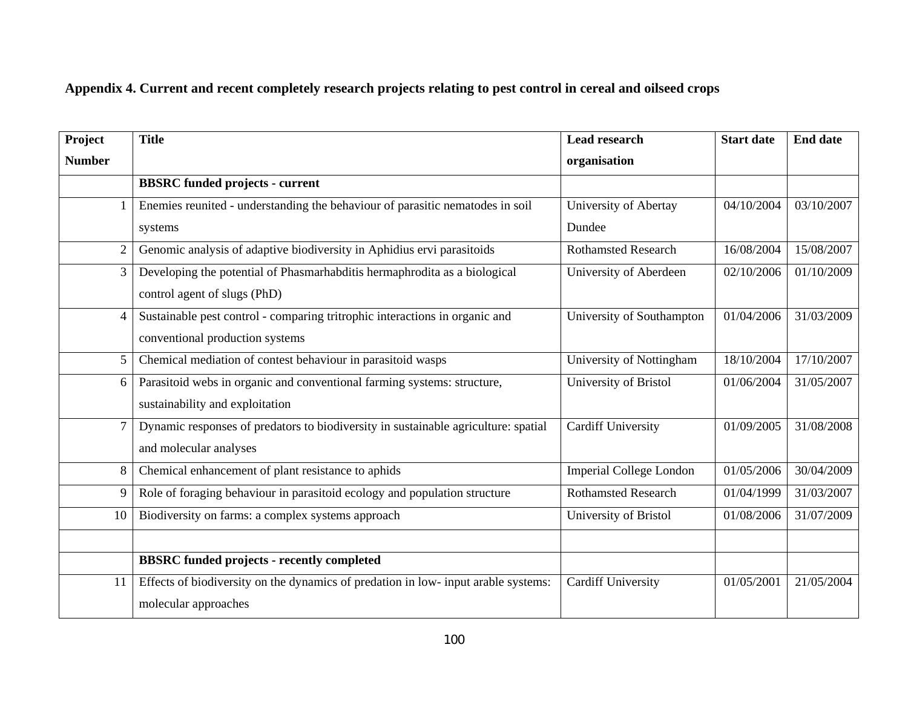**Appendix 4. Current and recent completely research projects relating to pest control in cereal and oilseed crops**

| Project Number | Title | Lead research organisation | Start date | End date |
|---|---|---|---|---|
| | **BBSRC funded projects - current** | | | |
| 1 | Enemies reunited - understanding the behaviour of parasitic nematodes in soil systems | University of Abertay Dundee | 04/10/2004 | 03/10/2007 |
| 2 | Genomic analysis of adaptive biodiversity in Aphidius ervi parasitoids | Rothamsted Research | 16/08/2004 | 15/08/2007 |
| 3 | Developing the potential of Phasmarhabditis hermaphrodita as a biological control agent of slugs (PhD) | University of Aberdeen | 02/10/2006 | 01/10/2009 |
| 4 | Sustainable pest control - comparing tritrophic interactions in organic and conventional production systems | University of Southampton | 01/04/2006 | 31/03/2009 |
| 5 | Chemical mediation of contest behaviour in parasitoid wasps | University of Nottingham | 18/10/2004 | 17/10/2007 |
| 6 | Parasitoid webs in organic and conventional farming systems: structure, sustainability and exploitation | University of Bristol | 01/06/2004 | 31/05/2007 |
| 7 | Dynamic responses of predators to biodiversity in sustainable agriculture: spatial and molecular analyses | Cardiff University | 01/09/2005 | 31/08/2008 |
| 8 | Chemical enhancement of plant resistance to aphids | Imperial College London | 01/05/2006 | 30/04/2009 |
| 9 | Role of foraging behaviour in parasitoid ecology and population structure | Rothamsted Research | 01/04/1999 | 31/03/2007 |
| 10 | Biodiversity on farms: a complex systems approach | University of Bristol | 01/08/2006 | 31/07/2009 |
| | | | | |
| | **BBSRC funded projects - recently completed** | | | |
| 11 | Effects of biodiversity on the dynamics of predation in low- input arable systems: molecular approaches | Cardiff University | 01/05/2001 | 21/05/2004 |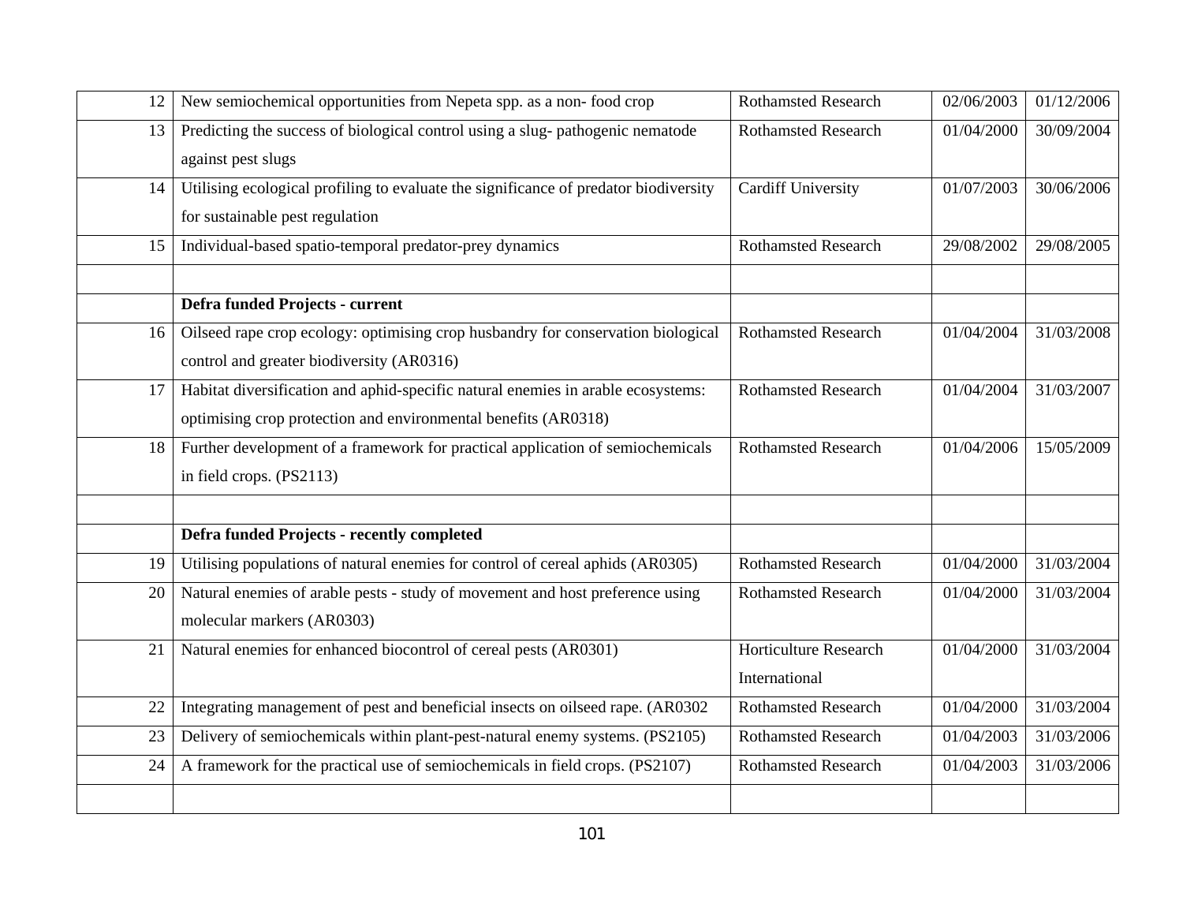| | | | | |
|---|---|---|---|---|
| 12 | New semiochemical opportunities from Nepeta spp. as a non- food crop | Rothamsted Research | 02/06/2003 | 01/12/2006 |
| 13 | Predicting the success of biological control using a slug- pathogenic nematode against pest slugs | Rothamsted Research | 01/04/2000 | 30/09/2004 |
| 14 | Utilising ecological profiling to evaluate the significance of predator biodiversity for sustainable pest regulation | Cardiff University | 01/07/2003 | 30/06/2006 |
| 15 | Individual-based spatio-temporal predator-prey dynamics | Rothamsted Research | 29/08/2002 | 29/08/2005 |
| | | | | |
| | **Defra funded Projects - current** | | | |
| 16 | Oilseed rape crop ecology: optimising crop husbandry for conservation biological control and greater biodiversity (AR0316) | Rothamsted Research | 01/04/2004 | 31/03/2008 |
| 17 | Habitat diversification and aphid-specific natural enemies in arable ecosystems: optimising crop protection and environmental benefits (AR0318) | Rothamsted Research | 01/04/2004 | 31/03/2007 |
| 18 | Further development of a framework for practical application of semiochemicals in field crops. (PS2113) | Rothamsted Research | 01/04/2006 | 15/05/2009 |
| | | | | |
| | **Defra funded Projects - recently completed** | | | |
| 19 | Utilising populations of natural enemies for control of cereal aphids (AR0305) | Rothamsted Research | 01/04/2000 | 31/03/2004 |
| 20 | Natural enemies of arable pests - study of movement and host preference using molecular markers (AR0303) | Rothamsted Research | 01/04/2000 | 31/03/2004 |
| 21 | Natural enemies for enhanced biocontrol of cereal pests (AR0301) | Horticulture Research International | 01/04/2000 | 31/03/2004 |
| 22 | Integrating management of pest and beneficial insects on oilseed rape. (AR0302 | Rothamsted Research | 01/04/2000 | 31/03/2004 |
| 23 | Delivery of semiochemicals within plant-pest-natural enemy systems. (PS2105) | Rothamsted Research | 01/04/2003 | 31/03/2006 |
| 24 | A framework for the practical use of semiochemicals in field crops. (PS2107) | Rothamsted Research | 01/04/2003 | 31/03/2006 |
| | | | | |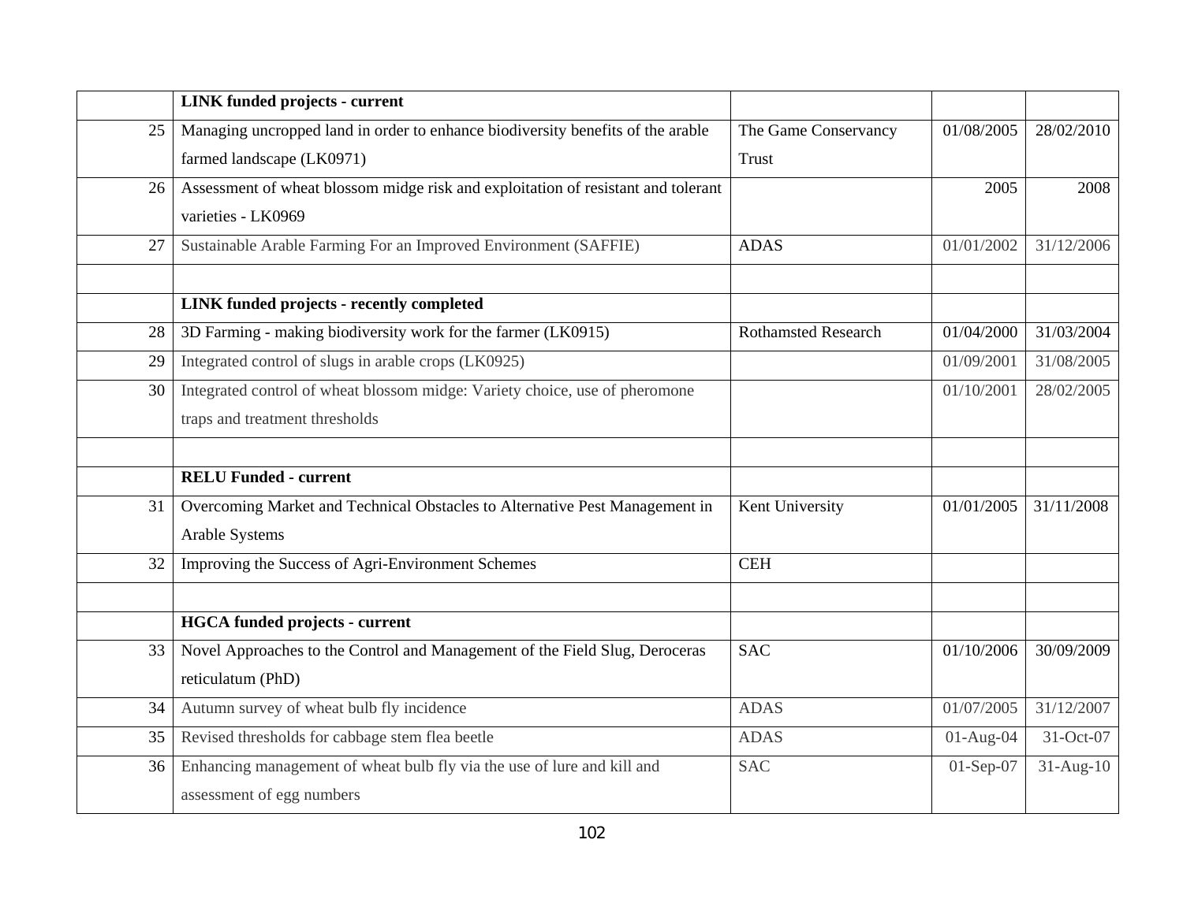| | LINK funded projects - current | | | |
|---|---|---|---|---|
| 25 | Managing uncropped land in order to enhance biodiversity benefits of the arable farmed landscape (LK0971) | The Game Conservancy Trust | 01/08/2005 | 28/02/2010 |
| 26 | Assessment of wheat blossom midge risk and exploitation of resistant and tolerant varieties - LK0969 | | 2005 | 2008 |
| 27 | Sustainable Arable Farming For an Improved Environment (SAFFIE) | ADAS | 01/01/2002 | 31/12/2006 |
| | | | | |
| | **LINK funded projects - recently completed** | | | |
| 28 | 3D Farming - making biodiversity work for the farmer (LK0915) | Rothamsted Research | 01/04/2000 | 31/03/2004 |
| 29 | Integrated control of slugs in arable crops (LK0925) | | 01/09/2001 | 31/08/2005 |
| 30 | Integrated control of wheat blossom midge: Variety choice, use of pheromone traps and treatment thresholds | | 01/10/2001 | 28/02/2005 |
| | | | | |
| | **RELU Funded - current** | | | |
| 31 | Overcoming Market and Technical Obstacles to Alternative Pest Management in Arable Systems | Kent University | 01/01/2005 | 31/11/2008 |
| 32 | Improving the Success of Agri-Environment Schemes | CEH | | |
| | | | | |
| | **HGCA funded projects - current** | | | |
| 33 | Novel Approaches to the Control and Management of the Field Slug, Deroceras reticulatum (PhD) | SAC | 01/10/2006 | 30/09/2009 |
| 34 | Autumn survey of wheat bulb fly incidence | ADAS | 01/07/2005 | 31/12/2007 |
| 35 | Revised thresholds for cabbage stem flea beetle | ADAS | 01-Aug-04 | 31-Oct-07 |
| 36 | Enhancing management of wheat bulb fly via the use of lure and kill and assessment of egg numbers | SAC | 01-Sep-07 | 31-Aug-10 |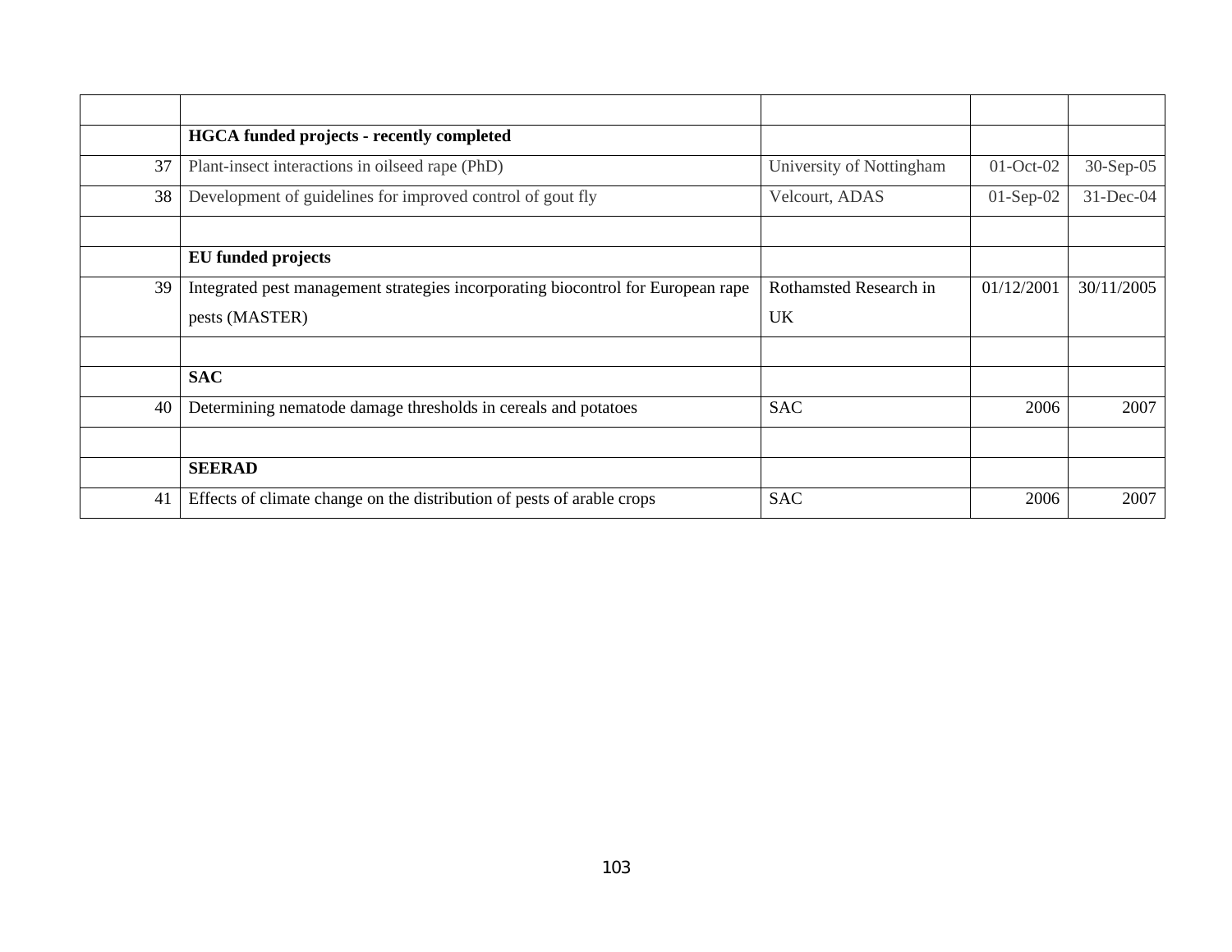| | | | | |
|---|---|---|---|---|
| | **HGCA funded projects - recently completed** | | | |
| 37 | Plant-insect interactions in oilseed rape (PhD) | University of Nottingham | 01-Oct-02 | 30-Sep-05 |
| 38 | Development of guidelines for improved control of gout fly | Velcourt, ADAS | 01-Sep-02 | 31-Dec-04 |
| | | | | |
| | **EU funded projects** | | | |
| 39 | Integrated pest management strategies incorporating biocontrol for European rape pests (MASTER) | Rothamsted Research in UK | 01/12/2001 | 30/11/2005 |
| | | | | |
| | **SAC** | | | |
| 40 | Determining nematode damage thresholds in cereals and potatoes | SAC | 2006 | 2007 |
| | | | | |
| | **SEERAD** | | | |
| 41 | Effects of climate change on the distribution of pests of arable crops | SAC | 2006 | 2007 |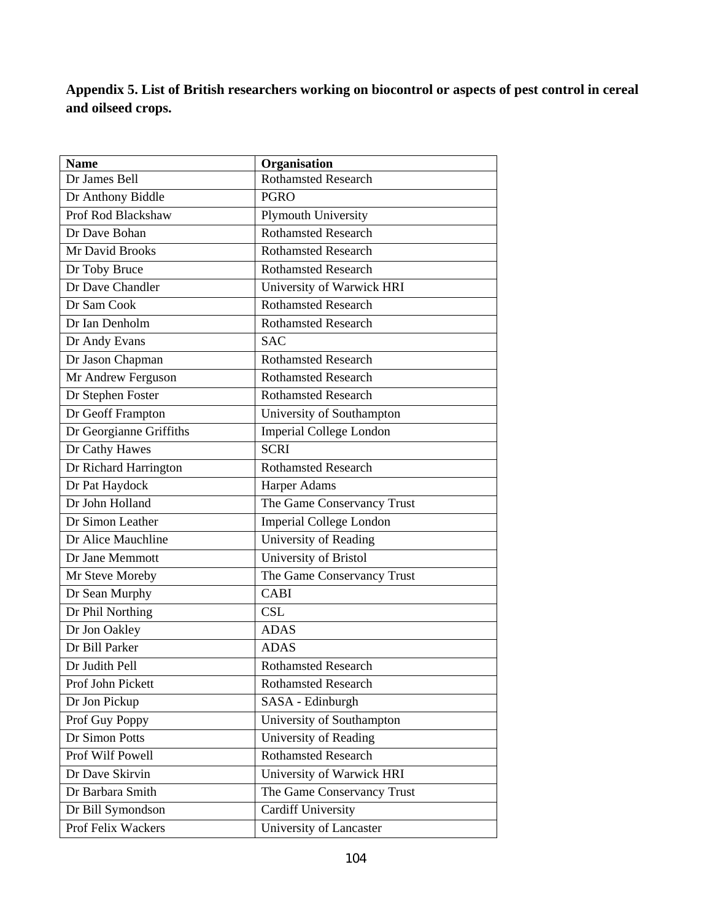**Appendix 5. List of British researchers working on biocontrol or aspects of pest control in cereal and oilseed crops.**

| Name | Organisation |
|---|---|
| Dr James Bell | Rothamsted Research |
| Dr Anthony Biddle | PGRO |
| Prof Rod Blackshaw | Plymouth University |
| Dr Dave Bohan | Rothamsted Research |
| Mr David Brooks | Rothamsted Research |
| Dr Toby Bruce | Rothamsted Research |
| Dr Dave Chandler | University of Warwick HRI |
| Dr Sam Cook | Rothamsted Research |
| Dr Ian Denholm | Rothamsted Research |
| Dr Andy Evans | SAC |
| Dr Jason Chapman | Rothamsted Research |
| Mr Andrew Ferguson | Rothamsted Research |
| Dr Stephen Foster | Rothamsted Research |
| Dr Geoff Frampton | University of Southampton |
| Dr Georgianne Griffiths | Imperial College London |
| Dr Cathy Hawes | SCRI |
| Dr Richard Harrington | Rothamsted Research |
| Dr Pat Haydock | Harper Adams |
| Dr John Holland | The Game Conservancy Trust |
| Dr Simon Leather | Imperial College London |
| Dr Alice Mauchline | University of Reading |
| Dr Jane Memmott | University of Bristol |
| Mr Steve Moreby | The Game Conservancy Trust |
| Dr Sean Murphy | CABI |
| Dr Phil Northing | CSL |
| Dr Jon Oakley | ADAS |
| Dr Bill Parker | ADAS |
| Dr Judith Pell | Rothamsted Research |
| Prof John Pickett | Rothamsted Research |
| Dr Jon Pickup | SASA - Edinburgh |
| Prof Guy Poppy | University of Southampton |
| Dr Simon Potts | University of Reading |
| Prof Wilf Powell | Rothamsted Research |
| Dr Dave Skirvin | University of Warwick HRI |
| Dr Barbara Smith | The Game Conservancy Trust |
| Dr Bill Symondson | Cardiff University |
| Prof Felix Wackers | University of Lancaster |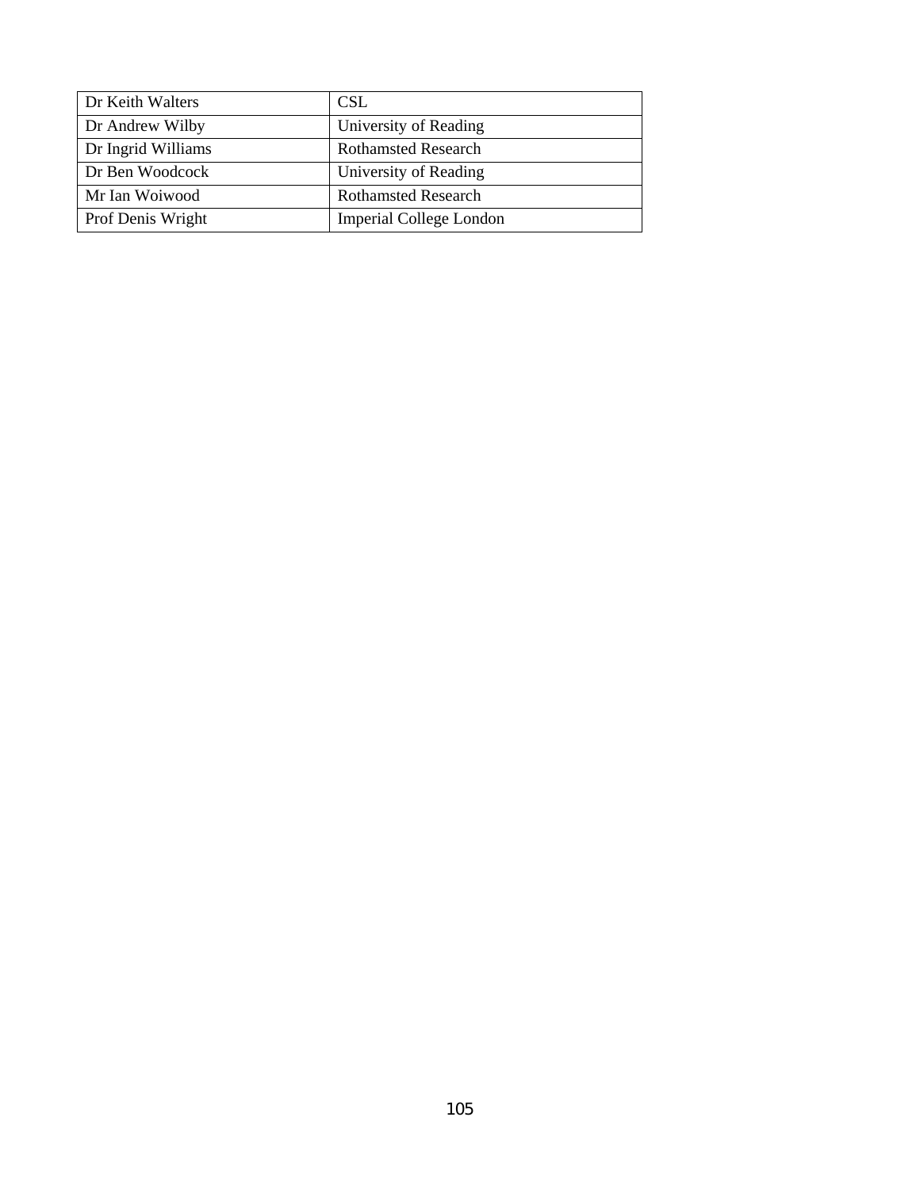| | |
|---|---|
| Dr Keith Walters | CSL |
| Dr Andrew Wilby | University of Reading |
| Dr Ingrid Williams | Rothamsted Research |
| Dr Ben Woodcock | University of Reading |
| Mr Ian Woiwood | Rothamsted Research |
| Prof Denis Wright | Imperial College London |